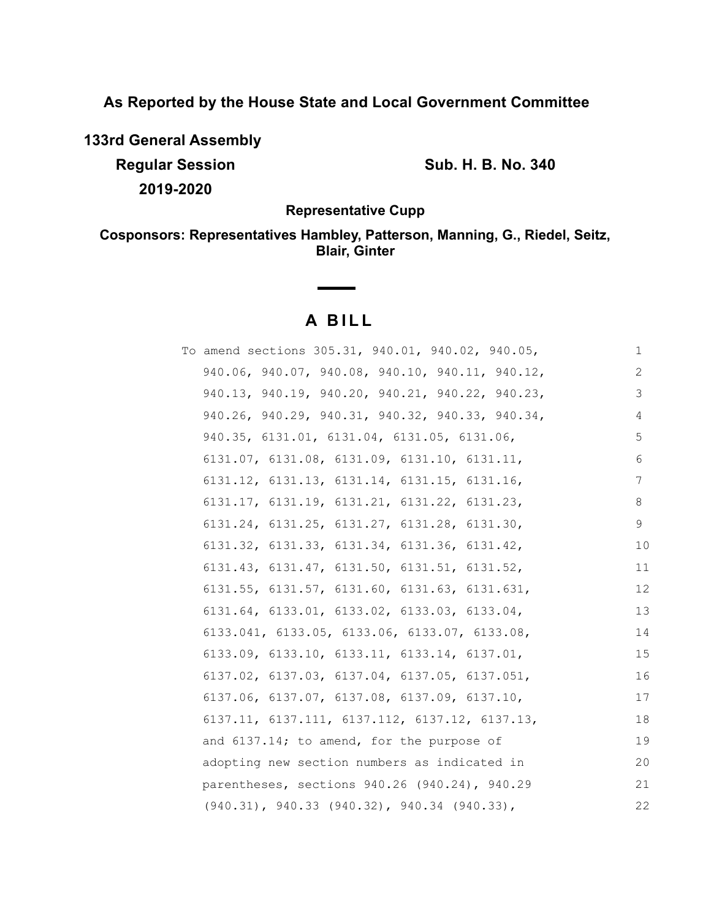**As Reported by the House State and Local Government Committee**

**133rd General Assembly**

**Regular Session** **Sub. H. B. No. 340**

**2019-2020**

**Representative Cupp**

**Cosponsors: Representatives Hambley, Patterson, Manning, G., Riedel, Seitz, Blair, Ginter**

# A BILL

To amend sections 305.31, 940.01, 940.02, 940.05, 940.06, 940.07, 940.08, 940.10, 940.11, 940.12, 940.13, 940.19, 940.20, 940.21, 940.22, 940.23, 940.26, 940.29, 940.31, 940.32, 940.33, 940.34, 940.35, 6131.01, 6131.04, 6131.05, 6131.06, 6131.07, 6131.08, 6131.09, 6131.10, 6131.11, 6131.12, 6131.13, 6131.14, 6131.15, 6131.16, 6131.17, 6131.19, 6131.21, 6131.22, 6131.23, 6131.24, 6131.25, 6131.27, 6131.28, 6131.30, 6131.32, 6131.33, 6131.34, 6131.36, 6131.42, 6131.43, 6131.47, 6131.50, 6131.51, 6131.52, 6131.55, 6131.57, 6131.60, 6131.63, 6131.631, 6131.64, 6133.01, 6133.02, 6133.03, 6133.04, 6133.041, 6133.05, 6133.06, 6133.07, 6133.08, 6133.09, 6133.10, 6133.11, 6133.14, 6137.01, 6137.02, 6137.03, 6137.04, 6137.05, 6137.051, 6137.06, 6137.07, 6137.08, 6137.09, 6137.10, 6137.11, 6137.111, 6137.112, 6137.12, 6137.13, and 6137.14; to amend, for the purpose of adopting new section numbers as indicated in parentheses, sections 940.26 (940.24), 940.29 (940.31), 940.33 (940.32), 940.34 (940.33),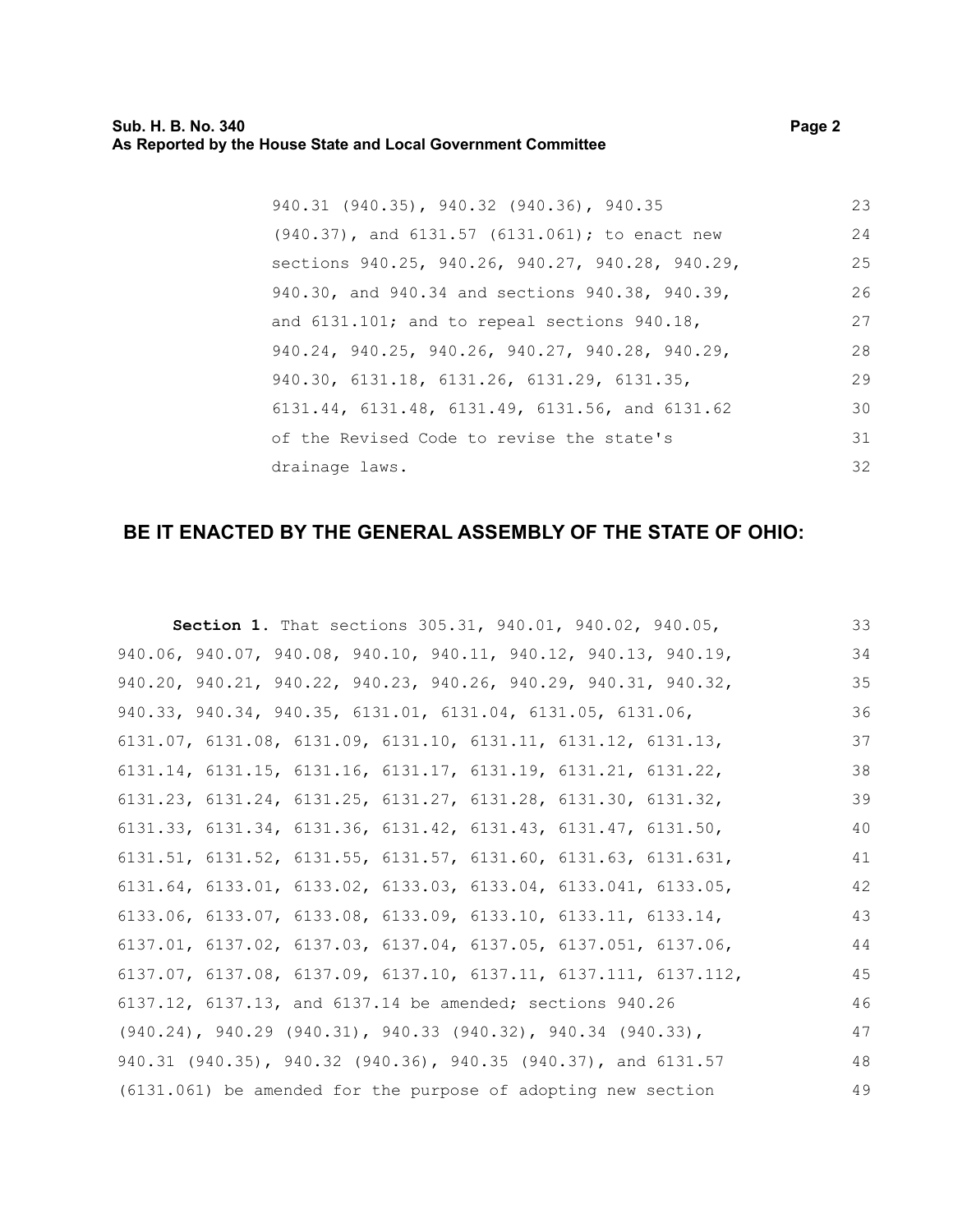940.31 (940.35), 940.32 (940.36), 940.35 (940.37), and 6131.57 (6131.061); to enact new sections 940.25, 940.26, 940.27, 940.28, 940.29, 940.30, and 940.34 and sections 940.38, 940.39, and 6131.101; and to repeal sections 940.18, 940.24, 940.25, 940.26, 940.27, 940.28, 940.29, 940.30, 6131.18, 6131.26, 6131.29, 6131.35, 6131.44, 6131.48, 6131.49, 6131.56, and 6131.62 of the Revised Code to revise the state's drainage laws.

## BE IT ENACTED BY THE GENERAL ASSEMBLY OF THE STATE OF OHIO:

**Section 1.** That sections 305.31, 940.01, 940.02, 940.05, 940.06, 940.07, 940.08, 940.10, 940.11, 940.12, 940.13, 940.19, 940.20, 940.21, 940.22, 940.23, 940.26, 940.29, 940.31, 940.32, 940.33, 940.34, 940.35, 6131.01, 6131.04, 6131.05, 6131.06, 6131.07, 6131.08, 6131.09, 6131.10, 6131.11, 6131.12, 6131.13, 6131.14, 6131.15, 6131.16, 6131.17, 6131.19, 6131.21, 6131.22, 6131.23, 6131.24, 6131.25, 6131.27, 6131.28, 6131.30, 6131.32, 6131.33, 6131.34, 6131.36, 6131.42, 6131.43, 6131.47, 6131.50, 6131.51, 6131.52, 6131.55, 6131.57, 6131.60, 6131.63, 6131.631, 6131.64, 6133.01, 6133.02, 6133.03, 6133.04, 6133.041, 6133.05, 6133.06, 6133.07, 6133.08, 6133.09, 6133.10, 6133.11, 6133.14, 6137.01, 6137.02, 6137.03, 6137.04, 6137.05, 6137.051, 6137.06, 6137.07, 6137.08, 6137.09, 6137.10, 6137.11, 6137.111, 6137.112, 6137.12, 6137.13, and 6137.14 be amended; sections 940.26 (940.24), 940.29 (940.31), 940.33 (940.32), 940.34 (940.33), 940.31 (940.35), 940.32 (940.36), 940.35 (940.37), and 6131.57 (6131.061) be amended for the purpose of adopting new section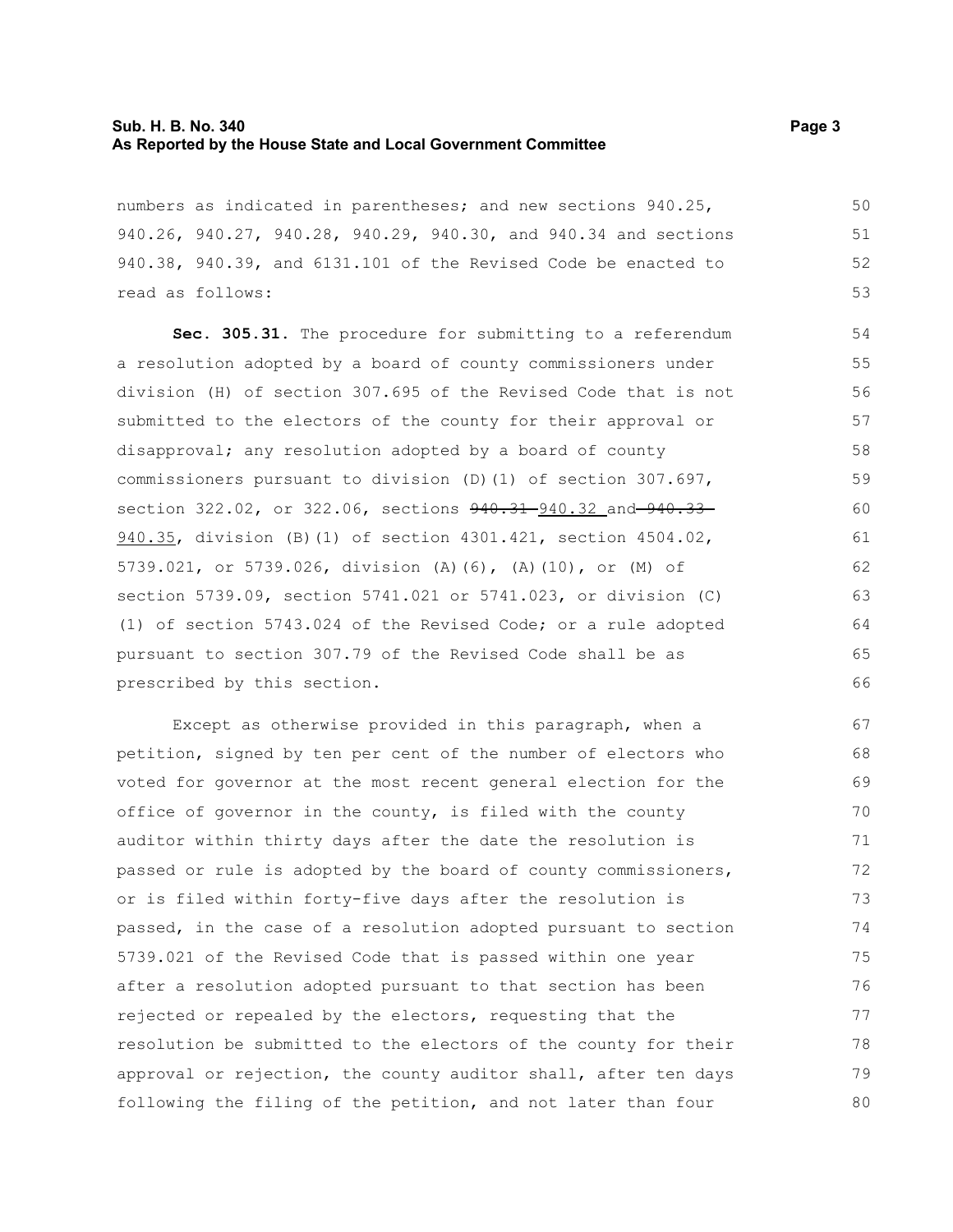numbers as indicated in parentheses; and new sections 940.25, 940.26, 940.27, 940.28, 940.29, 940.30, and 940.34 and sections 940.38, 940.39, and 6131.101 of the Revised Code be enacted to read as follows:

**Sec. 305.31.** The procedure for submitting to a referendum a resolution adopted by a board of county commissioners under division (H) of section 307.695 of the Revised Code that is not submitted to the electors of the county for their approval or disapproval; any resolution adopted by a board of county commissioners pursuant to division (D)(1) of section 307.697, section 322.02, or 322.06, sections ~~940.31~~ 940.32 and ~~940.33~~ 940.35, division (B)(1) of section 4301.421, section 4504.02, 5739.021, or 5739.026, division (A)(6), (A)(10), or (M) of section 5739.09, section 5741.021 or 5741.023, or division (C)(1) of section 5743.024 of the Revised Code; or a rule adopted pursuant to section 307.79 of the Revised Code shall be as prescribed by this section.

Except as otherwise provided in this paragraph, when a petition, signed by ten per cent of the number of electors who voted for governor at the most recent general election for the office of governor in the county, is filed with the county auditor within thirty days after the date the resolution is passed or rule is adopted by the board of county commissioners, or is filed within forty-five days after the resolution is passed, in the case of a resolution adopted pursuant to section 5739.021 of the Revised Code that is passed within one year after a resolution adopted pursuant to that section has been rejected or repealed by the electors, requesting that the resolution be submitted to the electors of the county for their approval or rejection, the county auditor shall, after ten days following the filing of the petition, and not later than four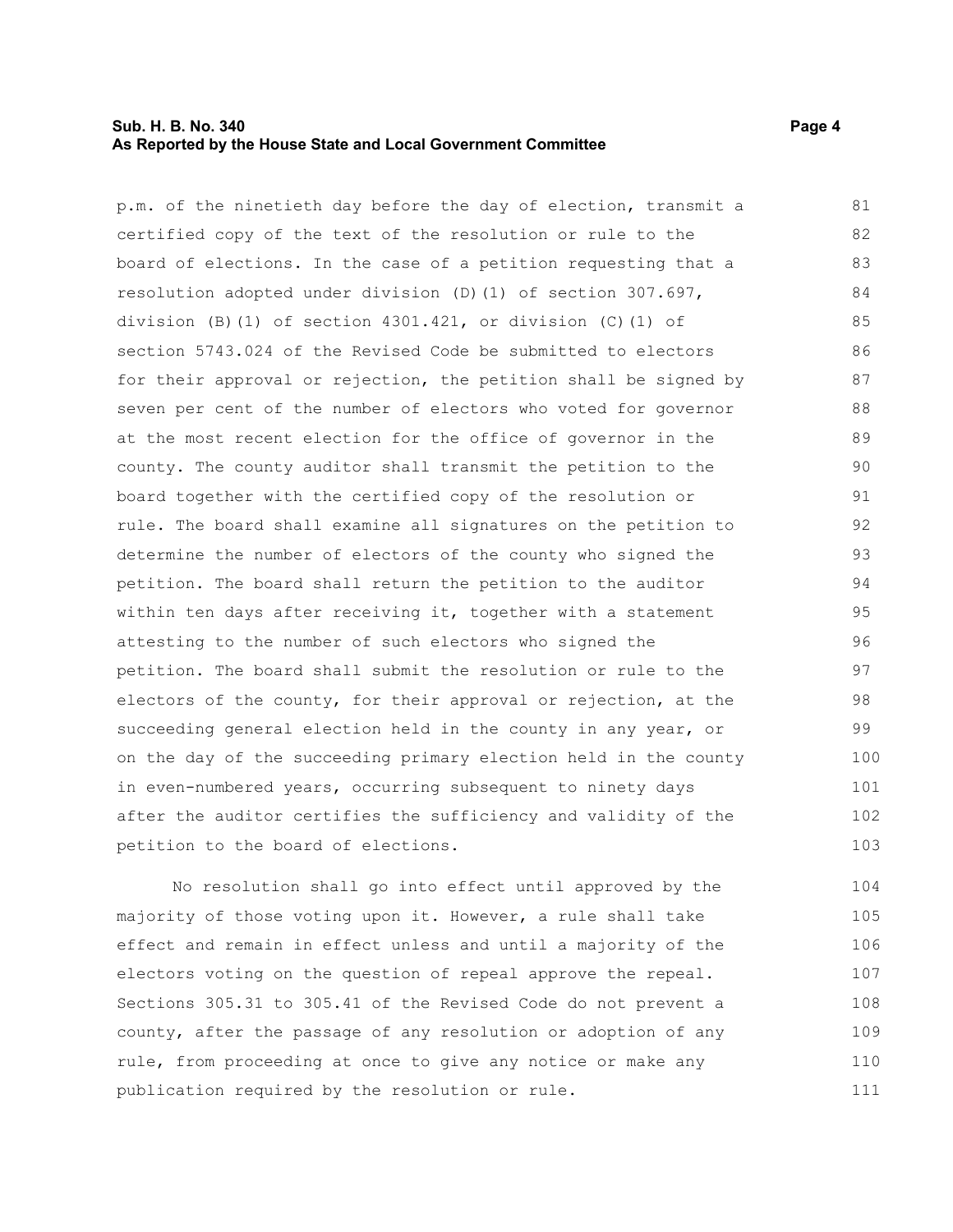p.m. of the ninetieth day before the day of election, transmit a certified copy of the text of the resolution or rule to the board of elections. In the case of a petition requesting that a resolution adopted under division (D)(1) of section 307.697, division (B)(1) of section 4301.421, or division (C)(1) of section 5743.024 of the Revised Code be submitted to electors for their approval or rejection, the petition shall be signed by seven per cent of the number of electors who voted for governor at the most recent election for the office of governor in the county. The county auditor shall transmit the petition to the board together with the certified copy of the resolution or rule. The board shall examine all signatures on the petition to determine the number of electors of the county who signed the petition. The board shall return the petition to the auditor within ten days after receiving it, together with a statement attesting to the number of such electors who signed the petition. The board shall submit the resolution or rule to the electors of the county, for their approval or rejection, at the succeeding general election held in the county in any year, or on the day of the succeeding primary election held in the county in even-numbered years, occurring subsequent to ninety days after the auditor certifies the sufficiency and validity of the petition to the board of elections.

No resolution shall go into effect until approved by the majority of those voting upon it. However, a rule shall take effect and remain in effect unless and until a majority of the electors voting on the question of repeal approve the repeal. Sections 305.31 to 305.41 of the Revised Code do not prevent a county, after the passage of any resolution or adoption of any rule, from proceeding at once to give any notice or make any publication required by the resolution or rule.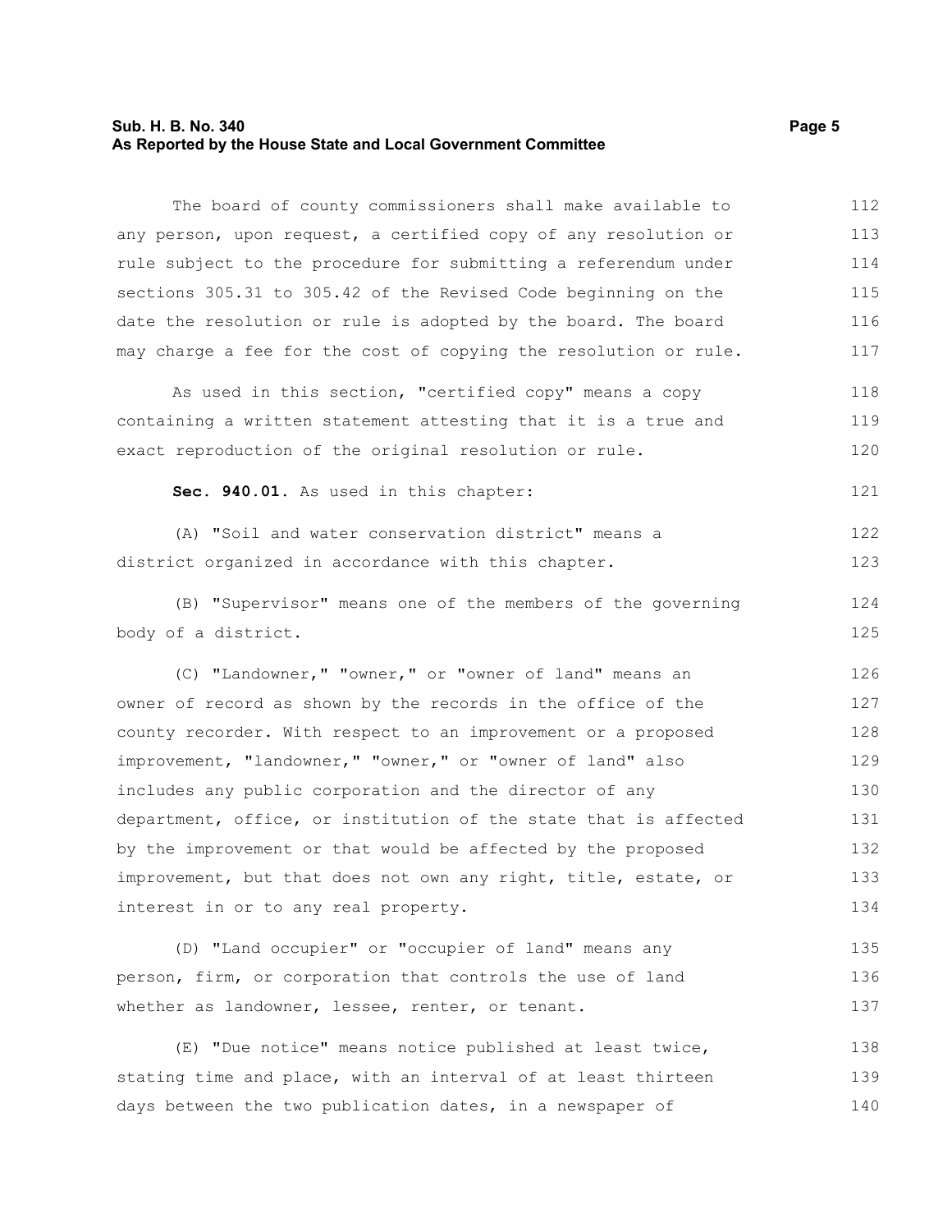The board of county commissioners shall make available to any person, upon request, a certified copy of any resolution or rule subject to the procedure for submitting a referendum under sections 305.31 to 305.42 of the Revised Code beginning on the date the resolution or rule is adopted by the board. The board may charge a fee for the cost of copying the resolution or rule.

As used in this section, "certified copy" means a copy containing a written statement attesting that it is a true and exact reproduction of the original resolution or rule.

**Sec. 940.01.** As used in this chapter:

(A) "Soil and water conservation district" means a district organized in accordance with this chapter.

(B) "Supervisor" means one of the members of the governing body of a district.

(C) "Landowner," "owner," or "owner of land" means an owner of record as shown by the records in the office of the county recorder. With respect to an improvement or a proposed improvement, "landowner," "owner," or "owner of land" also includes any public corporation and the director of any department, office, or institution of the state that is affected by the improvement or that would be affected by the proposed improvement, but that does not own any right, title, estate, or interest in or to any real property.

(D) "Land occupier" or "occupier of land" means any person, firm, or corporation that controls the use of land whether as landowner, lessee, renter, or tenant.

(E) "Due notice" means notice published at least twice, stating time and place, with an interval of at least thirteen days between the two publication dates, in a newspaper of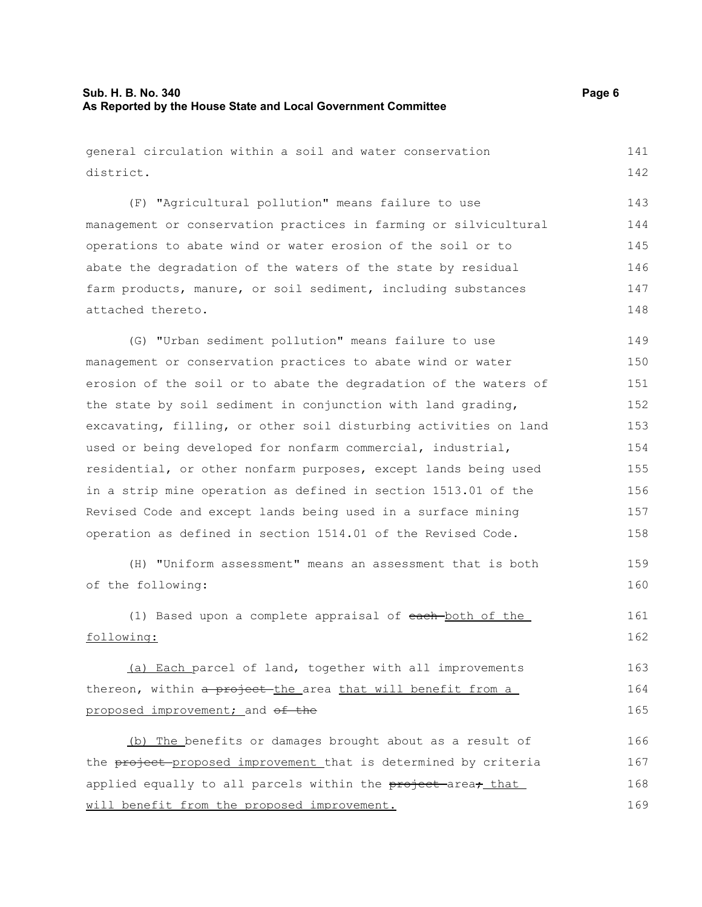general circulation within a soil and water conservation district.

(F) "Agricultural pollution" means failure to use management or conservation practices in farming or silvicultural operations to abate wind or water erosion of the soil or to abate the degradation of the waters of the state by residual farm products, manure, or soil sediment, including substances attached thereto.

(G) "Urban sediment pollution" means failure to use management or conservation practices to abate wind or water erosion of the soil or to abate the degradation of the waters of the state by soil sediment in conjunction with land grading, excavating, filling, or other soil disturbing activities on land used or being developed for nonfarm commercial, industrial, residential, or other nonfarm purposes, except lands being used in a strip mine operation as defined in section 1513.01 of the Revised Code and except lands being used in a surface mining operation as defined in section 1514.01 of the Revised Code.

(H) "Uniform assessment" means an assessment that is both of the following:

(1) Based upon a complete appraisal of ~~each~~ <u>both of the following:</u>

<u>(a) Each</u> parcel of land, together with all improvements thereon, within ~~a project~~ <u>the</u> area <u>that will benefit from a proposed improvement;</u> and ~~of the~~

<u>(b) The</u> benefits or damages brought about as a result of the ~~project~~ <u>proposed improvement</u> that is determined by criteria applied equally to all parcels within the ~~project~~ area~~;~~ <u>that will benefit from the proposed improvement.</u>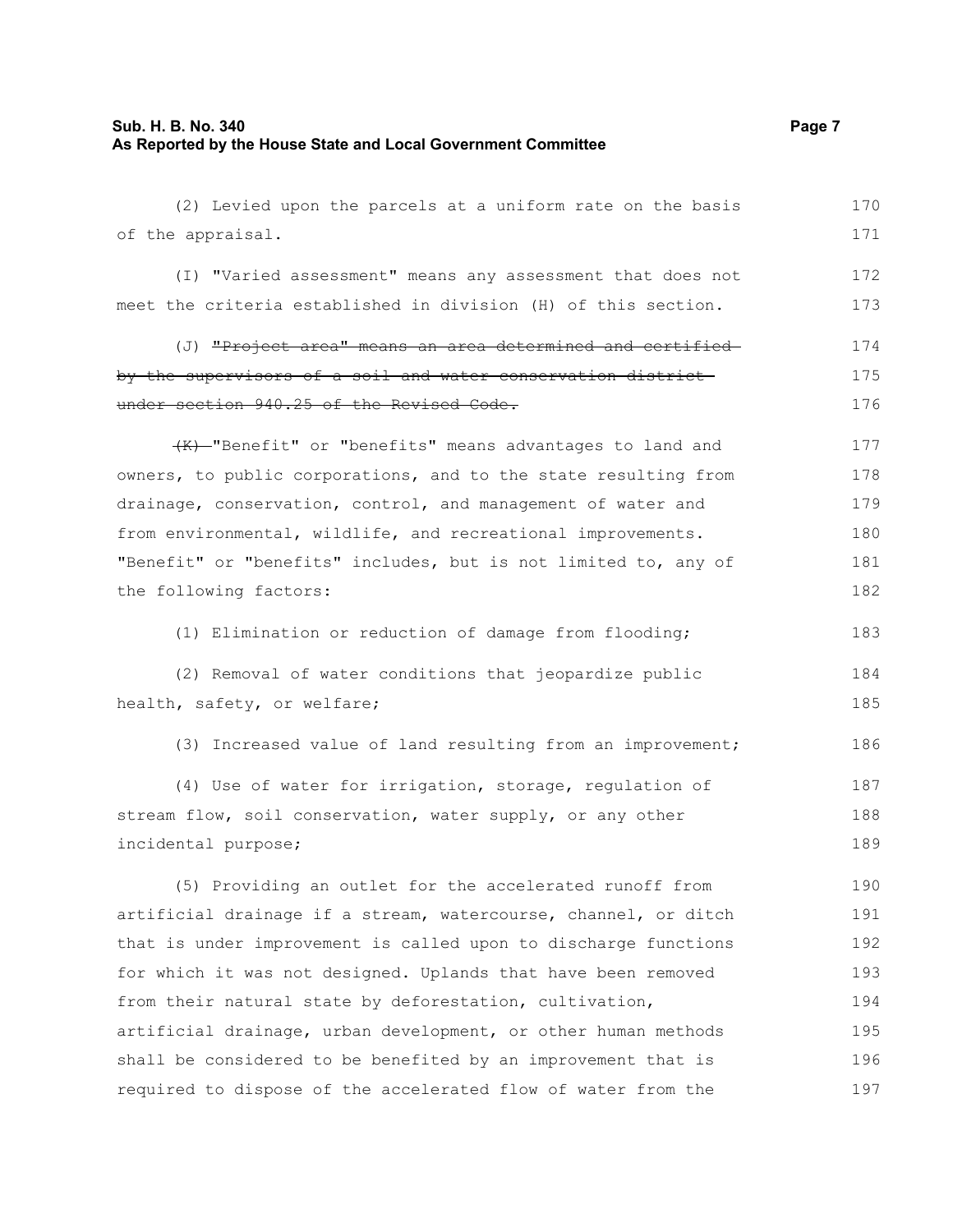(2) Levied upon the parcels at a uniform rate on the basis of the appraisal.

(I) "Varied assessment" means any assessment that does not meet the criteria established in division (H) of this section.

(J) ~~"Project area" means an area determined and certified by the supervisors of a soil and water conservation district under section 940.25 of the Revised Code.~~

~~(K)~~ "Benefit" or "benefits" means advantages to land and owners, to public corporations, and to the state resulting from drainage, conservation, control, and management of water and from environmental, wildlife, and recreational improvements. "Benefit" or "benefits" includes, but is not limited to, any of the following factors:

(1) Elimination or reduction of damage from flooding;

(2) Removal of water conditions that jeopardize public health, safety, or welfare;

(3) Increased value of land resulting from an improvement;

(4) Use of water for irrigation, storage, regulation of stream flow, soil conservation, water supply, or any other incidental purpose;

(5) Providing an outlet for the accelerated runoff from artificial drainage if a stream, watercourse, channel, or ditch that is under improvement is called upon to discharge functions for which it was not designed. Uplands that have been removed from their natural state by deforestation, cultivation, artificial drainage, urban development, or other human methods shall be considered to be benefited by an improvement that is required to dispose of the accelerated flow of water from the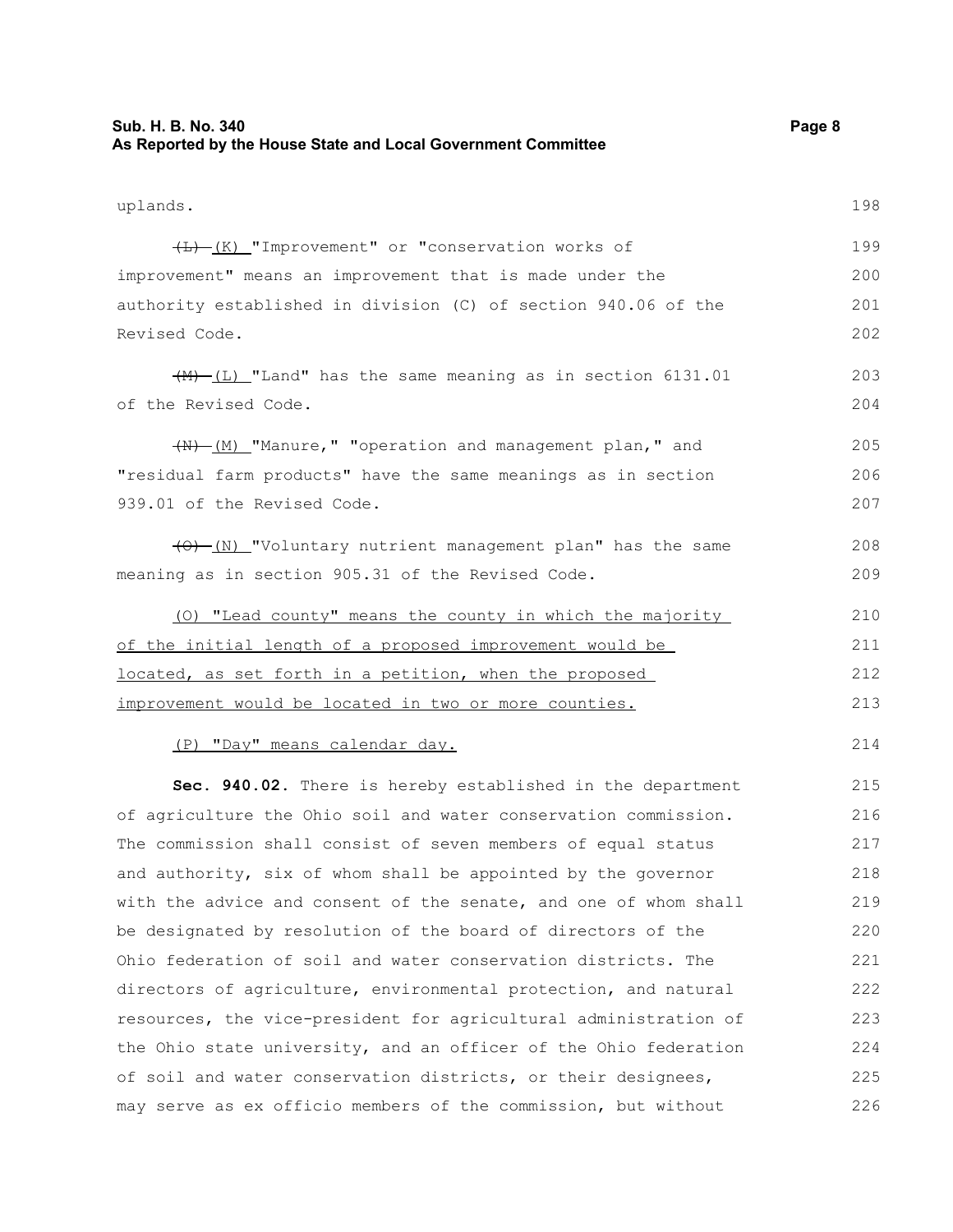uplands.

~~(L)~~ (K) "Improvement" or "conservation works of improvement" means an improvement that is made under the authority established in division (C) of section 940.06 of the Revised Code.

~~(M)~~ (L) "Land" has the same meaning as in section 6131.01 of the Revised Code.

~~(N)~~ (M) "Manure," "operation and management plan," and "residual farm products" have the same meanings as in section 939.01 of the Revised Code.

~~(O)~~ (N) "Voluntary nutrient management plan" has the same meaning as in section 905.31 of the Revised Code.

<u>(O) "Lead county" means the county in which the majority of the initial length of a proposed improvement would be located, as set forth in a petition, when the proposed improvement would be located in two or more counties.</u>

<u>(P) "Day" means calendar day.</u>

**Sec. 940.02.** There is hereby established in the department of agriculture the Ohio soil and water conservation commission. The commission shall consist of seven members of equal status and authority, six of whom shall be appointed by the governor with the advice and consent of the senate, and one of whom shall be designated by resolution of the board of directors of the Ohio federation of soil and water conservation districts. The directors of agriculture, environmental protection, and natural resources, the vice-president for agricultural administration of the Ohio state university, and an officer of the Ohio federation of soil and water conservation districts, or their designees, may serve as ex officio members of the commission, but without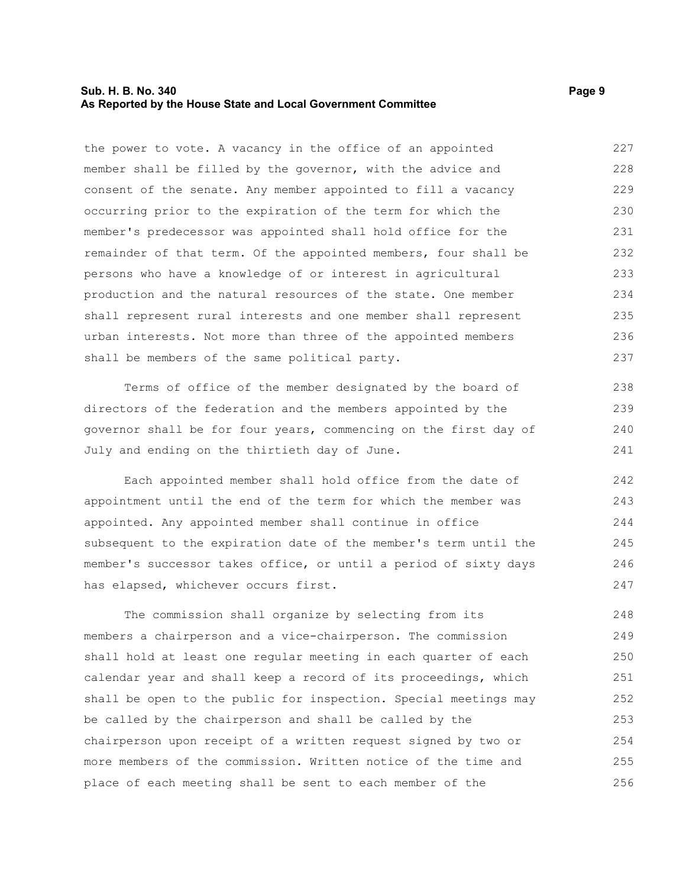the power to vote. A vacancy in the office of an appointed member shall be filled by the governor, with the advice and consent of the senate. Any member appointed to fill a vacancy occurring prior to the expiration of the term for which the member's predecessor was appointed shall hold office for the remainder of that term. Of the appointed members, four shall be persons who have a knowledge of or interest in agricultural production and the natural resources of the state. One member shall represent rural interests and one member shall represent urban interests. Not more than three of the appointed members shall be members of the same political party.

Terms of office of the member designated by the board of directors of the federation and the members appointed by the governor shall be for four years, commencing on the first day of July and ending on the thirtieth day of June.

Each appointed member shall hold office from the date of appointment until the end of the term for which the member was appointed. Any appointed member shall continue in office subsequent to the expiration date of the member's term until the member's successor takes office, or until a period of sixty days has elapsed, whichever occurs first.

The commission shall organize by selecting from its members a chairperson and a vice-chairperson. The commission shall hold at least one regular meeting in each quarter of each calendar year and shall keep a record of its proceedings, which shall be open to the public for inspection. Special meetings may be called by the chairperson and shall be called by the chairperson upon receipt of a written request signed by two or more members of the commission. Written notice of the time and place of each meeting shall be sent to each member of the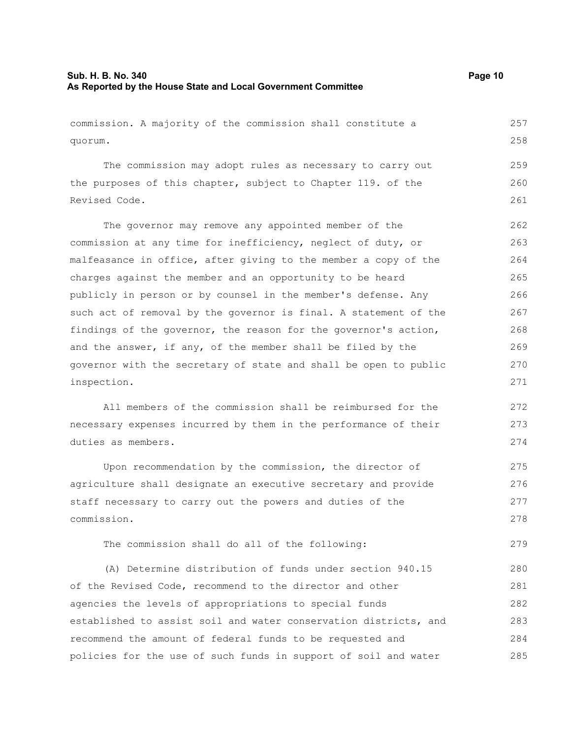commission. A majority of the commission shall constitute a quorum.

The commission may adopt rules as necessary to carry out the purposes of this chapter, subject to Chapter 119. of the Revised Code.

The governor may remove any appointed member of the commission at any time for inefficiency, neglect of duty, or malfeasance in office, after giving to the member a copy of the charges against the member and an opportunity to be heard publicly in person or by counsel in the member's defense. Any such act of removal by the governor is final. A statement of the findings of the governor, the reason for the governor's action, and the answer, if any, of the member shall be filed by the governor with the secretary of state and shall be open to public inspection.

All members of the commission shall be reimbursed for the necessary expenses incurred by them in the performance of their duties as members.

Upon recommendation by the commission, the director of agriculture shall designate an executive secretary and provide staff necessary to carry out the powers and duties of the commission.

The commission shall do all of the following:

(A) Determine distribution of funds under section 940.15 of the Revised Code, recommend to the director and other agencies the levels of appropriations to special funds established to assist soil and water conservation districts, and recommend the amount of federal funds to be requested and policies for the use of such funds in support of soil and water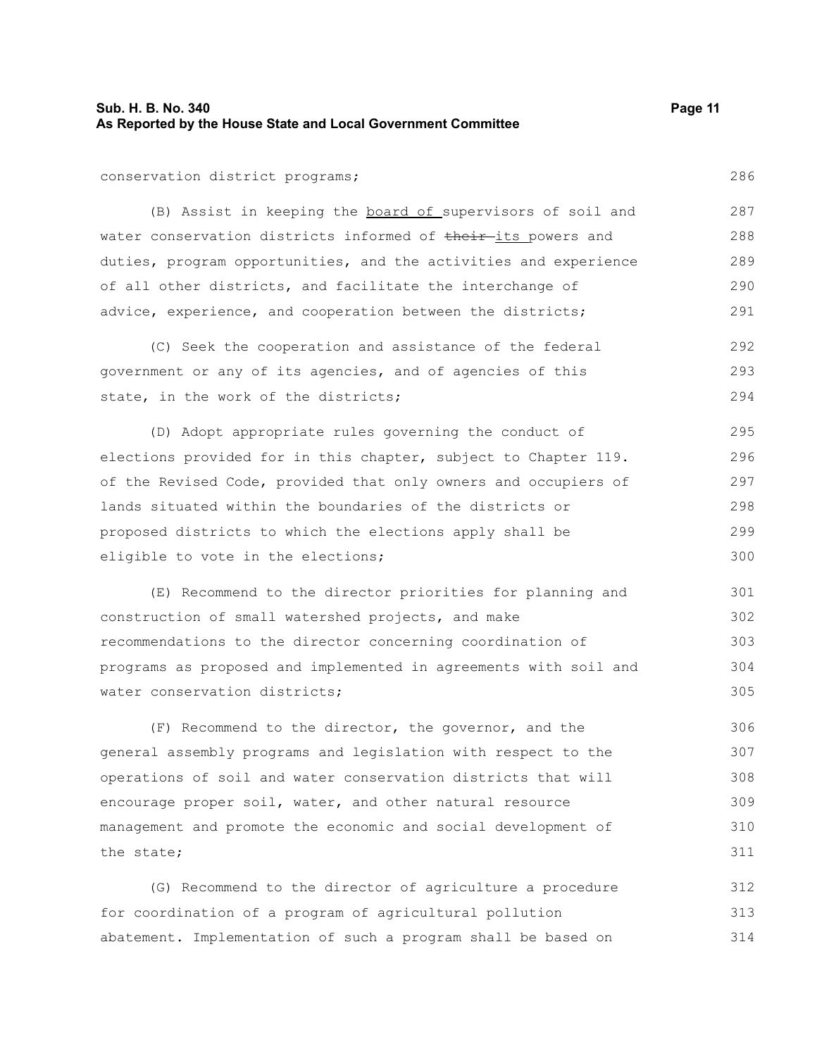conservation district programs;

(B) Assist in keeping the board of supervisors of soil and water conservation districts informed of ~~their~~ its powers and duties, program opportunities, and the activities and experience of all other districts, and facilitate the interchange of advice, experience, and cooperation between the districts;

(C) Seek the cooperation and assistance of the federal government or any of its agencies, and of agencies of this state, in the work of the districts;

(D) Adopt appropriate rules governing the conduct of elections provided for in this chapter, subject to Chapter 119. of the Revised Code, provided that only owners and occupiers of lands situated within the boundaries of the districts or proposed districts to which the elections apply shall be eligible to vote in the elections;

(E) Recommend to the director priorities for planning and construction of small watershed projects, and make recommendations to the director concerning coordination of programs as proposed and implemented in agreements with soil and water conservation districts;

(F) Recommend to the director, the governor, and the general assembly programs and legislation with respect to the operations of soil and water conservation districts that will encourage proper soil, water, and other natural resource management and promote the economic and social development of the state;

(G) Recommend to the director of agriculture a procedure for coordination of a program of agricultural pollution abatement. Implementation of such a program shall be based on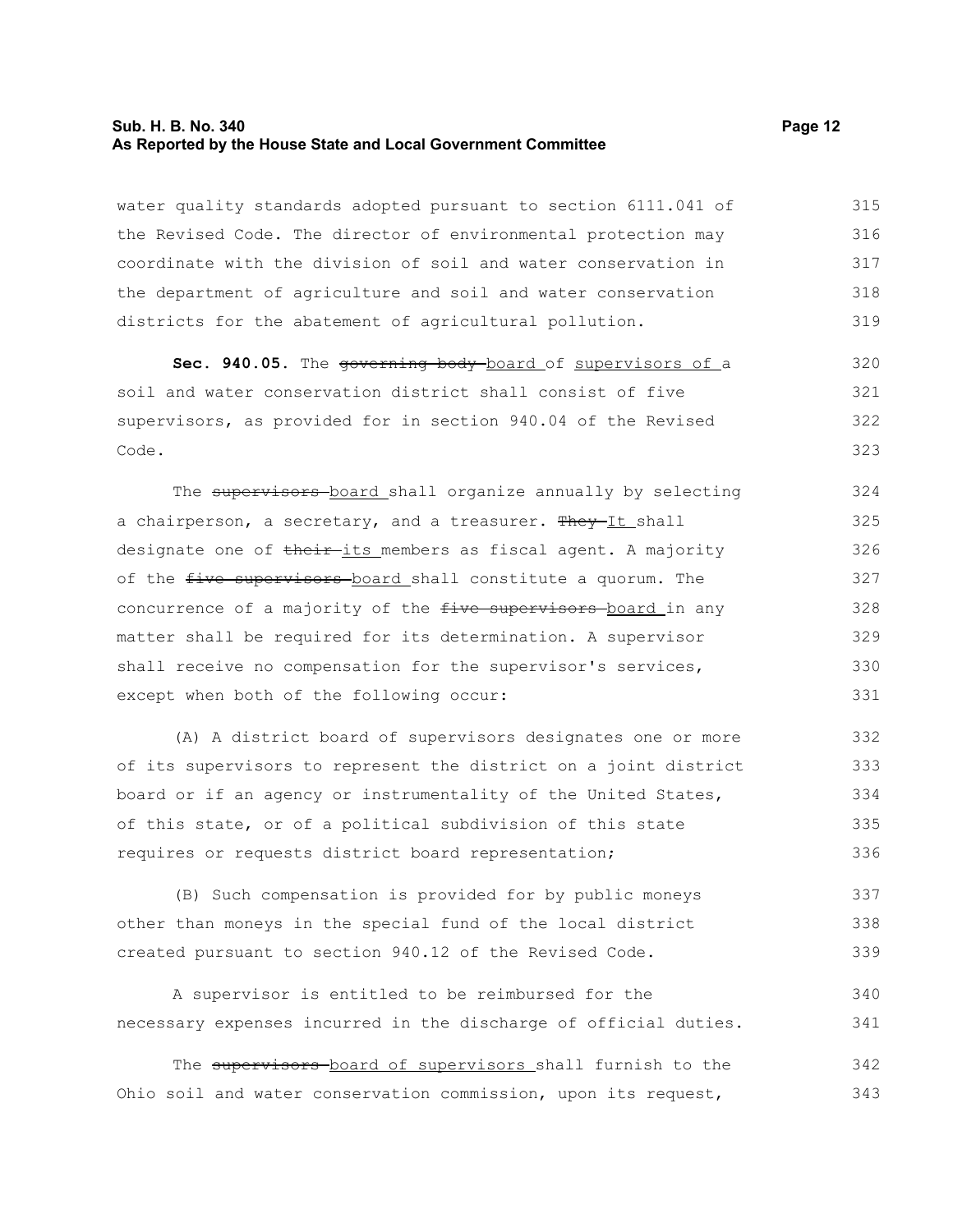water quality standards adopted pursuant to section 6111.041 of the Revised Code. The director of environmental protection may coordinate with the division of soil and water conservation in the department of agriculture and soil and water conservation districts for the abatement of agricultural pollution.

**Sec. 940.05.** The ~~governing body~~ board of supervisors of a soil and water conservation district shall consist of five supervisors, as provided for in section 940.04 of the Revised Code.

The ~~supervisors~~ board shall organize annually by selecting a chairperson, a secretary, and a treasurer. ~~They~~ It shall designate one of ~~their~~ its members as fiscal agent. A majority of the ~~five supervisors~~ board shall constitute a quorum. The concurrence of a majority of the ~~five supervisors~~ board in any matter shall be required for its determination. A supervisor shall receive no compensation for the supervisor's services, except when both of the following occur:

(A) A district board of supervisors designates one or more of its supervisors to represent the district on a joint district board or if an agency or instrumentality of the United States, of this state, or of a political subdivision of this state requires or requests district board representation;

(B) Such compensation is provided for by public moneys other than moneys in the special fund of the local district created pursuant to section 940.12 of the Revised Code.

A supervisor is entitled to be reimbursed for the necessary expenses incurred in the discharge of official duties.

The ~~supervisors~~ board of supervisors shall furnish to the Ohio soil and water conservation commission, upon its request,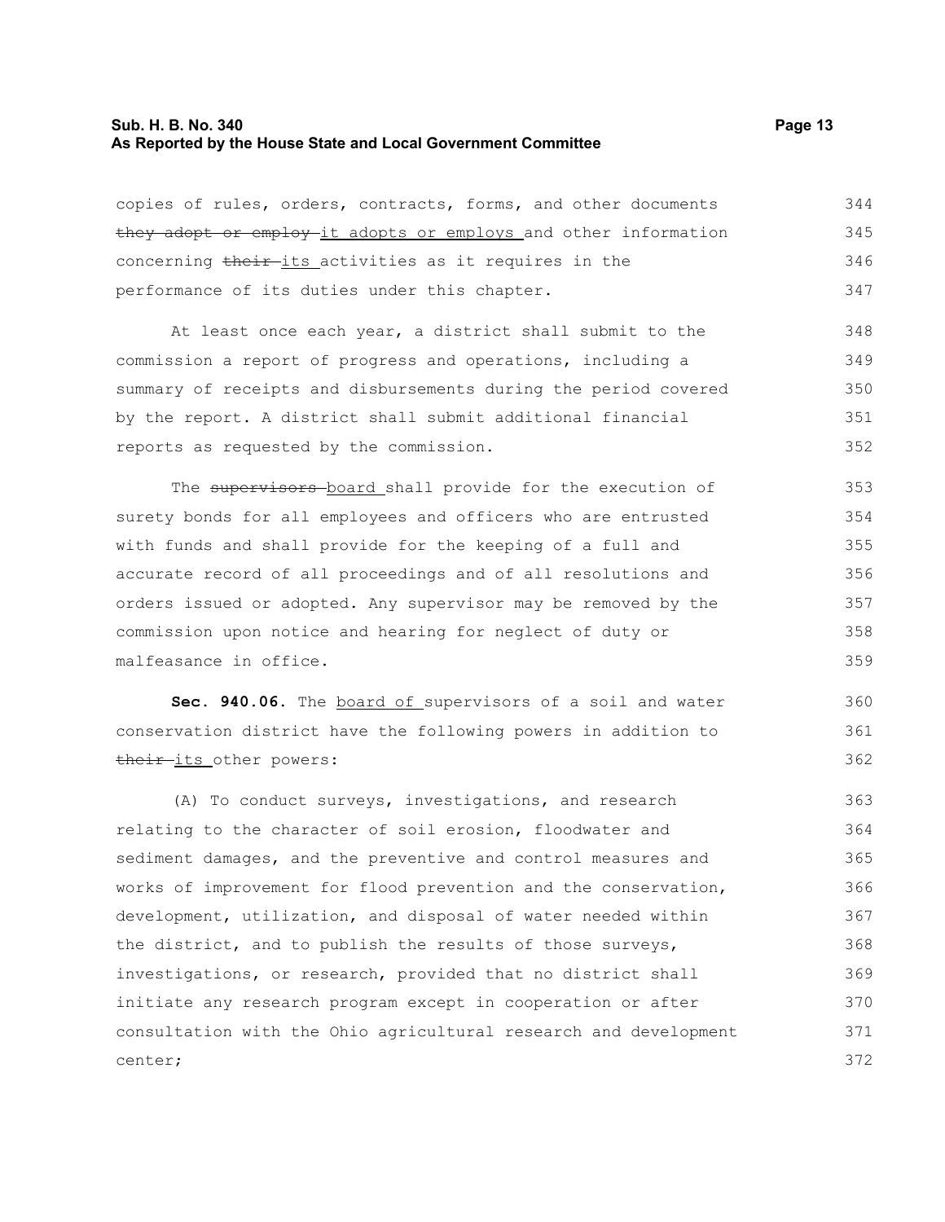copies of rules, orders, contracts, forms, and other documents ~~they adopt or employ~~ it adopts or employs and other information concerning ~~their~~ its activities as it requires in the performance of its duties under this chapter.

At least once each year, a district shall submit to the commission a report of progress and operations, including a summary of receipts and disbursements during the period covered by the report. A district shall submit additional financial reports as requested by the commission.

The ~~supervisors~~ board shall provide for the execution of surety bonds for all employees and officers who are entrusted with funds and shall provide for the keeping of a full and accurate record of all proceedings and of all resolutions and orders issued or adopted. Any supervisor may be removed by the commission upon notice and hearing for neglect of duty or malfeasance in office.

**Sec. 940.06.** The board of supervisors of a soil and water conservation district have the following powers in addition to ~~their~~ its other powers:

(A) To conduct surveys, investigations, and research relating to the character of soil erosion, floodwater and sediment damages, and the preventive and control measures and works of improvement for flood prevention and the conservation, development, utilization, and disposal of water needed within the district, and to publish the results of those surveys, investigations, or research, provided that no district shall initiate any research program except in cooperation or after consultation with the Ohio agricultural research and development center;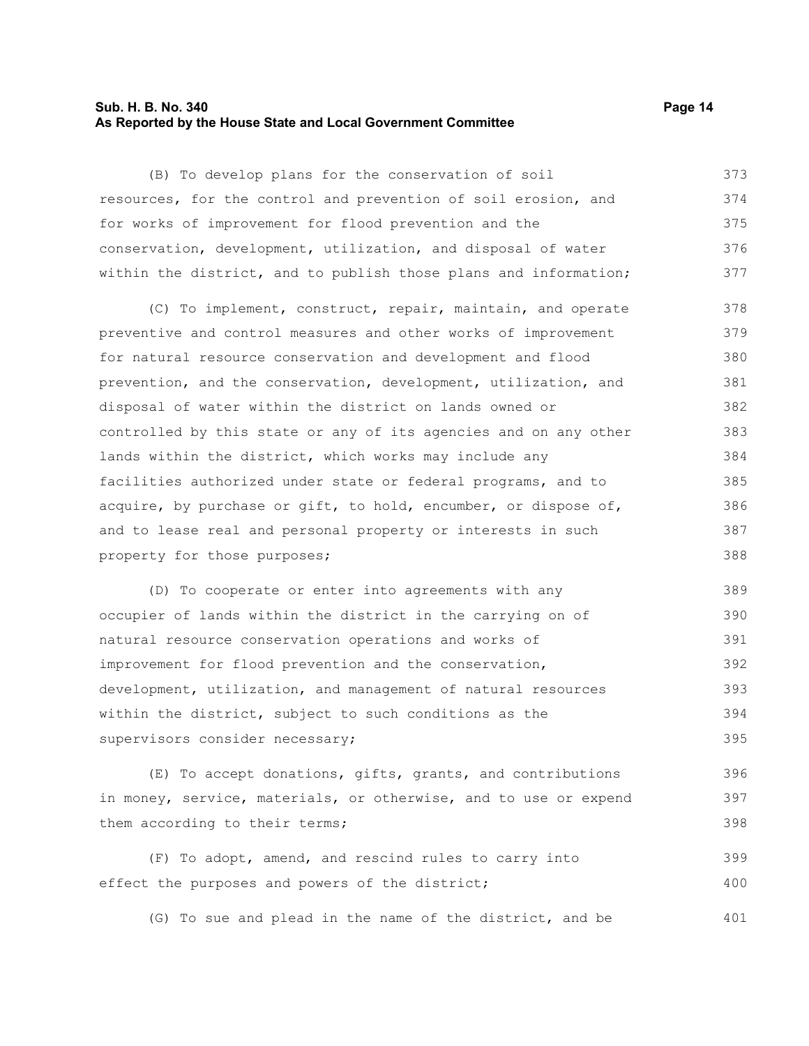(B) To develop plans for the conservation of soil resources, for the control and prevention of soil erosion, and for works of improvement for flood prevention and the conservation, development, utilization, and disposal of water within the district, and to publish those plans and information;

(C) To implement, construct, repair, maintain, and operate preventive and control measures and other works of improvement for natural resource conservation and development and flood prevention, and the conservation, development, utilization, and disposal of water within the district on lands owned or controlled by this state or any of its agencies and on any other lands within the district, which works may include any facilities authorized under state or federal programs, and to acquire, by purchase or gift, to hold, encumber, or dispose of, and to lease real and personal property or interests in such property for those purposes;

(D) To cooperate or enter into agreements with any occupier of lands within the district in the carrying on of natural resource conservation operations and works of improvement for flood prevention and the conservation, development, utilization, and management of natural resources within the district, subject to such conditions as the supervisors consider necessary;

(E) To accept donations, gifts, grants, and contributions in money, service, materials, or otherwise, and to use or expend them according to their terms;

(F) To adopt, amend, and rescind rules to carry into effect the purposes and powers of the district;

(G) To sue and plead in the name of the district, and be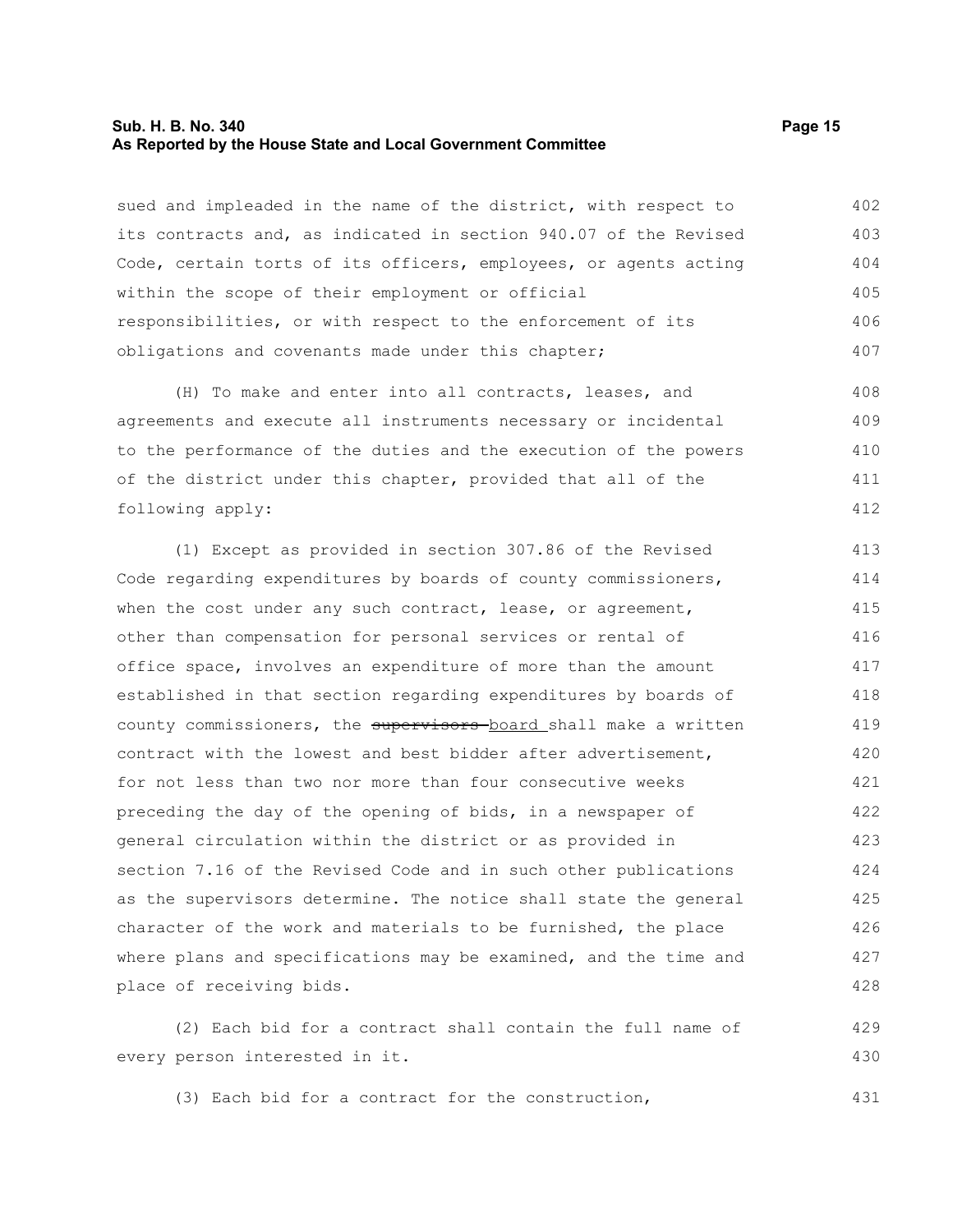sued and impleaded in the name of the district, with respect to its contracts and, as indicated in section 940.07 of the Revised Code, certain torts of its officers, employees, or agents acting within the scope of their employment or official responsibilities, or with respect to the enforcement of its obligations and covenants made under this chapter;

(H) To make and enter into all contracts, leases, and agreements and execute all instruments necessary or incidental to the performance of the duties and the execution of the powers of the district under this chapter, provided that all of the following apply:

(1) Except as provided in section 307.86 of the Revised Code regarding expenditures by boards of county commissioners, when the cost under any such contract, lease, or agreement, other than compensation for personal services or rental of office space, involves an expenditure of more than the amount established in that section regarding expenditures by boards of county commissioners, the ~~supervisors~~ board shall make a written contract with the lowest and best bidder after advertisement, for not less than two nor more than four consecutive weeks preceding the day of the opening of bids, in a newspaper of general circulation within the district or as provided in section 7.16 of the Revised Code and in such other publications as the supervisors determine. The notice shall state the general character of the work and materials to be furnished, the place where plans and specifications may be examined, and the time and place of receiving bids.

(2) Each bid for a contract shall contain the full name of every person interested in it.

(3) Each bid for a contract for the construction,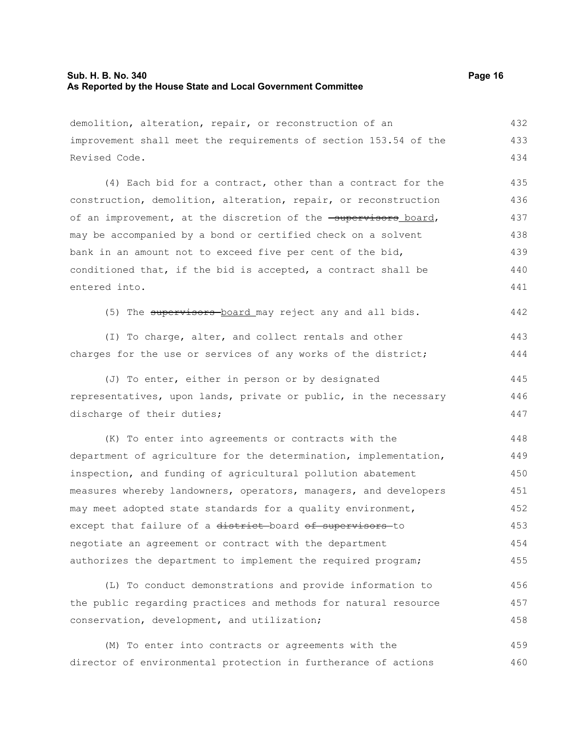demolition, alteration, repair, or reconstruction of an improvement shall meet the requirements of section 153.54 of the Revised Code.

(4) Each bid for a contract, other than a contract for the construction, demolition, alteration, repair, or reconstruction of an improvement, at the discretion of the ~~supervisors~~ board, may be accompanied by a bond or certified check on a solvent bank in an amount not to exceed five per cent of the bid, conditioned that, if the bid is accepted, a contract shall be entered into.

(5) The ~~supervisors~~ board may reject any and all bids.

(I) To charge, alter, and collect rentals and other charges for the use or services of any works of the district;

(J) To enter, either in person or by designated representatives, upon lands, private or public, in the necessary discharge of their duties;

(K) To enter into agreements or contracts with the department of agriculture for the determination, implementation, inspection, and funding of agricultural pollution abatement measures whereby landowners, operators, managers, and developers may meet adopted state standards for a quality environment, except that failure of a ~~district~~ board ~~of supervisors~~ to negotiate an agreement or contract with the department authorizes the department to implement the required program;

(L) To conduct demonstrations and provide information to the public regarding practices and methods for natural resource conservation, development, and utilization;

(M) To enter into contracts or agreements with the director of environmental protection in furtherance of actions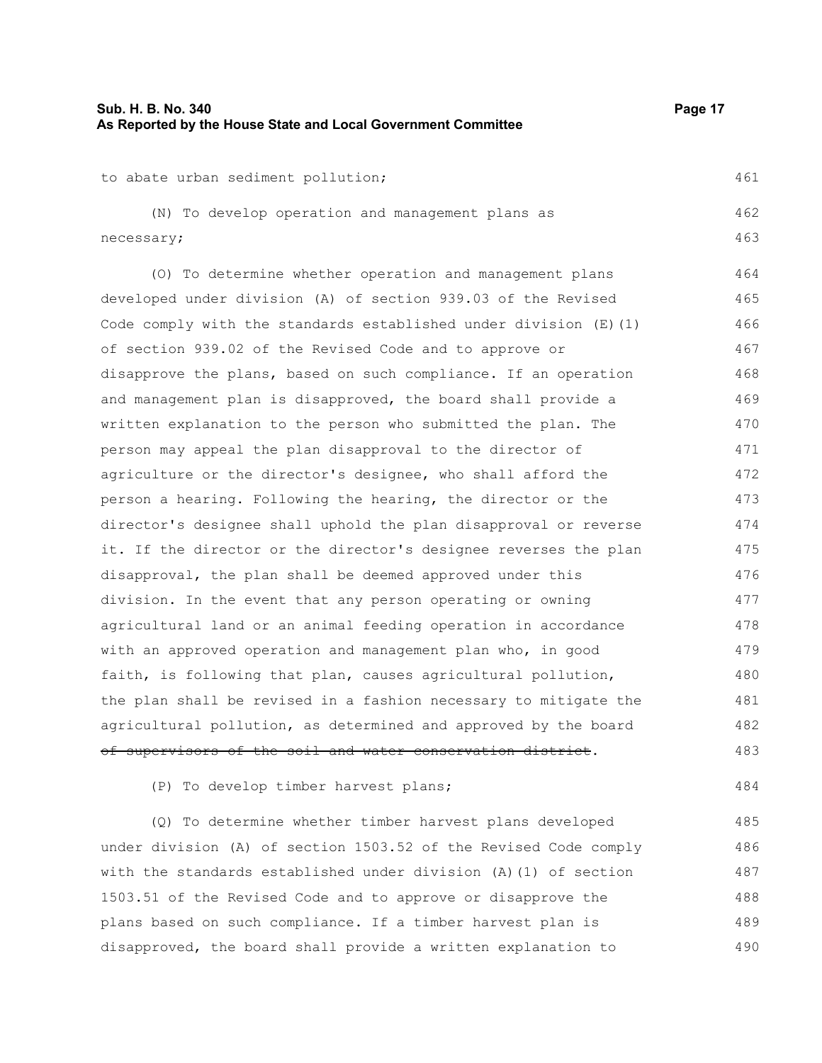to abate urban sediment pollution;

(N) To develop operation and management plans as necessary;

(O) To determine whether operation and management plans developed under division (A) of section 939.03 of the Revised Code comply with the standards established under division (E)(1) of section 939.02 of the Revised Code and to approve or disapprove the plans, based on such compliance. If an operation and management plan is disapproved, the board shall provide a written explanation to the person who submitted the plan. The person may appeal the plan disapproval to the director of agriculture or the director's designee, who shall afford the person a hearing. Following the hearing, the director or the director's designee shall uphold the plan disapproval or reverse it. If the director or the director's designee reverses the plan disapproval, the plan shall be deemed approved under this division. In the event that any person operating or owning agricultural land or an animal feeding operation in accordance with an approved operation and management plan who, in good faith, is following that plan, causes agricultural pollution, the plan shall be revised in a fashion necessary to mitigate the agricultural pollution, as determined and approved by the board ~~of supervisors of the soil and water conservation district~~.

(P) To develop timber harvest plans;

(Q) To determine whether timber harvest plans developed under division (A) of section 1503.52 of the Revised Code comply with the standards established under division (A)(1) of section 1503.51 of the Revised Code and to approve or disapprove the plans based on such compliance. If a timber harvest plan is disapproved, the board shall provide a written explanation to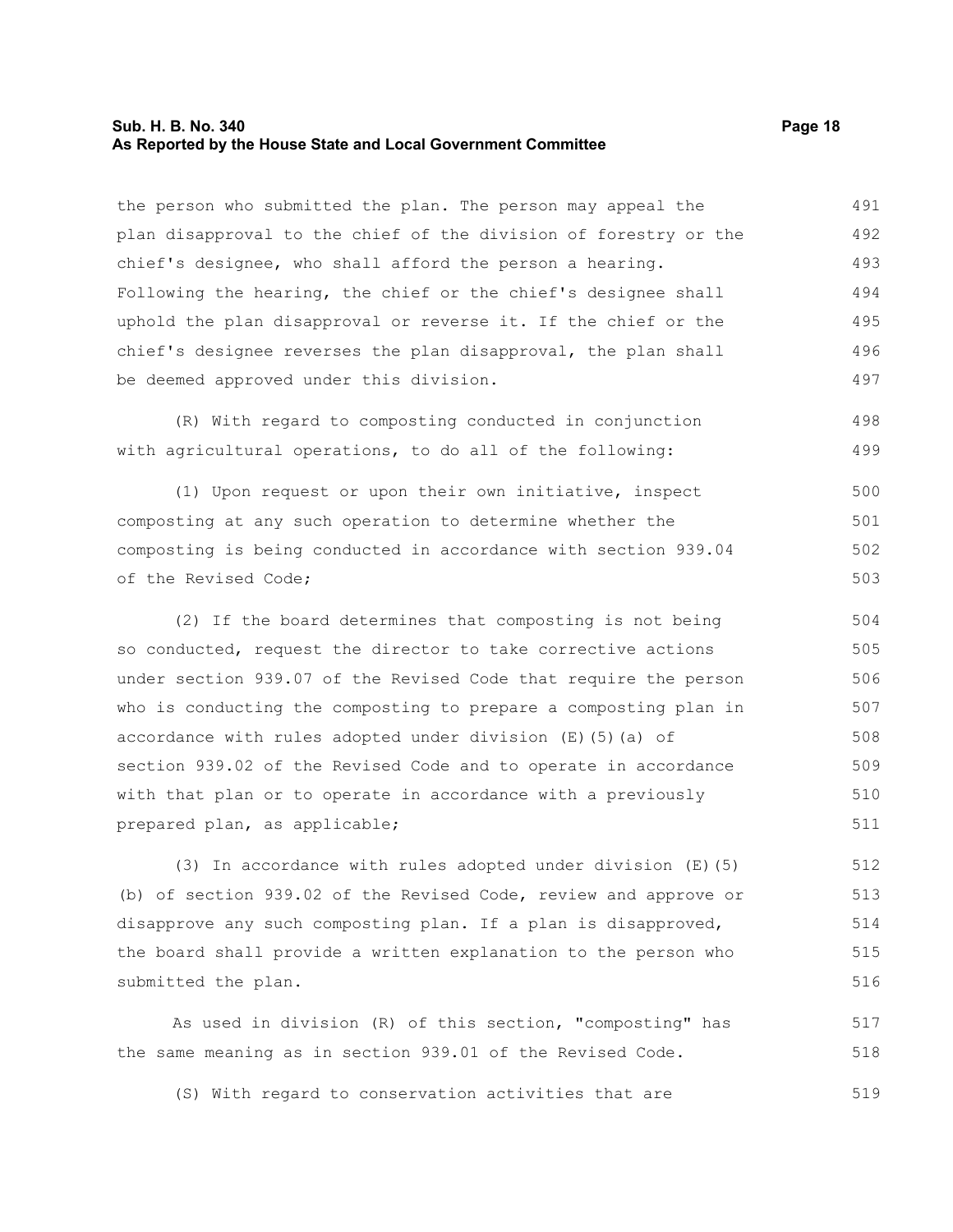the person who submitted the plan. The person may appeal the plan disapproval to the chief of the division of forestry or the chief's designee, who shall afford the person a hearing. Following the hearing, the chief or the chief's designee shall uphold the plan disapproval or reverse it. If the chief or the chief's designee reverses the plan disapproval, the plan shall be deemed approved under this division.

(R) With regard to composting conducted in conjunction with agricultural operations, to do all of the following:

(1) Upon request or upon their own initiative, inspect composting at any such operation to determine whether the composting is being conducted in accordance with section 939.04 of the Revised Code;

(2) If the board determines that composting is not being so conducted, request the director to take corrective actions under section 939.07 of the Revised Code that require the person who is conducting the composting to prepare a composting plan in accordance with rules adopted under division (E)(5)(a) of section 939.02 of the Revised Code and to operate in accordance with that plan or to operate in accordance with a previously prepared plan, as applicable;

(3) In accordance with rules adopted under division (E)(5)(b) of section 939.02 of the Revised Code, review and approve or disapprove any such composting plan. If a plan is disapproved, the board shall provide a written explanation to the person who submitted the plan.

As used in division (R) of this section, "composting" has the same meaning as in section 939.01 of the Revised Code.

(S) With regard to conservation activities that are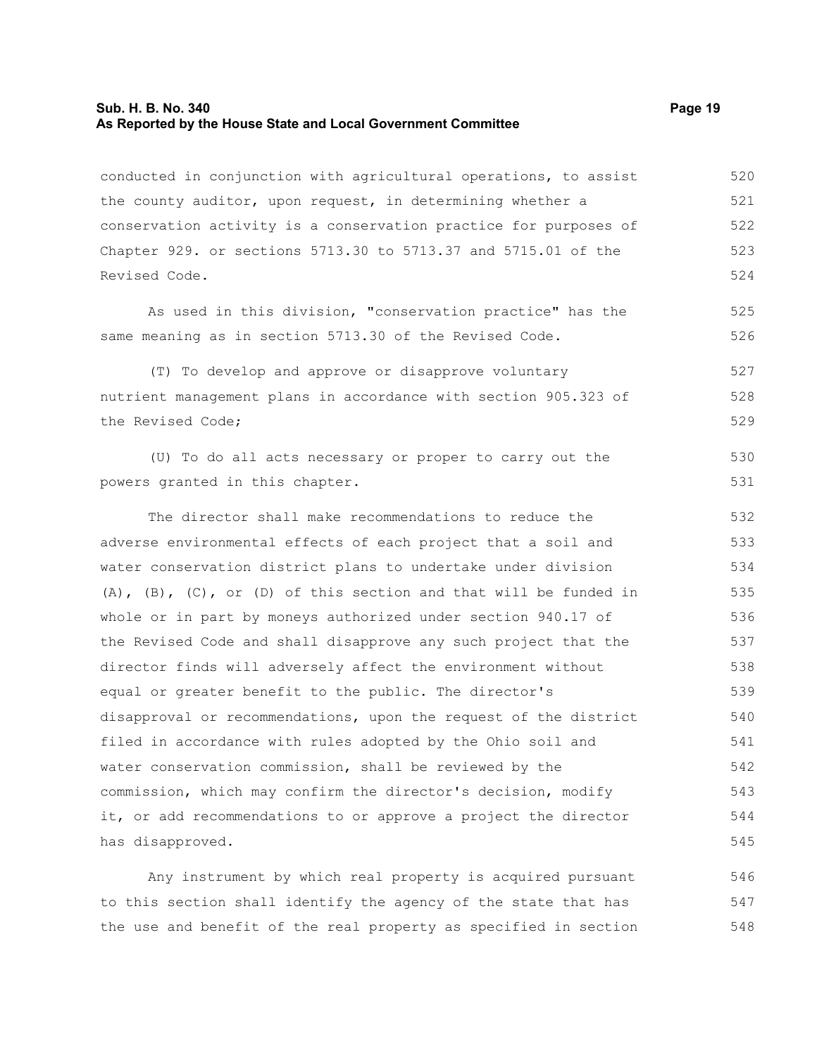conducted in conjunction with agricultural operations, to assist the county auditor, upon request, in determining whether a conservation activity is a conservation practice for purposes of Chapter 929. or sections 5713.30 to 5713.37 and 5715.01 of the Revised Code.

As used in this division, "conservation practice" has the same meaning as in section 5713.30 of the Revised Code.

(T) To develop and approve or disapprove voluntary nutrient management plans in accordance with section 905.323 of the Revised Code;

(U) To do all acts necessary or proper to carry out the powers granted in this chapter.

The director shall make recommendations to reduce the adverse environmental effects of each project that a soil and water conservation district plans to undertake under division (A), (B), (C), or (D) of this section and that will be funded in whole or in part by moneys authorized under section 940.17 of the Revised Code and shall disapprove any such project that the director finds will adversely affect the environment without equal or greater benefit to the public. The director's disapproval or recommendations, upon the request of the district filed in accordance with rules adopted by the Ohio soil and water conservation commission, shall be reviewed by the commission, which may confirm the director's decision, modify it, or add recommendations to or approve a project the director has disapproved.

Any instrument by which real property is acquired pursuant to this section shall identify the agency of the state that has the use and benefit of the real property as specified in section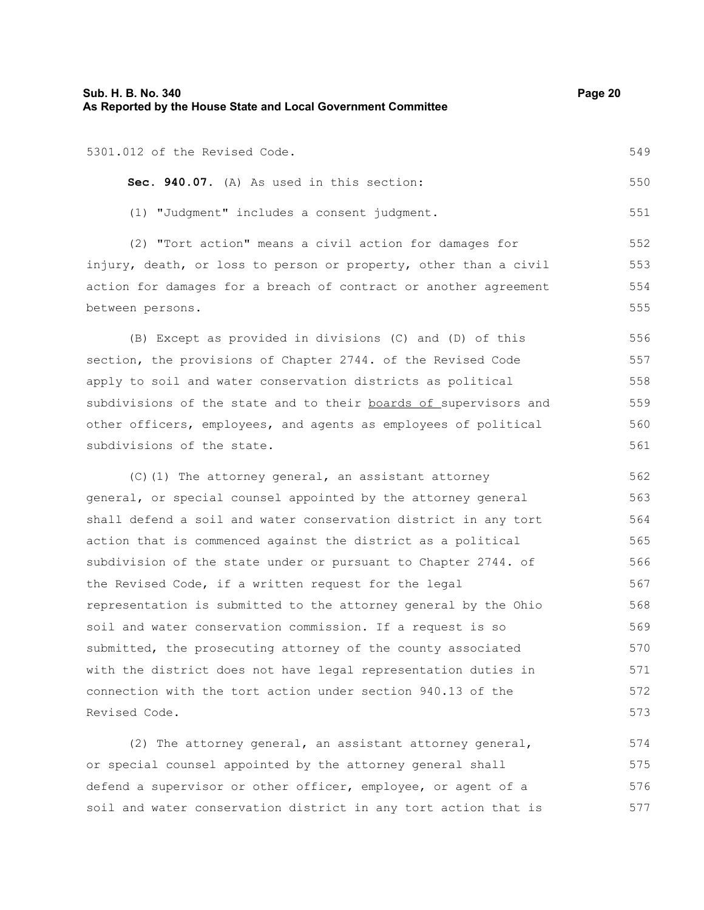5301.012 of the Revised Code.

**Sec. 940.07.** (A) As used in this section:

(1) "Judgment" includes a consent judgment.

(2) "Tort action" means a civil action for damages for injury, death, or loss to person or property, other than a civil action for damages for a breach of contract or another agreement between persons.

(B) Except as provided in divisions (C) and (D) of this section, the provisions of Chapter 2744. of the Revised Code apply to soil and water conservation districts as political subdivisions of the state and to their boards of supervisors and other officers, employees, and agents as employees of political subdivisions of the state.

(C)(1) The attorney general, an assistant attorney general, or special counsel appointed by the attorney general shall defend a soil and water conservation district in any tort action that is commenced against the district as a political subdivision of the state under or pursuant to Chapter 2744. of the Revised Code, if a written request for the legal representation is submitted to the attorney general by the Ohio soil and water conservation commission. If a request is so submitted, the prosecuting attorney of the county associated with the district does not have legal representation duties in connection with the tort action under section 940.13 of the Revised Code.

(2) The attorney general, an assistant attorney general, or special counsel appointed by the attorney general shall defend a supervisor or other officer, employee, or agent of a soil and water conservation district in any tort action that is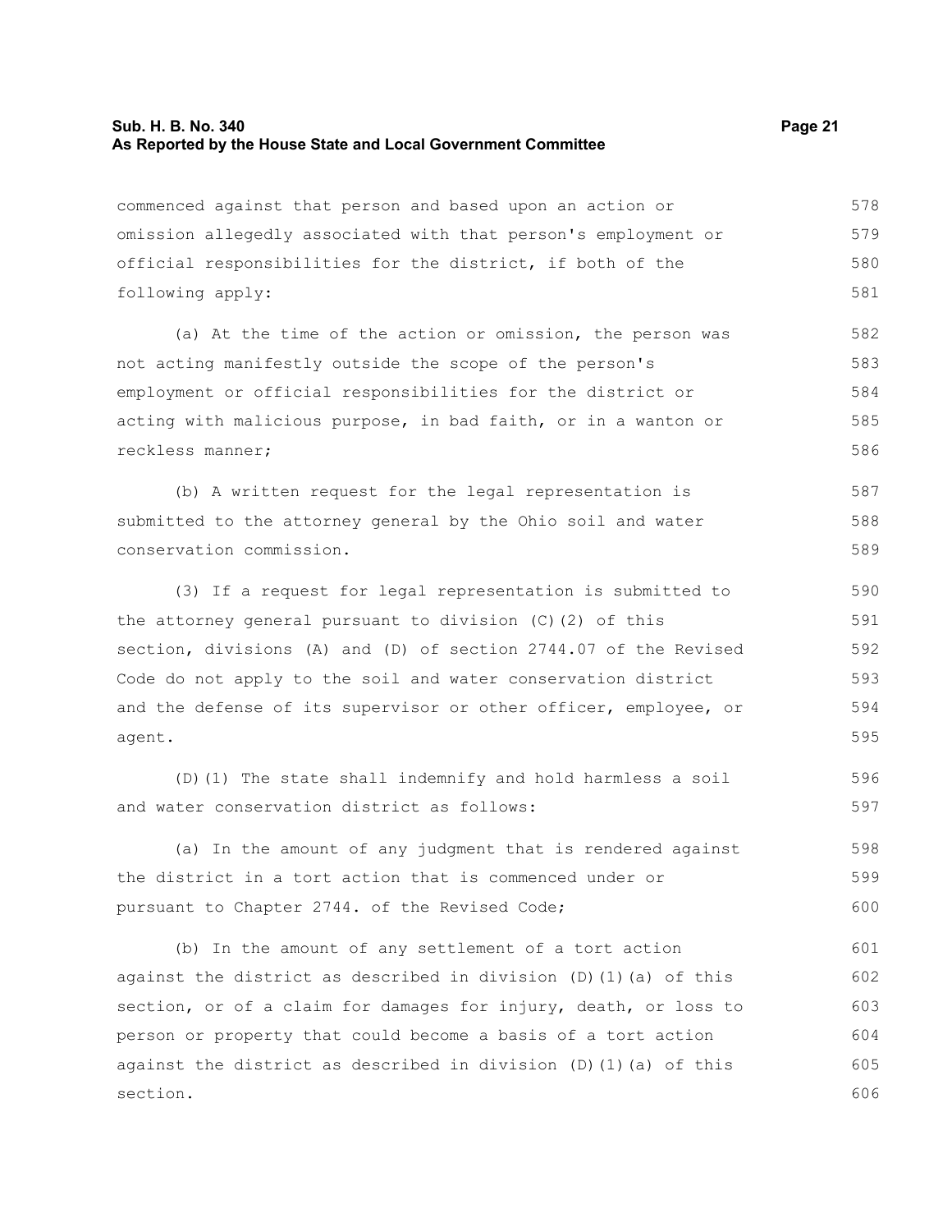commenced against that person and based upon an action or omission allegedly associated with that person's employment or official responsibilities for the district, if both of the following apply:

(a) At the time of the action or omission, the person was not acting manifestly outside the scope of the person's employment or official responsibilities for the district or acting with malicious purpose, in bad faith, or in a wanton or reckless manner;

(b) A written request for the legal representation is submitted to the attorney general by the Ohio soil and water conservation commission.

(3) If a request for legal representation is submitted to the attorney general pursuant to division (C)(2) of this section, divisions (A) and (D) of section 2744.07 of the Revised Code do not apply to the soil and water conservation district and the defense of its supervisor or other officer, employee, or agent.

(D)(1) The state shall indemnify and hold harmless a soil and water conservation district as follows:

(a) In the amount of any judgment that is rendered against the district in a tort action that is commenced under or pursuant to Chapter 2744. of the Revised Code;

(b) In the amount of any settlement of a tort action against the district as described in division (D)(1)(a) of this section, or of a claim for damages for injury, death, or loss to person or property that could become a basis of a tort action against the district as described in division (D)(1)(a) of this section.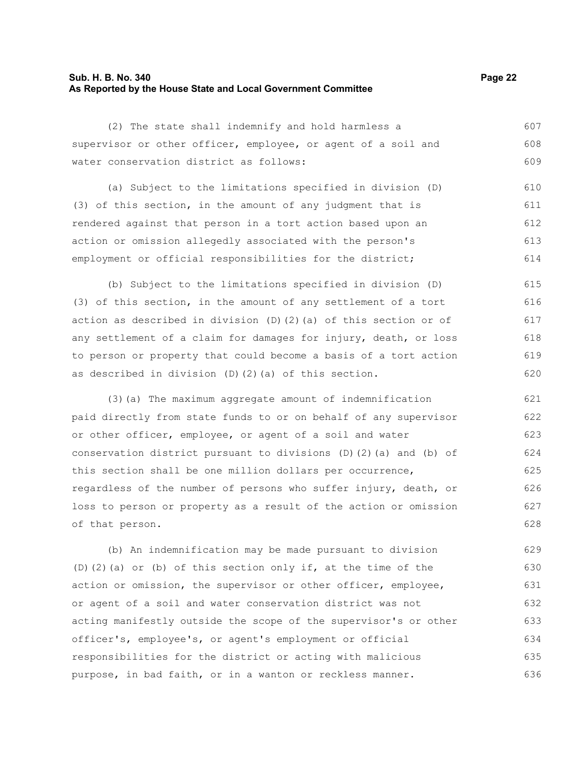(2) The state shall indemnify and hold harmless a supervisor or other officer, employee, or agent of a soil and water conservation district as follows:

(a) Subject to the limitations specified in division (D)(3) of this section, in the amount of any judgment that is rendered against that person in a tort action based upon an action or omission allegedly associated with the person's employment or official responsibilities for the district;

(b) Subject to the limitations specified in division (D)(3) of this section, in the amount of any settlement of a tort action as described in division (D)(2)(a) of this section or of any settlement of a claim for damages for injury, death, or loss to person or property that could become a basis of a tort action as described in division (D)(2)(a) of this section.

(3)(a) The maximum aggregate amount of indemnification paid directly from state funds to or on behalf of any supervisor or other officer, employee, or agent of a soil and water conservation district pursuant to divisions (D)(2)(a) and (b) of this section shall be one million dollars per occurrence, regardless of the number of persons who suffer injury, death, or loss to person or property as a result of the action or omission of that person.

(b) An indemnification may be made pursuant to division (D)(2)(a) or (b) of this section only if, at the time of the action or omission, the supervisor or other officer, employee, or agent of a soil and water conservation district was not acting manifestly outside the scope of the supervisor's or other officer's, employee's, or agent's employment or official responsibilities for the district or acting with malicious purpose, in bad faith, or in a wanton or reckless manner.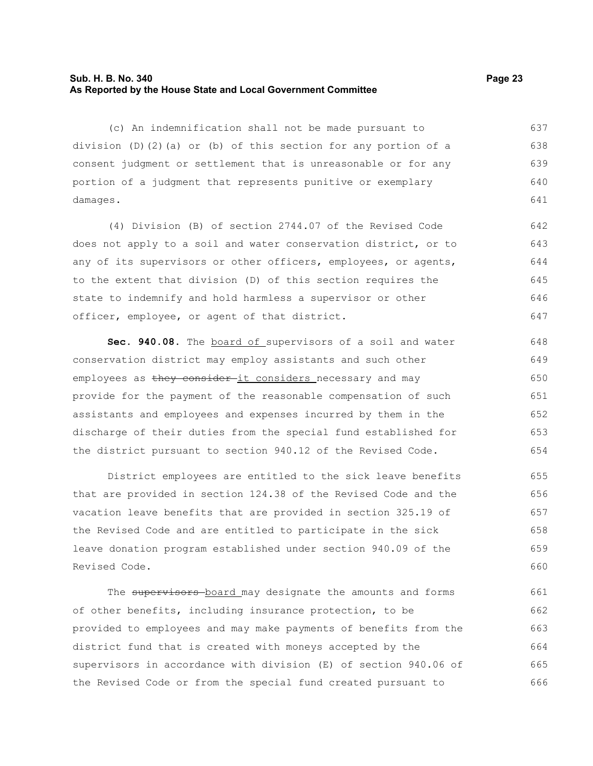(c) An indemnification shall not be made pursuant to division (D)(2)(a) or (b) of this section for any portion of a consent judgment or settlement that is unreasonable or for any portion of a judgment that represents punitive or exemplary damages.

(4) Division (B) of section 2744.07 of the Revised Code does not apply to a soil and water conservation district, or to any of its supervisors or other officers, employees, or agents, to the extent that division (D) of this section requires the state to indemnify and hold harmless a supervisor or other officer, employee, or agent of that district.

**Sec. 940.08.** The board of supervisors of a soil and water conservation district may employ assistants and such other employees as ~~they consider~~ it considers necessary and may provide for the payment of the reasonable compensation of such assistants and employees and expenses incurred by them in the discharge of their duties from the special fund established for the district pursuant to section 940.12 of the Revised Code.

District employees are entitled to the sick leave benefits that are provided in section 124.38 of the Revised Code and the vacation leave benefits that are provided in section 325.19 of the Revised Code and are entitled to participate in the sick leave donation program established under section 940.09 of the Revised Code.

The ~~supervisors~~ board may designate the amounts and forms of other benefits, including insurance protection, to be provided to employees and may make payments of benefits from the district fund that is created with moneys accepted by the supervisors in accordance with division (E) of section 940.06 of the Revised Code or from the special fund created pursuant to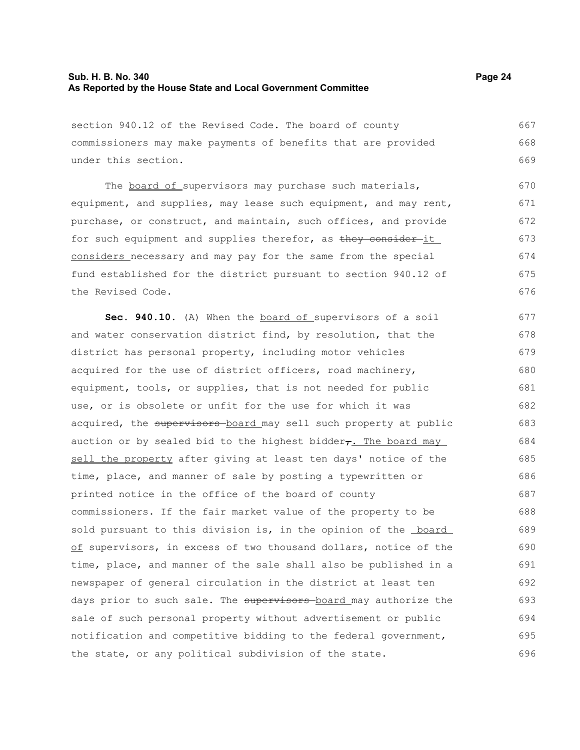section 940.12 of the Revised Code. The board of county commissioners may make payments of benefits that are provided under this section.

The board of supervisors may purchase such materials, equipment, and supplies, may lease such equipment, and may rent, purchase, or construct, and maintain, such offices, and provide for such equipment and supplies therefor, as ~~they consider~~ it considers necessary and may pay for the same from the special fund established for the district pursuant to section 940.12 of the Revised Code.

**Sec. 940.10.** (A) When the board of supervisors of a soil and water conservation district find, by resolution, that the district has personal property, including motor vehicles acquired for the use of district officers, road machinery, equipment, tools, or supplies, that is not needed for public use, or is obsolete or unfit for the use for which it was acquired, the ~~supervisors~~ board may sell such property at public auction or by sealed bid to the highest bidder~~,~~. The board may sell the property after giving at least ten days' notice of the time, place, and manner of sale by posting a typewritten or printed notice in the office of the board of county commissioners. If the fair market value of the property to be sold pursuant to this division is, in the opinion of the board of supervisors, in excess of two thousand dollars, notice of the time, place, and manner of the sale shall also be published in a newspaper of general circulation in the district at least ten days prior to such sale. The ~~supervisors~~ board may authorize the sale of such personal property without advertisement or public notification and competitive bidding to the federal government, the state, or any political subdivision of the state.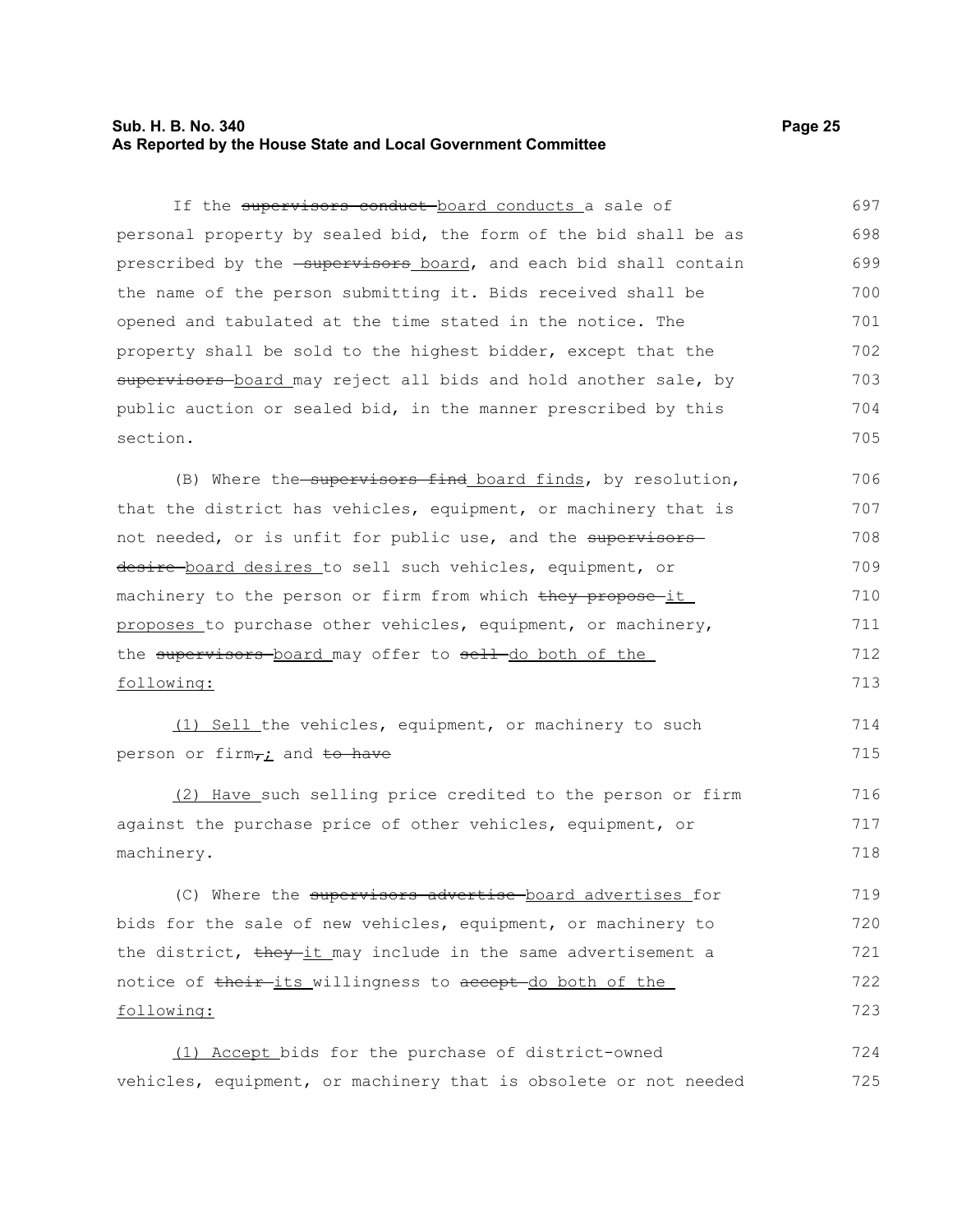If the ~~supervisors conduct~~ board conducts a sale of personal property by sealed bid, the form of the bid shall be as prescribed by the ~~supervisors~~ board, and each bid shall contain the name of the person submitting it. Bids received shall be opened and tabulated at the time stated in the notice. The property shall be sold to the highest bidder, except that the ~~supervisors~~ board may reject all bids and hold another sale, by public auction or sealed bid, in the manner prescribed by this section.

(B) Where the ~~supervisors find~~ board finds, by resolution, that the district has vehicles, equipment, or machinery that is not needed, or is unfit for public use, and the ~~supervisors desire~~ board desires to sell such vehicles, equipment, or machinery to the person or firm from which ~~they propose~~ it proposes to purchase other vehicles, equipment, or machinery, the ~~supervisors~~ board may offer to ~~sell~~ do both of the following:

(1) Sell the vehicles, equipment, or machinery to such person or firm~~,~~; and ~~to have~~

(2) Have such selling price credited to the person or firm against the purchase price of other vehicles, equipment, or machinery.

(C) Where the ~~supervisors advertise~~ board advertises for bids for the sale of new vehicles, equipment, or machinery to the district, ~~they~~ it may include in the same advertisement a notice of ~~their~~ its willingness to ~~accept~~ do both of the following:

(1) Accept bids for the purchase of district-owned vehicles, equipment, or machinery that is obsolete or not needed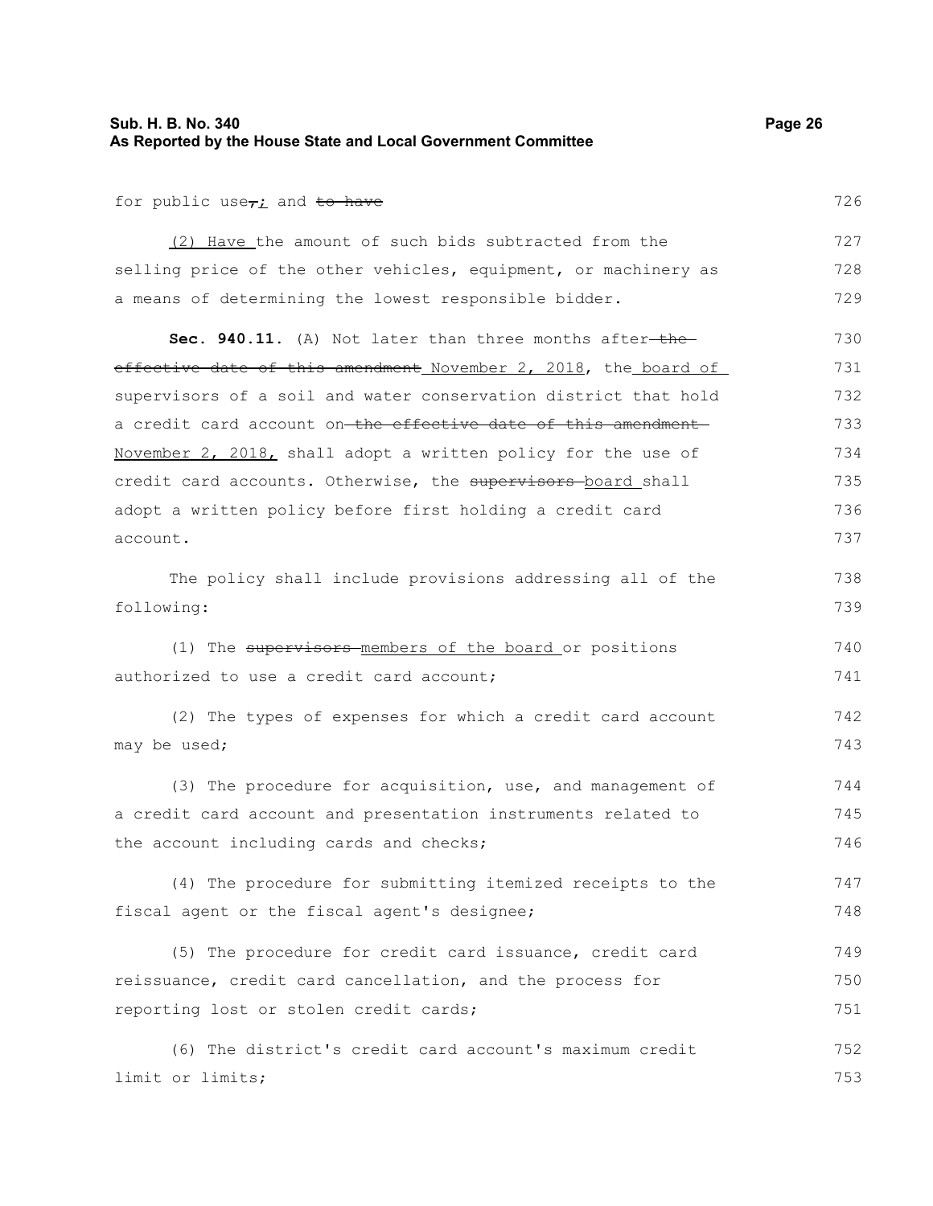for public use~~,~~; and ~~to have~~

(2) Have the amount of such bids subtracted from the selling price of the other vehicles, equipment, or machinery as a means of determining the lowest responsible bidder.

**Sec. 940.11.** (A) Not later than three months after ~~the effective date of this amendment~~ November 2, 2018, the board of supervisors of a soil and water conservation district that hold a credit card account on ~~the effective date of this amendment~~ November 2, 2018, shall adopt a written policy for the use of credit card accounts. Otherwise, the ~~supervisors~~ board shall adopt a written policy before first holding a credit card account.

The policy shall include provisions addressing all of the following:

(1) The ~~supervisors~~ members of the board or positions authorized to use a credit card account;

(2) The types of expenses for which a credit card account may be used;

(3) The procedure for acquisition, use, and management of a credit card account and presentation instruments related to the account including cards and checks;

(4) The procedure for submitting itemized receipts to the fiscal agent or the fiscal agent's designee;

(5) The procedure for credit card issuance, credit card reissuance, credit card cancellation, and the process for reporting lost or stolen credit cards;

(6) The district's credit card account's maximum credit limit or limits;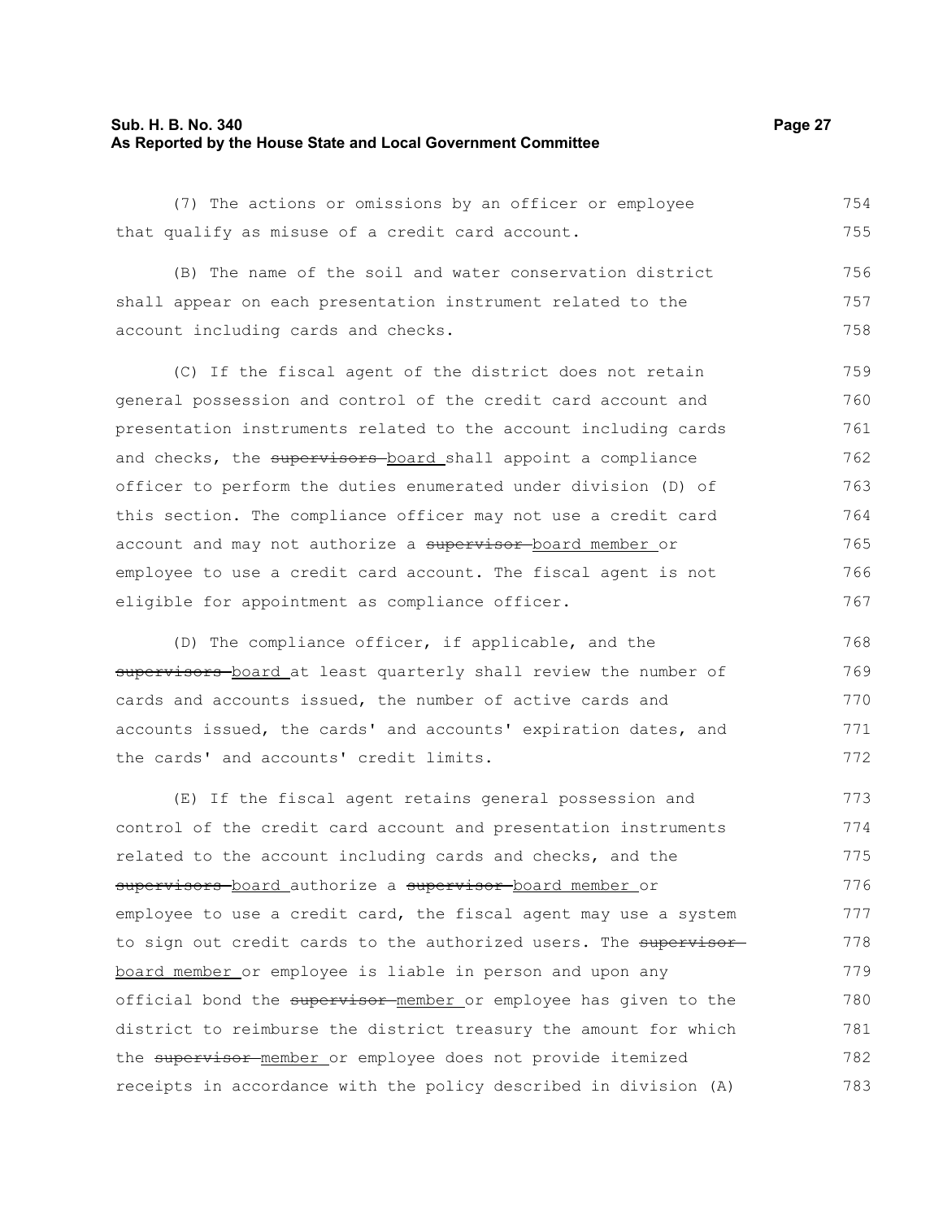(7) The actions or omissions by an officer or employee that qualify as misuse of a credit card account.

(B) The name of the soil and water conservation district shall appear on each presentation instrument related to the account including cards and checks.

(C) If the fiscal agent of the district does not retain general possession and control of the credit card account and presentation instruments related to the account including cards and checks, the ~~supervisors~~ board shall appoint a compliance officer to perform the duties enumerated under division (D) of this section. The compliance officer may not use a credit card account and may not authorize a ~~supervisor~~ board member or employee to use a credit card account. The fiscal agent is not eligible for appointment as compliance officer.

(D) The compliance officer, if applicable, and the ~~supervisors~~ board at least quarterly shall review the number of cards and accounts issued, the number of active cards and accounts issued, the cards' and accounts' expiration dates, and the cards' and accounts' credit limits.

(E) If the fiscal agent retains general possession and control of the credit card account and presentation instruments related to the account including cards and checks, and the ~~supervisors~~ board authorize a ~~supervisor~~ board member or employee to use a credit card, the fiscal agent may use a system to sign out credit cards to the authorized users. The ~~supervisor~~ board member or employee is liable in person and upon any official bond the ~~supervisor~~ member or employee has given to the district to reimburse the district treasury the amount for which the ~~supervisor~~ member or employee does not provide itemized receipts in accordance with the policy described in division (A)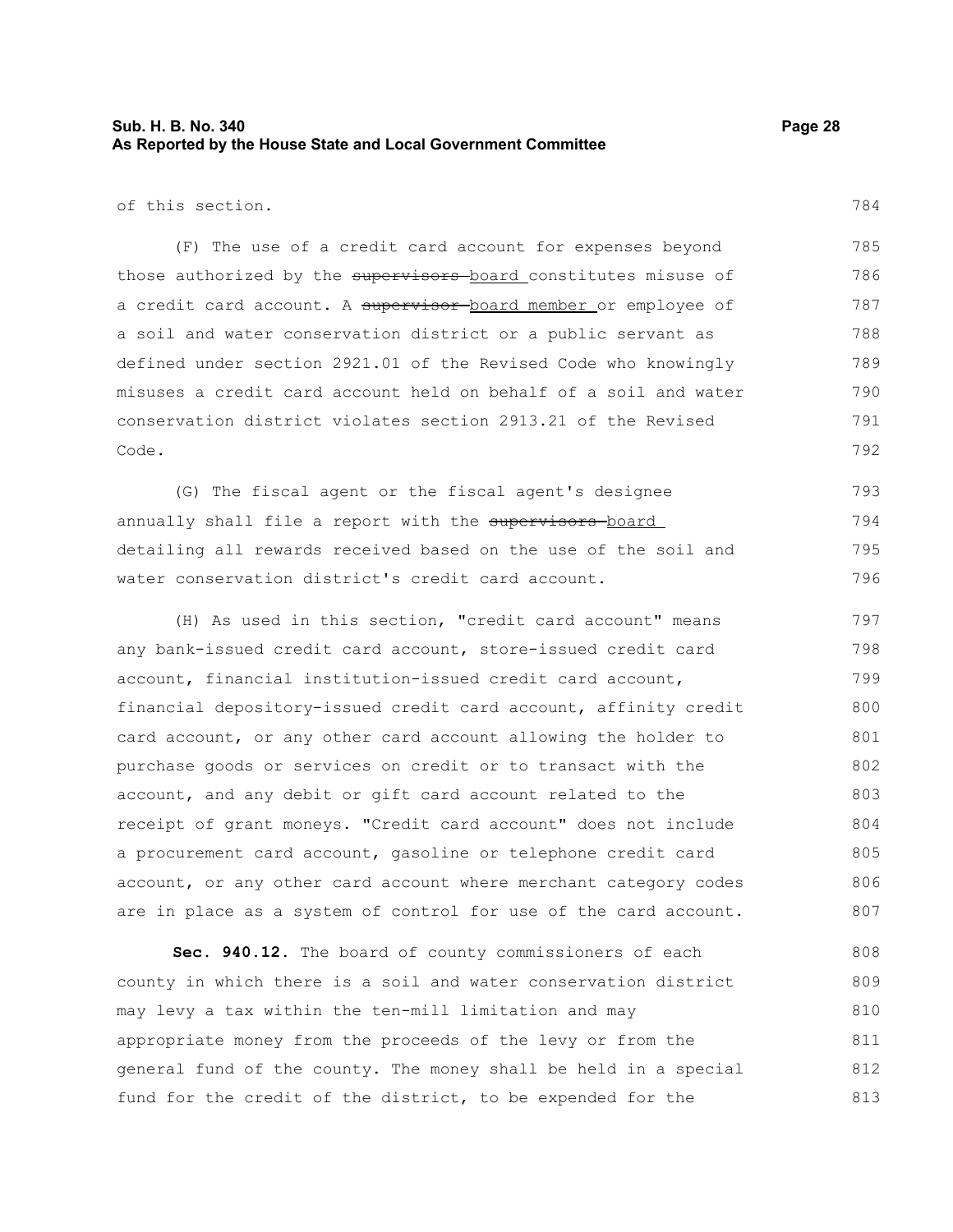of this section.

(F) The use of a credit card account for expenses beyond those authorized by the ~~supervisors~~ board constitutes misuse of a credit card account. A ~~supervisor~~ board member or employee of a soil and water conservation district or a public servant as defined under section 2921.01 of the Revised Code who knowingly misuses a credit card account held on behalf of a soil and water conservation district violates section 2913.21 of the Revised Code.

(G) The fiscal agent or the fiscal agent's designee annually shall file a report with the ~~supervisors~~ board detailing all rewards received based on the use of the soil and water conservation district's credit card account.

(H) As used in this section, "credit card account" means any bank-issued credit card account, store-issued credit card account, financial institution-issued credit card account, financial depository-issued credit card account, affinity credit card account, or any other card account allowing the holder to purchase goods or services on credit or to transact with the account, and any debit or gift card account related to the receipt of grant moneys. "Credit card account" does not include a procurement card account, gasoline or telephone credit card account, or any other card account where merchant category codes are in place as a system of control for use of the card account.

**Sec. 940.12.** The board of county commissioners of each county in which there is a soil and water conservation district may levy a tax within the ten-mill limitation and may appropriate money from the proceeds of the levy or from the general fund of the county. The money shall be held in a special fund for the credit of the district, to be expended for the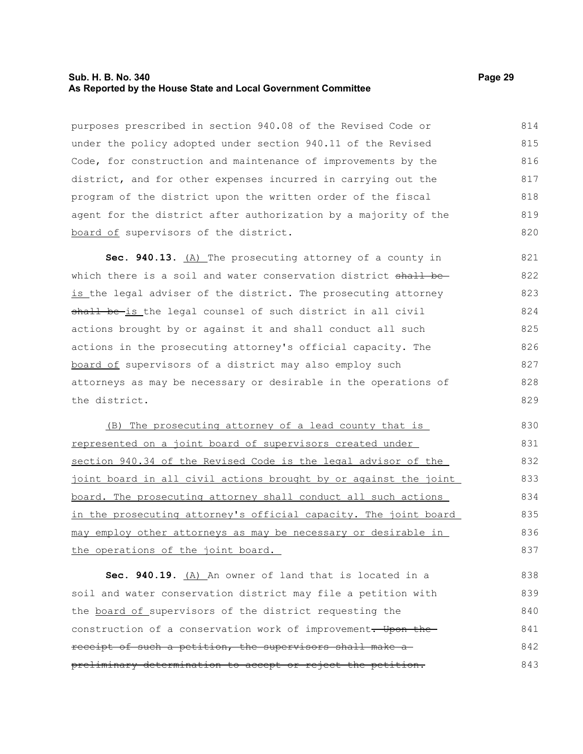purposes prescribed in section 940.08 of the Revised Code or under the policy adopted under section 940.11 of the Revised Code, for construction and maintenance of improvements by the district, and for other expenses incurred in carrying out the program of the district upon the written order of the fiscal agent for the district after authorization by a majority of the <u>board of</u> supervisors of the district.

**Sec. 940.13.** <u>(A)</u> The prosecuting attorney of a county in which there is a soil and water conservation district ~~shall be~~ <u>is</u> the legal adviser of the district. The prosecuting attorney ~~shall be~~ <u>is</u> the legal counsel of such district in all civil actions brought by or against it and shall conduct all such actions in the prosecuting attorney's official capacity. The <u>board of</u> supervisors of a district may also employ such attorneys as may be necessary or desirable in the operations of the district.

<u>(B) The prosecuting attorney of a lead county that is represented on a joint board of supervisors created under section 940.34 of the Revised Code is the legal advisor of the joint board in all civil actions brought by or against the joint board. The prosecuting attorney shall conduct all such actions in the prosecuting attorney's official capacity. The joint board may employ other attorneys as may be necessary or desirable in the operations of the joint board.</u>

**Sec. 940.19.** <u>(A)</u> An owner of land that is located in a soil and water conservation district may file a petition with the <u>board of</u> supervisors of the district requesting the construction of a conservation work of improvement~~. Upon the receipt of such a petition, the supervisors shall make a preliminary determination to accept or reject the petition.~~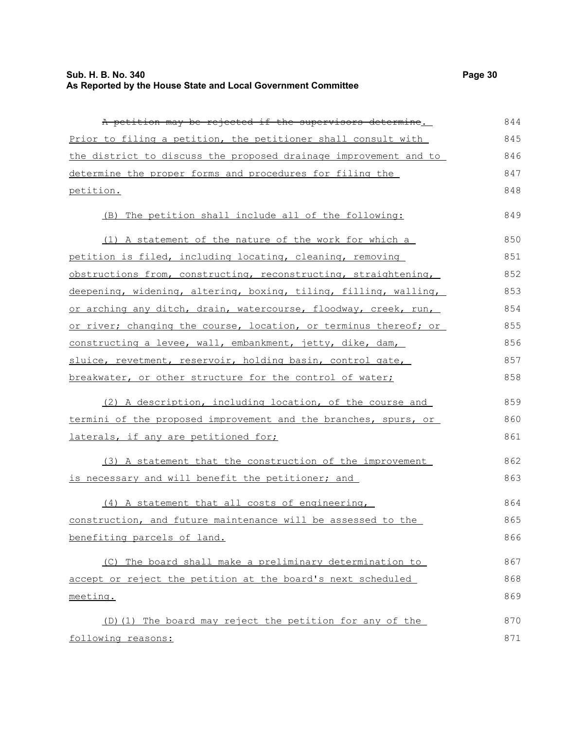~~A petition may be rejected if the supervisors determine~~. Prior to filing a petition, the petitioner shall consult with the district to discuss the proposed drainage improvement and to determine the proper forms and procedures for filing the petition.

(B) The petition shall include all of the following:

(1) A statement of the nature of the work for which a petition is filed, including locating, cleaning, removing obstructions from, constructing, reconstructing, straightening, deepening, widening, altering, boxing, tiling, filling, walling, or arching any ditch, drain, watercourse, floodway, creek, run, or river; changing the course, location, or terminus thereof; or constructing a levee, wall, embankment, jetty, dike, dam, sluice, revetment, reservoir, holding basin, control gate, breakwater, or other structure for the control of water;

(2) A description, including location, of the course and termini of the proposed improvement and the branches, spurs, or laterals, if any are petitioned for;

(3) A statement that the construction of the improvement is necessary and will benefit the petitioner; and

(4) A statement that all costs of engineering, construction, and future maintenance will be assessed to the benefiting parcels of land.

(C) The board shall make a preliminary determination to accept or reject the petition at the board's next scheduled meeting.

(D)(1) The board may reject the petition for any of the following reasons: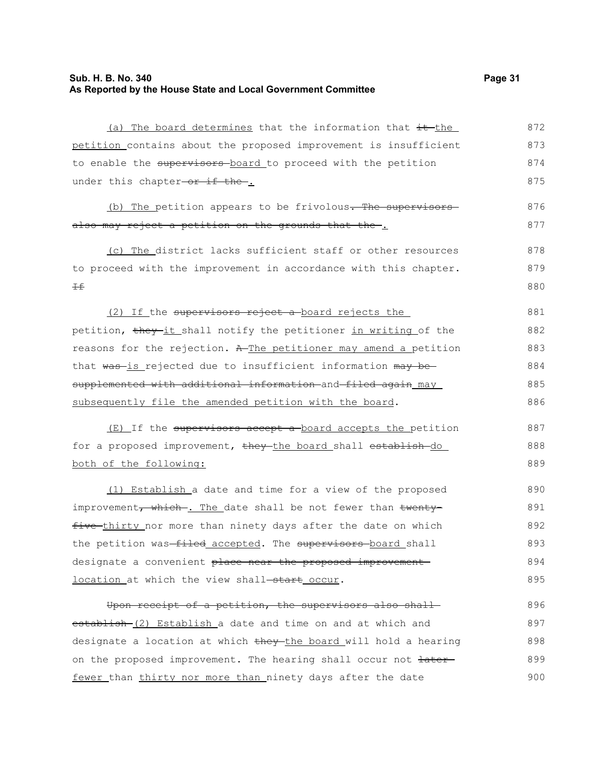(a) The board determines that the information that ~~it~~ the petition contains about the proposed improvement is insufficient to enable the ~~supervisors~~ board to proceed with the petition under this chapter ~~or if the~~ .

(b) The petition appears to be frivolous~~. The supervisors also may reject a petition on the grounds that the~~ .

(c) The district lacks sufficient staff or other resources to proceed with the improvement in accordance with this chapter. ~~If~~

(2) If the ~~supervisors reject a~~ board rejects the petition, ~~they~~ it shall notify the petitioner in writing of the reasons for the rejection. ~~A~~ The petitioner may amend a petition that ~~was~~ is rejected due to insufficient information ~~may be supplemented with additional information~~ and ~~filed again~~ may subsequently file the amended petition with the board.

(E) If the ~~supervisors accept a~~ board accepts the petition for a proposed improvement, ~~they~~ the board shall ~~establish~~ do both of the following:

(1) Establish a date and time for a view of the proposed improvement~~, which~~ . The date shall be not fewer than ~~twenty-five~~ thirty nor more than ninety days after the date on which the petition was ~~filed~~ accepted. The ~~supervisors~~ board shall designate a convenient ~~place near the proposed improvement~~ location at which the view shall ~~start~~ occur.

~~Upon receipt of a petition, the supervisors also shall establish~~ (2) Establish a date and time on and at which and designate a location at which ~~they~~ the board will hold a hearing on the proposed improvement. The hearing shall occur not ~~later~~ fewer than thirty nor more than ninety days after the date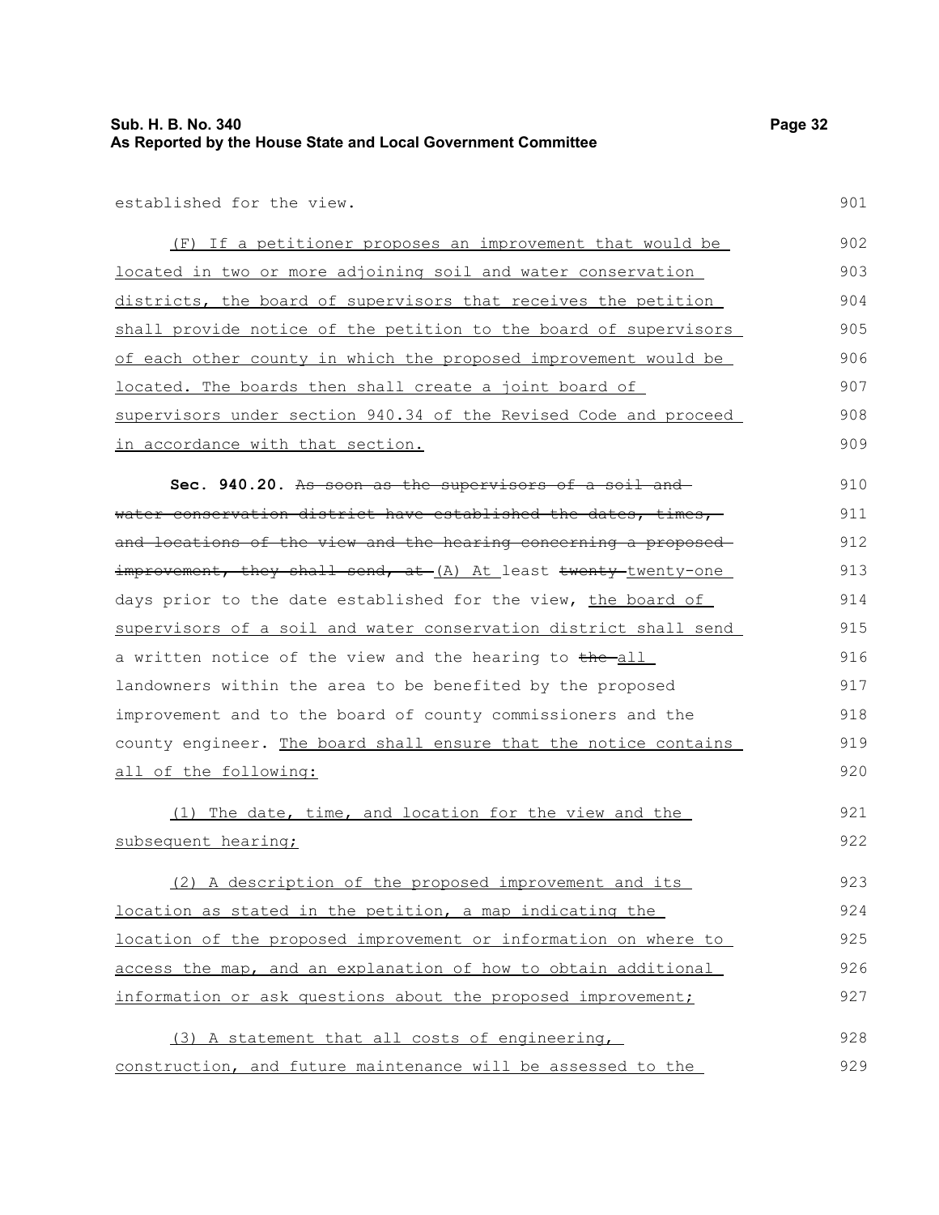established for the view.

(F) If a petitioner proposes an improvement that would be located in two or more adjoining soil and water conservation districts, the board of supervisors that receives the petition shall provide notice of the petition to the board of supervisors of each other county in which the proposed improvement would be located. The boards then shall create a joint board of supervisors under section 940.34 of the Revised Code and proceed in accordance with that section.

**Sec. 940.20.** ~~As soon as the supervisors of a soil and water conservation district have established the dates, times, and locations of the view and the hearing concerning a proposed improvement, they shall send, at~~ (A) At least ~~twenty~~ twenty-one days prior to the date established for the view, the board of supervisors of a soil and water conservation district shall send a written notice of the view and the hearing to ~~the~~ all landowners within the area to be benefited by the proposed improvement and to the board of county commissioners and the county engineer. The board shall ensure that the notice contains all of the following:

(1) The date, time, and location for the view and the subsequent hearing;

(2) A description of the proposed improvement and its location as stated in the petition, a map indicating the location of the proposed improvement or information on where to access the map, and an explanation of how to obtain additional information or ask questions about the proposed improvement;

(3) A statement that all costs of engineering, construction, and future maintenance will be assessed to the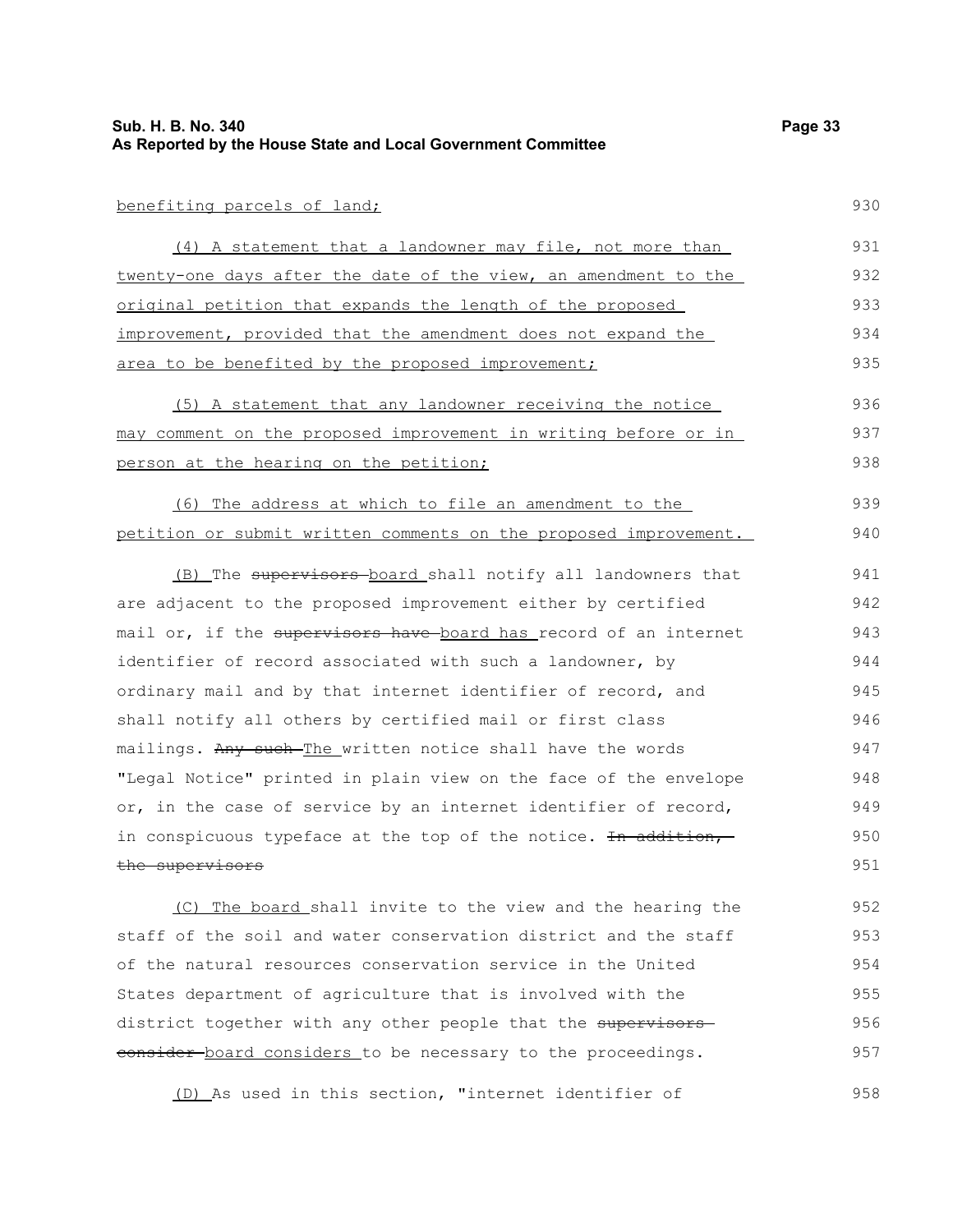benefiting parcels of land;

(4) A statement that a landowner may file, not more than twenty-one days after the date of the view, an amendment to the original petition that expands the length of the proposed improvement, provided that the amendment does not expand the area to be benefited by the proposed improvement;

(5) A statement that any landowner receiving the notice may comment on the proposed improvement in writing before or in person at the hearing on the petition;

(6) The address at which to file an amendment to the petition or submit written comments on the proposed improvement.

(B) The ~~supervisors~~ board shall notify all landowners that are adjacent to the proposed improvement either by certified mail or, if the ~~supervisors have~~ board has record of an internet identifier of record associated with such a landowner, by ordinary mail and by that internet identifier of record, and shall notify all others by certified mail or first class mailings. ~~Any such~~ The written notice shall have the words "Legal Notice" printed in plain view on the face of the envelope or, in the case of service by an internet identifier of record, in conspicuous typeface at the top of the notice. ~~In addition, the supervisors~~

(C) The board shall invite to the view and the hearing the staff of the soil and water conservation district and the staff of the natural resources conservation service in the United States department of agriculture that is involved with the district together with any other people that the ~~supervisors consider~~ board considers to be necessary to the proceedings.

(D) As used in this section, "internet identifier of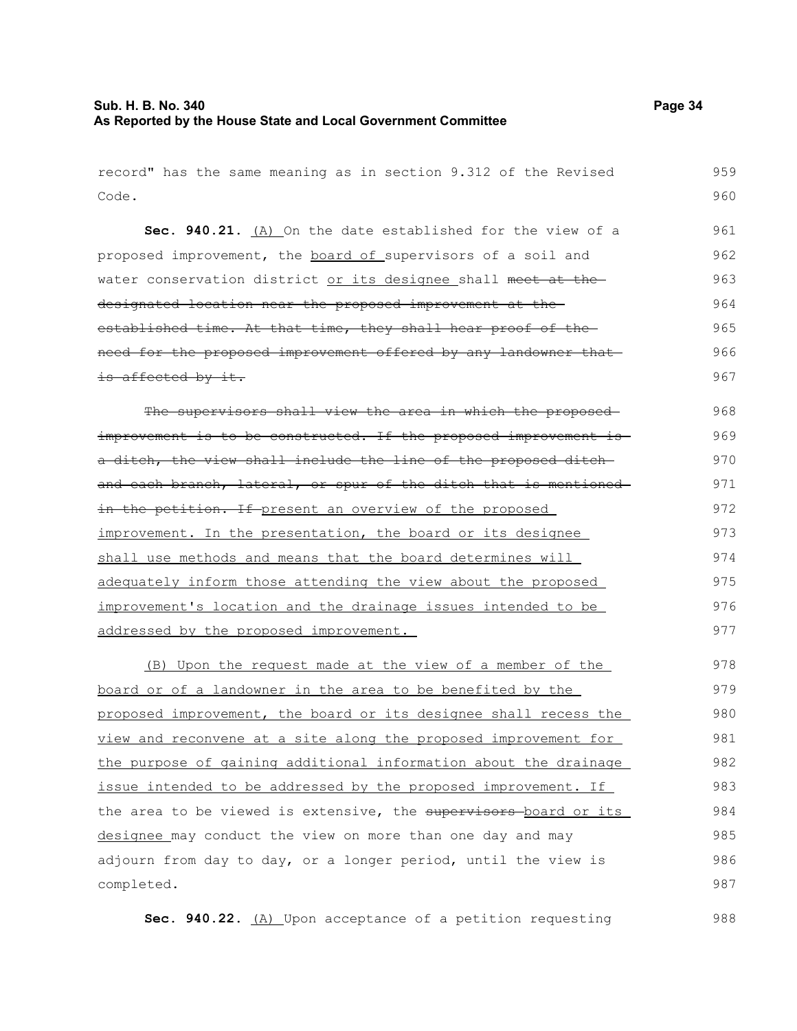record" has the same meaning as in section 9.312 of the Revised Code.

**Sec. 940.21.** (A) On the date established for the view of a proposed improvement, the board of supervisors of a soil and water conservation district or its designee shall ~~meet at the designated location near the proposed improvement at the established time. At that time, they shall hear proof of the need for the proposed improvement offered by any landowner that is affected by it.~~

~~The supervisors shall view the area in which the proposed improvement is to be constructed. If the proposed improvement is a ditch, the view shall include the line of the proposed ditch and each branch, lateral, or spur of the ditch that is mentioned in the petition. If~~ present an overview of the proposed improvement. In the presentation, the board or its designee shall use methods and means that the board determines will adequately inform those attending the view about the proposed improvement's location and the drainage issues intended to be addressed by the proposed improvement.

(B) Upon the request made at the view of a member of the board or of a landowner in the area to be benefited by the proposed improvement, the board or its designee shall recess the view and reconvene at a site along the proposed improvement for the purpose of gaining additional information about the drainage issue intended to be addressed by the proposed improvement. If the area to be viewed is extensive, the ~~supervisors~~ board or its designee may conduct the view on more than one day and may adjourn from day to day, or a longer period, until the view is completed.

**Sec. 940.22.** (A) Upon acceptance of a petition requesting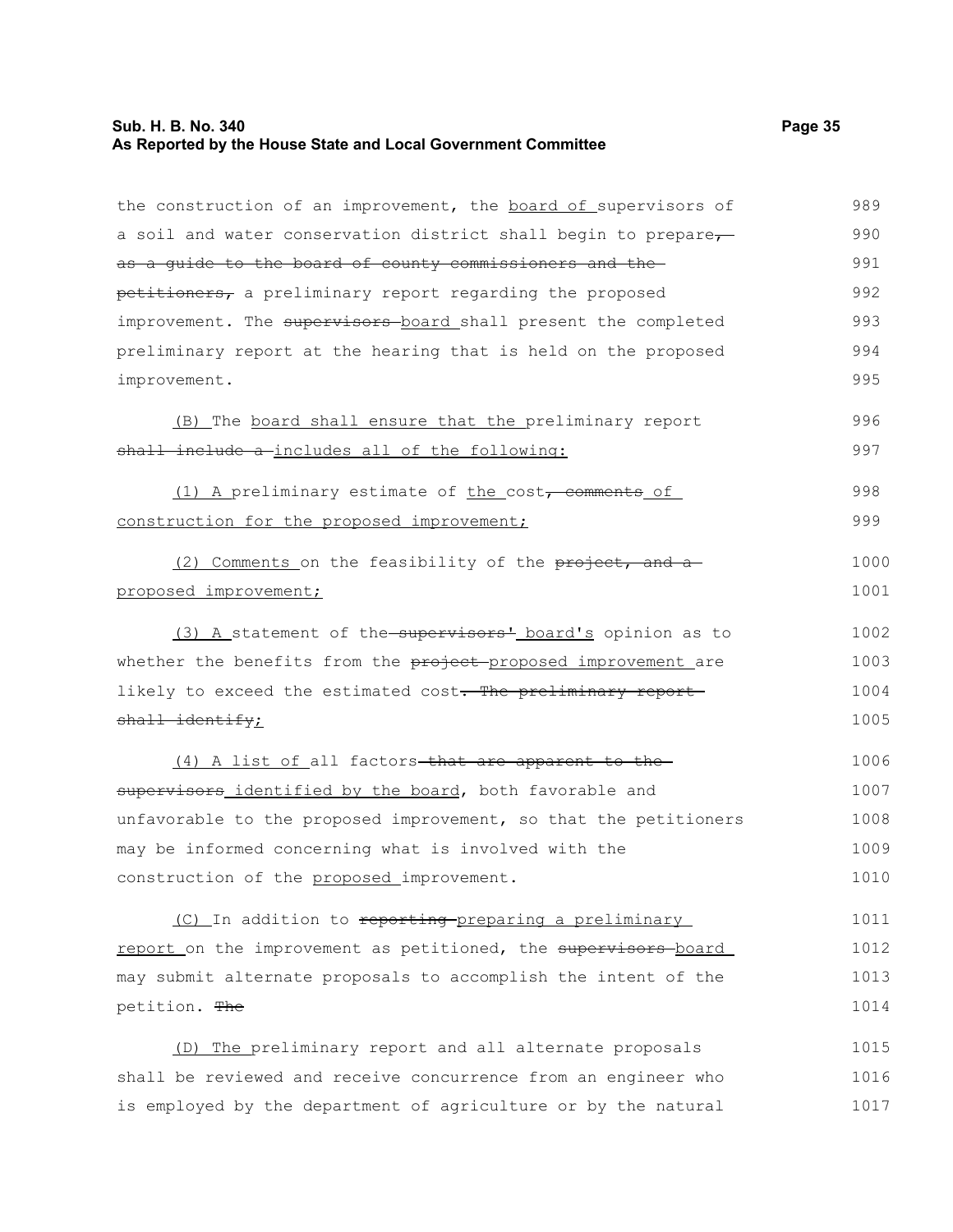the construction of an improvement, the <u>board of</u> supervisors of a soil and water conservation district shall begin to prepare~~, as a guide to the board of county commissioners and the petitioners,~~ a preliminary report regarding the proposed improvement. The ~~supervisors~~ <u>board</u> shall present the completed preliminary report at the hearing that is held on the proposed improvement.

<u>(B)</u> The <u>board shall ensure that the</u> preliminary report ~~shall include a~~ <u>includes all of the following:</u>

<u>(1) A</u> preliminary estimate of <u>the</u> cost~~, comments~~ <u>of construction for the proposed improvement;</u>

<u>(2) Comments</u> on the feasibility of the ~~project, and a~~ <u>proposed improvement;</u>

<u>(3) A</u> statement of the ~~supervisors'~~ <u>board's</u> opinion as to whether the benefits from the ~~project~~ <u>proposed improvement</u> are likely to exceed the estimated cost~~. The preliminary report shall identify~~<u>;</u>

<u>(4) A list of</u> all factors ~~that are apparent to the supervisors~~ <u>identified by the board</u>, both favorable and unfavorable to the proposed improvement, so that the petitioners may be informed concerning what is involved with the construction of the <u>proposed</u> improvement.

<u>(C)</u> In addition to ~~reporting~~ <u>preparing a preliminary report</u> on the improvement as petitioned, the ~~supervisors~~ <u>board</u> may submit alternate proposals to accomplish the intent of the petition. ~~The~~

<u>(D) The</u> preliminary report and all alternate proposals shall be reviewed and receive concurrence from an engineer who is employed by the department of agriculture or by the natural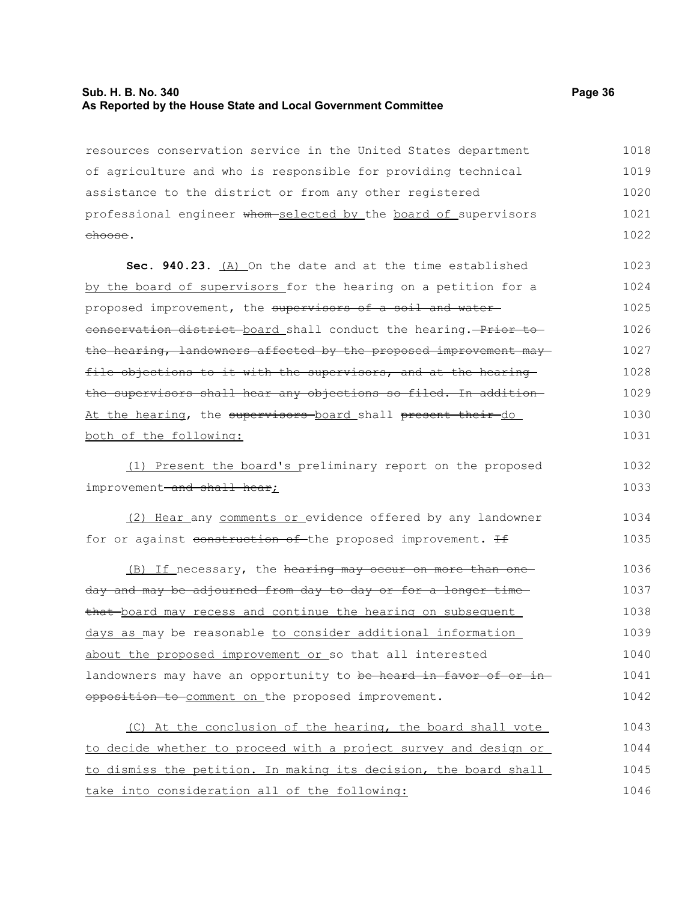resources conservation service in the United States department of agriculture and who is responsible for providing technical assistance to the district or from any other registered professional engineer ~~whom~~ selected by the board of supervisors ~~choose~~.

**Sec. 940.23.** (A) On the date and at the time established by the board of supervisors for the hearing on a petition for a proposed improvement, the ~~supervisors of a soil and water conservation district~~ board shall conduct the hearing. ~~Prior to the hearing, landowners affected by the proposed improvement may file objections to it with the supervisors, and at the hearing the supervisors shall hear any objections so filed. In addition~~ At the hearing, the ~~supervisors~~ board shall ~~present their~~ do both of the following:

(1) Present the board's preliminary report on the proposed improvement ~~and shall hear~~;

(2) Hear any comments or evidence offered by any landowner for or against ~~construction of~~ the proposed improvement. ~~If~~

(B) If necessary, the ~~hearing may occur on more than one day and may be adjourned from day to day or for a longer time that~~ board may recess and continue the hearing on subsequent days as may be reasonable to consider additional information about the proposed improvement or so that all interested landowners may have an opportunity to ~~be heard in favor of or in opposition to~~ comment on the proposed improvement.

(C) At the conclusion of the hearing, the board shall vote to decide whether to proceed with a project survey and design or to dismiss the petition. In making its decision, the board shall take into consideration all of the following: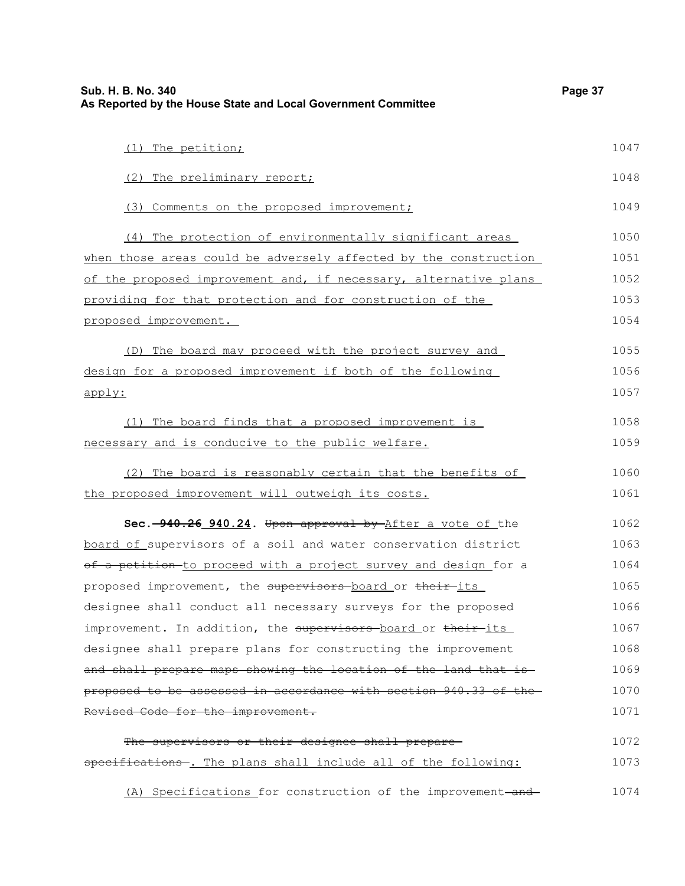(1) The petition;

(2) The preliminary report;

(3) Comments on the proposed improvement;

(4) The protection of environmentally significant areas when those areas could be adversely affected by the construction of the proposed improvement and, if necessary, alternative plans providing for that protection and for construction of the proposed improvement.

(D) The board may proceed with the project survey and design for a proposed improvement if both of the following apply:

(1) The board finds that a proposed improvement is necessary and is conducive to the public welfare.

(2) The board is reasonably certain that the benefits of the proposed improvement will outweigh its costs.

**Sec. ~~940.26~~ 940.24.** ~~Upon approval by~~ After a vote of the board of supervisors of a soil and water conservation district ~~of a petition~~ to proceed with a project survey and design for a proposed improvement, the ~~supervisors~~ board or ~~their~~ its designee shall conduct all necessary surveys for the proposed improvement. In addition, the ~~supervisors~~ board or ~~their~~ its designee shall prepare plans for constructing the improvement ~~and shall prepare maps showing the location of the land that is proposed to be assessed in accordance with section 940.33 of the Revised Code for the improvement.~~

~~The supervisors or their designee shall prepare specifications~~. The plans shall include all of the following:

(A) Specifications for construction of the improvement ~~and~~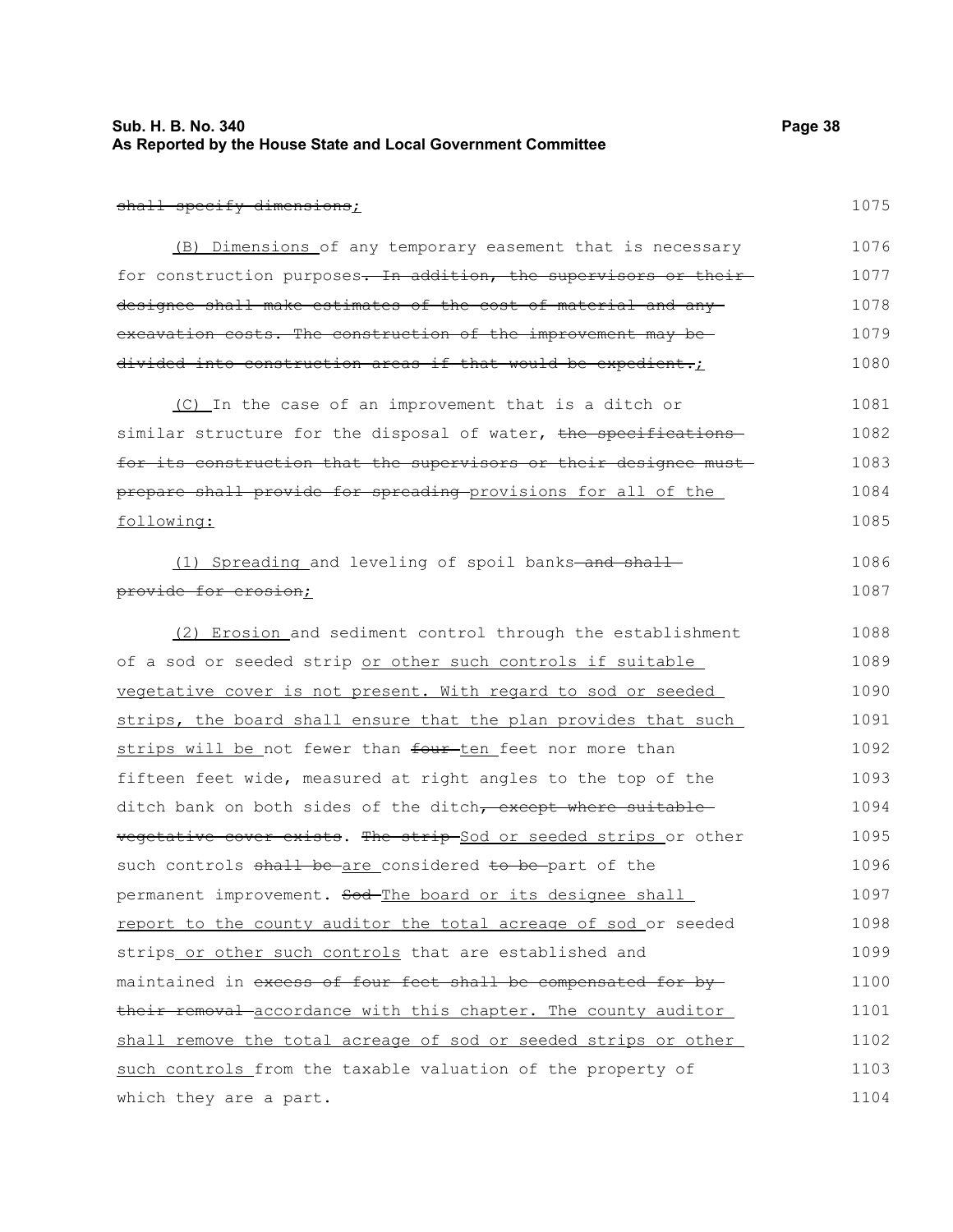~~shall specify dimensions~~;

(B) Dimensions of any temporary easement that is necessary for construction purposes~~. In addition, the supervisors or their designee shall make estimates of the cost of material and any excavation costs. The construction of the improvement may be divided into construction areas if that would be expedient.~~;

(C) In the case of an improvement that is a ditch or similar structure for the disposal of water, ~~the specifications for its construction that the supervisors or their designee must prepare shall provide for spreading~~ provisions for all of the following:

(1) Spreading and leveling of spoil banks ~~and shall provide for erosion~~;

(2) Erosion and sediment control through the establishment of a sod or seeded strip or other such controls if suitable vegetative cover is not present. With regard to sod or seeded strips, the board shall ensure that the plan provides that such strips will be not fewer than ~~four~~ ten feet nor more than fifteen feet wide, measured at right angles to the top of the ditch bank on both sides of the ditch~~, except where suitable vegetative cover exists~~. ~~The strip~~ Sod or seeded strips or other such controls ~~shall be~~ are considered ~~to be~~ part of the permanent improvement. ~~Sod~~ The board or its designee shall report to the county auditor the total acreage of sod or seeded strips or other such controls that are established and maintained in ~~excess of four feet shall be compensated for by their removal~~ accordance with this chapter. The county auditor shall remove the total acreage of sod or seeded strips or other such controls from the taxable valuation of the property of which they are a part.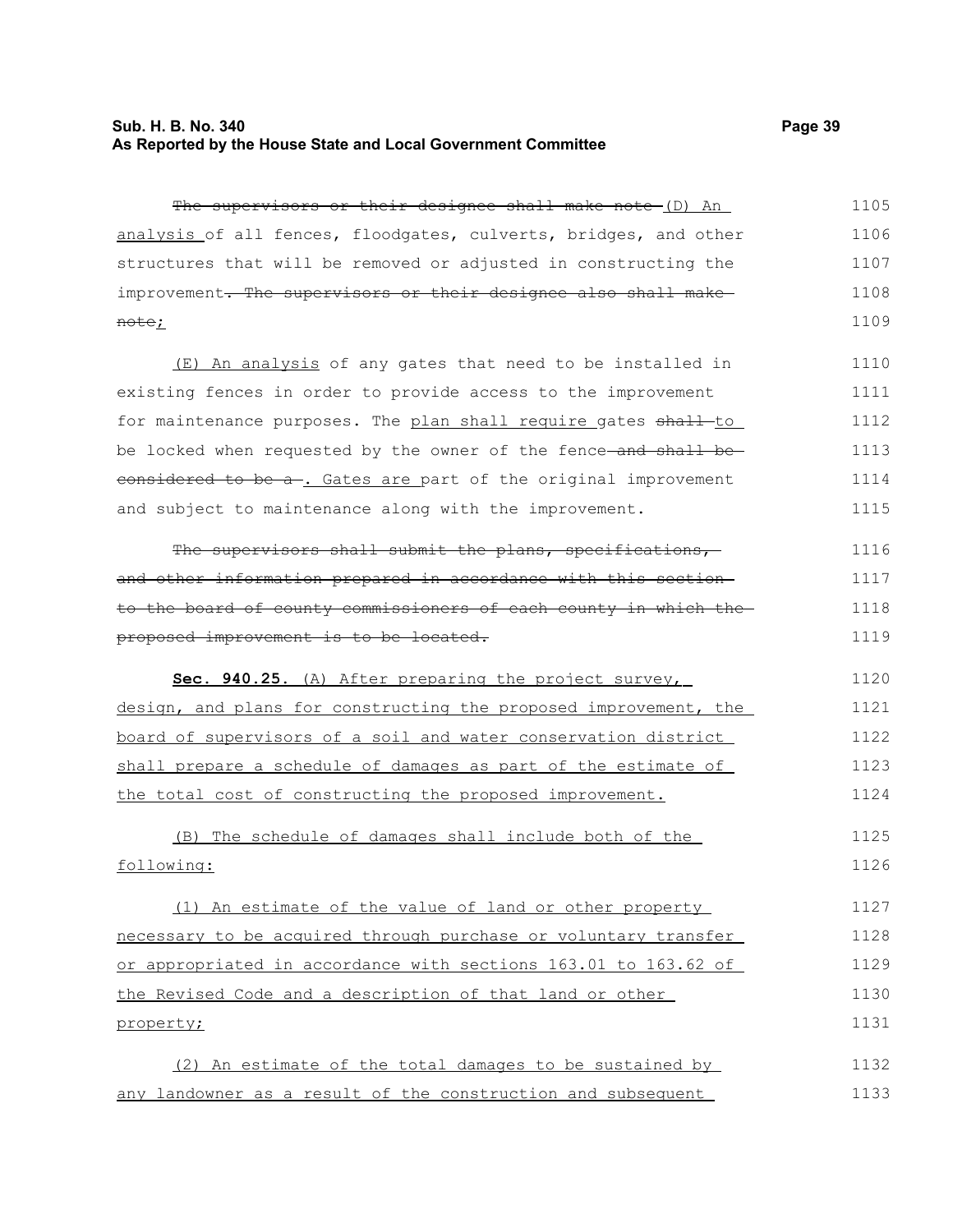~~The supervisors or their designee shall make note~~ (D) An analysis of all fences, floodgates, culverts, bridges, and other structures that will be removed or adjusted in constructing the improvement~~. The supervisors or their designee also shall make note~~;

(E) An analysis of any gates that need to be installed in existing fences in order to provide access to the improvement for maintenance purposes. The plan shall require gates ~~shall~~ to be locked when requested by the owner of the fence ~~and shall be considered to be a~~. Gates are part of the original improvement and subject to maintenance along with the improvement.

~~The supervisors shall submit the plans, specifications, and other information prepared in accordance with this section to the board of county commissioners of each county in which the proposed improvement is to be located.~~

**Sec. 940.25.** (A) After preparing the project survey, design, and plans for constructing the proposed improvement, the board of supervisors of a soil and water conservation district shall prepare a schedule of damages as part of the estimate of the total cost of constructing the proposed improvement.

(B) The schedule of damages shall include both of the following:

(1) An estimate of the value of land or other property necessary to be acquired through purchase or voluntary transfer or appropriated in accordance with sections 163.01 to 163.62 of the Revised Code and a description of that land or other property;

(2) An estimate of the total damages to be sustained by any landowner as a result of the construction and subsequent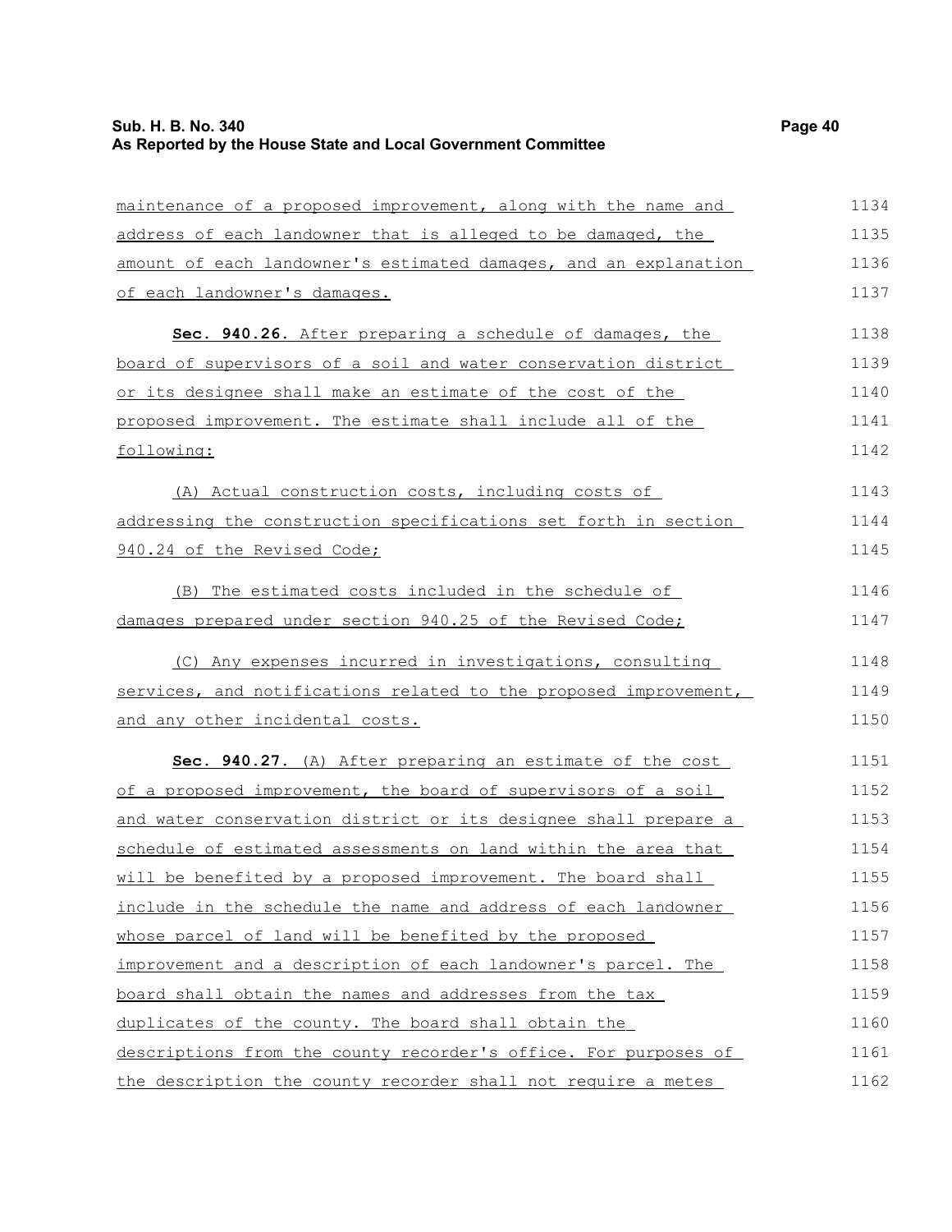maintenance of a proposed improvement, along with the name and address of each landowner that is alleged to be damaged, the amount of each landowner's estimated damages, and an explanation of each landowner's damages.

**Sec. 940.26.** After preparing a schedule of damages, the board of supervisors of a soil and water conservation district or its designee shall make an estimate of the cost of the proposed improvement. The estimate shall include all of the following:

(A) Actual construction costs, including costs of addressing the construction specifications set forth in section 940.24 of the Revised Code;

(B) The estimated costs included in the schedule of damages prepared under section 940.25 of the Revised Code;

(C) Any expenses incurred in investigations, consulting services, and notifications related to the proposed improvement, and any other incidental costs.

**Sec. 940.27.** (A) After preparing an estimate of the cost of a proposed improvement, the board of supervisors of a soil and water conservation district or its designee shall prepare a schedule of estimated assessments on land within the area that will be benefited by a proposed improvement. The board shall include in the schedule the name and address of each landowner whose parcel of land will be benefited by the proposed improvement and a description of each landowner's parcel. The board shall obtain the names and addresses from the tax duplicates of the county. The board shall obtain the descriptions from the county recorder's office. For purposes of the description the county recorder shall not require a metes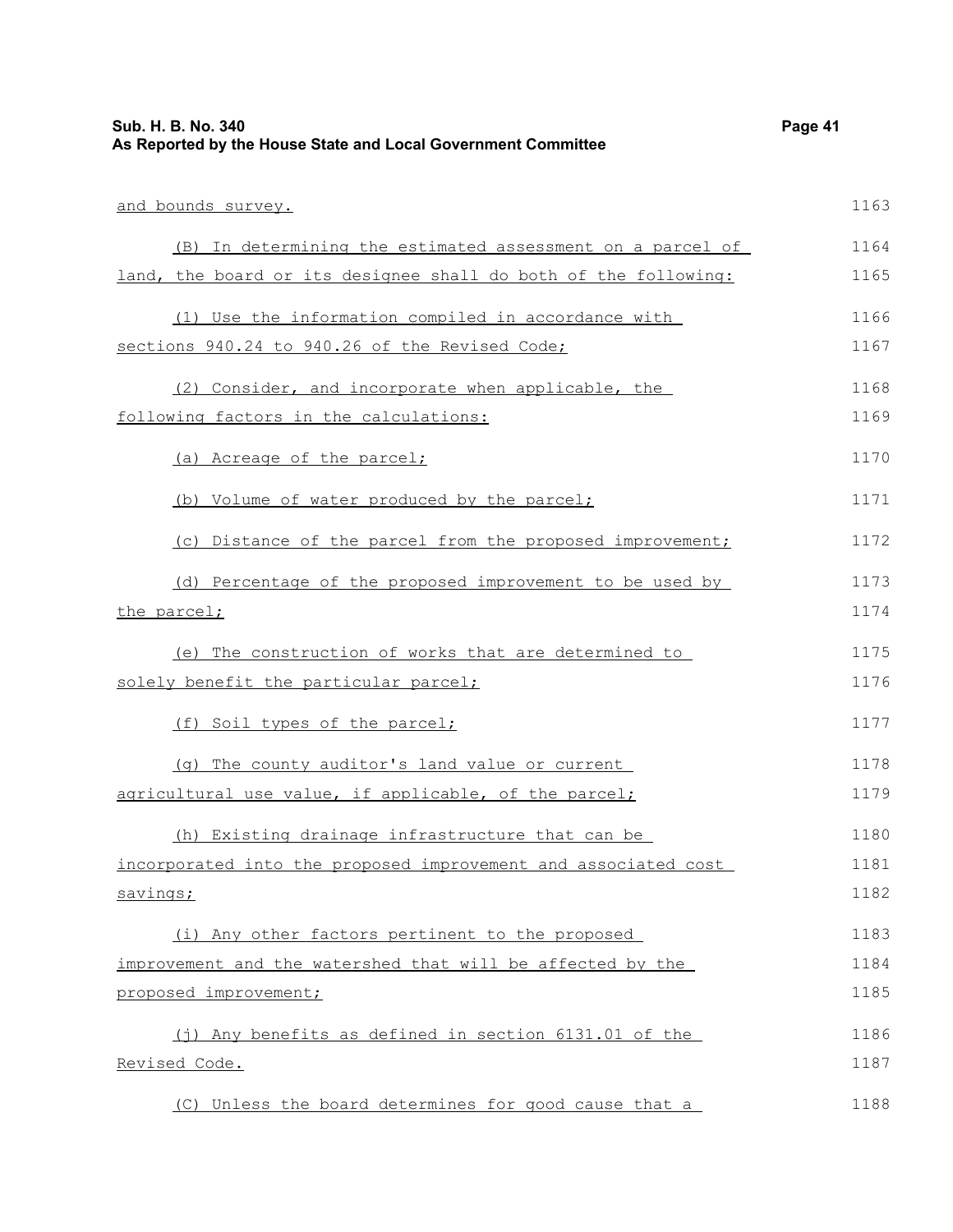and bounds survey.

(B) In determining the estimated assessment on a parcel of land, the board or its designee shall do both of the following:

(1) Use the information compiled in accordance with sections 940.24 to 940.26 of the Revised Code;

(2) Consider, and incorporate when applicable, the following factors in the calculations:

(a) Acreage of the parcel;

(b) Volume of water produced by the parcel;

(c) Distance of the parcel from the proposed improvement;

(d) Percentage of the proposed improvement to be used by the parcel;

(e) The construction of works that are determined to solely benefit the particular parcel;

(f) Soil types of the parcel;

(g) The county auditor's land value or current agricultural use value, if applicable, of the parcel;

(h) Existing drainage infrastructure that can be incorporated into the proposed improvement and associated cost savings;

(i) Any other factors pertinent to the proposed improvement and the watershed that will be affected by the proposed improvement;

(j) Any benefits as defined in section 6131.01 of the Revised Code.

(C) Unless the board determines for good cause that a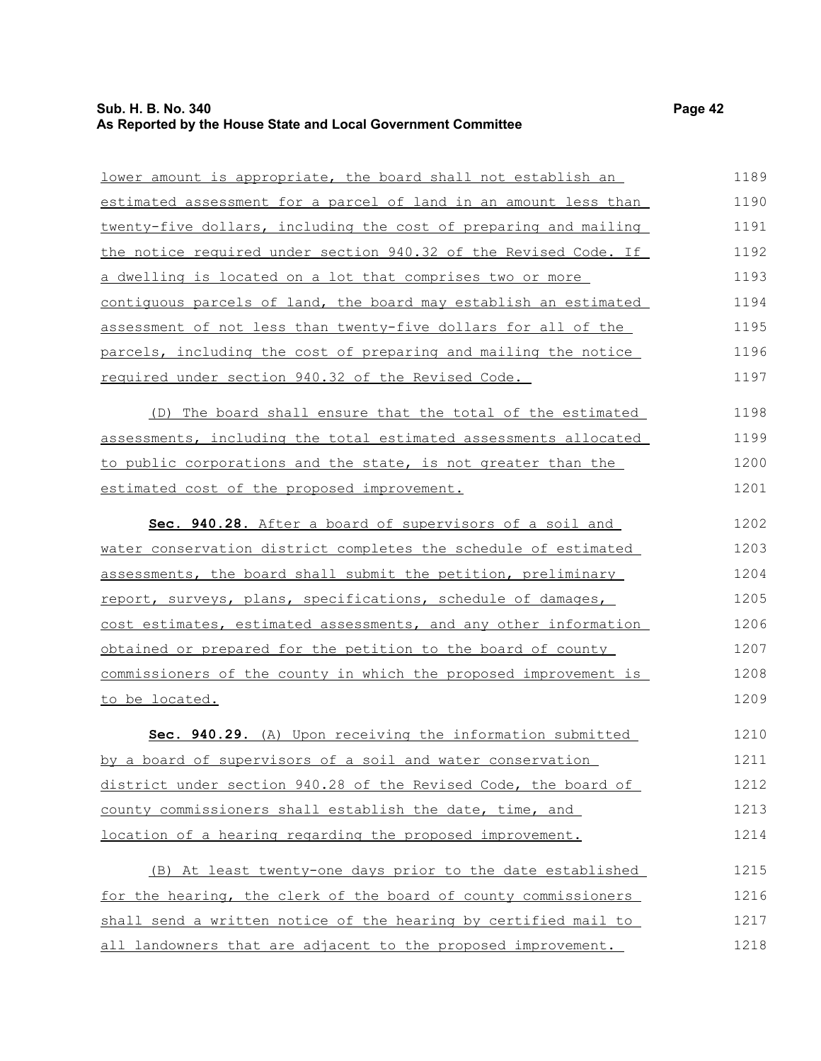lower amount is appropriate, the board shall not establish an estimated assessment for a parcel of land in an amount less than twenty-five dollars, including the cost of preparing and mailing the notice required under section 940.32 of the Revised Code. If a dwelling is located on a lot that comprises two or more contiguous parcels of land, the board may establish an estimated assessment of not less than twenty-five dollars for all of the parcels, including the cost of preparing and mailing the notice required under section 940.32 of the Revised Code.

(D) The board shall ensure that the total of the estimated assessments, including the total estimated assessments allocated to public corporations and the state, is not greater than the estimated cost of the proposed improvement.

**Sec. 940.28.** After a board of supervisors of a soil and water conservation district completes the schedule of estimated assessments, the board shall submit the petition, preliminary report, surveys, plans, specifications, schedule of damages, cost estimates, estimated assessments, and any other information obtained or prepared for the petition to the board of county commissioners of the county in which the proposed improvement is to be located.

**Sec. 940.29.** (A) Upon receiving the information submitted by a board of supervisors of a soil and water conservation district under section 940.28 of the Revised Code, the board of county commissioners shall establish the date, time, and location of a hearing regarding the proposed improvement.

(B) At least twenty-one days prior to the date established for the hearing, the clerk of the board of county commissioners shall send a written notice of the hearing by certified mail to all landowners that are adjacent to the proposed improvement.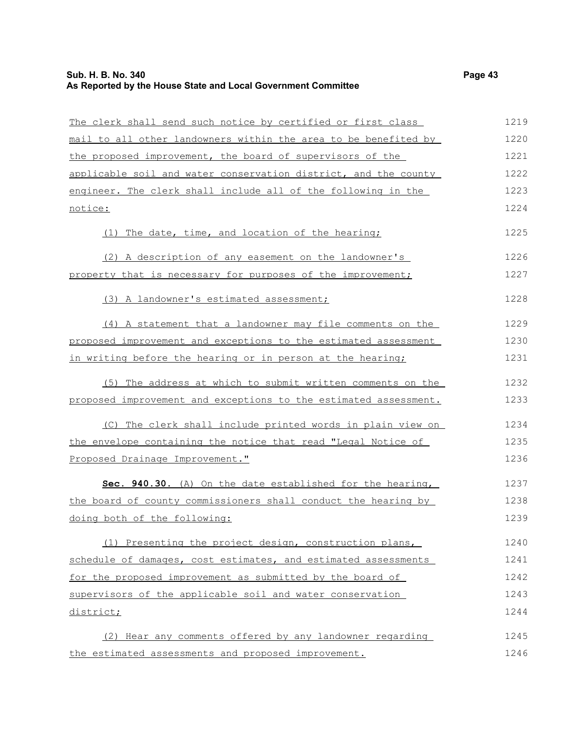The clerk shall send such notice by certified or first class mail to all other landowners within the area to be benefited by the proposed improvement, the board of supervisors of the applicable soil and water conservation district, and the county engineer. The clerk shall include all of the following in the notice:

(1) The date, time, and location of the hearing;

(2) A description of any easement on the landowner's property that is necessary for purposes of the improvement;

(3) A landowner's estimated assessment;

(4) A statement that a landowner may file comments on the proposed improvement and exceptions to the estimated assessment in writing before the hearing or in person at the hearing;

(5) The address at which to submit written comments on the proposed improvement and exceptions to the estimated assessment.

(C) The clerk shall include printed words in plain view on the envelope containing the notice that read "Legal Notice of Proposed Drainage Improvement."

**Sec. 940.30.** (A) On the date established for the hearing, the board of county commissioners shall conduct the hearing by doing both of the following:

(1) Presenting the project design, construction plans, schedule of damages, cost estimates, and estimated assessments for the proposed improvement as submitted by the board of supervisors of the applicable soil and water conservation district;

(2) Hear any comments offered by any landowner regarding the estimated assessments and proposed improvement.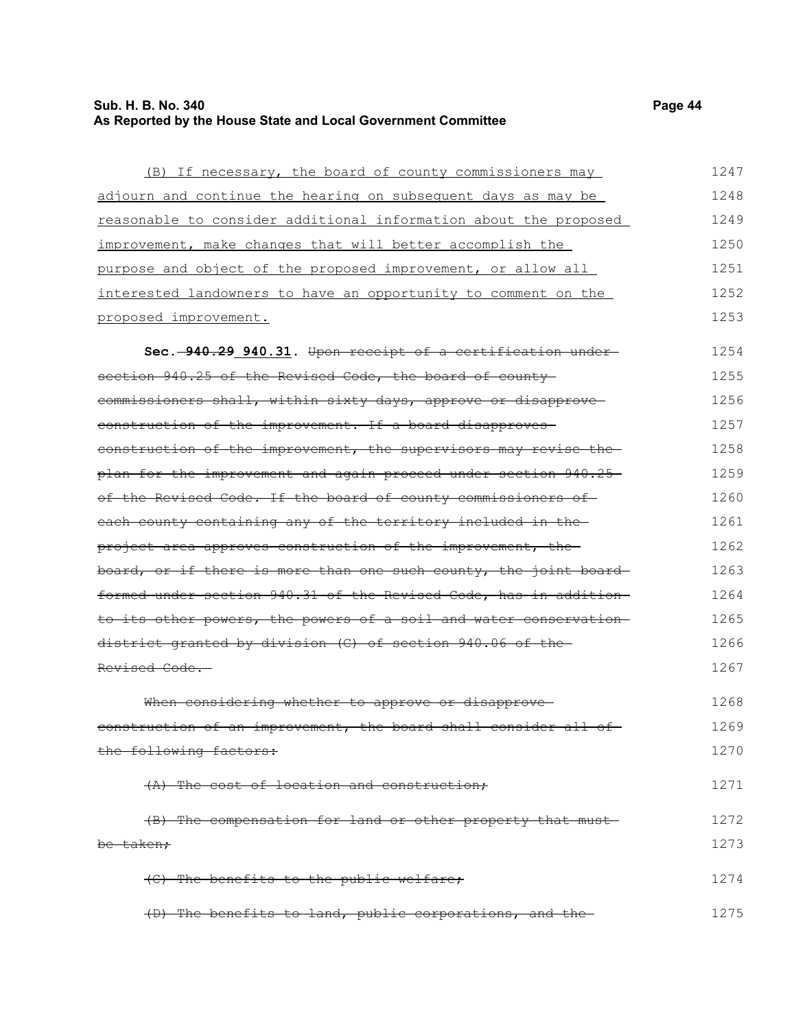(B) If necessary, the board of county commissioners may adjourn and continue the hearing on subsequent days as may be reasonable to consider additional information about the proposed improvement, make changes that will better accomplish the purpose and object of the proposed improvement, or allow all interested landowners to have an opportunity to comment on the proposed improvement.

**Sec. ~~940.29~~ 940.31.** ~~Upon receipt of a certification under section 940.25 of the Revised Code, the board of county commissioners shall, within sixty days, approve or disapprove construction of the improvement. If a board disapproves construction of the improvement, the supervisors may revise the plan for the improvement and again proceed under section 940.25 of the Revised Code. If the board of county commissioners of each county containing any of the territory included in the project area approves construction of the improvement, the board, or if there is more than one such county, the joint board formed under section 940.31 of the Revised Code, has in addition to its other powers, the powers of a soil and water conservation district granted by division (C) of section 940.06 of the Revised Code.~~

~~When considering whether to approve or disapprove construction of an improvement, the board shall consider all of the following factors:~~

~~(A) The cost of location and construction;~~

~~(B) The compensation for land or other property that must be taken;~~

~~(C) The benefits to the public welfare;~~

~~(D) The benefits to land, public corporations, and the~~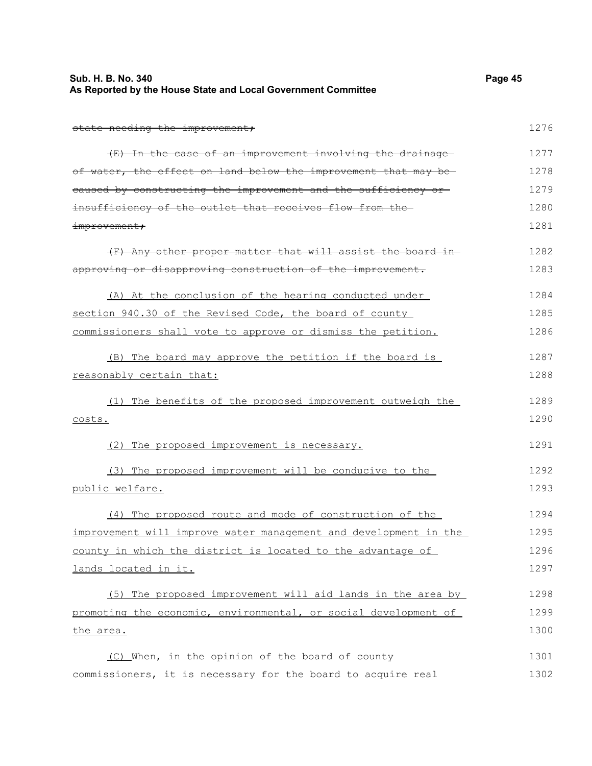~~state needing the improvement;~~

~~(E) In the case of an improvement involving the drainage of water, the effect on land below the improvement that may be caused by constructing the improvement and the sufficiency or insufficiency of the outlet that receives flow from the improvement;~~

~~(F) Any other proper matter that will assist the board in approving or disapproving construction of the improvement.~~

<u>(A) At the conclusion of the hearing conducted under section 940.30 of the Revised Code, the board of county commissioners shall vote to approve or dismiss the petition.</u>

<u>(B) The board may approve the petition if the board is reasonably certain that:</u>

<u>(1) The benefits of the proposed improvement outweigh the costs.</u>

<u>(2) The proposed improvement is necessary.</u>

<u>(3) The proposed improvement will be conducive to the public welfare.</u>

<u>(4) The proposed route and mode of construction of the improvement will improve water management and development in the county in which the district is located to the advantage of lands located in it.</u>

<u>(5) The proposed improvement will aid lands in the area by promoting the economic, environmental, or social development of the area.</u>

<u>(C)</u> When, in the opinion of the board of county commissioners, it is necessary for the board to acquire real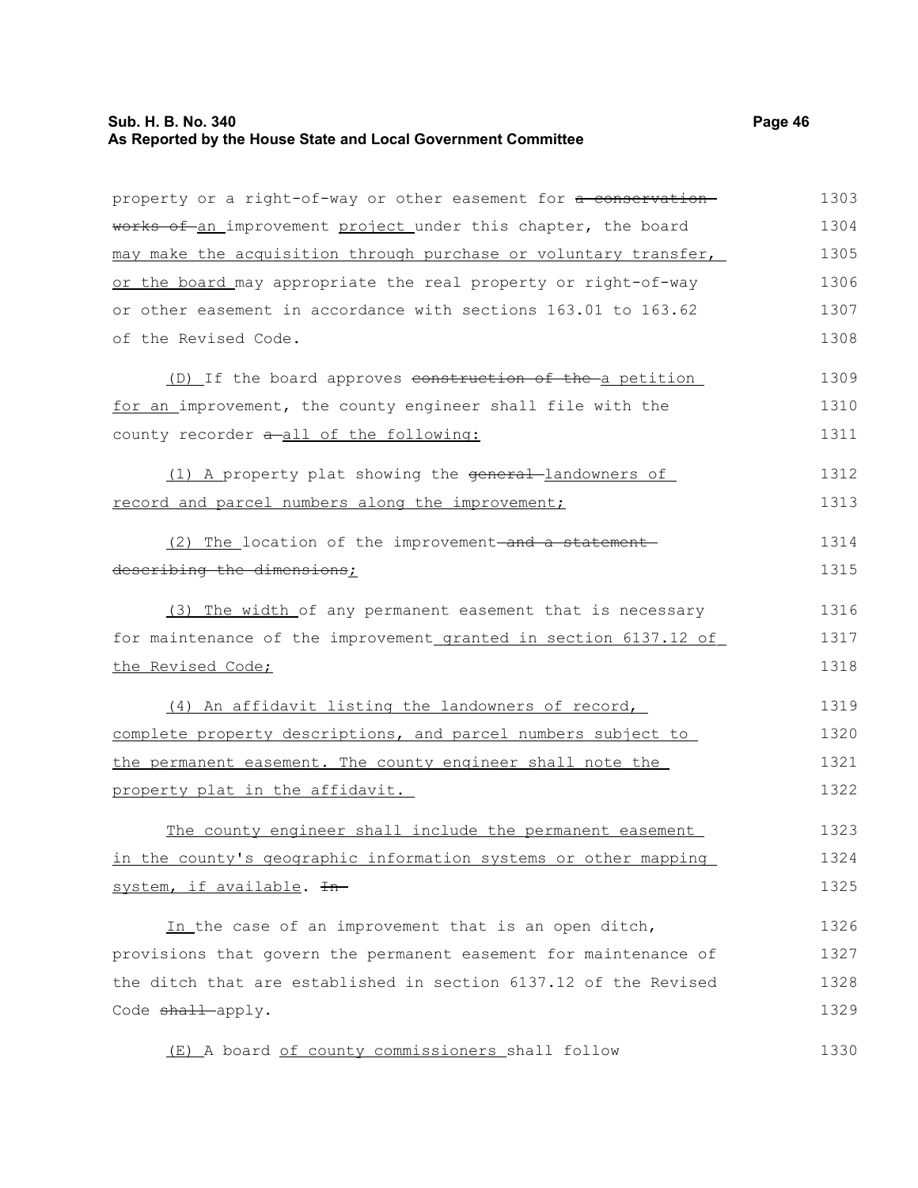property or a right-of-way or other easement for ~~a conservation works of~~ an improvement project under this chapter, the board may make the acquisition through purchase or voluntary transfer, or the board may appropriate the real property or right-of-way or other easement in accordance with sections 163.01 to 163.62 of the Revised Code.

(D) If the board approves ~~construction of the~~ a petition for an improvement, the county engineer shall file with the county recorder ~~a~~ all of the following:

(1) A property plat showing the ~~general~~ landowners of record and parcel numbers along the improvement;

(2) The location of the improvement ~~and a statement describing the dimensions~~;

(3) The width of any permanent easement that is necessary for maintenance of the improvement granted in section 6137.12 of the Revised Code;

(4) An affidavit listing the landowners of record, complete property descriptions, and parcel numbers subject to the permanent easement. The county engineer shall note the property plat in the affidavit.

The county engineer shall include the permanent easement in the county's geographic information systems or other mapping system, if available. ~~In~~

In the case of an improvement that is an open ditch, provisions that govern the permanent easement for maintenance of the ditch that are established in section 6137.12 of the Revised Code ~~shall~~ apply.

(E) A board of county commissioners shall follow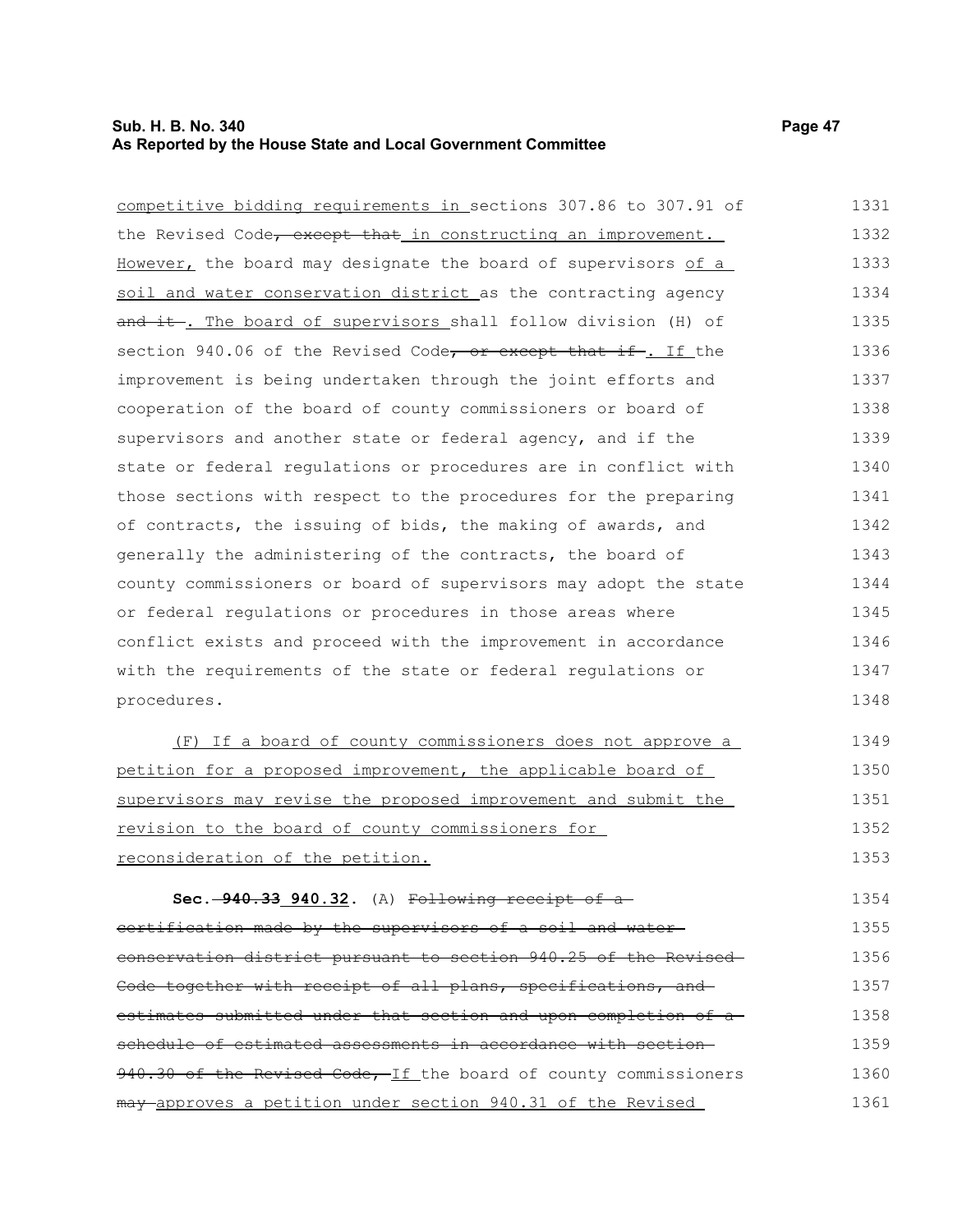competitive bidding requirements in sections 307.86 to 307.91 of the Revised Code, except that in constructing an improvement. However, the board may designate the board of supervisors of a soil and water conservation district as the contracting agency and it . The board of supervisors shall follow division (H) of section 940.06 of the Revised Code, or except that if . If the improvement is being undertaken through the joint efforts and cooperation of the board of county commissioners or board of supervisors and another state or federal agency, and if the state or federal regulations or procedures are in conflict with those sections with respect to the procedures for the preparing of contracts, the issuing of bids, the making of awards, and generally the administering of the contracts, the board of county commissioners or board of supervisors may adopt the state or federal regulations or procedures in those areas where conflict exists and proceed with the improvement in accordance with the requirements of the state or federal regulations or procedures.

(F) If a board of county commissioners does not approve a petition for a proposed improvement, the applicable board of supervisors may revise the proposed improvement and submit the revision to the board of county commissioners for reconsideration of the petition.

**Sec. 940.33 940.32.** (A) Following receipt of a certification made by the supervisors of a soil and water conservation district pursuant to section 940.25 of the Revised Code together with receipt of all plans, specifications, and estimates submitted under that section and upon completion of a schedule of estimated assessments in accordance with section 940.30 of the Revised Code, If the board of county commissioners may approves a petition under section 940.31 of the Revised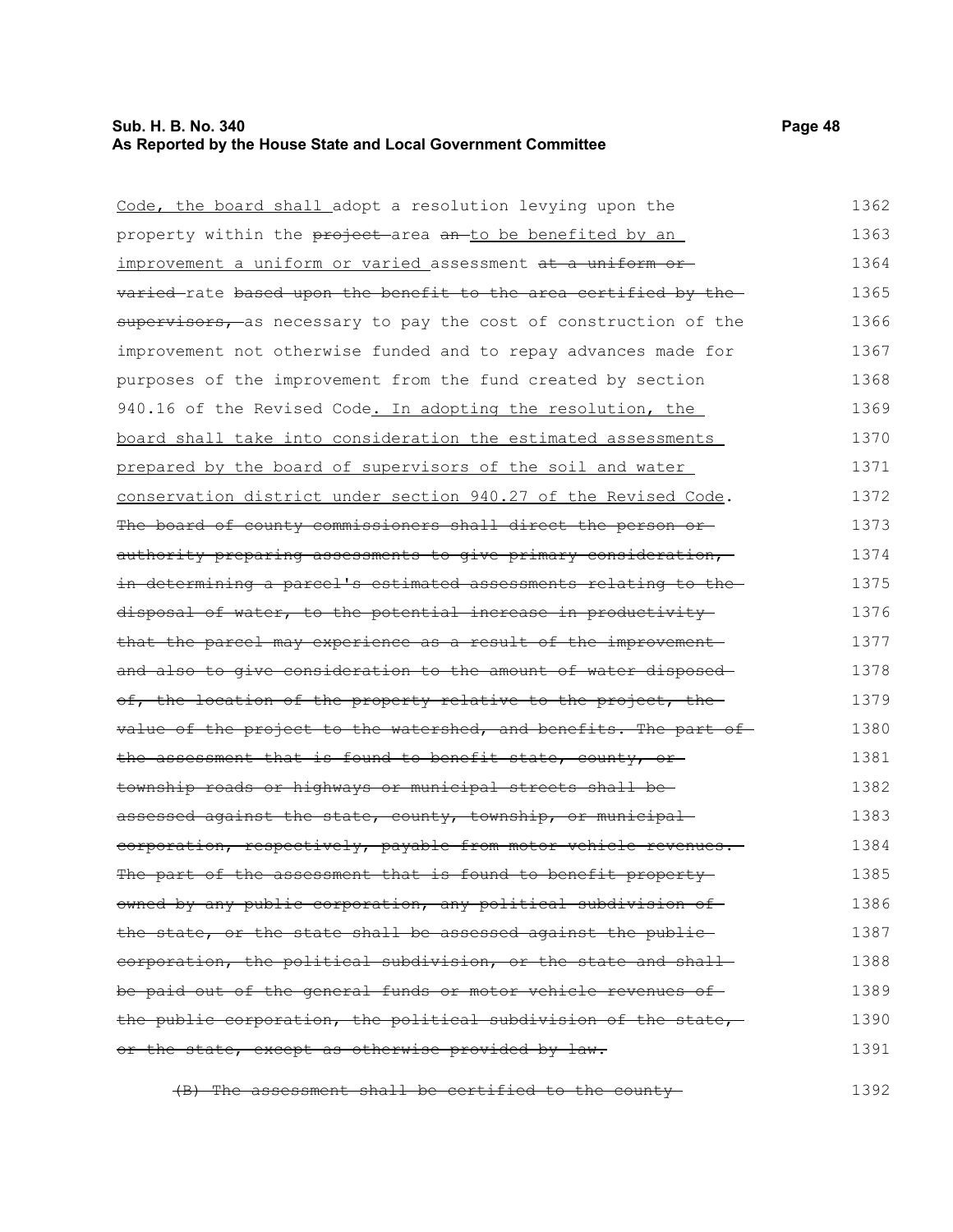Code, the board shall adopt a resolution levying upon the property within the ~~project~~ area ~~an~~ to be benefited by an improvement a uniform or varied assessment ~~at a uniform or varied~~ rate ~~based upon the benefit to the area certified by the supervisors,~~ as necessary to pay the cost of construction of the improvement not otherwise funded and to repay advances made for purposes of the improvement from the fund created by section 940.16 of the Revised Code. In adopting the resolution, the board shall take into consideration the estimated assessments prepared by the board of supervisors of the soil and water conservation district under section 940.27 of the Revised Code. ~~The board of county commissioners shall direct the person or authority preparing assessments to give primary consideration, in determining a parcel's estimated assessments relating to the disposal of water, to the potential increase in productivity that the parcel may experience as a result of the improvement and also to give consideration to the amount of water disposed of, the location of the property relative to the project, the value of the project to the watershed, and benefits. The part of the assessment that is found to benefit state, county, or township roads or highways or municipal streets shall be assessed against the state, county, township, or municipal corporation, respectively, payable from motor vehicle revenues. The part of the assessment that is found to benefit property owned by any public corporation, any political subdivision of the state, or the state shall be assessed against the public corporation, the political subdivision, or the state and shall be paid out of the general funds or motor vehicle revenues of the public corporation, the political subdivision of the state, or the state, except as otherwise provided by law.~~

~~(B) The assessment shall be certified to the county~~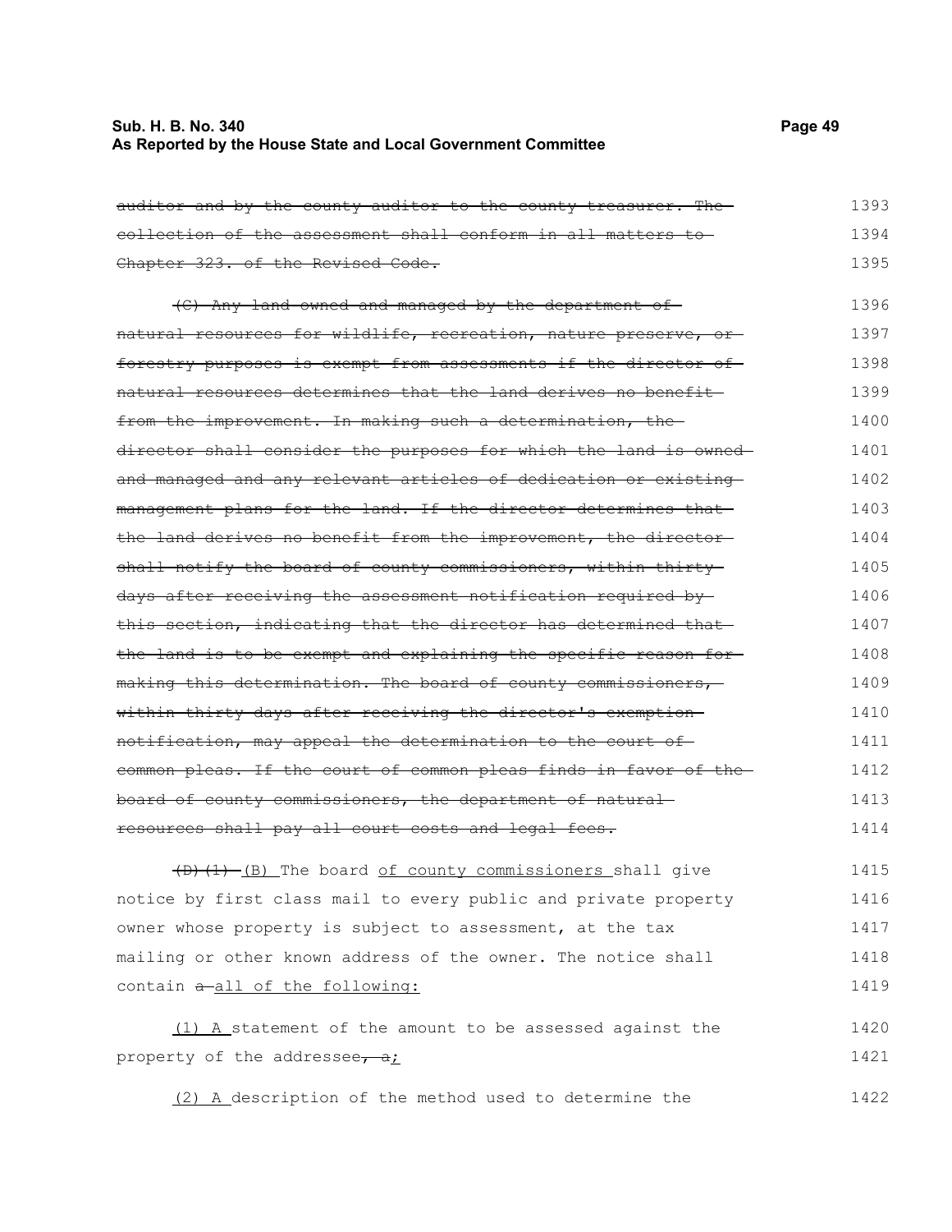~~auditor and by the county auditor to the county treasurer. The collection of the assessment shall conform in all matters to Chapter 323. of the Revised Code.~~ 1393 1394 1395

~~(C) Any land owned and managed by the department of natural resources for wildlife, recreation, nature preserve, or forestry purposes is exempt from assessments if the director of natural resources determines that the land derives no benefit from the improvement. In making such a determination, the director shall consider the purposes for which the land is owned and managed and any relevant articles of dedication or existing management plans for the land. If the director determines that the land derives no benefit from the improvement, the director shall notify the board of county commissioners, within thirty days after receiving the assessment notification required by this section, indicating that the director has determined that the land is to be exempt and explaining the specific reason for making this determination. The board of county commissioners, within thirty days after receiving the director's exemption notification, may appeal the determination to the court of common pleas. If the court of common pleas finds in favor of the board of county commissioners, the department of natural resources shall pay all court costs and legal fees.~~ 1396 1397 1398 1399 1400 1401 1402 1403 1404 1405 1406 1407 1408 1409 1410 1411 1412 1413 1414

~~(D)(1)~~ <u>(B)</u> The board <u>of county commissioners</u> shall give notice by first class mail to every public and private property owner whose property is subject to assessment, at the tax mailing or other known address of the owner. The notice shall contain ~~a~~ <u>all of the following:</u> 1415 1416 1417 1418 1419

<u>(1) A</u> statement of the amount to be assessed against the property of the addressee~~, a~~<u>;</u> 1420 1421

<u>(2) A</u> description of the method used to determine the 1422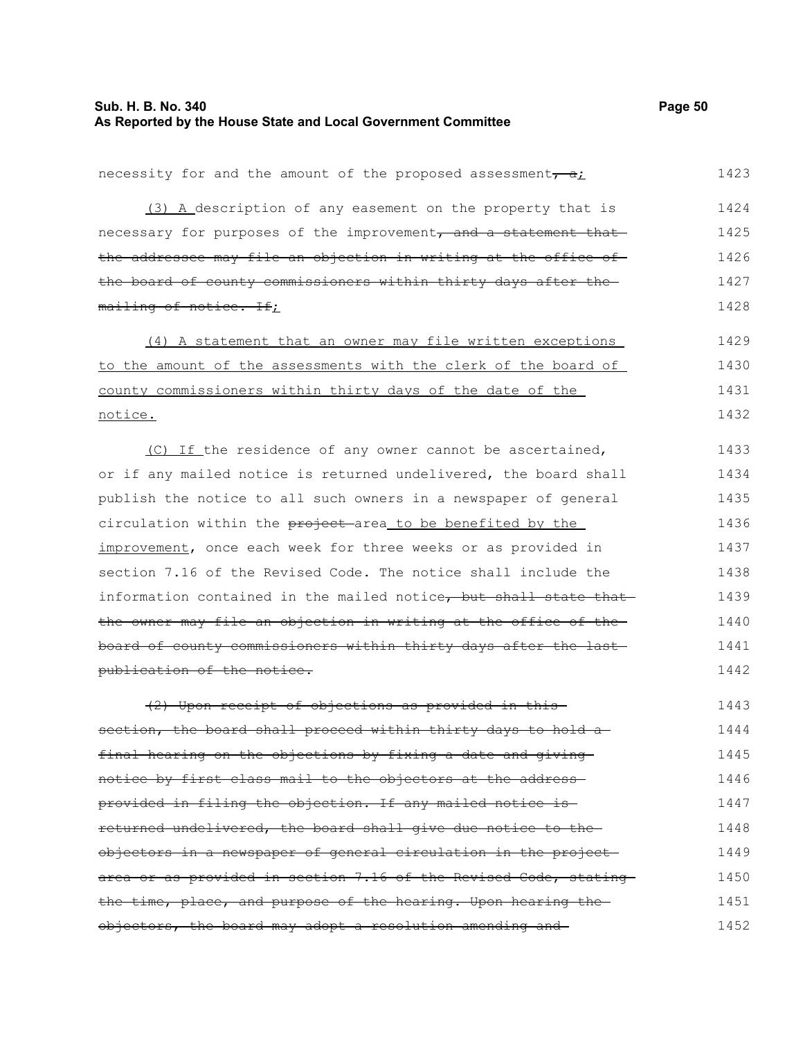necessity for and the amount of the proposed assessment~~, a~~;

(3) A description of any easement on the property that is necessary for purposes of the improvement~~, and a statement that the addressee may file an objection in writing at the office of the board of county commissioners within thirty days after the mailing of notice. If~~;

(4) A statement that an owner may file written exceptions to the amount of the assessments with the clerk of the board of county commissioners within thirty days of the date of the notice.

(C) If the residence of any owner cannot be ascertained, or if any mailed notice is returned undelivered, the board shall publish the notice to all such owners in a newspaper of general circulation within the ~~project~~ area to be benefited by the improvement, once each week for three weeks or as provided in section 7.16 of the Revised Code. The notice shall include the information contained in the mailed notice~~, but shall state that the owner may file an objection in writing at the office of the board of county commissioners within thirty days after the last publication of the notice.~~

~~(2) Upon receipt of objections as provided in this section, the board shall proceed within thirty days to hold a final hearing on the objections by fixing a date and giving notice by first class mail to the objectors at the address provided in filing the objection. If any mailed notice is returned undelivered, the board shall give due notice to the objectors in a newspaper of general circulation in the project area or as provided in section 7.16 of the Revised Code, stating the time, place, and purpose of the hearing. Upon hearing the objectors, the board may adopt a resolution amending and~~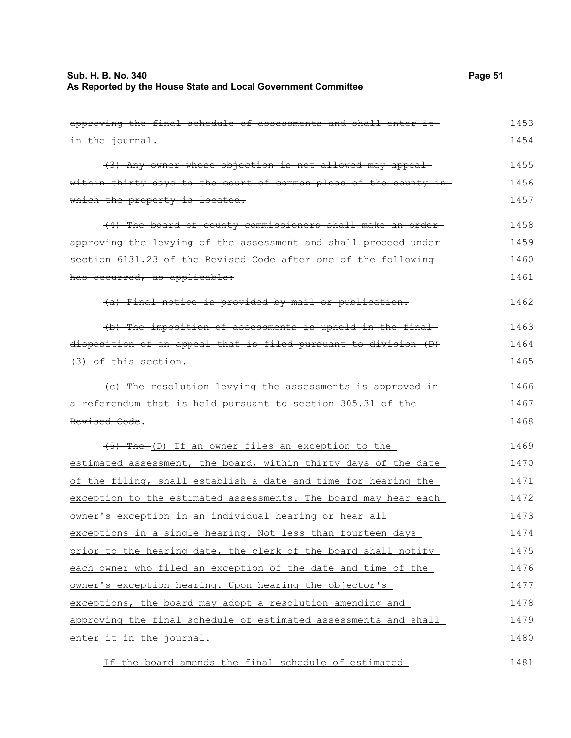~~approving the final schedule of assessments and shall enter it in the journal.~~ 1453 1454

~~(3) Any owner whose objection is not allowed may appeal within thirty days to the court of common pleas of the county in which the property is located.~~ 1455 1456 1457

~~(4) The board of county commissioners shall make an order approving the levying of the assessment and shall proceed under section 6131.23 of the Revised Code after one of the following has occurred, as applicable:~~ 1458 1459 1460 1461

~~(a) Final notice is provided by mail or publication.~~ 1462

~~(b) The imposition of assessments is upheld in the final disposition of an appeal that is filed pursuant to division (D)(3) of this section.~~ 1463 1464 1465

~~(c) The resolution levying the assessments is approved in a referendum that is held pursuant to section 305.31 of the Revised Code~~. 1466 1467 1468

~~(5) The~~ <u>(D) If an owner files an exception to the estimated assessment, the board, within thirty days of the date of the filing, shall establish a date and time for hearing the exception to the estimated assessments. The board may hear each owner's exception in an individual hearing or hear all exceptions in a single hearing. Not less than fourteen days prior to the hearing date, the clerk of the board shall notify each owner who filed an exception of the date and time of the owner's exception hearing. Upon hearing the objector's exceptions, the board may adopt a resolution amending and approving the final schedule of estimated assessments and shall enter it in the journal.</u> 1469 1470 1471 1472 1473 1474 1475 1476 1477 1478 1479 1480

<u>If the board amends the final schedule of estimated</u> 1481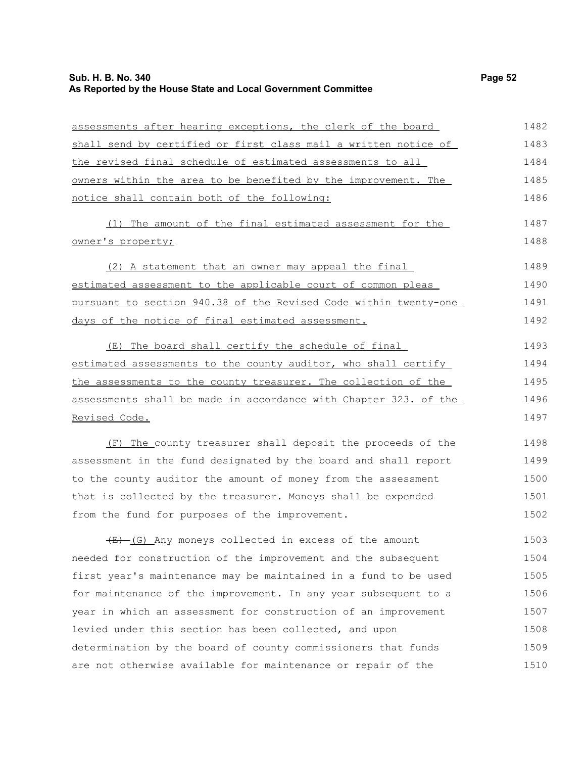assessments after hearing exceptions, the clerk of the board shall send by certified or first class mail a written notice of the revised final schedule of estimated assessments to all owners within the area to be benefited by the improvement. The notice shall contain both of the following:

(1) The amount of the final estimated assessment for the owner's property;

(2) A statement that an owner may appeal the final estimated assessment to the applicable court of common pleas pursuant to section 940.38 of the Revised Code within twenty-one days of the notice of final estimated assessment.

(E) The board shall certify the schedule of final estimated assessments to the county auditor, who shall certify the assessments to the county treasurer. The collection of the assessments shall be made in accordance with Chapter 323. of the Revised Code.

(F) The county treasurer shall deposit the proceeds of the assessment in the fund designated by the board and shall report to the county auditor the amount of money from the assessment that is collected by the treasurer. Moneys shall be expended from the fund for purposes of the improvement.

~~(E)~~ (G) Any moneys collected in excess of the amount needed for construction of the improvement and the subsequent first year's maintenance may be maintained in a fund to be used for maintenance of the improvement. In any year subsequent to a year in which an assessment for construction of an improvement levied under this section has been collected, and upon determination by the board of county commissioners that funds are not otherwise available for maintenance or repair of the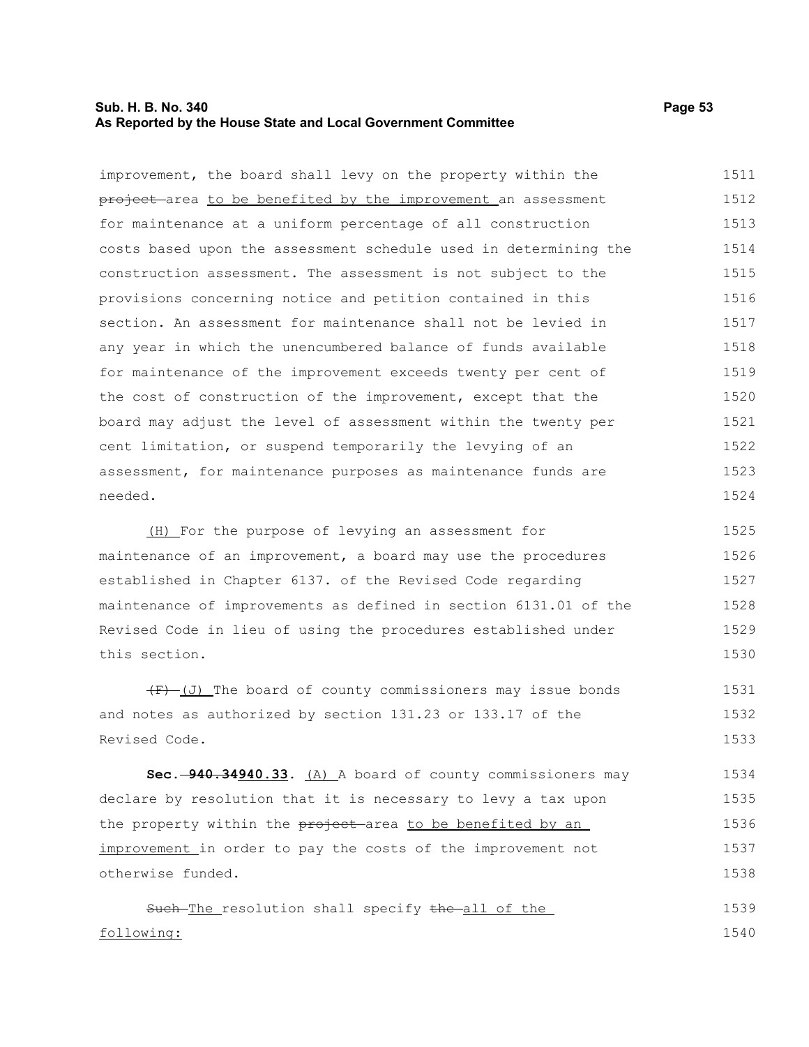improvement, the board shall levy on the property within the ~~project~~ area to be benefited by the improvement an assessment for maintenance at a uniform percentage of all construction costs based upon the assessment schedule used in determining the construction assessment. The assessment is not subject to the provisions concerning notice and petition contained in this section. An assessment for maintenance shall not be levied in any year in which the unencumbered balance of funds available for maintenance of the improvement exceeds twenty per cent of the cost of construction of the improvement, except that the board may adjust the level of assessment within the twenty per cent limitation, or suspend temporarily the levying of an assessment, for maintenance purposes as maintenance funds are needed.

(H) For the purpose of levying an assessment for maintenance of an improvement, a board may use the procedures established in Chapter 6137. of the Revised Code regarding maintenance of improvements as defined in section 6131.01 of the Revised Code in lieu of using the procedures established under this section.

~~(F)~~ (J) The board of county commissioners may issue bonds and notes as authorized by section 131.23 or 133.17 of the Revised Code.

**Sec. ~~940.34~~940.33.** (A) A board of county commissioners may declare by resolution that it is necessary to levy a tax upon the property within the ~~project~~ area to be benefited by an improvement in order to pay the costs of the improvement not otherwise funded.

~~Such~~ The resolution shall specify ~~the~~ all of the following: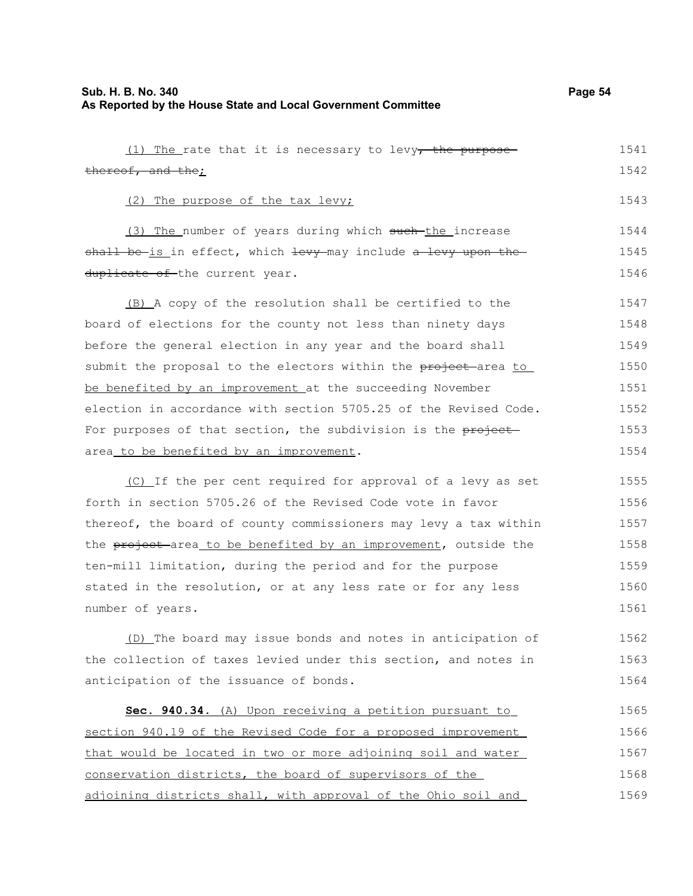(1) The rate that it is necessary to levy~~, the purpose thereof, and the~~;

(2) The purpose of the tax levy;

(3) The number of years during which ~~such~~ the increase ~~shall be~~ is in effect, which ~~levy~~ may include ~~a levy upon the duplicate of~~ the current year.

(B) A copy of the resolution shall be certified to the board of elections for the county not less than ninety days before the general election in any year and the board shall submit the proposal to the electors within the ~~project~~ area to be benefited by an improvement at the succeeding November election in accordance with section 5705.25 of the Revised Code. For purposes of that section, the subdivision is the ~~project~~ area to be benefited by an improvement.

(C) If the per cent required for approval of a levy as set forth in section 5705.26 of the Revised Code vote in favor thereof, the board of county commissioners may levy a tax within the ~~project~~ area to be benefited by an improvement, outside the ten-mill limitation, during the period and for the purpose stated in the resolution, or at any less rate or for any less number of years.

(D) The board may issue bonds and notes in anticipation of the collection of taxes levied under this section, and notes in anticipation of the issuance of bonds.

**Sec. 940.34.** (A) Upon receiving a petition pursuant to section 940.19 of the Revised Code for a proposed improvement that would be located in two or more adjoining soil and water conservation districts, the board of supervisors of the adjoining districts shall, with approval of the Ohio soil and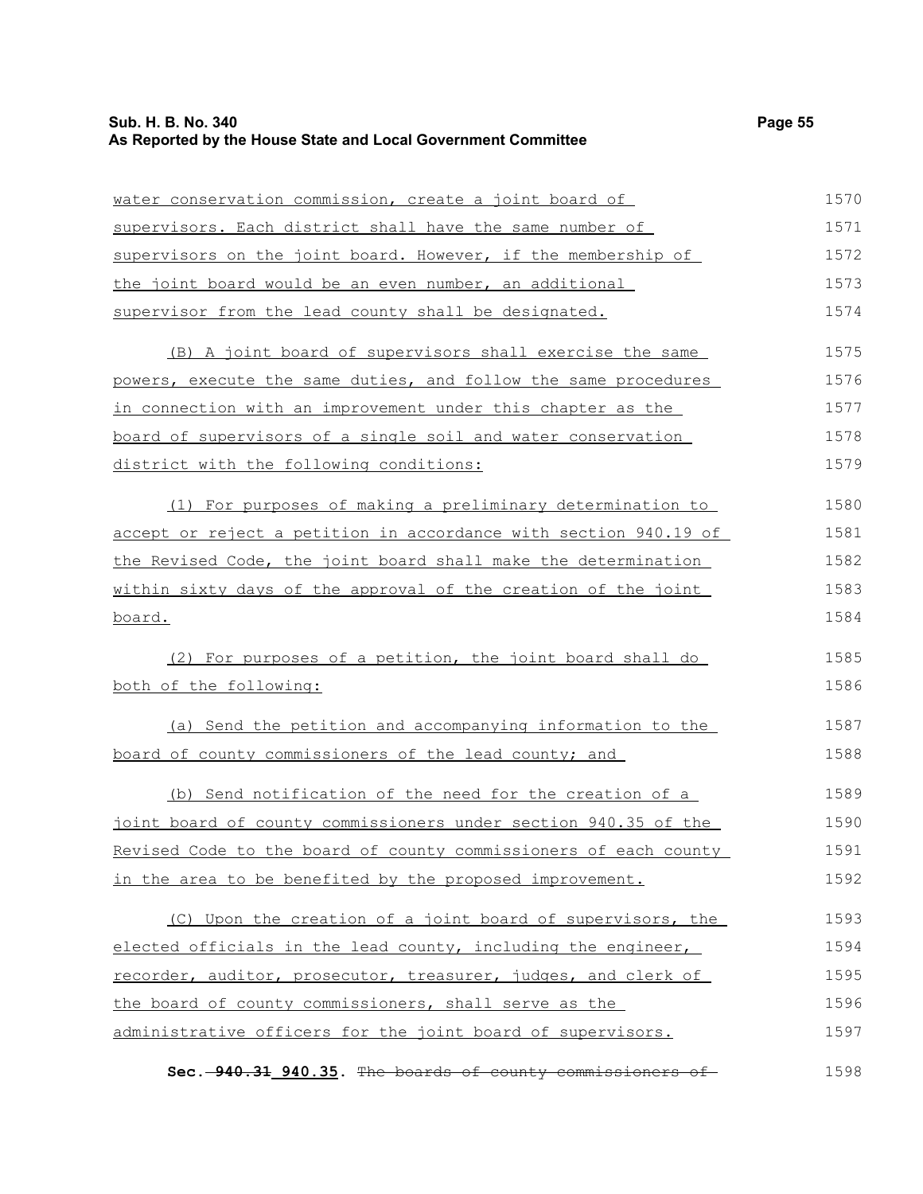water conservation commission, create a joint board of supervisors. Each district shall have the same number of supervisors on the joint board. However, if the membership of the joint board would be an even number, an additional supervisor from the lead county shall be designated.

(B) A joint board of supervisors shall exercise the same powers, execute the same duties, and follow the same procedures in connection with an improvement under this chapter as the board of supervisors of a single soil and water conservation district with the following conditions:

(1) For purposes of making a preliminary determination to accept or reject a petition in accordance with section 940.19 of the Revised Code, the joint board shall make the determination within sixty days of the approval of the creation of the joint board.

(2) For purposes of a petition, the joint board shall do both of the following:

(a) Send the petition and accompanying information to the board of county commissioners of the lead county; and

(b) Send notification of the need for the creation of a joint board of county commissioners under section 940.35 of the Revised Code to the board of county commissioners of each county in the area to be benefited by the proposed improvement.

(C) Upon the creation of a joint board of supervisors, the elected officials in the lead county, including the engineer, recorder, auditor, prosecutor, treasurer, judges, and clerk of the board of county commissioners, shall serve as the administrative officers for the joint board of supervisors.

**Sec. ~~940.31~~ 940.35.** ~~The boards of county commissioners of~~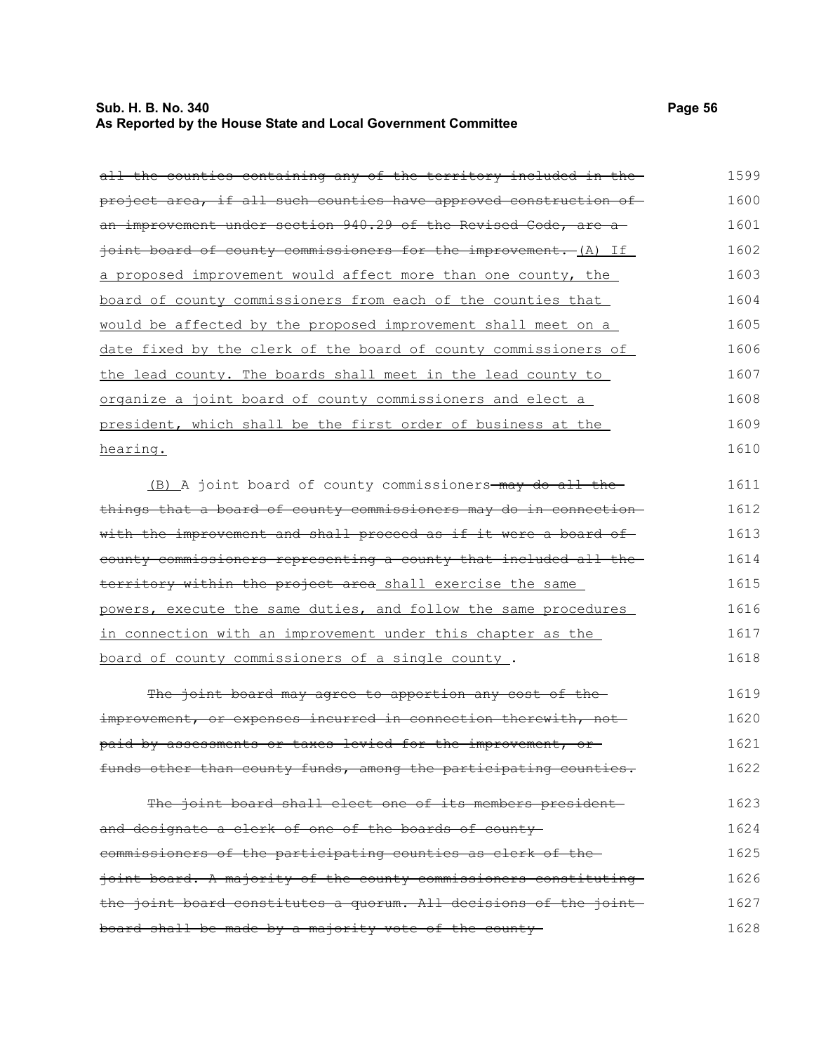~~all the counties containing any of the territory included in the project area, if all such counties have approved construction of an improvement under section 940.29 of the Revised Code, are a joint board of county commissioners for the improvement.~~ (A) If a proposed improvement would affect more than one county, the board of county commissioners from each of the counties that would be affected by the proposed improvement shall meet on a date fixed by the clerk of the board of county commissioners of the lead county. The boards shall meet in the lead county to organize a joint board of county commissioners and elect a president, which shall be the first order of business at the hearing.

(B) A joint board of county commissioners ~~may do all the things that a board of county commissioners may do in connection with the improvement and shall proceed as if it were a board of county commissioners representing a county that included all the territory within the project area~~ shall exercise the same powers, execute the same duties, and follow the same procedures in connection with an improvement under this chapter as the board of county commissioners of a single county .

~~The joint board may agree to apportion any cost of the improvement, or expenses incurred in connection therewith, not paid by assessments or taxes levied for the improvement, or funds other than county funds, among the participating counties.~~

~~The joint board shall elect one of its members president and designate a clerk of one of the boards of county commissioners of the participating counties as clerk of the joint board. A majority of the county commissioners constituting the joint board constitutes a quorum. All decisions of the joint board shall be made by a majority vote of the county~~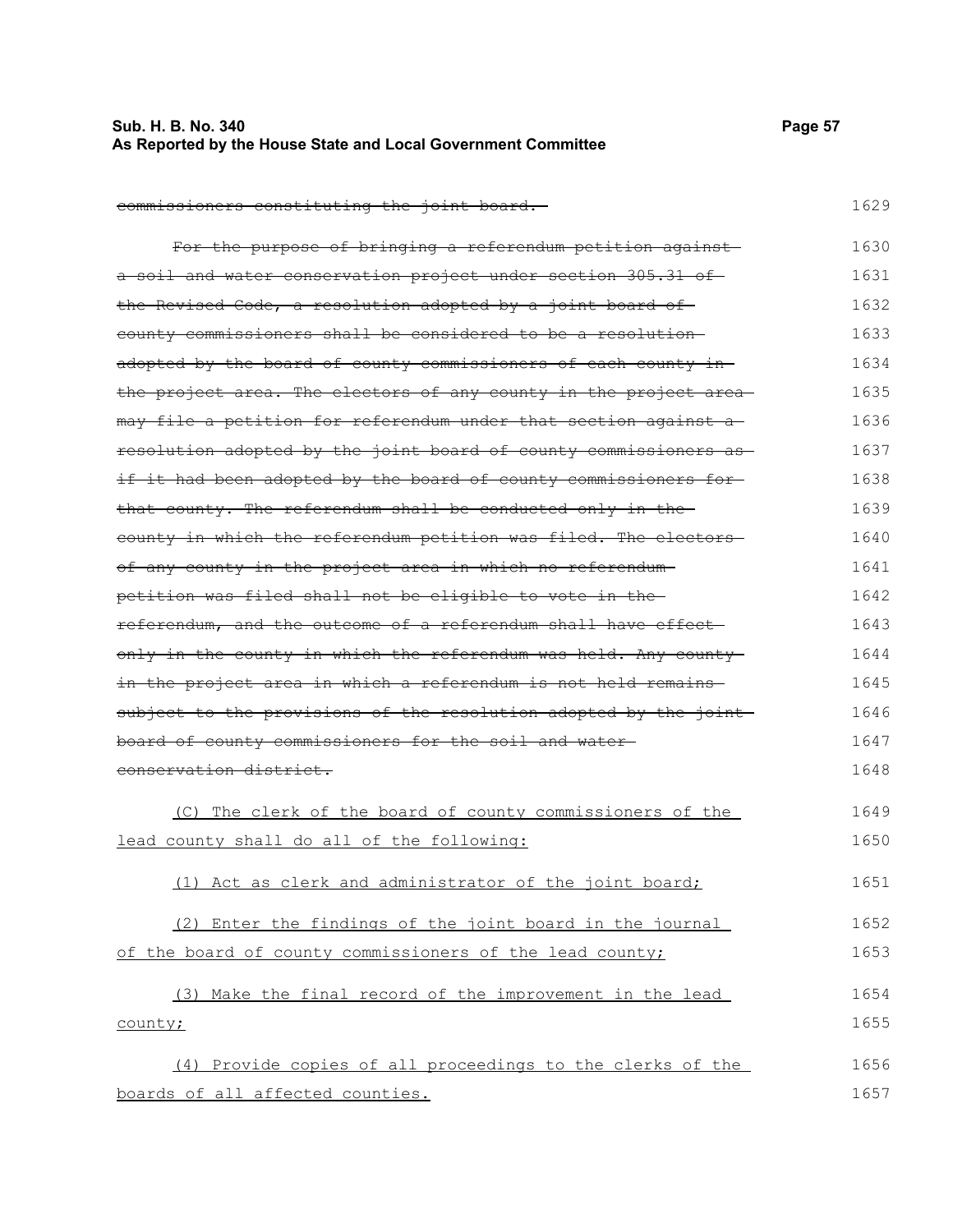~~commissioners constituting the joint board.~~

~~For the purpose of bringing a referendum petition against a soil and water conservation project under section 305.31 of the Revised Code, a resolution adopted by a joint board of county commissioners shall be considered to be a resolution adopted by the board of county commissioners of each county in the project area. The electors of any county in the project area may file a petition for referendum under that section against a resolution adopted by the joint board of county commissioners as if it had been adopted by the board of county commissioners for that county. The referendum shall be conducted only in the county in which the referendum petition was filed. The electors of any county in the project area in which no referendum petition was filed shall not be eligible to vote in the referendum, and the outcome of a referendum shall have effect only in the county in which the referendum was held. Any county in the project area in which a referendum is not held remains subject to the provisions of the resolution adopted by the joint board of county commissioners for the soil and water conservation district.~~

<u>(C) The clerk of the board of county commissioners of the lead county shall do all of the following:</u>

<u>(1) Act as clerk and administrator of the joint board;</u>

<u>(2) Enter the findings of the joint board in the journal of the board of county commissioners of the lead county;</u>

<u>(3) Make the final record of the improvement in the lead county;</u>

<u>(4) Provide copies of all proceedings to the clerks of the boards of all affected counties.</u>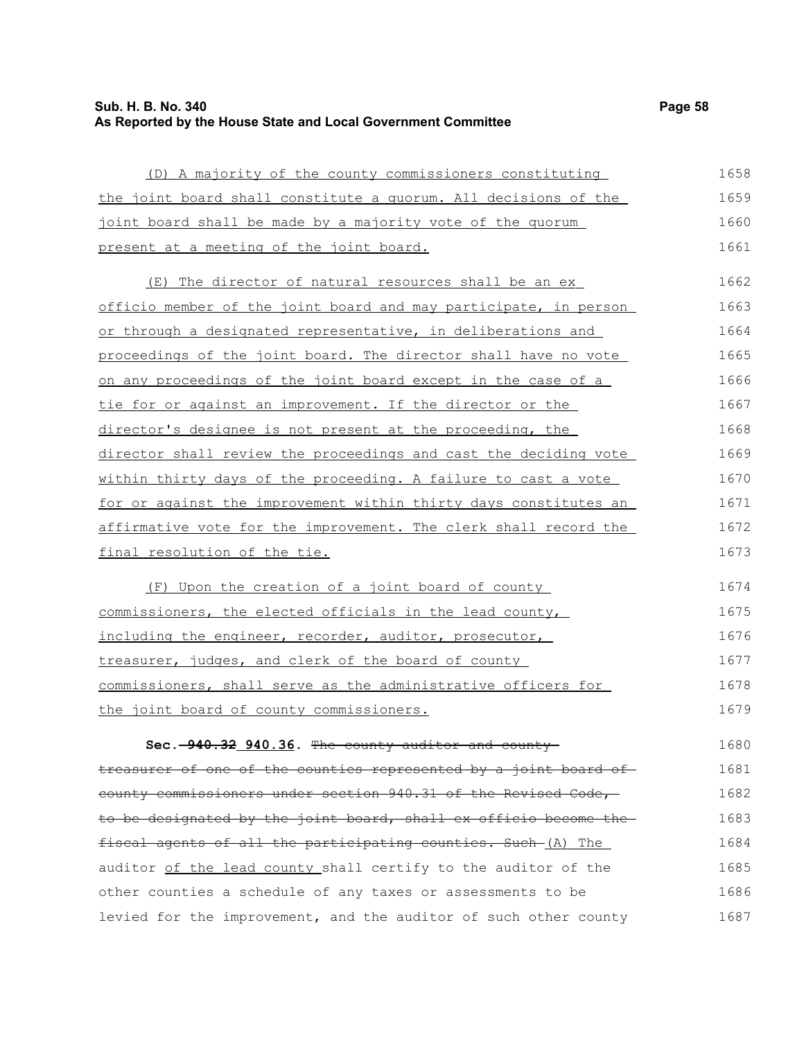(D) A majority of the county commissioners constituting the joint board shall constitute a quorum. All decisions of the joint board shall be made by a majority vote of the quorum present at a meeting of the joint board.

(E) The director of natural resources shall be an ex officio member of the joint board and may participate, in person or through a designated representative, in deliberations and proceedings of the joint board. The director shall have no vote on any proceedings of the joint board except in the case of a tie for or against an improvement. If the director or the director's designee is not present at the proceeding, the director shall review the proceedings and cast the deciding vote within thirty days of the proceeding. A failure to cast a vote for or against the improvement within thirty days constitutes an affirmative vote for the improvement. The clerk shall record the final resolution of the tie.

(F) Upon the creation of a joint board of county commissioners, the elected officials in the lead county, including the engineer, recorder, auditor, prosecutor, treasurer, judges, and clerk of the board of county commissioners, shall serve as the administrative officers for the joint board of county commissioners.

**Sec. ~~940.32~~ 940.36.** ~~The county auditor and county treasurer of one of the counties represented by a joint board of county commissioners under section 940.31 of the Revised Code, to be designated by the joint board, shall ex officio become the fiscal agents of all the participating counties. Such~~ (A) The auditor of the lead county shall certify to the auditor of the other counties a schedule of any taxes or assessments to be levied for the improvement, and the auditor of such other county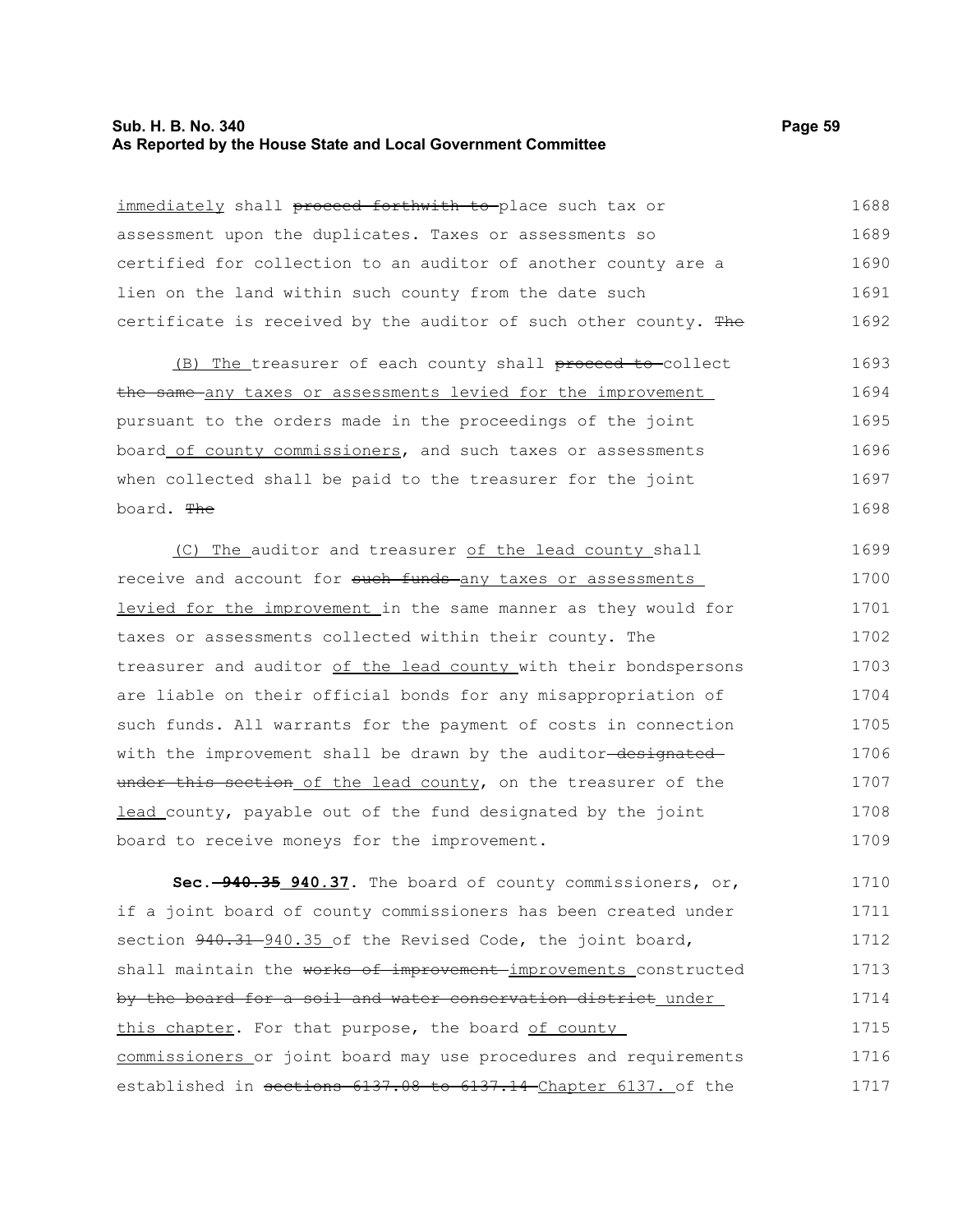immediately shall ~~proceed forthwith to~~ place such tax or assessment upon the duplicates. Taxes or assessments so certified for collection to an auditor of another county are a lien on the land within such county from the date such certificate is received by the auditor of such other county. ~~The~~

(B) The treasurer of each county shall ~~proceed to~~ collect ~~the same~~ any taxes or assessments levied for the improvement pursuant to the orders made in the proceedings of the joint board of county commissioners, and such taxes or assessments when collected shall be paid to the treasurer for the joint board. ~~The~~

(C) The auditor and treasurer of the lead county shall receive and account for ~~such funds~~ any taxes or assessments levied for the improvement in the same manner as they would for taxes or assessments collected within their county. The treasurer and auditor of the lead county with their bondspersons are liable on their official bonds for any misappropriation of such funds. All warrants for the payment of costs in connection with the improvement shall be drawn by the auditor ~~designated under this section~~ of the lead county, on the treasurer of the lead county, payable out of the fund designated by the joint board to receive moneys for the improvement.

**Sec. ~~940.35~~ 940.37.** The board of county commissioners, or, if a joint board of county commissioners has been created under section ~~940.31~~ 940.35 of the Revised Code, the joint board, shall maintain the ~~works of improvement~~ improvements constructed ~~by the board for a soil and water conservation district~~ under this chapter. For that purpose, the board of county commissioners or joint board may use procedures and requirements established in ~~sections 6137.08 to 6137.14~~ Chapter 6137. of the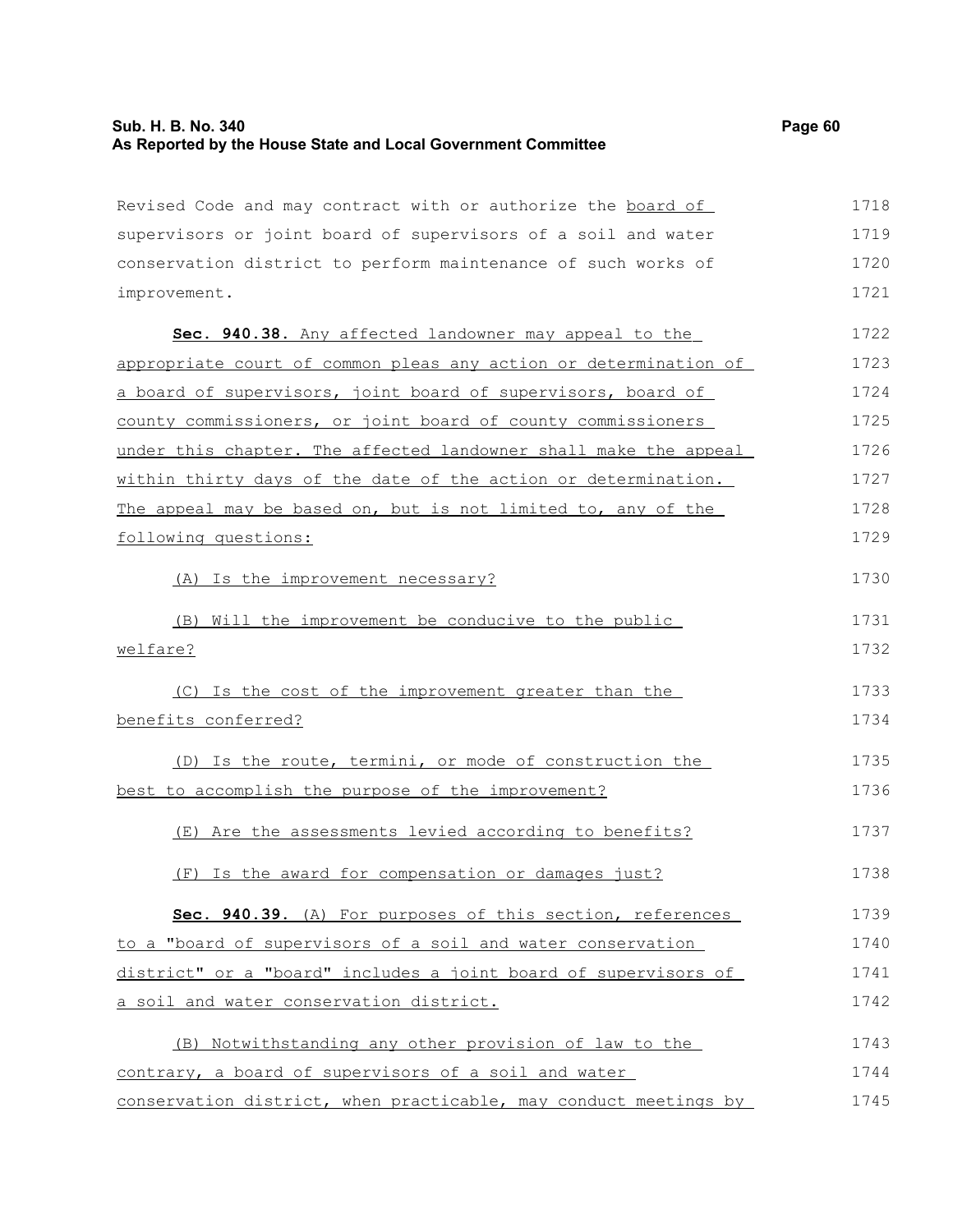Revised Code and may contract with or authorize the board of supervisors or joint board of supervisors of a soil and water conservation district to perform maintenance of such works of improvement.

**Sec. 940.38.** Any affected landowner may appeal to the appropriate court of common pleas any action or determination of a board of supervisors, joint board of supervisors, board of county commissioners, or joint board of county commissioners under this chapter. The affected landowner shall make the appeal within thirty days of the date of the action or determination. The appeal may be based on, but is not limited to, any of the following questions:

(A) Is the improvement necessary?

(B) Will the improvement be conducive to the public welfare?

(C) Is the cost of the improvement greater than the benefits conferred?

(D) Is the route, termini, or mode of construction the best to accomplish the purpose of the improvement?

(E) Are the assessments levied according to benefits?

(F) Is the award for compensation or damages just?

**Sec. 940.39.** (A) For purposes of this section, references to a "board of supervisors of a soil and water conservation district" or a "board" includes a joint board of supervisors of a soil and water conservation district.

(B) Notwithstanding any other provision of law to the contrary, a board of supervisors of a soil and water conservation district, when practicable, may conduct meetings by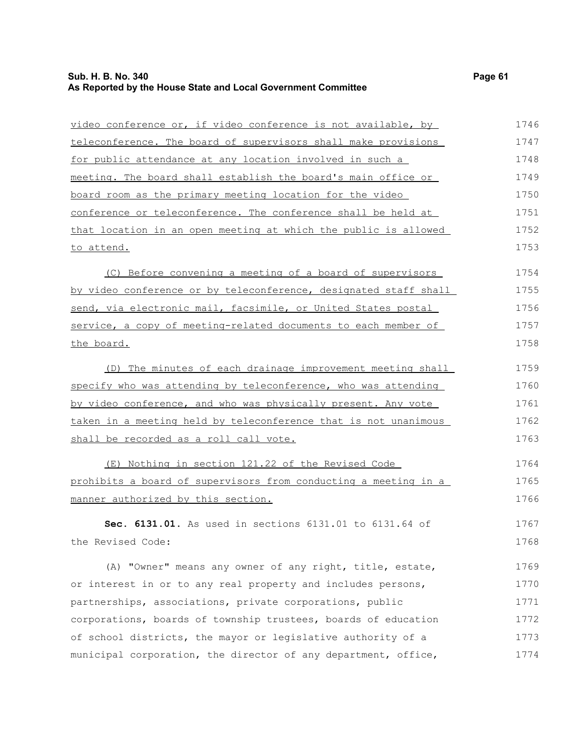video conference or, if video conference is not available, by teleconference. The board of supervisors shall make provisions for public attendance at any location involved in such a meeting. The board shall establish the board's main office or board room as the primary meeting location for the video conference or teleconference. The conference shall be held at that location in an open meeting at which the public is allowed to attend.

(C) Before convening a meeting of a board of supervisors by video conference or by teleconference, designated staff shall send, via electronic mail, facsimile, or United States postal service, a copy of meeting-related documents to each member of the board.

(D) The minutes of each drainage improvement meeting shall specify who was attending by teleconference, who was attending by video conference, and who was physically present. Any vote taken in a meeting held by teleconference that is not unanimous shall be recorded as a roll call vote.

(E) Nothing in section 121.22 of the Revised Code prohibits a board of supervisors from conducting a meeting in a manner authorized by this section.

**Sec. 6131.01.** As used in sections 6131.01 to 6131.64 of the Revised Code:

(A) "Owner" means any owner of any right, title, estate, or interest in or to any real property and includes persons, partnerships, associations, private corporations, public corporations, boards of township trustees, boards of education of school districts, the mayor or legislative authority of a municipal corporation, the director of any department, office,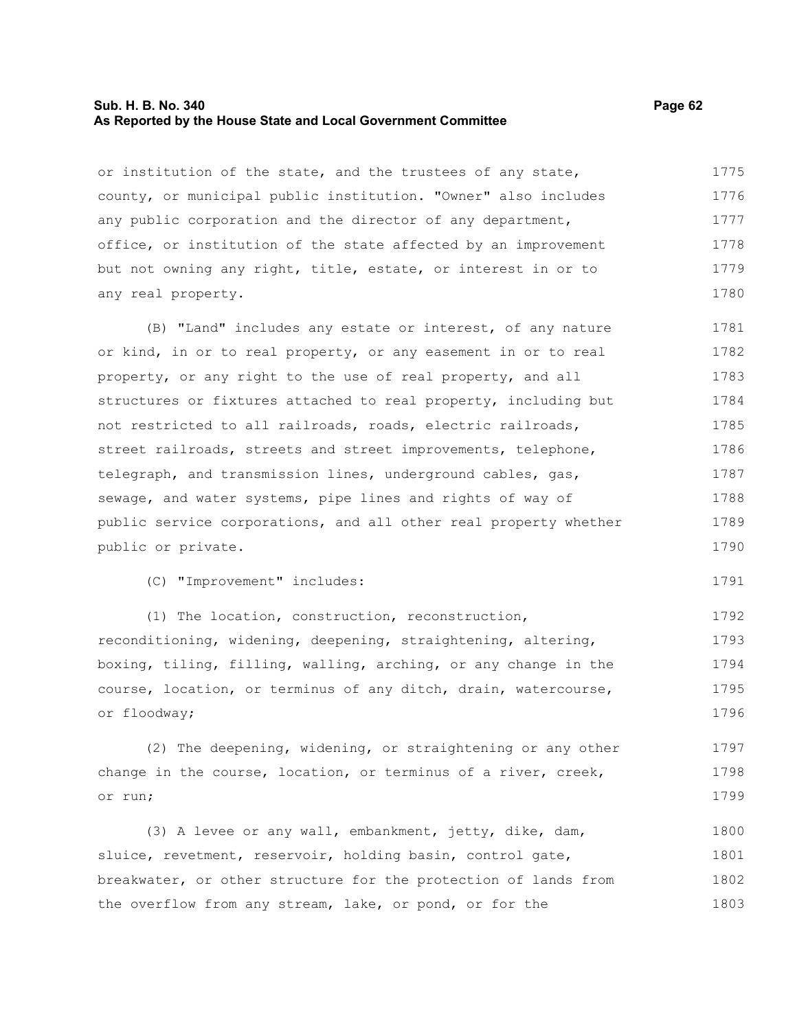or institution of the state, and the trustees of any state, county, or municipal public institution. "Owner" also includes any public corporation and the director of any department, office, or institution of the state affected by an improvement but not owning any right, title, estate, or interest in or to any real property.

(B) "Land" includes any estate or interest, of any nature or kind, in or to real property, or any easement in or to real property, or any right to the use of real property, and all structures or fixtures attached to real property, including but not restricted to all railroads, roads, electric railroads, street railroads, streets and street improvements, telephone, telegraph, and transmission lines, underground cables, gas, sewage, and water systems, pipe lines and rights of way of public service corporations, and all other real property whether public or private.

(C) "Improvement" includes:

(1) The location, construction, reconstruction, reconditioning, widening, deepening, straightening, altering, boxing, tiling, filling, walling, arching, or any change in the course, location, or terminus of any ditch, drain, watercourse, or floodway;

(2) The deepening, widening, or straightening or any other change in the course, location, or terminus of a river, creek, or run;

(3) A levee or any wall, embankment, jetty, dike, dam, sluice, revetment, reservoir, holding basin, control gate, breakwater, or other structure for the protection of lands from the overflow from any stream, lake, or pond, or for the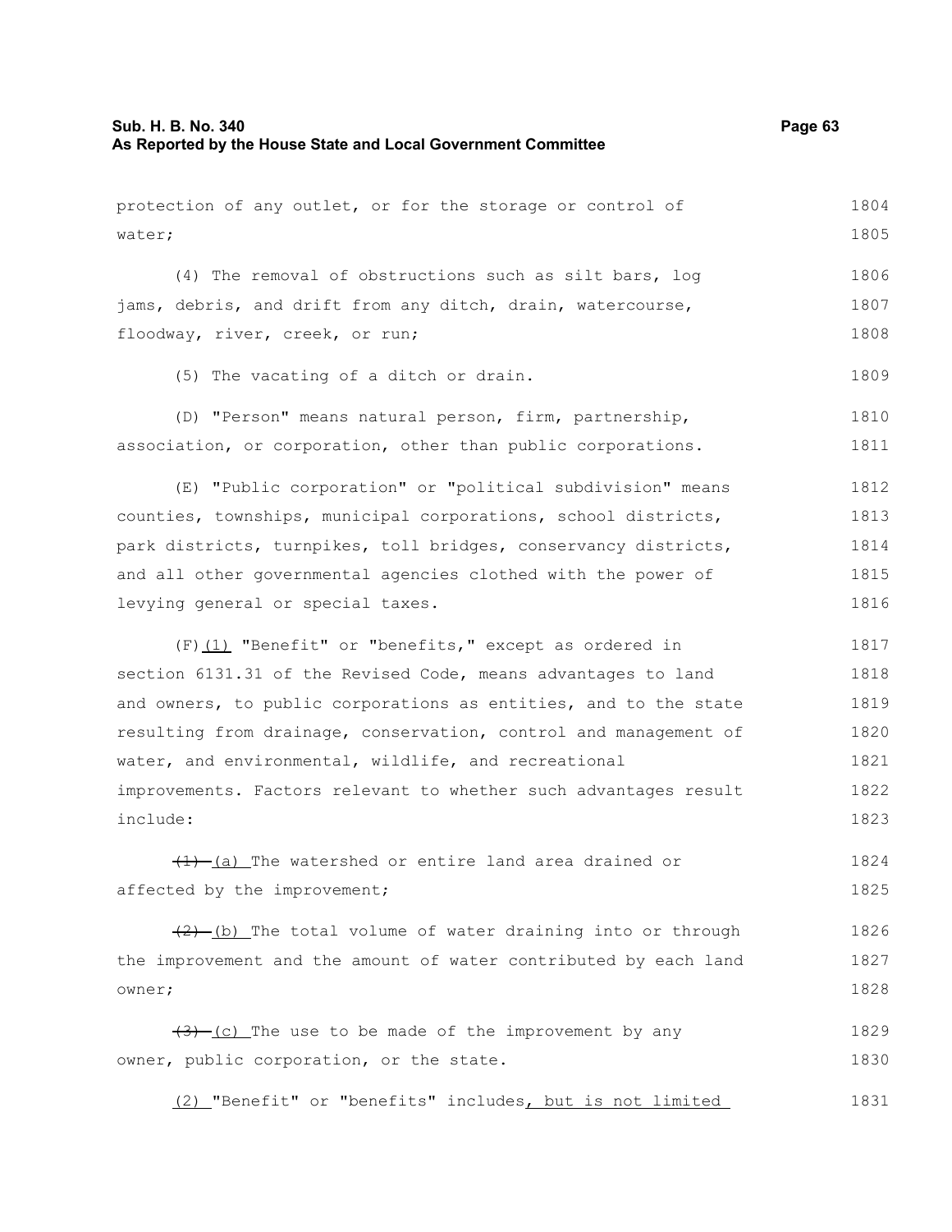protection of any outlet, or for the storage or control of water;

(4) The removal of obstructions such as silt bars, log jams, debris, and drift from any ditch, drain, watercourse, floodway, river, creek, or run;

(5) The vacating of a ditch or drain.

(D) "Person" means natural person, firm, partnership, association, or corporation, other than public corporations.

(E) "Public corporation" or "political subdivision" means counties, townships, municipal corporations, school districts, park districts, turnpikes, toll bridges, conservancy districts, and all other governmental agencies clothed with the power of levying general or special taxes.

(F)(1) "Benefit" or "benefits," except as ordered in section 6131.31 of the Revised Code, means advantages to land and owners, to public corporations as entities, and to the state resulting from drainage, conservation, control and management of water, and environmental, wildlife, and recreational improvements. Factors relevant to whether such advantages result include:

~~(1)~~ (a) The watershed or entire land area drained or affected by the improvement;

~~(2)~~ (b) The total volume of water draining into or through the improvement and the amount of water contributed by each land owner;

~~(3)~~ (c) The use to be made of the improvement by any owner, public corporation, or the state.

(2) "Benefit" or "benefits" includes, but is not limited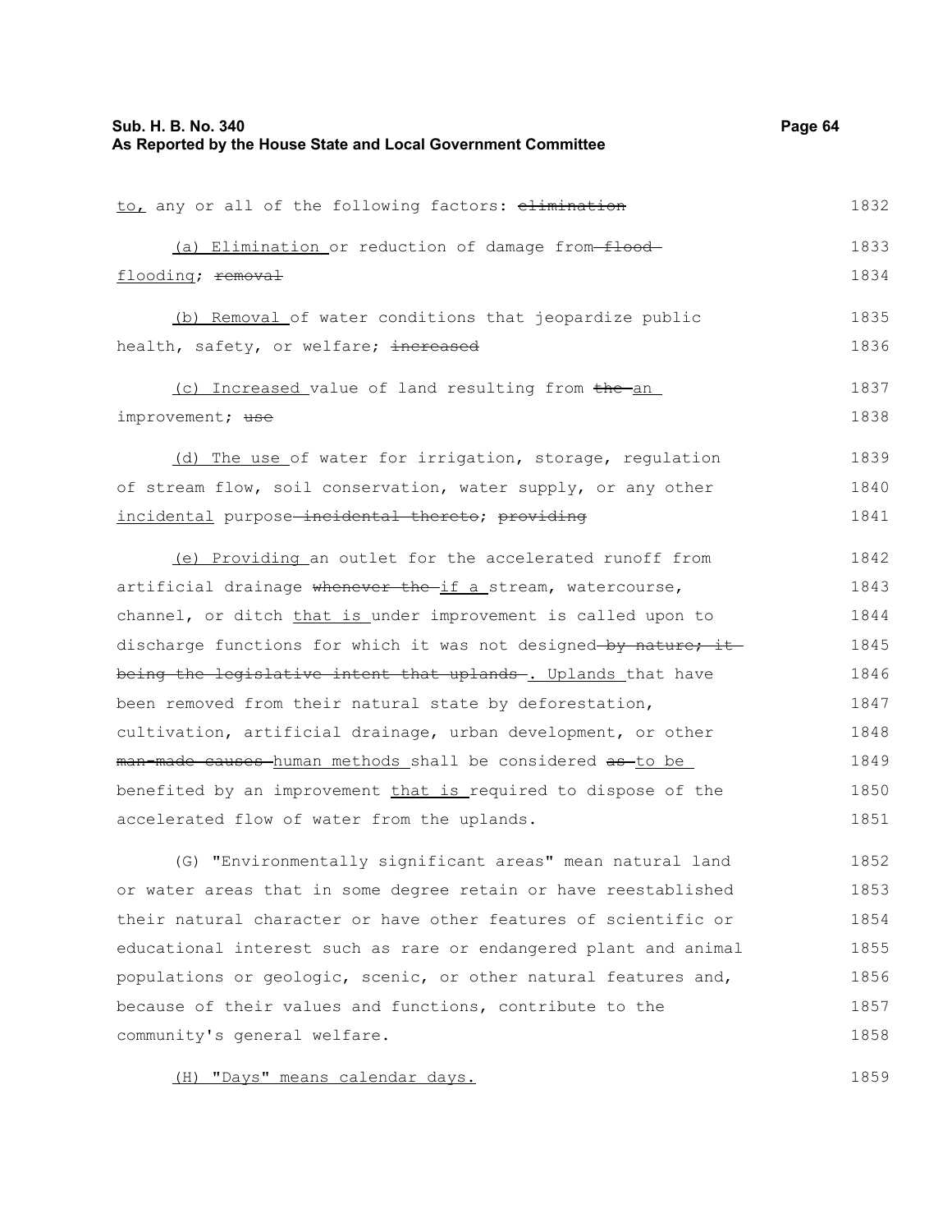to, any or all of the following factors: elimination

(a) Elimination or reduction of damage from flood flooding; removal

(b) Removal of water conditions that jeopardize public health, safety, or welfare; increased

(c) Increased value of land resulting from the an improvement; use

(d) The use of water for irrigation, storage, regulation of stream flow, soil conservation, water supply, or any other incidental purpose incidental thereto; providing

(e) Providing an outlet for the accelerated runoff from artificial drainage whenever the if a stream, watercourse, channel, or ditch that is under improvement is called upon to discharge functions for which it was not designed by nature; it being the legislative intent that uplands . Uplands that have been removed from their natural state by deforestation, cultivation, artificial drainage, urban development, or other man-made causes human methods shall be considered as to be benefited by an improvement that is required to dispose of the accelerated flow of water from the uplands.

(G) "Environmentally significant areas" mean natural land or water areas that in some degree retain or have reestablished their natural character or have other features of scientific or educational interest such as rare or endangered plant and animal populations or geologic, scenic, or other natural features and, because of their values and functions, contribute to the community's general welfare.

(H) "Days" means calendar days.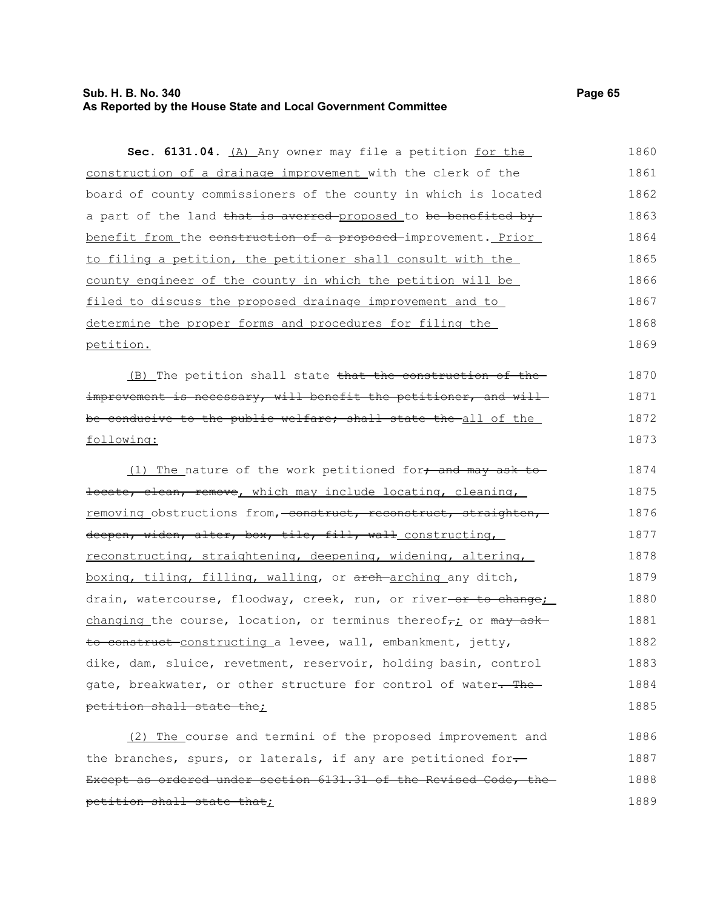**Sec. 6131.04.** <u>(A)</u> Any owner may file a petition <u>for the construction of a drainage improvement</u> with the clerk of the board of county commissioners of the county in which is located a part of the land ~~that is averred~~ <u>proposed</u> to ~~be benefited by~~ <u>benefit from</u> the ~~construction of a proposed~~ improvement. <u>Prior to filing a petition, the petitioner shall consult with the county engineer of the county in which the petition will be filed to discuss the proposed drainage improvement and to determine the proper forms and procedures for filing the petition.</u>

<u>(B)</u> The petition shall state ~~that the construction of the improvement is necessary, will benefit the petitioner, and will be conducive to the public welfare; shall state the~~ <u>all of the following:</u>

<u>(1) The</u> nature of the work petitioned for~~; and may ask to locate, clean, remove~~<u>, which may include locating, cleaning, removing</u> obstructions from, ~~construct, reconstruct, straighten, deepen, widen, alter, box, tile, fill, wall~~ <u>constructing, reconstructing, straightening, deepening, widening, altering, boxing, tiling, filling, walling</u>, or ~~arch~~ <u>arching</u> any ditch, drain, watercourse, floodway, creek, run, or river ~~or to change~~<u>; changing</u> the course, location, or terminus thereof~~,~~<u>;</u> or ~~may ask to construct~~ <u>constructing</u> a levee, wall, embankment, jetty, dike, dam, sluice, revetment, reservoir, holding basin, control gate, breakwater, or other structure for control of water~~. The petition shall state the~~<u>;</u>

<u>(2) The</u> course and termini of the proposed improvement and the branches, spurs, or laterals, if any are petitioned for~~. Except as ordered under section 6131.31 of the Revised Code, the petition shall state that~~<u>;</u>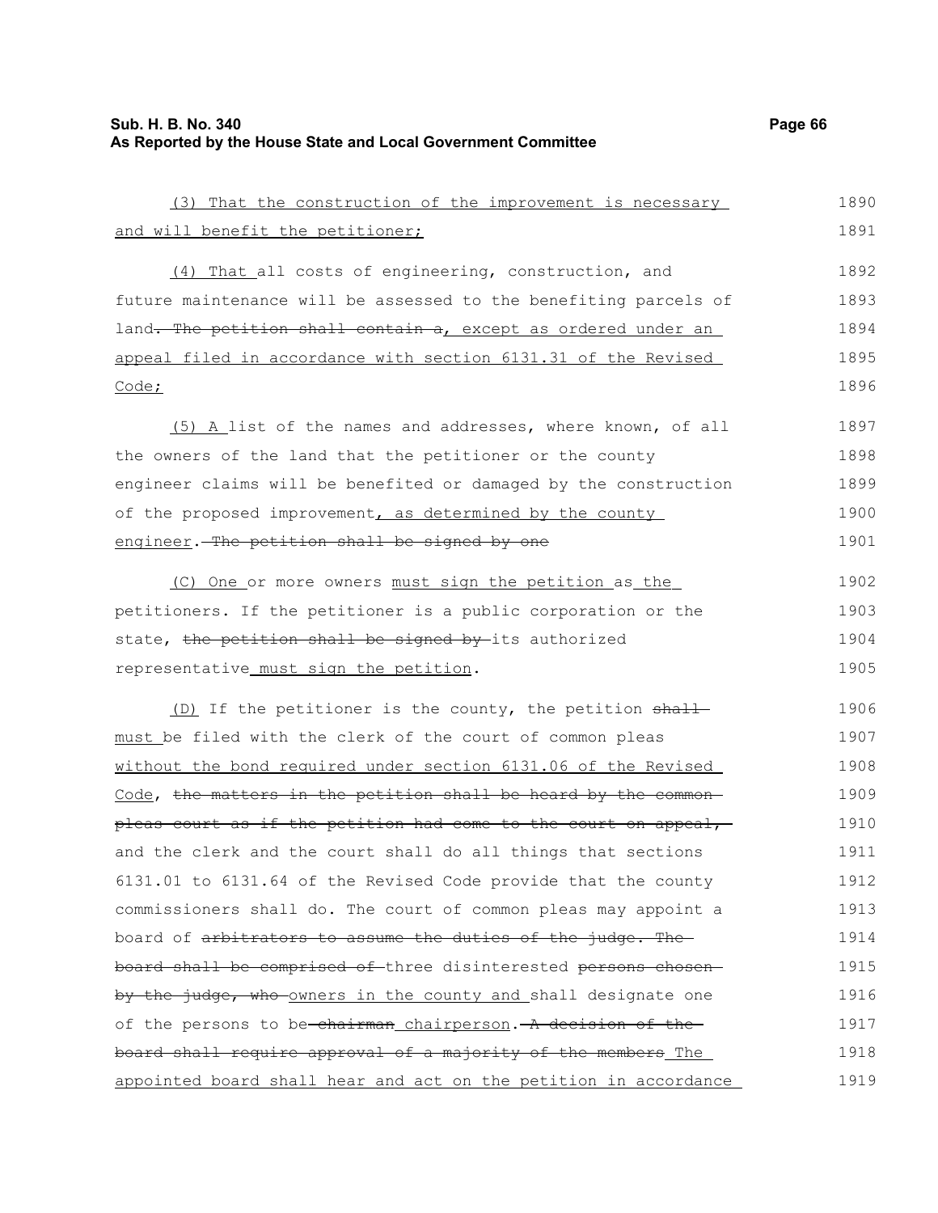(3) That the construction of the improvement is necessary and will benefit the petitioner;

(4) That all costs of engineering, construction, and future maintenance will be assessed to the benefiting parcels of land. The petition shall contain a, except as ordered under an appeal filed in accordance with section 6131.31 of the Revised Code;

(5) A list of the names and addresses, where known, of all the owners of the land that the petitioner or the county engineer claims will be benefited or damaged by the construction of the proposed improvement, as determined by the county engineer. The petition shall be signed by one

(C) One or more owners must sign the petition as the petitioners. If the petitioner is a public corporation or the state, the petition shall be signed by its authorized representative must sign the petition.

(D) If the petitioner is the county, the petition shall must be filed with the clerk of the court of common pleas without the bond required under section 6131.06 of the Revised Code, the matters in the petition shall be heard by the common pleas court as if the petition had come to the court on appeal, and the clerk and the court shall do all things that sections 6131.01 to 6131.64 of the Revised Code provide that the county commissioners shall do. The court of common pleas may appoint a board of arbitrators to assume the duties of the judge. The board shall be comprised of three disinterested persons chosen by the judge, who owners in the county and shall designate one of the persons to be chairman chairperson. A decision of the board shall require approval of a majority of the members The appointed board shall hear and act on the petition in accordance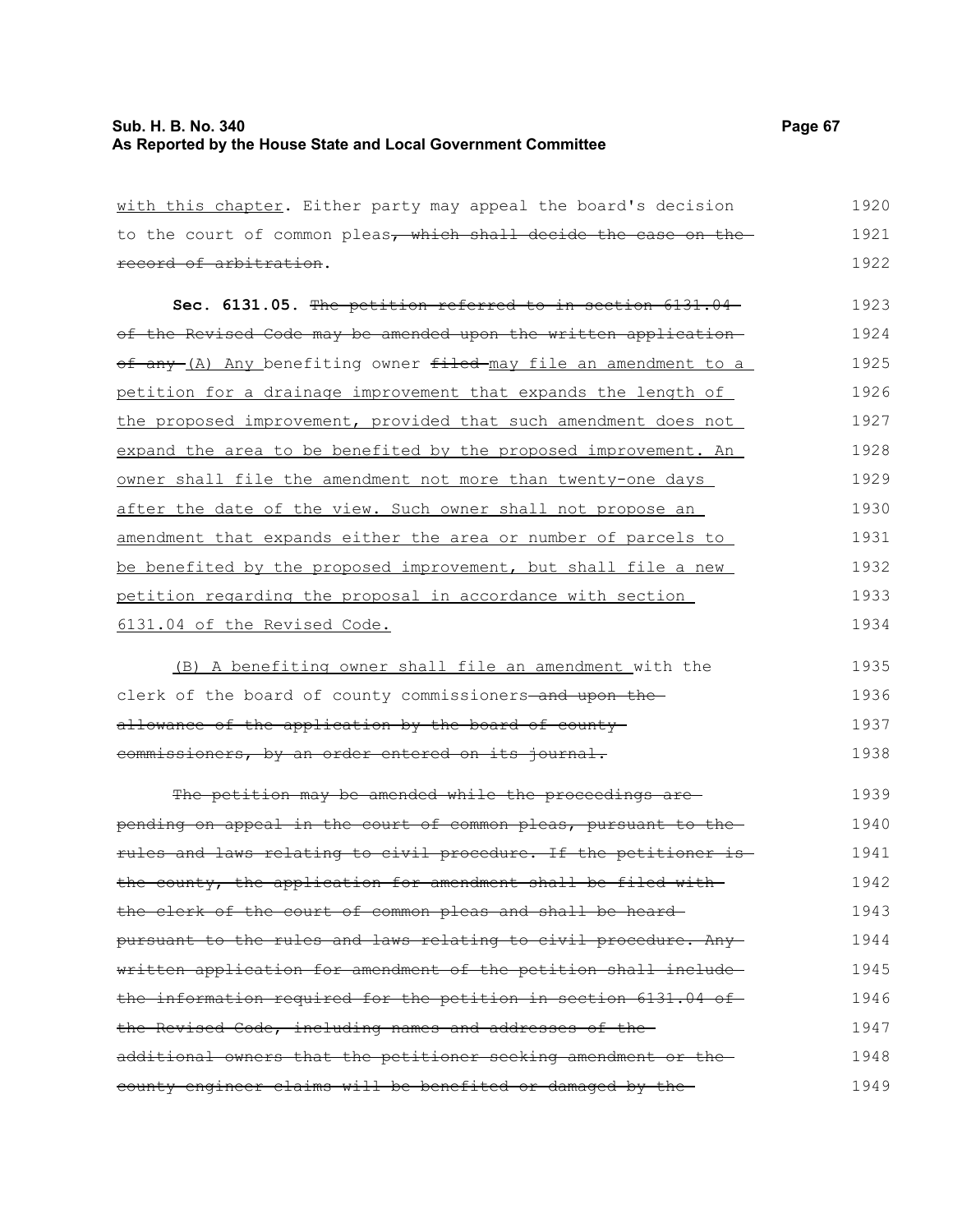<u>with this chapter</u>. Either party may appeal the board's decision to the court of common pleas~~, which shall decide the case on the record of arbitration~~.

**Sec. 6131.05.** ~~The petition referred to in section 6131.04 of the Revised Code may be amended upon the written application of any~~ <u>(A) Any</u> benefiting owner ~~filed~~ <u>may file an amendment to a petition for a drainage improvement that expands the length of the proposed improvement, provided that such amendment does not expand the area to be benefited by the proposed improvement. An owner shall file the amendment not more than twenty-one days after the date of the view. Such owner shall not propose an amendment that expands either the area or number of parcels to be benefited by the proposed improvement, but shall file a new petition regarding the proposal in accordance with section 6131.04 of the Revised Code.</u>

<u>(B) A benefiting owner shall file an amendment</u> with the clerk of the board of county commissioners~~ and upon the allowance of the application by the board of county commissioners, by an order entered on its journal.~~

~~The petition may be amended while the proceedings are pending on appeal in the court of common pleas, pursuant to the rules and laws relating to civil procedure. If the petitioner is the county, the application for amendment shall be filed with the clerk of the court of common pleas and shall be heard pursuant to the rules and laws relating to civil procedure. Any written application for amendment of the petition shall include the information required for the petition in section 6131.04 of the Revised Code, including names and addresses of the additional owners that the petitioner seeking amendment or the county engineer claims will be benefited or damaged by the~~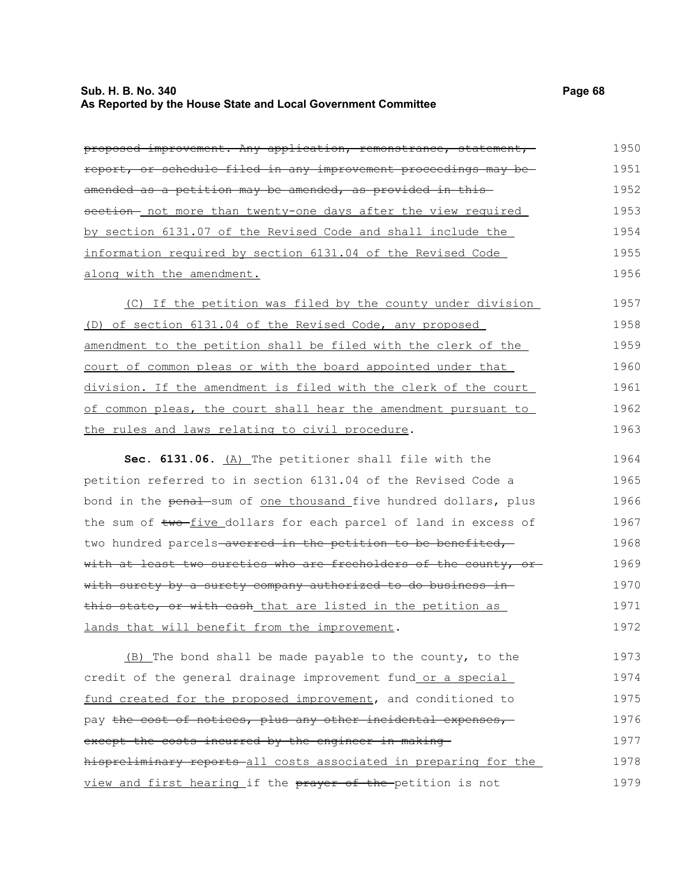~~proposed improvement. Any application, remonstrance, statement, report, or schedule filed in any improvement proceedings may be amended as a petition may be amended, as provided in this section.~~ not more than twenty-one days after the view required by section 6131.07 of the Revised Code and shall include the information required by section 6131.04 of the Revised Code along with the amendment.

(C) If the petition was filed by the county under division (D) of section 6131.04 of the Revised Code, any proposed amendment to the petition shall be filed with the clerk of the court of common pleas or with the board appointed under that division. If the amendment is filed with the clerk of the court of common pleas, the court shall hear the amendment pursuant to the rules and laws relating to civil procedure.

**Sec. 6131.06.** (A) The petitioner shall file with the petition referred to in section 6131.04 of the Revised Code a bond in the ~~penal~~ sum of one thousand five hundred dollars, plus the sum of ~~two~~ five dollars for each parcel of land in excess of two hundred parcels ~~averred in the petition to be benefited, with at least two sureties who are freeholders of the county, or with surety by a surety company authorized to do business in this state, or with cash~~ that are listed in the petition as lands that will benefit from the improvement.

(B) The bond shall be made payable to the county, to the credit of the general drainage improvement fund or a special fund created for the proposed improvement, and conditioned to pay ~~the cost of notices, plus any other incidental expenses, except the costs incurred by the engineer in making hispreliminary reports~~ all costs associated in preparing for the view and first hearing if the ~~prayer of the~~ petition is not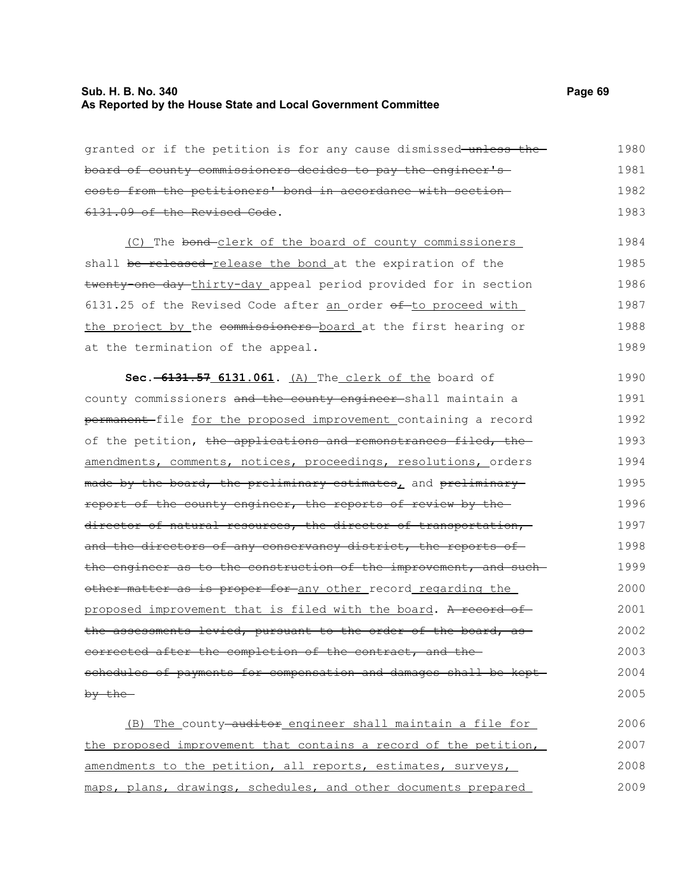granted or if the petition is for any cause dismissed ~~unless the board of county commissioners decides to pay the engineer's costs from the petitioners' bond in accordance with section 6131.09 of the Revised Code~~.

(C) The ~~bond~~ clerk of the board of county commissioners shall ~~be released~~ release the bond at the expiration of the ~~twenty-one day~~ thirty-day appeal period provided for in section 6131.25 of the Revised Code after an order ~~of~~ to proceed with the project by the ~~commissioners~~ board at the first hearing or at the termination of the appeal.

**Sec. ~~6131.57~~ 6131.061.** (A) The clerk of the board of county commissioners ~~and the county engineer~~ shall maintain a ~~permanent~~ file for the proposed improvement containing a record of the petition, ~~the applications and remonstrances filed, the~~ amendments, comments, notices, proceedings, resolutions, orders ~~made by the board, the preliminary estimates~~, and ~~preliminary report of the county engineer, the reports of review by the director of natural resources, the director of transportation, and the directors of any conservancy district, the reports of the engineer as to the construction of the improvement, and such other matter as is proper for~~ any other record regarding the proposed improvement that is filed with the board. ~~A record of the assessments levied, pursuant to the order of the board, as corrected after the completion of the contract, and the schedules of payments for compensation and damages shall be kept by the~~

(B) The county ~~auditor~~ engineer shall maintain a file for the proposed improvement that contains a record of the petition, amendments to the petition, all reports, estimates, surveys, maps, plans, drawings, schedules, and other documents prepared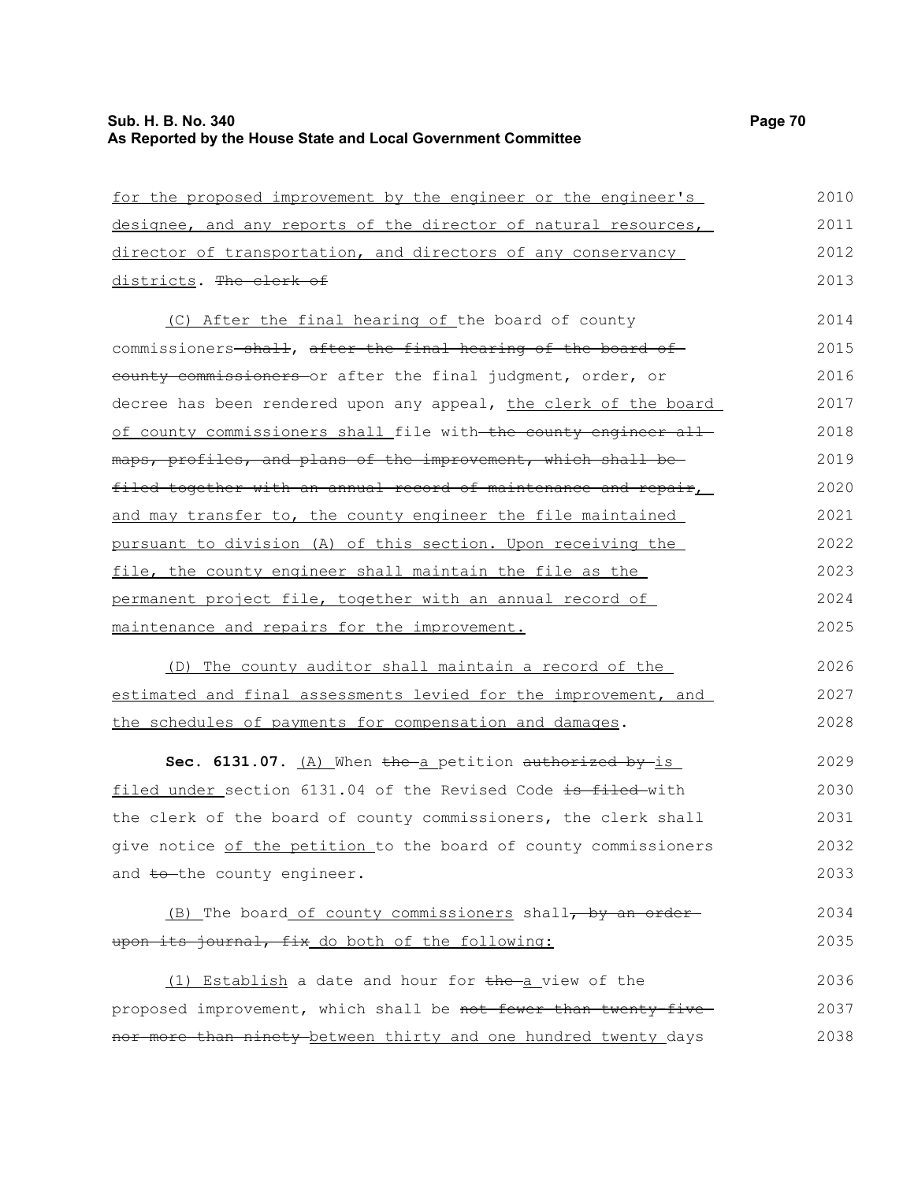for the proposed improvement by the engineer or the engineer's designee, and any reports of the director of natural resources, director of transportation, and directors of any conservancy districts. ~~The clerk of~~

(C) After the final hearing of the board of county commissioners ~~shall, after the final hearing of the board of county commissioners~~ or after the final judgment, order, or decree has been rendered upon any appeal, the clerk of the board of county commissioners shall file with ~~the county engineer all maps, profiles, and plans of the improvement, which shall be filed together with an annual record of maintenance and repair~~, and may transfer to, the county engineer the file maintained pursuant to division (A) of this section. Upon receiving the file, the county engineer shall maintain the file as the permanent project file, together with an annual record of maintenance and repairs for the improvement.

(D) The county auditor shall maintain a record of the estimated and final assessments levied for the improvement, and the schedules of payments for compensation and damages.

**Sec. 6131.07.** (A) When ~~the~~ a petition ~~authorized by~~ is filed under section 6131.04 of the Revised Code ~~is filed~~ with the clerk of the board of county commissioners, the clerk shall give notice of the petition to the board of county commissioners and ~~to~~ the county engineer.

(B) The board of county commissioners shall~~, by an order upon its journal, fix~~ do both of the following:

(1) Establish a date and hour for ~~the~~ a view of the proposed improvement, which shall be ~~not fewer than twenty-five nor more than ninety~~ between thirty and one hundred twenty days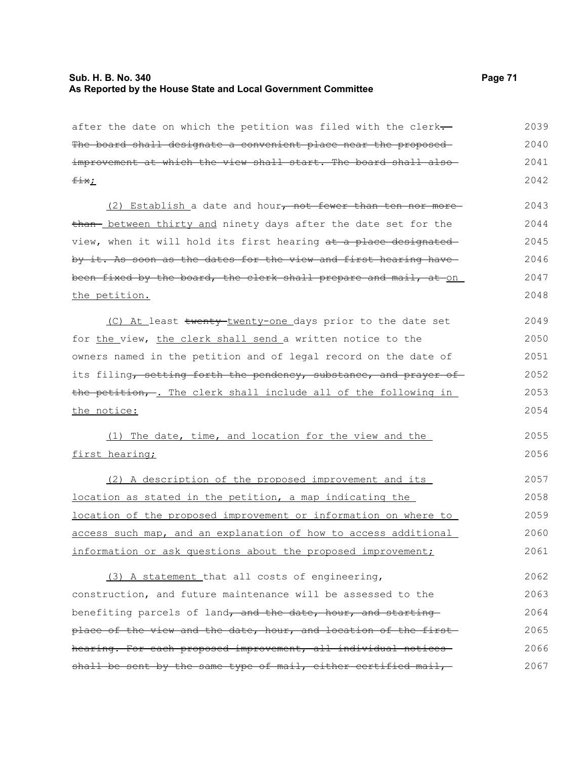after the date on which the petition was filed with the clerk. The board shall designate a convenient place near the proposed improvement at which the view shall start. The board shall also fix;

(2) Establish a date and hour, not fewer than ten nor more than between thirty and ninety days after the date set for the view, when it will hold its first hearing at a place designated by it. As soon as the dates for the view and first hearing have been fixed by the board, the clerk shall prepare and mail, at on the petition.

(C) At least twenty twenty-one days prior to the date set for the view, the clerk shall send a written notice to the owners named in the petition and of legal record on the date of its filing, setting forth the pendency, substance, and prayer of the petition, . The clerk shall include all of the following in the notice:

(1) The date, time, and location for the view and the first hearing;

(2) A description of the proposed improvement and its location as stated in the petition, a map indicating the location of the proposed improvement or information on where to access such map, and an explanation of how to access additional information or ask questions about the proposed improvement;

(3) A statement that all costs of engineering, construction, and future maintenance will be assessed to the benefiting parcels of land, and the date, hour, and starting place of the view and the date, hour, and location of the first hearing. For each proposed improvement, all individual notices shall be sent by the same type of mail, either certified mail,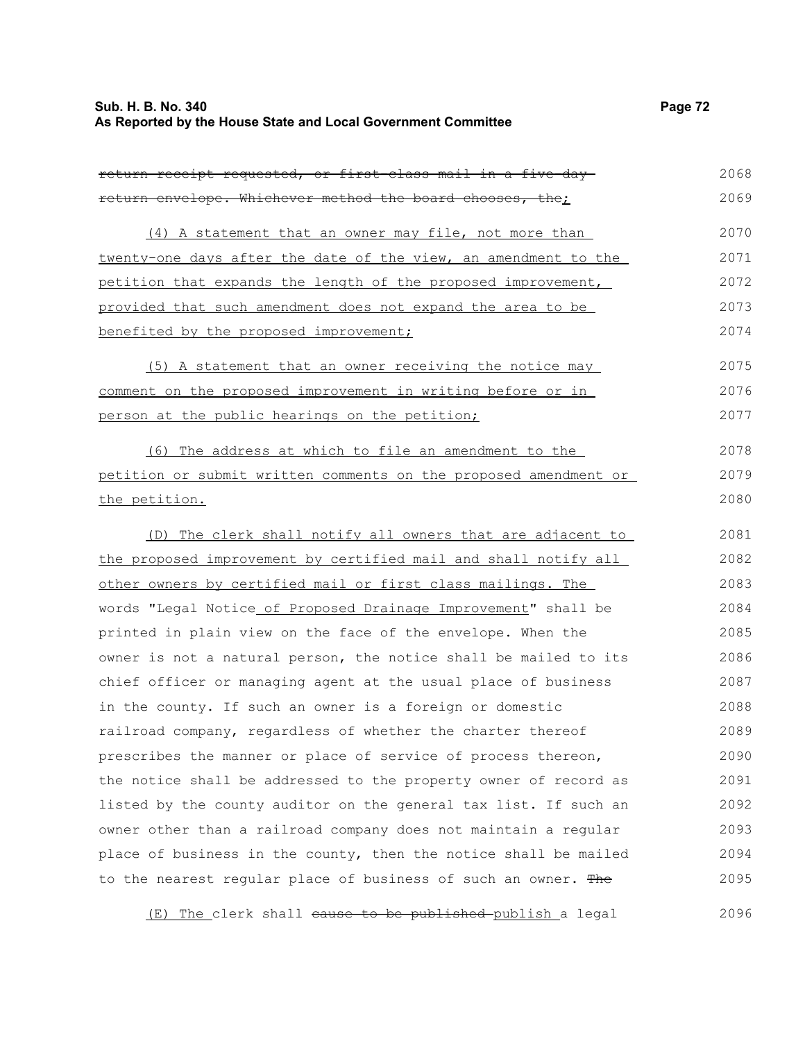~~return receipt requested, or first-class mail in a five-day return envelope. Whichever method the board chooses, the~~;

(4) A statement that an owner may file, not more than twenty-one days after the date of the view, an amendment to the petition that expands the length of the proposed improvement, provided that such amendment does not expand the area to be benefited by the proposed improvement;

(5) A statement that an owner receiving the notice may comment on the proposed improvement in writing before or in person at the public hearings on the petition;

(6) The address at which to file an amendment to the petition or submit written comments on the proposed amendment or the petition.

(D) The clerk shall notify all owners that are adjacent to the proposed improvement by certified mail and shall notify all other owners by certified mail or first class mailings. The words "Legal Notice of Proposed Drainage Improvement" shall be printed in plain view on the face of the envelope. When the owner is not a natural person, the notice shall be mailed to its chief officer or managing agent at the usual place of business in the county. If such an owner is a foreign or domestic railroad company, regardless of whether the charter thereof prescribes the manner or place of service of process thereon, the notice shall be addressed to the property owner of record as listed by the county auditor on the general tax list. If such an owner other than a railroad company does not maintain a regular place of business in the county, then the notice shall be mailed to the nearest regular place of business of such an owner. ~~The~~

(E) The clerk shall ~~cause to be published~~ publish a legal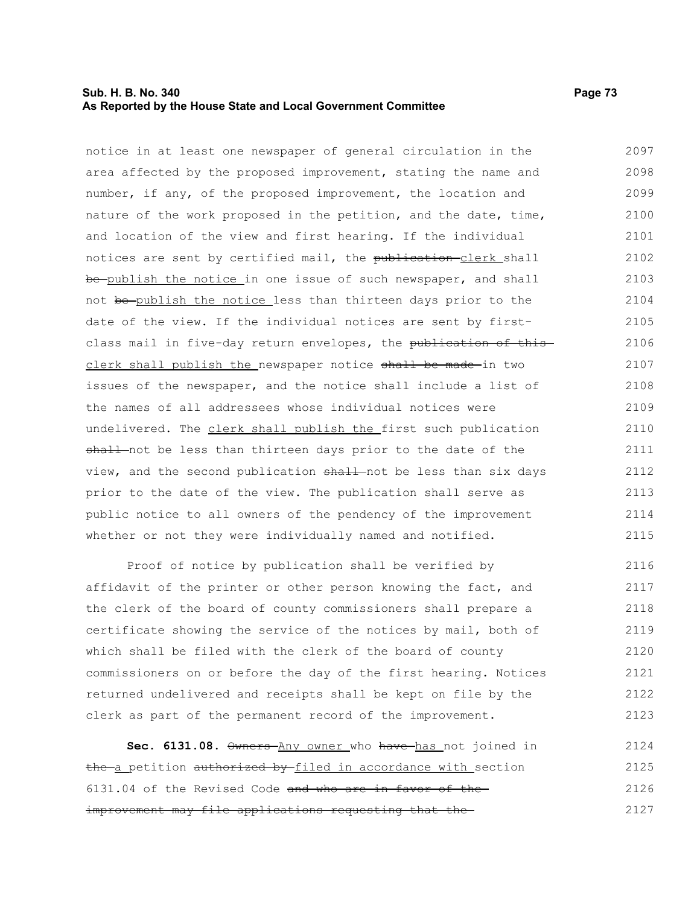notice in at least one newspaper of general circulation in the area affected by the proposed improvement, stating the name and number, if any, of the proposed improvement, the location and nature of the work proposed in the petition, and the date, time, and location of the view and first hearing. If the individual notices are sent by certified mail, the ~~publication~~ clerk shall ~~be~~ publish the notice in one issue of such newspaper, and shall not ~~be~~ publish the notice less than thirteen days prior to the date of the view. If the individual notices are sent by first-class mail in five-day return envelopes, the ~~publication of this~~ clerk shall publish the newspaper notice ~~shall be made~~ in two issues of the newspaper, and the notice shall include a list of the names of all addressees whose individual notices were undelivered. The clerk shall publish the first such publication ~~shall~~ not be less than thirteen days prior to the date of the view, and the second publication ~~shall~~ not be less than six days prior to the date of the view. The publication shall serve as public notice to all owners of the pendency of the improvement whether or not they were individually named and notified.

Proof of notice by publication shall be verified by affidavit of the printer or other person knowing the fact, and the clerk of the board of county commissioners shall prepare a certificate showing the service of the notices by mail, both of which shall be filed with the clerk of the board of county commissioners on or before the day of the first hearing. Notices returned undelivered and receipts shall be kept on file by the clerk as part of the permanent record of the improvement.

**Sec. 6131.08.** ~~Owners~~ Any owner who ~~have~~ has not joined in ~~the~~ a petition ~~authorized by~~ filed in accordance with section 6131.04 of the Revised Code ~~and who are in favor of the improvement may file applications requesting that the~~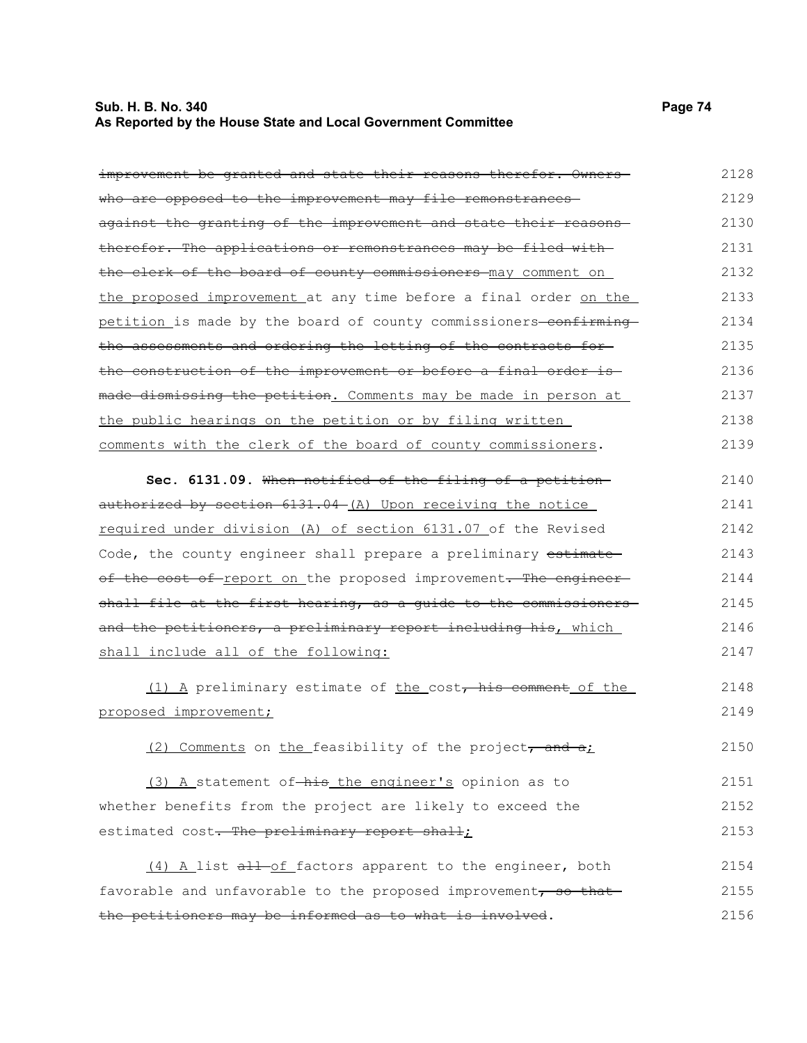~~improvement be granted and state their reasons therefor. Owners who are opposed to the improvement may file remonstrances against the granting of the improvement and state their reasons therefor. The applications or remonstrances may be filed with the clerk of the board of county commissioners~~ may comment on the proposed improvement at any time before a final order on the petition is made by the board of county commissioners ~~confirming the assessments and ordering the letting of the contracts for the construction of the improvement or before a final order is made dismissing the petition~~. Comments may be made in person at the public hearings on the petition or by filing written comments with the clerk of the board of county commissioners.

**Sec. 6131.09.** ~~When notified of the filing of a petition authorized by section 6131.04~~ (A) Upon receiving the notice required under division (A) of section 6131.07 of the Revised Code, the county engineer shall prepare a preliminary ~~estimate of the cost of~~ report on the proposed improvement~~. The engineer shall file at the first hearing, as a guide to the commissioners and the petitioners, a preliminary report including his~~, which shall include all of the following:

(1) A preliminary estimate of the cost~~, his comment~~ of the proposed improvement;

(2) Comments on the feasibility of the project~~, and a~~;

(3) A statement of ~~his~~ the engineer's opinion as to whether benefits from the project are likely to exceed the estimated cost~~. The preliminary report shall~~;

(4) A list ~~all~~ of factors apparent to the engineer, both favorable and unfavorable to the proposed improvement~~, so that the petitioners may be informed as to what is involved~~.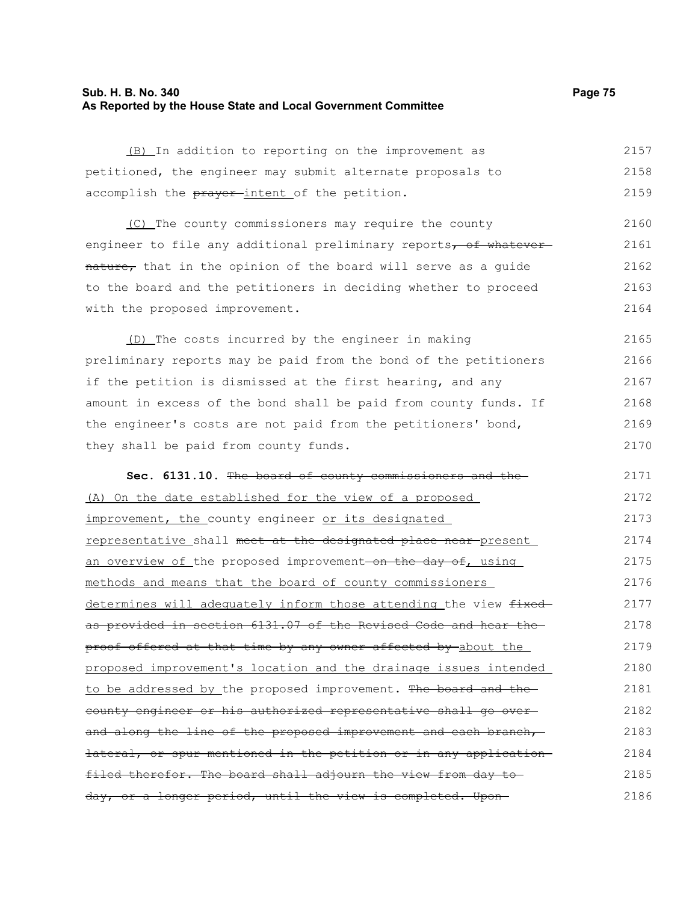(B) In addition to reporting on the improvement as petitioned, the engineer may submit alternate proposals to accomplish the ~~prayer~~ intent of the petition.

(C) The county commissioners may require the county engineer to file any additional preliminary reports~~, of whatever nature,~~ that in the opinion of the board will serve as a guide to the board and the petitioners in deciding whether to proceed with the proposed improvement.

(D) The costs incurred by the engineer in making preliminary reports may be paid from the bond of the petitioners if the petition is dismissed at the first hearing, and any amount in excess of the bond shall be paid from county funds. If the engineer's costs are not paid from the petitioners' bond, they shall be paid from county funds.

**Sec. 6131.10.** ~~The board of county commissioners and the~~ (A) On the date established for the view of a proposed improvement, the county engineer or its designated representative shall ~~meet at the designated place near~~ present an overview of the proposed improvement~~ on the day of~~, using methods and means that the board of county commissioners determines will adequately inform those attending the view ~~fixed as provided in section 6131.07 of the Revised Code and hear the proof offered at that time by any owner affected by~~ about the proposed improvement's location and the drainage issues intended to be addressed by the proposed improvement. ~~The board and the county engineer or his authorized representative shall go over and along the line of the proposed improvement and each branch, lateral, or spur mentioned in the petition or in any application filed therefor. The board shall adjourn the view from day to day, or a longer period, until the view is completed. Upon~~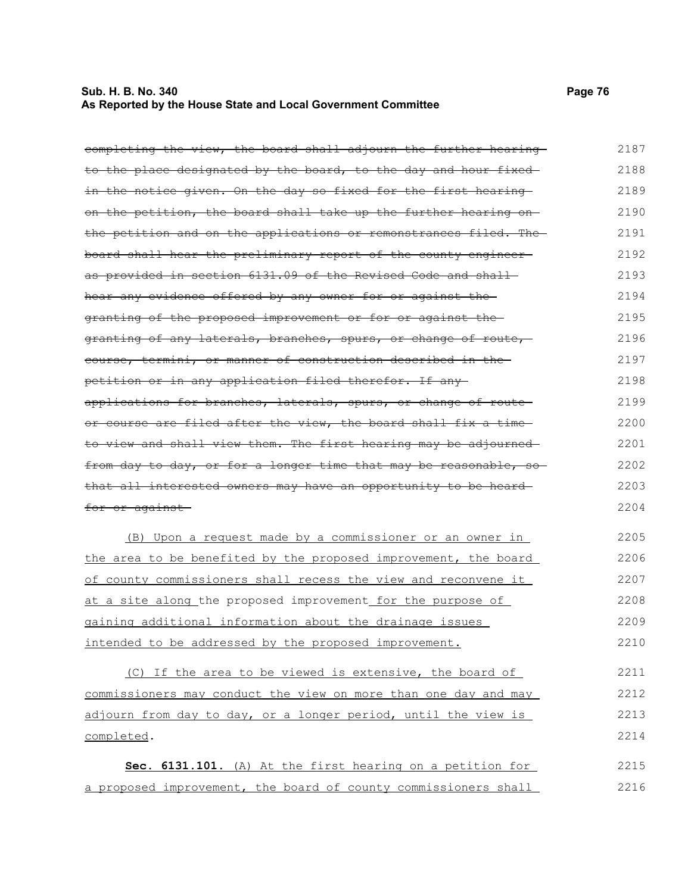~~completing the view, the board shall adjourn the further hearing to the place designated by the board, to the day and hour fixed in the notice given. On the day so fixed for the first hearing on the petition, the board shall take up the further hearing on the petition and on the applications or remonstrances filed. The board shall hear the preliminary report of the county engineer as provided in section 6131.09 of the Revised Code and shall hear any evidence offered by any owner for or against the granting of the proposed improvement or for or against the granting of any laterals, branches, spurs, or change of route, course, termini, or manner of construction described in the petition or in any application filed therefor. If any applications for branches, laterals, spurs, or change of route or course are filed after the view, the board shall fix a time to view and shall view them. The first hearing may be adjourned from day to day, or for a longer time that may be reasonable, so that all interested owners may have an opportunity to be heard for or against~~

<u>(B) Upon a request made by a commissioner or an owner in the area to be benefited by the proposed improvement, the board of county commissioners shall recess the view and reconvene it at a site along</u> the proposed improvement<u> for the purpose of gaining additional information about the drainage issues intended to be addressed by the proposed improvement.</u>

<u>(C) If the area to be viewed is extensive, the board of commissioners may conduct the view on more than one day and may adjourn from day to day, or a longer period, until the view is completed</u>.

<u>**Sec. 6131.101.** (A) At the first hearing on a petition for a proposed improvement, the board of county commissioners shall</u>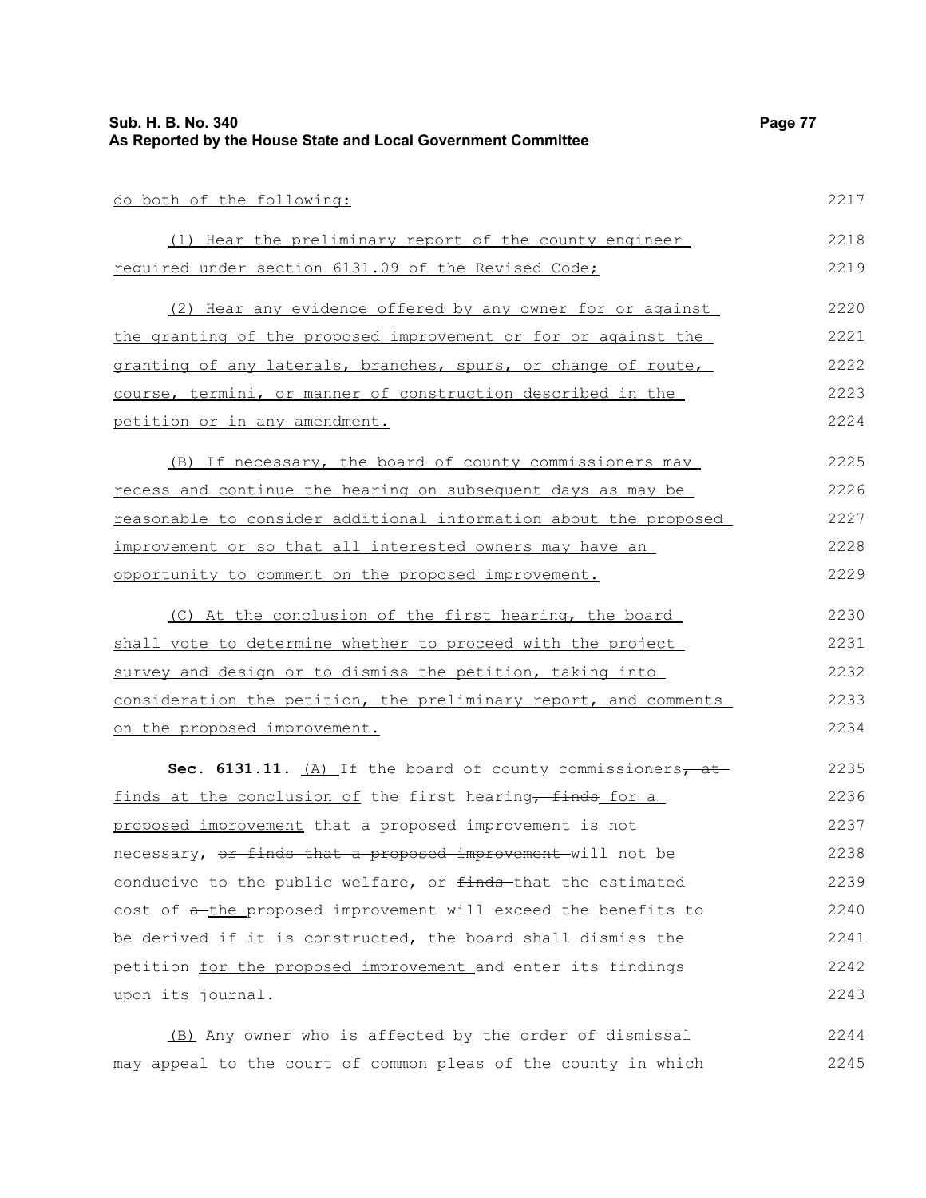do both of the following:

(1) Hear the preliminary report of the county engineer required under section 6131.09 of the Revised Code;

(2) Hear any evidence offered by any owner for or against the granting of the proposed improvement or for or against the granting of any laterals, branches, spurs, or change of route, course, termini, or manner of construction described in the petition or in any amendment.

(B) If necessary, the board of county commissioners may recess and continue the hearing on subsequent days as may be reasonable to consider additional information about the proposed improvement or so that all interested owners may have an opportunity to comment on the proposed improvement.

(C) At the conclusion of the first hearing, the board shall vote to determine whether to proceed with the project survey and design or to dismiss the petition, taking into consideration the petition, the preliminary report, and comments on the proposed improvement.

**Sec. 6131.11.** (A) If the board of county commissioners~~, at~~ finds at the conclusion of the first hearing~~, finds~~ for a proposed improvement that a proposed improvement is not necessary, ~~or finds that a proposed improvement~~ will not be conducive to the public welfare, or ~~finds~~ that the estimated cost of ~~a~~ the proposed improvement will exceed the benefits to be derived if it is constructed, the board shall dismiss the petition for the proposed improvement and enter its findings upon its journal.

(B) Any owner who is affected by the order of dismissal may appeal to the court of common pleas of the county in which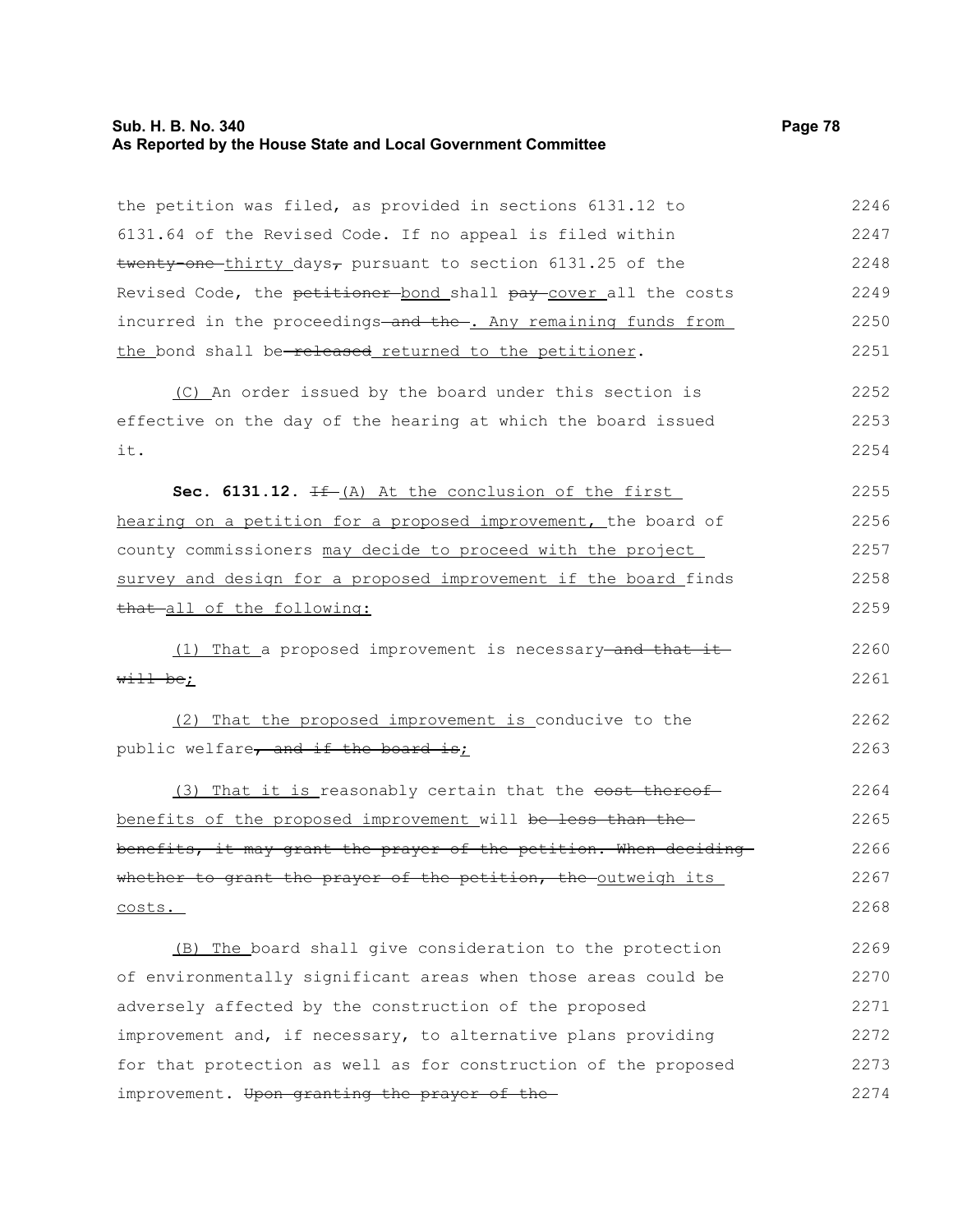the petition was filed, as provided in sections 6131.12 to 6131.64 of the Revised Code. If no appeal is filed within ~~twenty-one~~ thirty days~~,~~ pursuant to section 6131.25 of the Revised Code, the ~~petitioner~~ bond shall ~~pay~~ cover all the costs incurred in the proceedings ~~and the~~. Any remaining funds from the bond shall be ~~released~~ returned to the petitioner.

(C) An order issued by the board under this section is effective on the day of the hearing at which the board issued it.

**Sec. 6131.12.** ~~If~~ (A) At the conclusion of the first hearing on a petition for a proposed improvement, the board of county commissioners may decide to proceed with the project survey and design for a proposed improvement if the board finds ~~that~~ all of the following:

(1) That a proposed improvement is necessary ~~and that it will be~~;

(2) That the proposed improvement is conducive to the public welfare~~, and if the board is~~;

(3) That it is reasonably certain that the ~~cost thereof~~ benefits of the proposed improvement will ~~be less than the benefits, it may grant the prayer of the petition. When deciding whether to grant the prayer of the petition, the~~ outweigh its costs.

(B) The board shall give consideration to the protection of environmentally significant areas when those areas could be adversely affected by the construction of the proposed improvement and, if necessary, to alternative plans providing for that protection as well as for construction of the proposed improvement. ~~Upon granting the prayer of the~~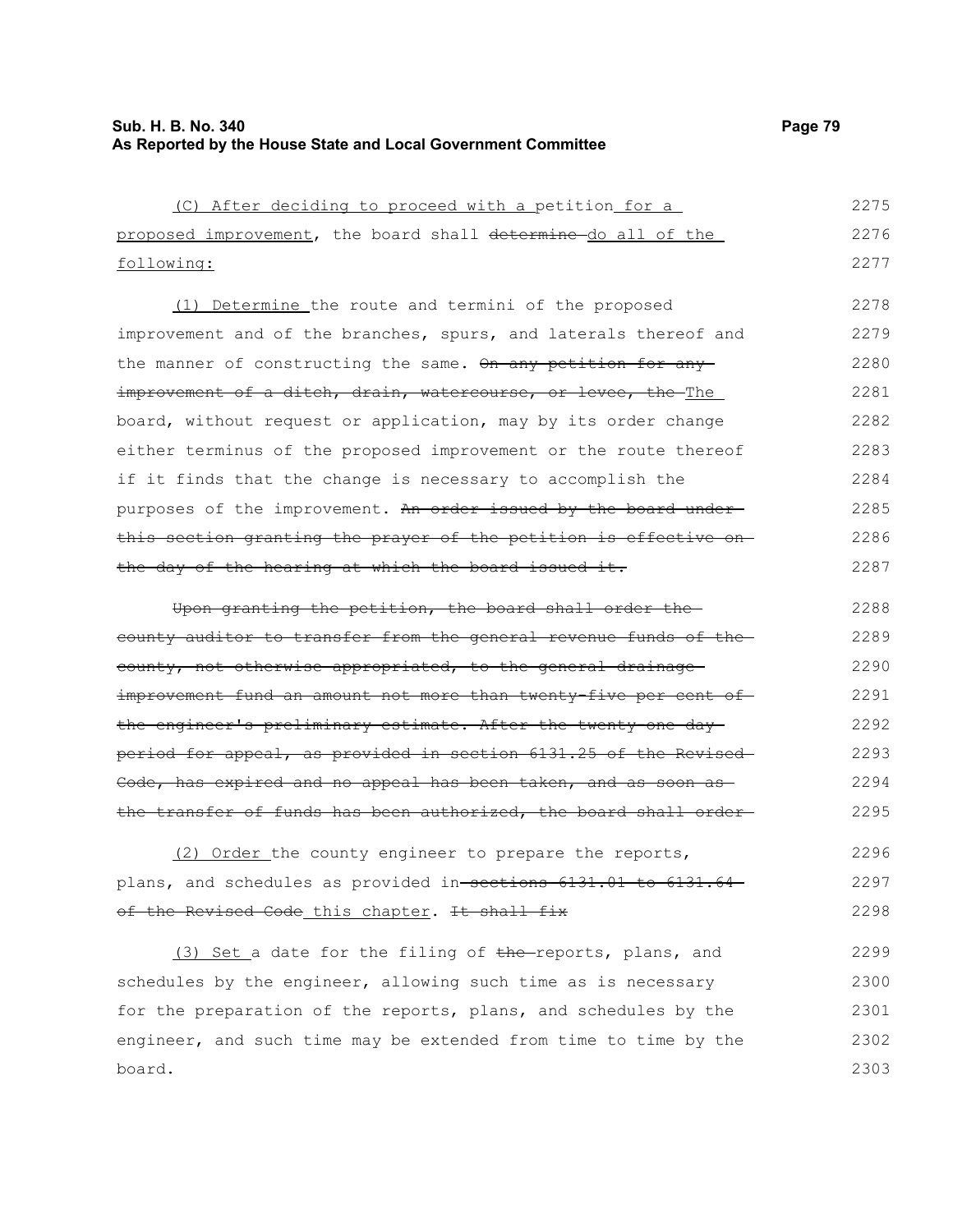(C) After deciding to proceed with a petition for a proposed improvement, the board shall ~~determine~~ do all of the following:

(1) Determine the route and termini of the proposed improvement and of the branches, spurs, and laterals thereof and the manner of constructing the same. ~~On any petition for any improvement of a ditch, drain, watercourse, or levee, the~~ The board, without request or application, may by its order change either terminus of the proposed improvement or the route thereof if it finds that the change is necessary to accomplish the purposes of the improvement. ~~An order issued by the board under this section granting the prayer of the petition is effective on the day of the hearing at which the board issued it.~~

~~Upon granting the petition, the board shall order the county auditor to transfer from the general revenue funds of the county, not otherwise appropriated, to the general drainage improvement fund an amount not more than twenty-five per cent of the engineer's preliminary estimate. After the twenty-one day period for appeal, as provided in section 6131.25 of the Revised Code, has expired and no appeal has been taken, and as soon as the transfer of funds has been authorized, the board shall order~~

(2) Order the county engineer to prepare the reports, plans, and schedules as provided in ~~sections 6131.01 to 6131.64 of the Revised Code~~ this chapter. ~~It shall fix~~

(3) Set a date for the filing of ~~the~~ reports, plans, and schedules by the engineer, allowing such time as is necessary for the preparation of the reports, plans, and schedules by the engineer, and such time may be extended from time to time by the board.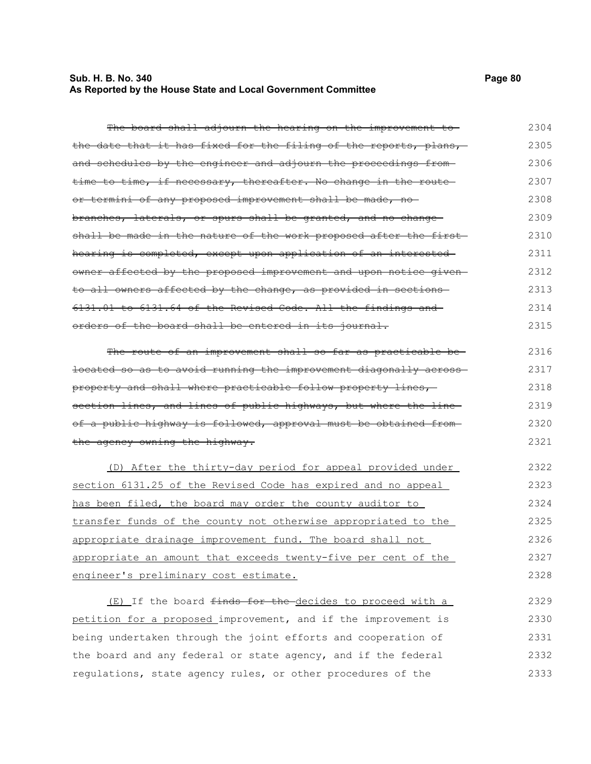~~The board shall adjourn the hearing on the improvement to the date that it has fixed for the filing of the reports, plans, and schedules by the engineer and adjourn the proceedings from time to time, if necessary, thereafter. No change in the route or termini of any proposed improvement shall be made, no branches, laterals, or spurs shall be granted, and no change shall be made in the nature of the work proposed after the first hearing is completed, except upon application of an interested owner affected by the proposed improvement and upon notice given to all owners affected by the change, as provided in sections 6131.01 to 6131.64 of the Revised Code. All the findings and orders of the board shall be entered in its journal.~~

~~The route of an improvement shall so far as practicable be located so as to avoid running the improvement diagonally across property and shall where practicable follow property lines, section lines, and lines of public highways, but where the line of a public highway is followed, approval must be obtained from the agency owning the highway.~~

<u>(D) After the thirty-day period for appeal provided under section 6131.25 of the Revised Code has expired and no appeal has been filed, the board may order the county auditor to transfer funds of the county not otherwise appropriated to the appropriate drainage improvement fund. The board shall not appropriate an amount that exceeds twenty-five per cent of the engineer's preliminary cost estimate.</u>

<u>(E)</u> If the board ~~finds for the~~ <u>decides to proceed with a petition for a proposed</u> improvement, and if the improvement is being undertaken through the joint efforts and cooperation of the board and any federal or state agency, and if the federal regulations, state agency rules, or other procedures of the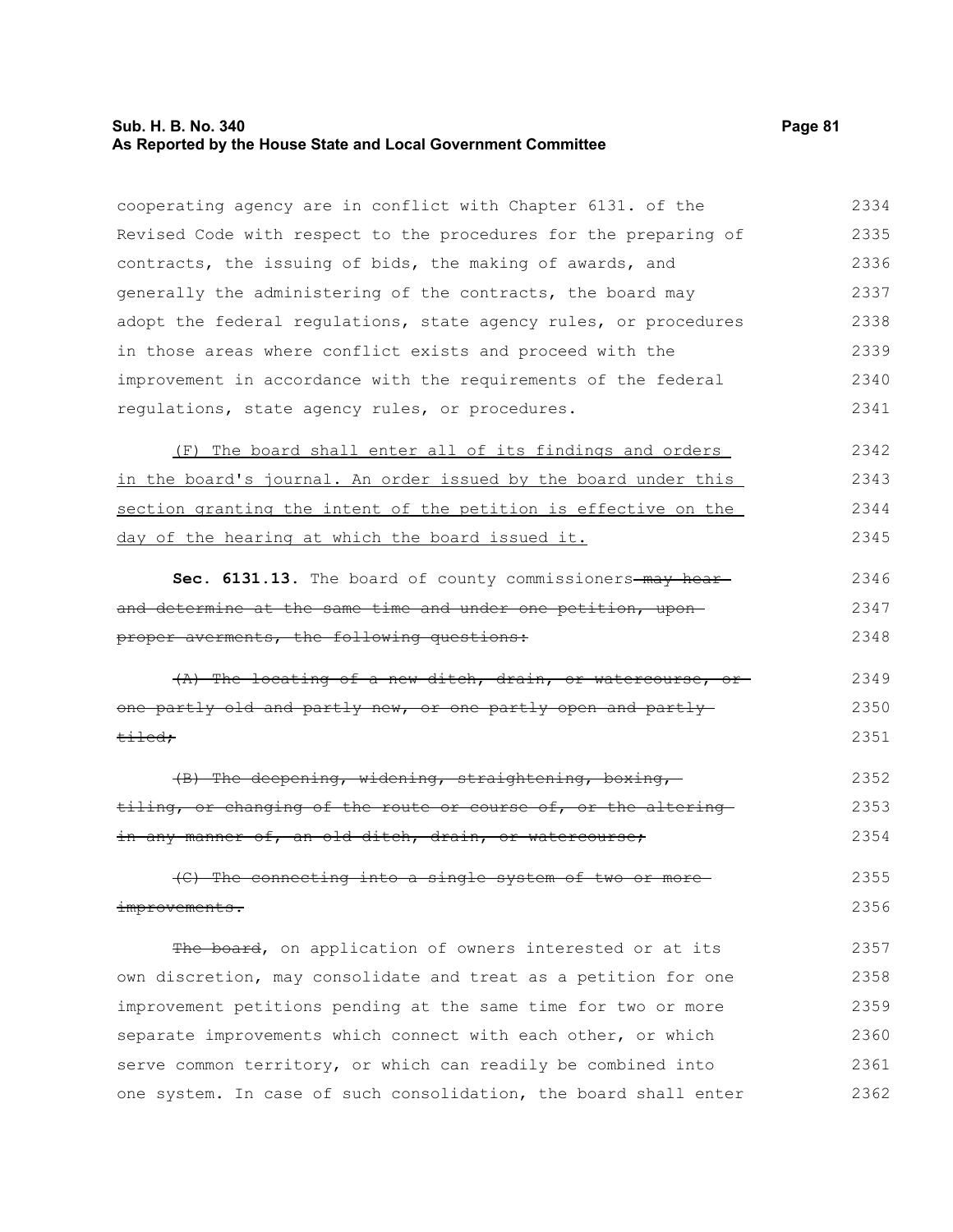cooperating agency are in conflict with Chapter 6131. of the Revised Code with respect to the procedures for the preparing of contracts, the issuing of bids, the making of awards, and generally the administering of the contracts, the board may adopt the federal regulations, state agency rules, or procedures in those areas where conflict exists and proceed with the improvement in accordance with the requirements of the federal regulations, state agency rules, or procedures.

<u>(F) The board shall enter all of its findings and orders in the board's journal. An order issued by the board under this section granting the intent of the petition is effective on the day of the hearing at which the board issued it.</u>

**Sec. 6131.13.** The board of county commissioners ~~may hear and determine at the same time and under one petition, upon proper averments, the following questions:~~

~~(A) The locating of a new ditch, drain, or watercourse, or one partly old and partly new, or one partly open and partly tiled;~~

~~(B) The deepening, widening, straightening, boxing, tiling, or changing of the route or course of, or the altering in any manner of, an old ditch, drain, or watercourse;~~

~~(C) The connecting into a single system of two or more improvements.~~

~~The board~~, on application of owners interested or at its own discretion, may consolidate and treat as a petition for one improvement petitions pending at the same time for two or more separate improvements which connect with each other, or which serve common territory, or which can readily be combined into one system. In case of such consolidation, the board shall enter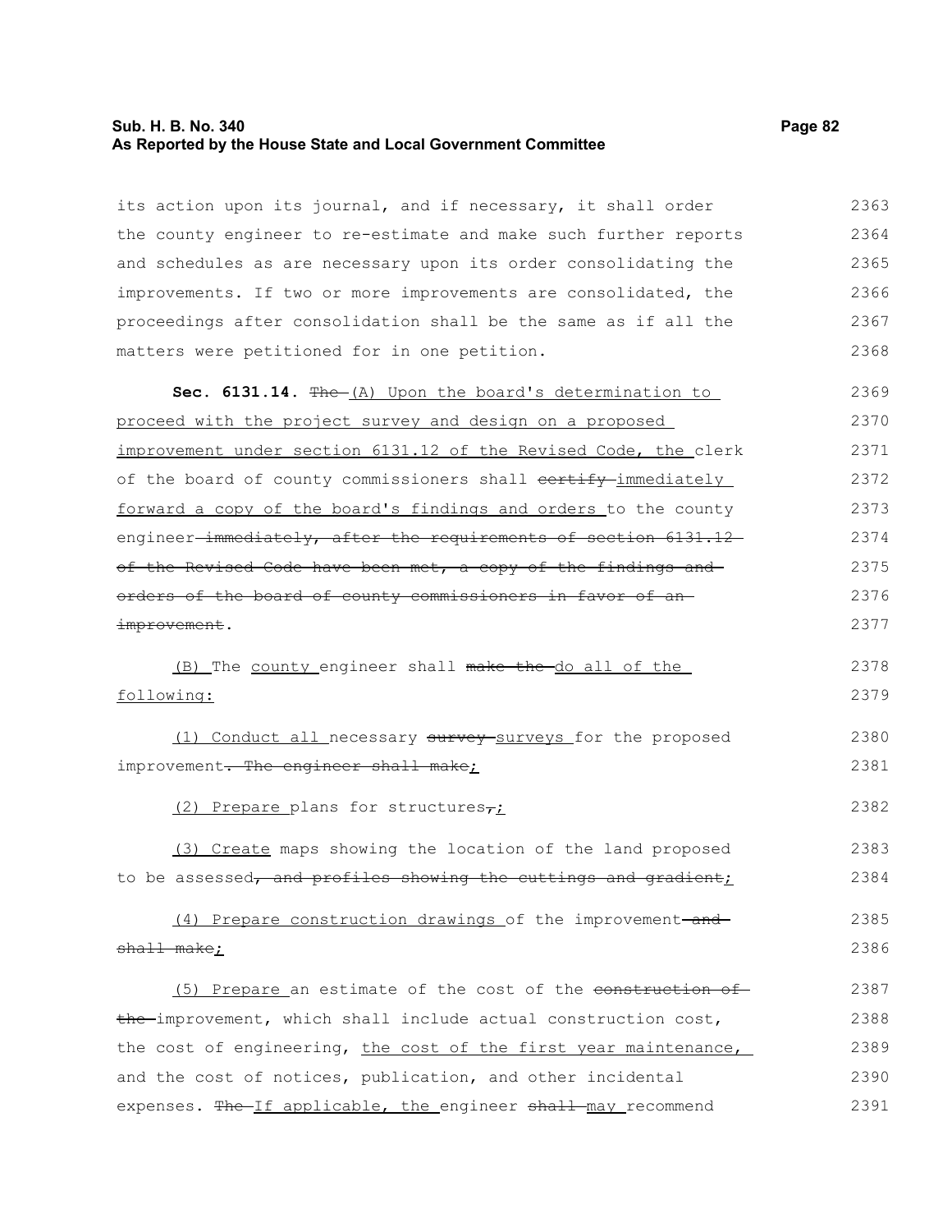its action upon its journal, and if necessary, it shall order the county engineer to re-estimate and make such further reports and schedules as are necessary upon its order consolidating the improvements. If two or more improvements are consolidated, the proceedings after consolidation shall be the same as if all the matters were petitioned for in one petition.

**Sec. 6131.14.** ~~The~~ (A) Upon the board's determination to proceed with the project survey and design on a proposed improvement under section 6131.12 of the Revised Code, the clerk of the board of county commissioners shall ~~certify~~ immediately forward a copy of the board's findings and orders to the county engineer ~~immediately, after the requirements of section 6131.12 of the Revised Code have been met, a copy of the findings and orders of the board of county commissioners in favor of an improvement~~.

(B) The county engineer shall ~~make the~~ do all of the following:

(1) Conduct all necessary ~~survey~~ surveys for the proposed improvement~~. The engineer shall make~~;

(2) Prepare plans for structures~~,~~;

(3) Create maps showing the location of the land proposed to be assessed~~, and profiles showing the cuttings and gradient~~;

(4) Prepare construction drawings of the improvement ~~and shall make~~;

(5) Prepare an estimate of the cost of the ~~construction of the~~ improvement, which shall include actual construction cost, the cost of engineering, the cost of the first year maintenance, and the cost of notices, publication, and other incidental expenses. ~~The~~ If applicable, the engineer ~~shall~~ may recommend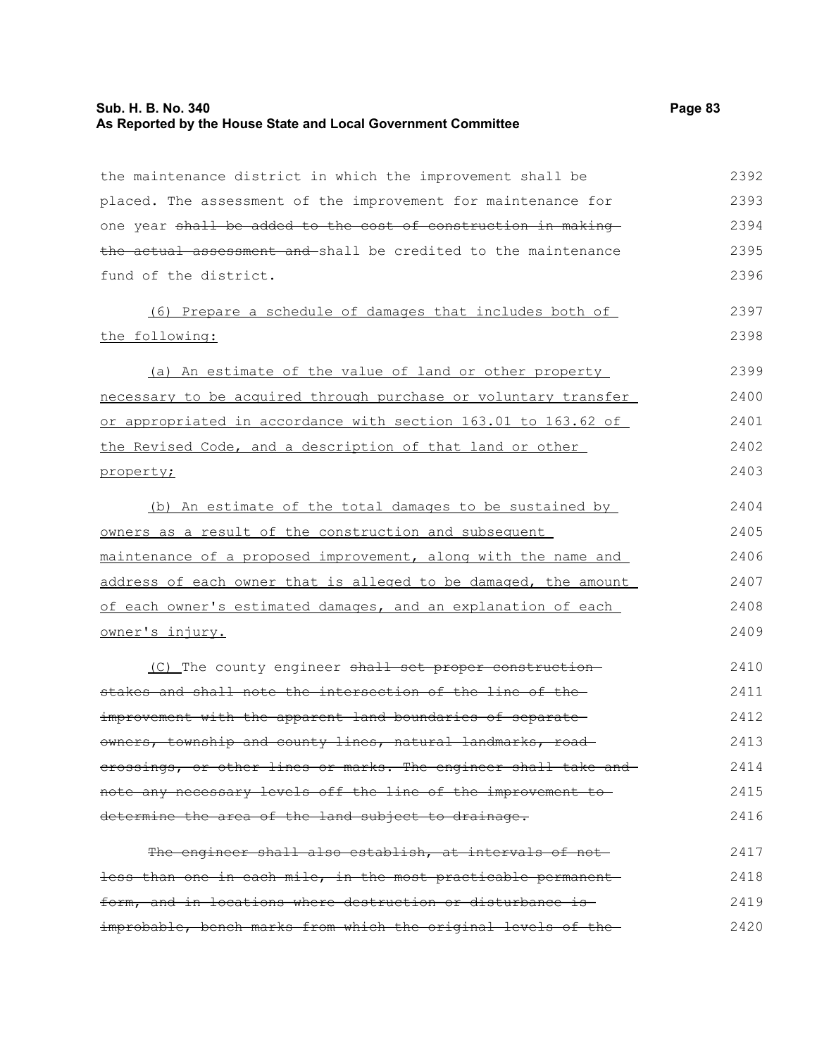the maintenance district in which the improvement shall be placed. The assessment of the improvement for maintenance for one year ~~shall be added to the cost of construction in making the actual assessment and~~ shall be credited to the maintenance fund of the district.

<u>(6) Prepare a schedule of damages that includes both of the following:</u>

<u>(a) An estimate of the value of land or other property necessary to be acquired through purchase or voluntary transfer or appropriated in accordance with section 163.01 to 163.62 of the Revised Code, and a description of that land or other property;</u>

<u>(b) An estimate of the total damages to be sustained by owners as a result of the construction and subsequent maintenance of a proposed improvement, along with the name and address of each owner that is alleged to be damaged, the amount of each owner's estimated damages, and an explanation of each owner's injury.</u>

<u>(C)</u> The county engineer ~~shall set proper construction stakes and shall note the intersection of the line of the improvement with the apparent land boundaries of separate owners, township and county lines, natural landmarks, road crossings, or other lines or marks. The engineer shall take and note any necessary levels off the line of the improvement to determine the area of the land subject to drainage.~~

~~The engineer shall also establish, at intervals of not less than one in each mile, in the most practicable permanent form, and in locations where destruction or disturbance is improbable, bench marks from which the original levels of the~~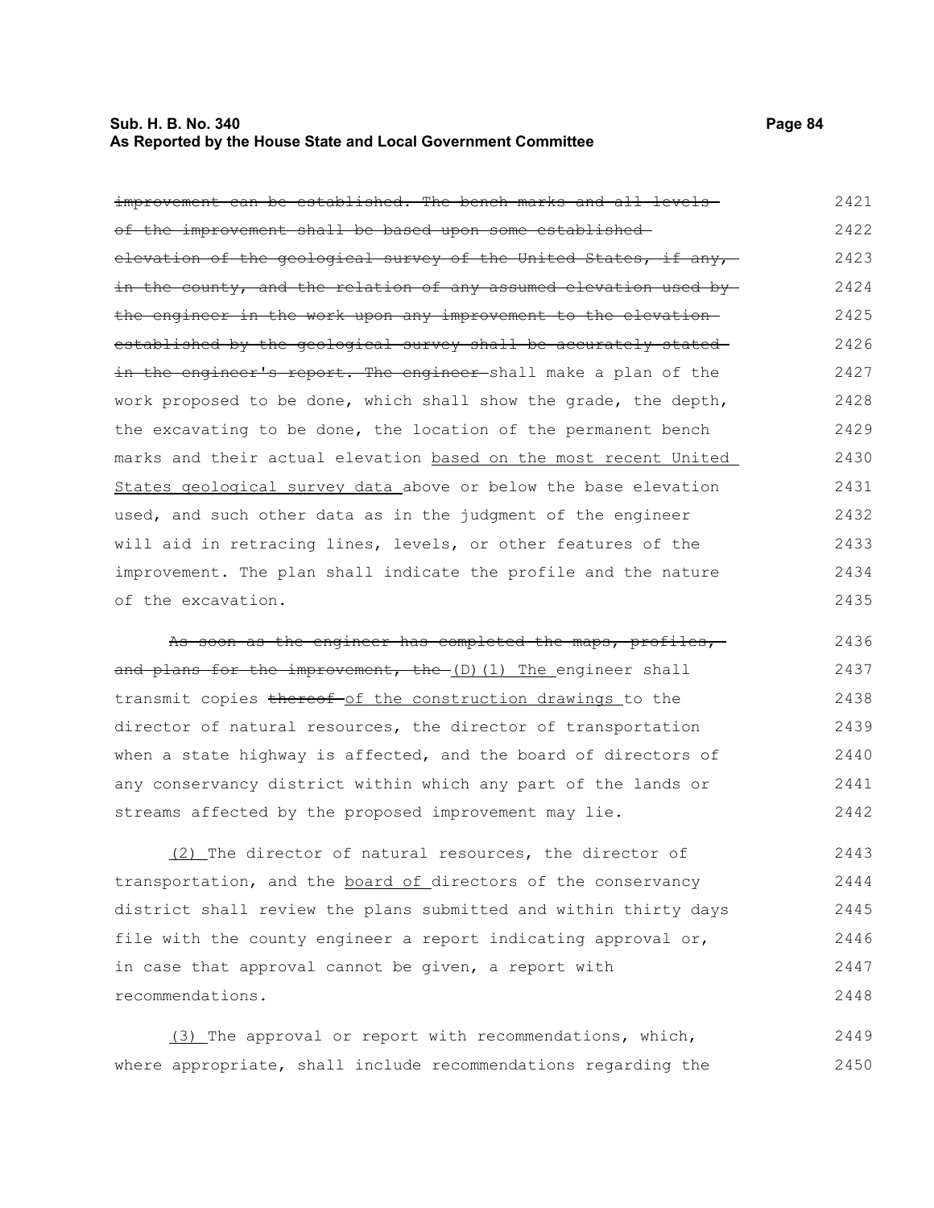~~improvement can be established. The bench marks and all levels of the improvement shall be based upon some established elevation of the geological survey of the United States, if any, in the county, and the relation of any assumed elevation used by the engineer in the work upon any improvement to the elevation established by the geological survey shall be accurately stated in the engineer's report. The engineer~~ shall make a plan of the work proposed to be done, which shall show the grade, the depth, the excavating to be done, the location of the permanent bench marks and their actual elevation <u>based on the most recent United States geological survey data</u> above or below the base elevation used, and such other data as in the judgment of the engineer will aid in retracing lines, levels, or other features of the improvement. The plan shall indicate the profile and the nature of the excavation.

~~As soon as the engineer has completed the maps, profiles, and plans for the improvement, the~~ <u>(D)(1) The</u> engineer shall transmit copies ~~thereof~~ <u>of the construction drawings</u> to the director of natural resources, the director of transportation when a state highway is affected, and the board of directors of any conservancy district within which any part of the lands or streams affected by the proposed improvement may lie.

<u>(2)</u> The director of natural resources, the director of transportation, and the <u>board of</u> directors of the conservancy district shall review the plans submitted and within thirty days file with the county engineer a report indicating approval or, in case that approval cannot be given, a report with recommendations.

<u>(3)</u> The approval or report with recommendations, which, where appropriate, shall include recommendations regarding the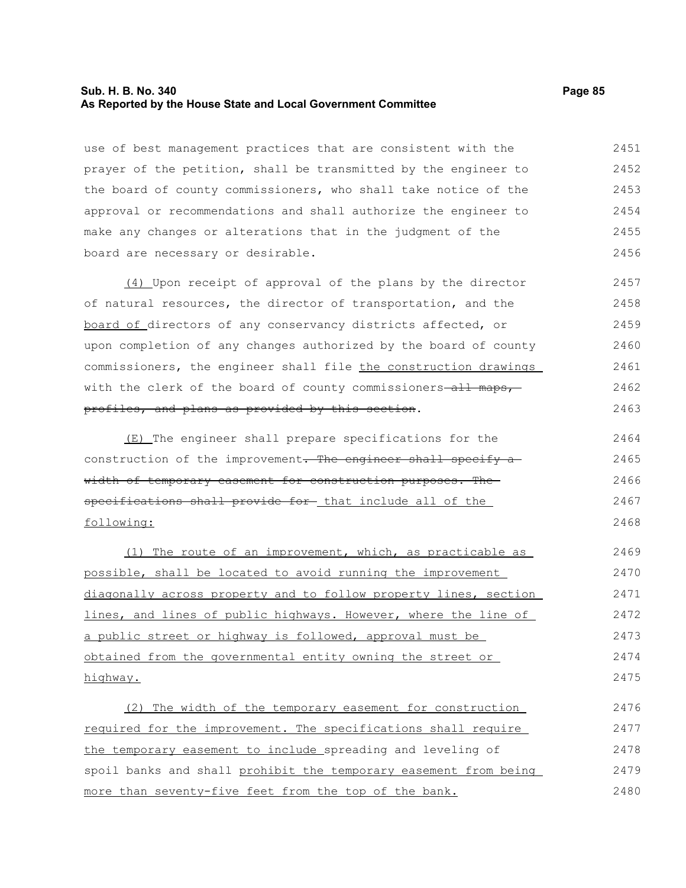use of best management practices that are consistent with the prayer of the petition, shall be transmitted by the engineer to the board of county commissioners, who shall take notice of the approval or recommendations and shall authorize the engineer to make any changes or alterations that in the judgment of the board are necessary or desirable.

(4) Upon receipt of approval of the plans by the director of natural resources, the director of transportation, and the board of directors of any conservancy districts affected, or upon completion of any changes authorized by the board of county commissioners, the engineer shall file the construction drawings with the clerk of the board of county commissioners ~~all maps, profiles, and plans as provided by this section~~.

(E) The engineer shall prepare specifications for the construction of the improvement~~. The engineer shall specify a width of temporary easement for construction purposes. The specifications shall provide for~~ that include all of the following:

(1) The route of an improvement, which, as practicable as possible, shall be located to avoid running the improvement diagonally across property and to follow property lines, section lines, and lines of public highways. However, where the line of a public street or highway is followed, approval must be obtained from the governmental entity owning the street or highway.

(2) The width of the temporary easement for construction required for the improvement. The specifications shall require the temporary easement to include spreading and leveling of spoil banks and shall prohibit the temporary easement from being more than seventy-five feet from the top of the bank.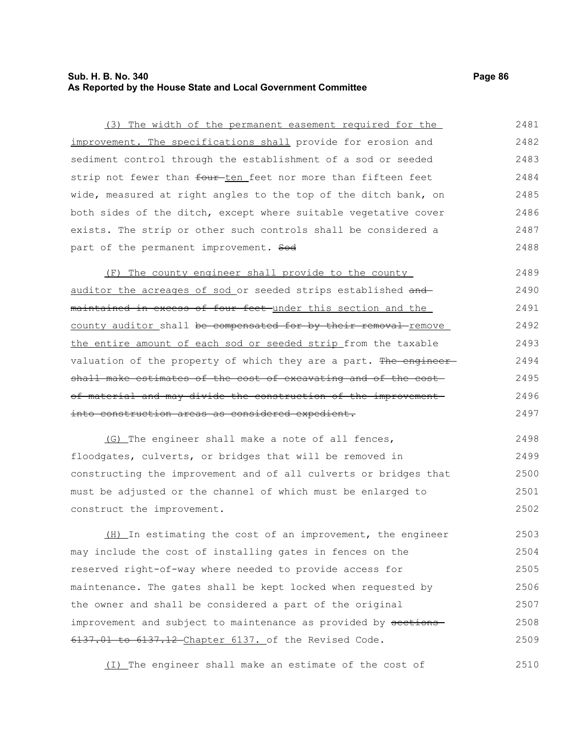(3) The width of the permanent easement required for the improvement. The specifications shall provide for erosion and sediment control through the establishment of a sod or seeded strip not fewer than ~~four~~ ten feet nor more than fifteen feet wide, measured at right angles to the top of the ditch bank, on both sides of the ditch, except where suitable vegetative cover exists. The strip or other such controls shall be considered a part of the permanent improvement. ~~Sod~~

(F) The county engineer shall provide to the county auditor the acreages of sod or seeded strips established ~~and maintained in excess of four feet~~ under this section and the county auditor shall ~~be compensated for by their removal~~ remove the entire amount of each sod or seeded strip from the taxable valuation of the property of which they are a part. ~~The engineer shall make estimates of the cost of excavating and of the cost of material and may divide the construction of the improvement into construction areas as considered expedient.~~

(G) The engineer shall make a note of all fences, floodgates, culverts, or bridges that will be removed in constructing the improvement and of all culverts or bridges that must be adjusted or the channel of which must be enlarged to construct the improvement.

(H) In estimating the cost of an improvement, the engineer may include the cost of installing gates in fences on the reserved right-of-way where needed to provide access for maintenance. The gates shall be kept locked when requested by the owner and shall be considered a part of the original improvement and subject to maintenance as provided by ~~sections 6137.01 to 6137.12~~ Chapter 6137. of the Revised Code.

(I) The engineer shall make an estimate of the cost of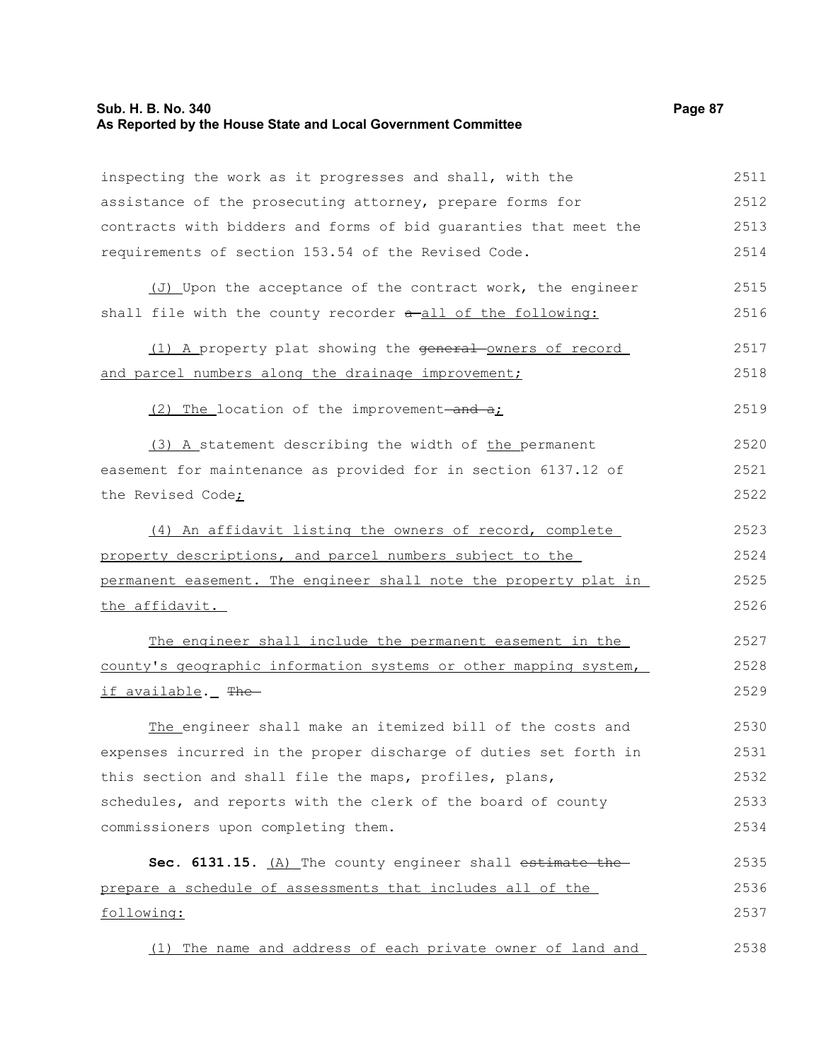inspecting the work as it progresses and shall, with the assistance of the prosecuting attorney, prepare forms for contracts with bidders and forms of bid guaranties that meet the requirements of section 153.54 of the Revised Code.

(J) Upon the acceptance of the contract work, the engineer shall file with the county recorder a all of the following:

(1) A property plat showing the general owners of record and parcel numbers along the drainage improvement;

(2) The location of the improvement and a;

(3) A statement describing the width of the permanent easement for maintenance as provided for in section 6137.12 of the Revised Code;

(4) An affidavit listing the owners of record, complete property descriptions, and parcel numbers subject to the permanent easement. The engineer shall note the property plat in the affidavit.

The engineer shall include the permanent easement in the county's geographic information systems or other mapping system, if available. The

The engineer shall make an itemized bill of the costs and expenses incurred in the proper discharge of duties set forth in this section and shall file the maps, profiles, plans, schedules, and reports with the clerk of the board of county commissioners upon completing them.

**Sec. 6131.15.** (A) The county engineer shall estimate the prepare a schedule of assessments that includes all of the following:

(1) The name and address of each private owner of land and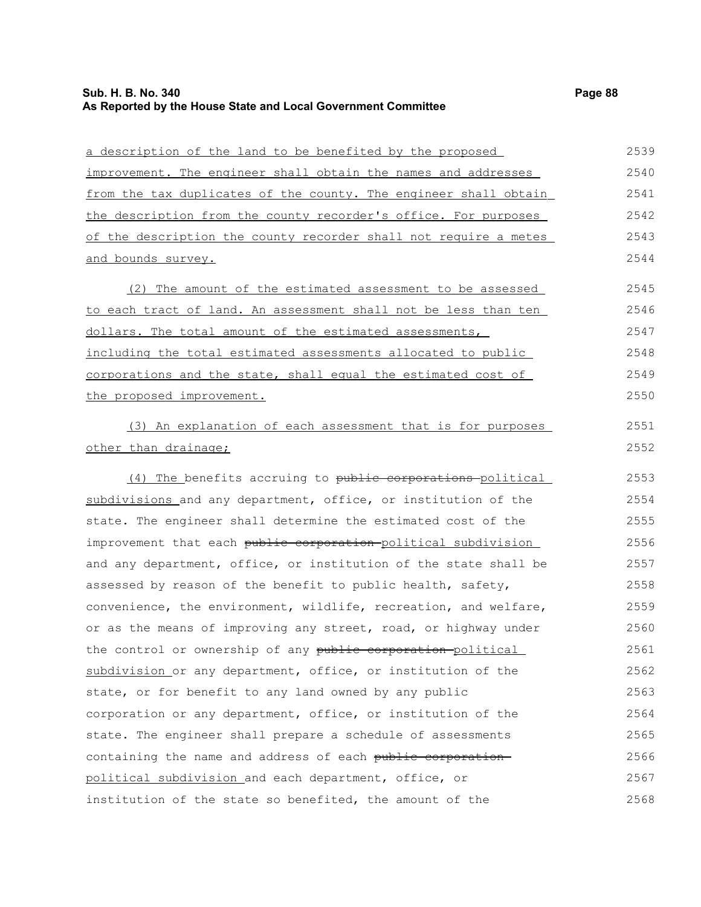a description of the land to be benefited by the proposed improvement. The engineer shall obtain the names and addresses from the tax duplicates of the county. The engineer shall obtain the description from the county recorder's office. For purposes of the description the county recorder shall not require a metes and bounds survey.

(2) The amount of the estimated assessment to be assessed to each tract of land. An assessment shall not be less than ten dollars. The total amount of the estimated assessments, including the total estimated assessments allocated to public corporations and the state, shall equal the estimated cost of the proposed improvement.

(3) An explanation of each assessment that is for purposes other than drainage;

(4) The benefits accruing to ~~public corporations~~ political subdivisions and any department, office, or institution of the state. The engineer shall determine the estimated cost of the improvement that each ~~public corporation~~ political subdivision and any department, office, or institution of the state shall be assessed by reason of the benefit to public health, safety, convenience, the environment, wildlife, recreation, and welfare, or as the means of improving any street, road, or highway under the control or ownership of any ~~public corporation~~ political subdivision or any department, office, or institution of the state, or for benefit to any land owned by any public corporation or any department, office, or institution of the state. The engineer shall prepare a schedule of assessments containing the name and address of each ~~public corporation~~ political subdivision and each department, office, or institution of the state so benefited, the amount of the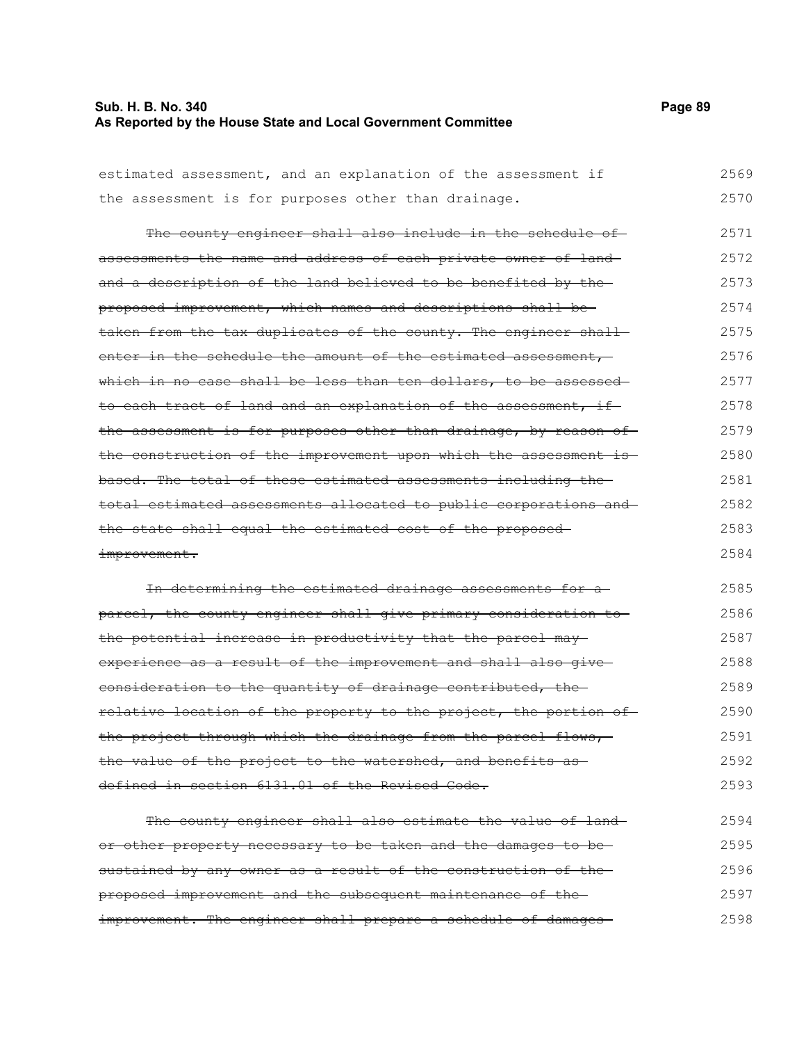estimated assessment, and an explanation of the assessment if the assessment is for purposes other than drainage.

~~The county engineer shall also include in the schedule of assessments the name and address of each private owner of land and a description of the land believed to be benefited by the proposed improvement, which names and descriptions shall be taken from the tax duplicates of the county. The engineer shall enter in the schedule the amount of the estimated assessment, which in no case shall be less than ten dollars, to be assessed to each tract of land and an explanation of the assessment, if the assessment is for purposes other than drainage, by reason of the construction of the improvement upon which the assessment is based. The total of these estimated assessments including the total estimated assessments allocated to public corporations and the state shall equal the estimated cost of the proposed improvement.~~

~~In determining the estimated drainage assessments for a parcel, the county engineer shall give primary consideration to the potential increase in productivity that the parcel may experience as a result of the improvement and shall also give consideration to the quantity of drainage contributed, the relative location of the property to the project, the portion of the project through which the drainage from the parcel flows, the value of the project to the watershed, and benefits as defined in section 6131.01 of the Revised Code.~~

~~The county engineer shall also estimate the value of land or other property necessary to be taken and the damages to be sustained by any owner as a result of the construction of the proposed improvement and the subsequent maintenance of the improvement. The engineer shall prepare a schedule of damages~~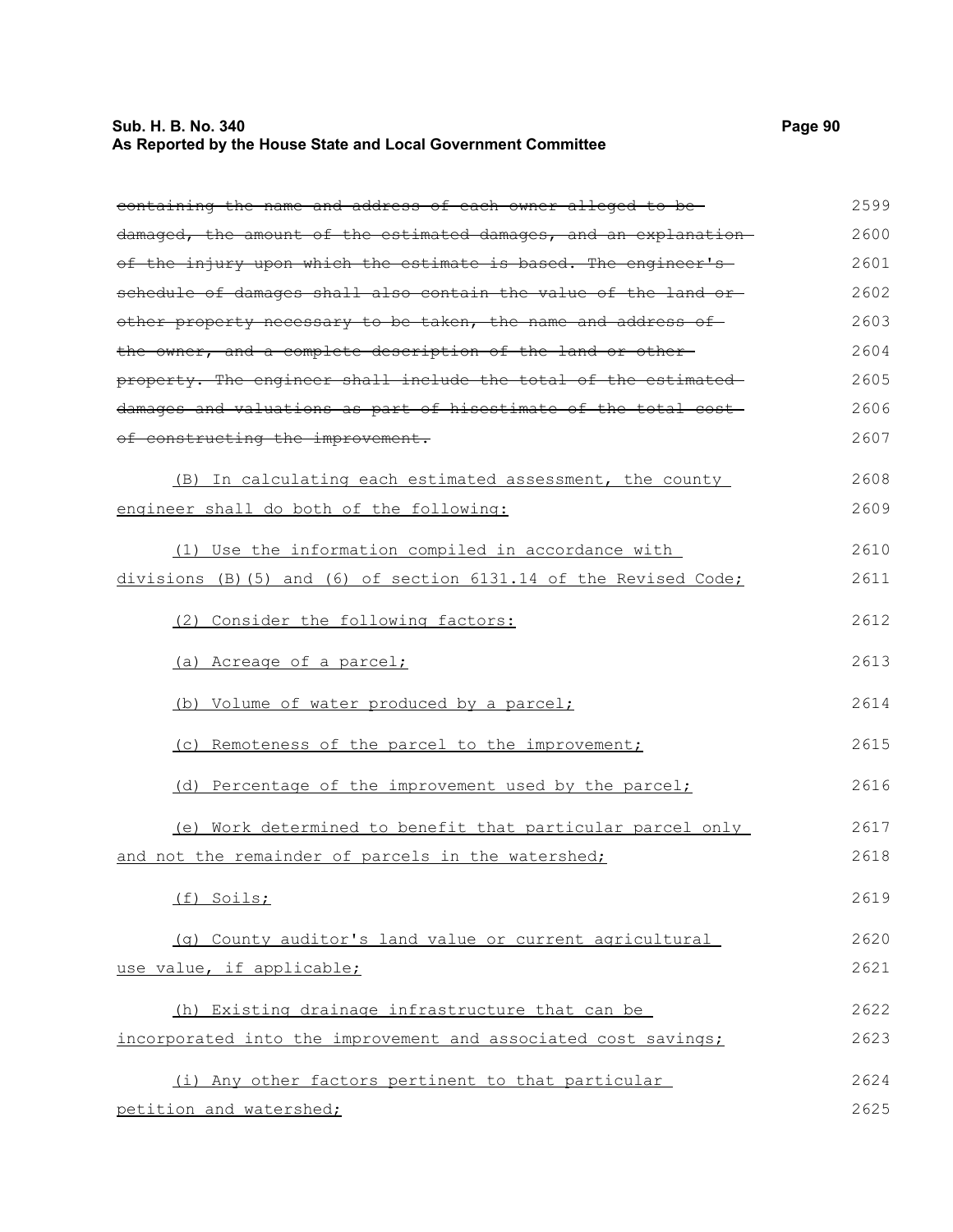~~containing the name and address of each owner alleged to be damaged, the amount of the estimated damages, and an explanation of the injury upon which the estimate is based. The engineer's schedule of damages shall also contain the value of the land or other property necessary to be taken, the name and address of the owner, and a complete description of the land or other property. The engineer shall include the total of the estimated damages and valuations as part of hisestimate of the total cost of constructing the improvement.~~

(B) In calculating each estimated assessment, the county engineer shall do both of the following:

(1) Use the information compiled in accordance with divisions (B)(5) and (6) of section 6131.14 of the Revised Code;

(2) Consider the following factors:

(a) Acreage of a parcel;

(b) Volume of water produced by a parcel;

(c) Remoteness of the parcel to the improvement;

(d) Percentage of the improvement used by the parcel;

(e) Work determined to benefit that particular parcel only and not the remainder of parcels in the watershed;

(f) Soils;

(g) County auditor's land value or current agricultural use value, if applicable;

(h) Existing drainage infrastructure that can be incorporated into the improvement and associated cost savings;

(i) Any other factors pertinent to that particular petition and watershed;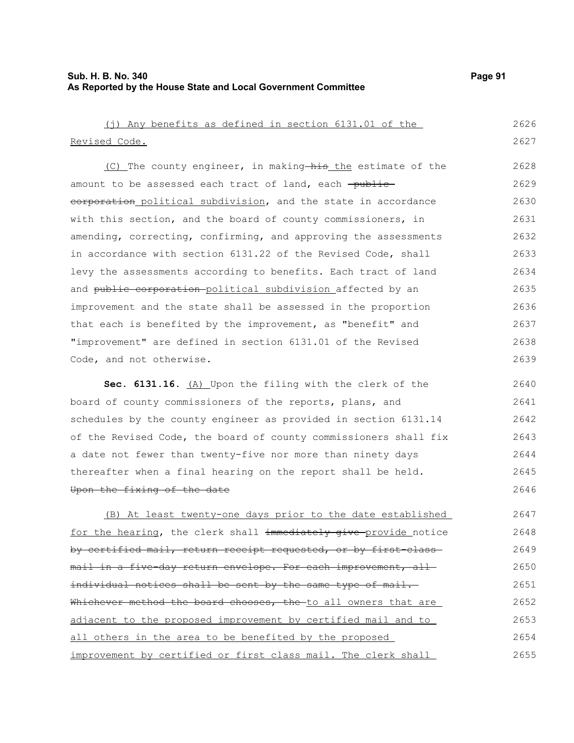(j) Any benefits as defined in section 6131.01 of the Revised Code.

(C) The county engineer, in making ~~his~~ the estimate of the amount to be assessed each tract of land, each ~~public corporation~~ political subdivision, and the state in accordance with this section, and the board of county commissioners, in amending, correcting, confirming, and approving the assessments in accordance with section 6131.22 of the Revised Code, shall levy the assessments according to benefits. Each tract of land and ~~public corporation~~ political subdivision affected by an improvement and the state shall be assessed in the proportion that each is benefited by the improvement, as "benefit" and "improvement" are defined in section 6131.01 of the Revised Code, and not otherwise.

**Sec. 6131.16.** (A) Upon the filing with the clerk of the board of county commissioners of the reports, plans, and schedules by the county engineer as provided in section 6131.14 of the Revised Code, the board of county commissioners shall fix a date not fewer than twenty-five nor more than ninety days thereafter when a final hearing on the report shall be held. ~~Upon the fixing of the date~~

(B) At least twenty-one days prior to the date established for the hearing, the clerk shall ~~immediately give~~ provide notice ~~by certified mail, return receipt requested, or by first-class mail in a five-day return envelope. For each improvement, all individual notices shall be sent by the same type of mail. Whichever method the board chooses, the~~ to all owners that are adjacent to the proposed improvement by certified mail and to all others in the area to be benefited by the proposed improvement by certified or first class mail. The clerk shall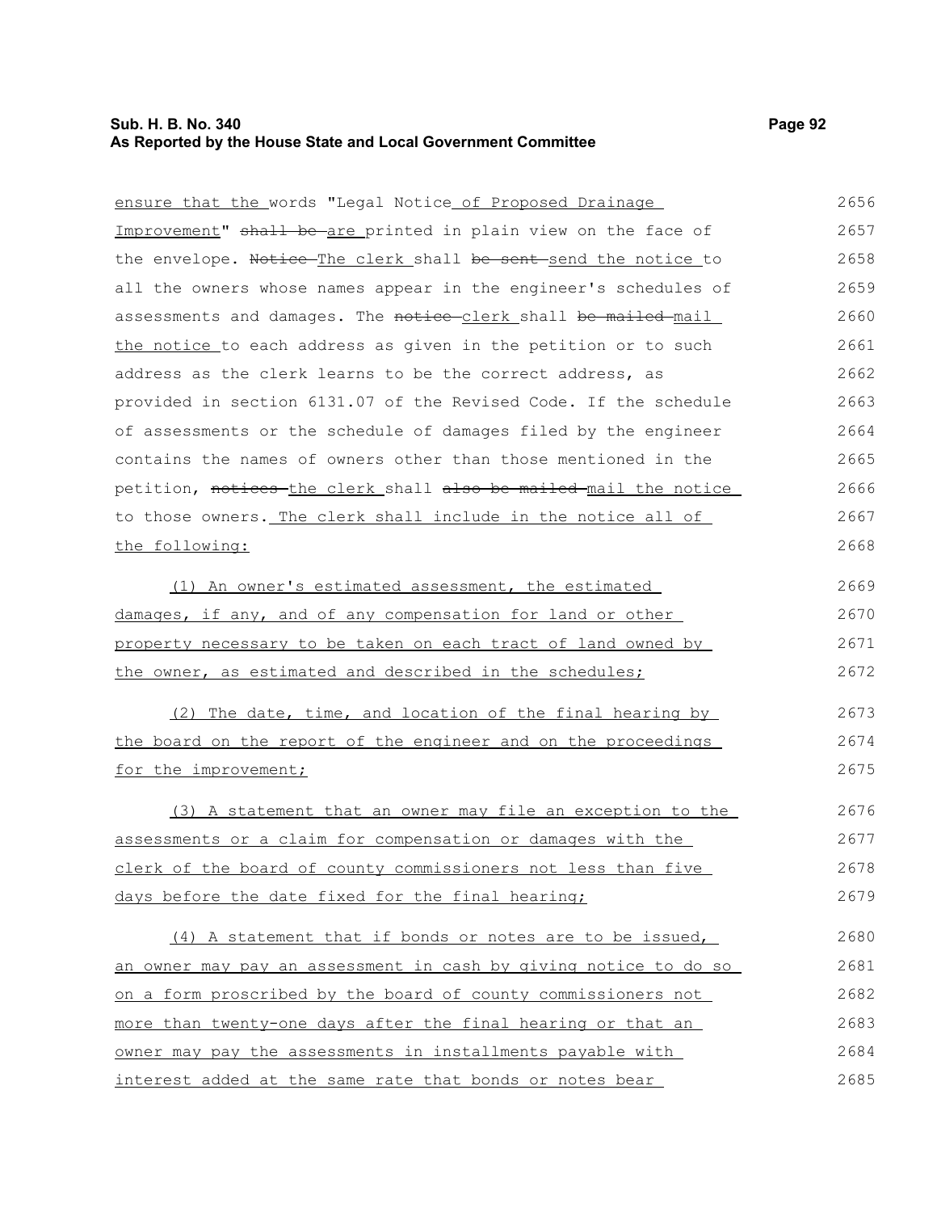ensure that the words "Legal Notice of Proposed Drainage Improvement" shall be are printed in plain view on the face of the envelope. Notice The clerk shall be sent send the notice to all the owners whose names appear in the engineer's schedules of assessments and damages. The notice clerk shall be mailed mail the notice to each address as given in the petition or to such address as the clerk learns to be the correct address, as provided in section 6131.07 of the Revised Code. If the schedule of assessments or the schedule of damages filed by the engineer contains the names of owners other than those mentioned in the petition, notices the clerk shall also be mailed mail the notice to those owners. The clerk shall include in the notice all of the following:

(1) An owner's estimated assessment, the estimated damages, if any, and of any compensation for land or other property necessary to be taken on each tract of land owned by the owner, as estimated and described in the schedules;

(2) The date, time, and location of the final hearing by the board on the report of the engineer and on the proceedings for the improvement;

(3) A statement that an owner may file an exception to the assessments or a claim for compensation or damages with the clerk of the board of county commissioners not less than five days before the date fixed for the final hearing;

(4) A statement that if bonds or notes are to be issued, an owner may pay an assessment in cash by giving notice to do so on a form proscribed by the board of county commissioners not more than twenty-one days after the final hearing or that an owner may pay the assessments in installments payable with interest added at the same rate that bonds or notes bear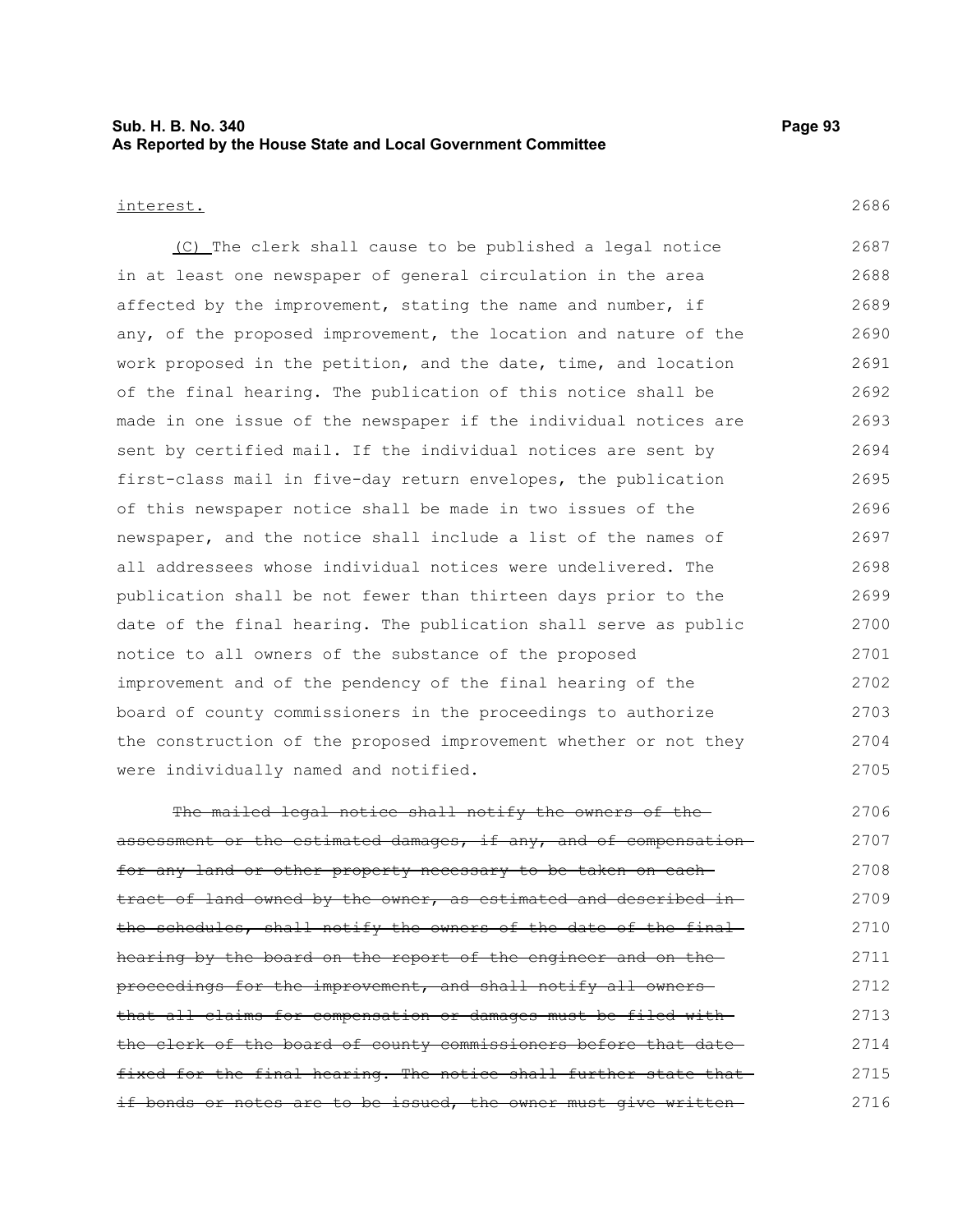interest.

(C) The clerk shall cause to be published a legal notice in at least one newspaper of general circulation in the area affected by the improvement, stating the name and number, if any, of the proposed improvement, the location and nature of the work proposed in the petition, and the date, time, and location of the final hearing. The publication of this notice shall be made in one issue of the newspaper if the individual notices are sent by certified mail. If the individual notices are sent by first-class mail in five-day return envelopes, the publication of this newspaper notice shall be made in two issues of the newspaper, and the notice shall include a list of the names of all addressees whose individual notices were undelivered. The publication shall be not fewer than thirteen days prior to the date of the final hearing. The publication shall serve as public notice to all owners of the substance of the proposed improvement and of the pendency of the final hearing of the board of county commissioners in the proceedings to authorize the construction of the proposed improvement whether or not they were individually named and notified.

~~The mailed legal notice shall notify the owners of the assessment or the estimated damages, if any, and of compensation for any land or other property necessary to be taken on each tract of land owned by the owner, as estimated and described in the schedules, shall notify the owners of the date of the final hearing by the board on the report of the engineer and on the proceedings for the improvement, and shall notify all owners that all claims for compensation or damages must be filed with the clerk of the board of county commissioners before that date fixed for the final hearing. The notice shall further state that if bonds or notes are to be issued, the owner must give written~~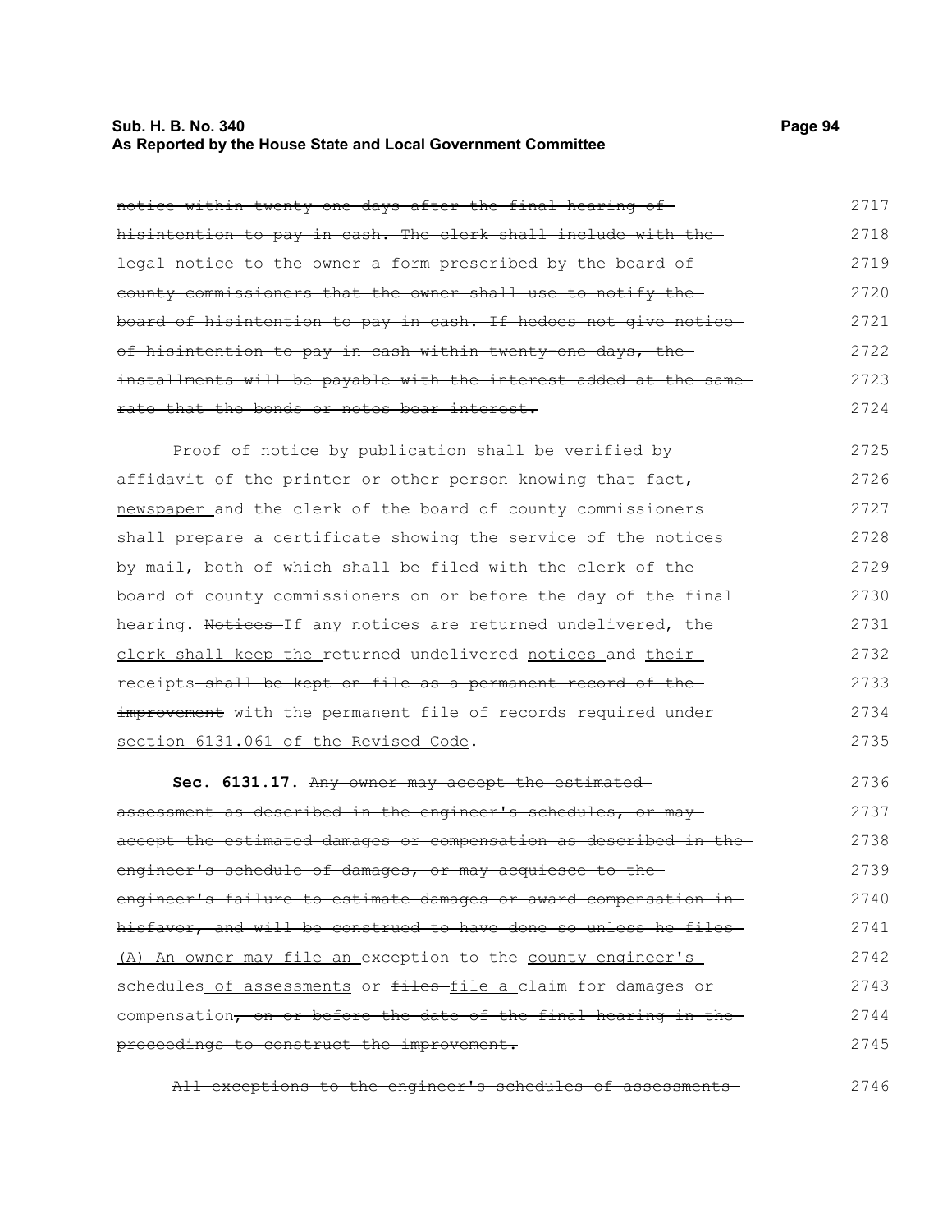~~notice within twenty-one days after the final hearing of hisintention to pay in cash. The clerk shall include with the legal notice to the owner a form prescribed by the board of county commissioners that the owner shall use to notify the board of hisintention to pay in cash. If hedoes not give notice of hisintention to pay in cash within twenty-one days, the installments will be payable with the interest added at the same rate that the bonds or notes bear interest.~~

Proof of notice by publication shall be verified by affidavit of the ~~printer or other person knowing that fact,~~ newspaper and the clerk of the board of county commissioners shall prepare a certificate showing the service of the notices by mail, both of which shall be filed with the clerk of the board of county commissioners on or before the day of the final hearing. ~~Notices~~ If any notices are returned undelivered, the clerk shall keep the returned undelivered notices and their receipts ~~shall be kept on file as a permanent record of the improvement~~ with the permanent file of records required under section 6131.061 of the Revised Code.

**Sec. 6131.17.** ~~Any owner may accept the estimated assessment as described in the engineer's schedules, or may accept the estimated damages or compensation as described in the engineer's schedule of damages, or may acquiesce to the engineer's failure to estimate damages or award compensation in hisfavor, and will be construed to have done so unless he files~~ (A) An owner may file an exception to the county engineer's schedules of assessments or ~~files~~ file a claim for damages or compensation~~, on or before the date of the final hearing in the proceedings to construct the improvement.~~

~~All exceptions to the engineer's schedules of assessments~~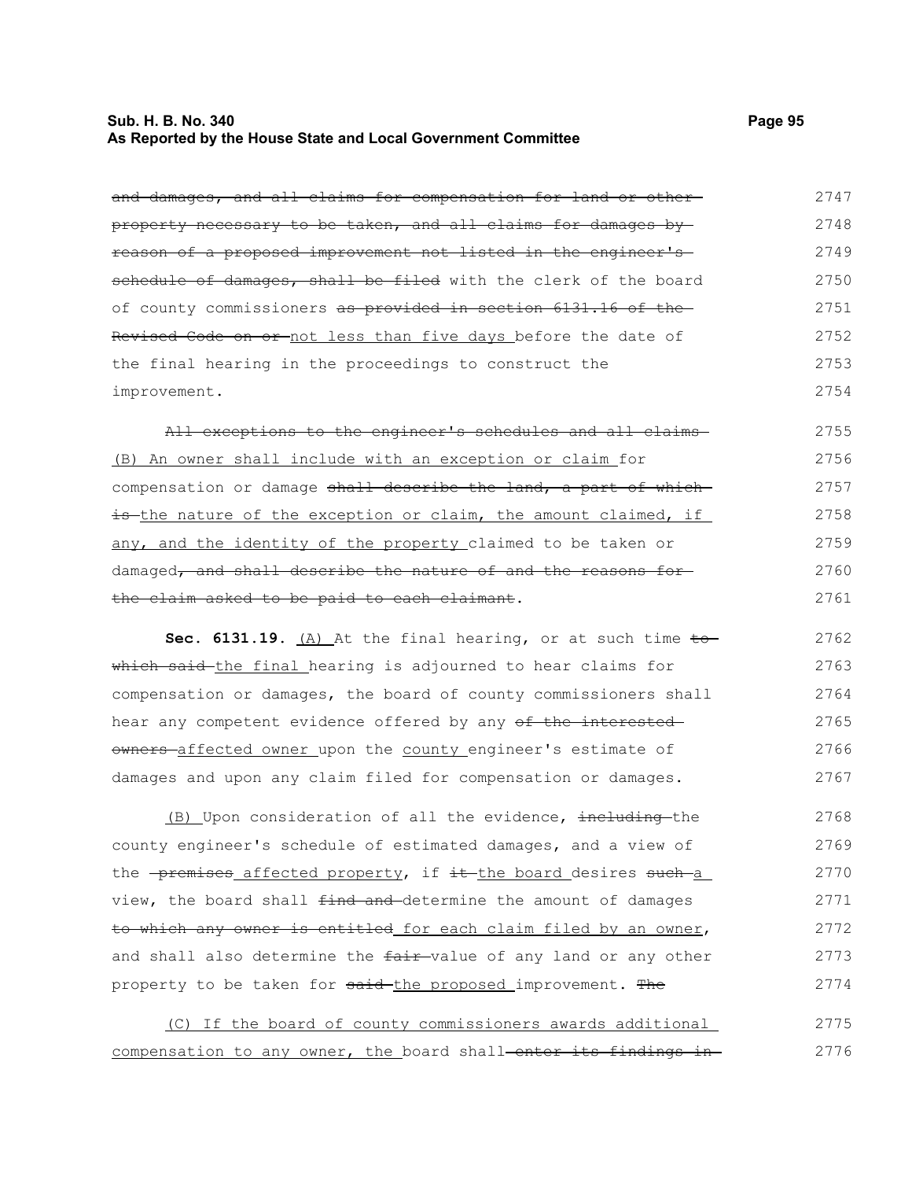~~and damages, and all claims for compensation for land or other property necessary to be taken, and all claims for damages by reason of a proposed improvement not listed in the engineer's schedule of damages, shall be filed~~ with the clerk of the board of county commissioners ~~as provided in section 6131.16 of the Revised Code on or~~ <u>not less than five days</u> before the date of the final hearing in the proceedings to construct the improvement.

~~All exceptions to the engineer's schedules and all claims~~ <u>(B) An owner shall include with an exception or claim</u> for compensation or damage ~~shall describe the land, a part of which is~~ <u>the nature of the exception or claim, the amount claimed, if any, and the identity of the property</u> claimed to be taken or damaged~~, and shall describe the nature of and the reasons for the claim asked to be paid to each claimant~~.

**Sec. 6131.19.** <u>(A)</u> At the final hearing, or at such time ~~to which said~~ <u>the final</u> hearing is adjourned to hear claims for compensation or damages, the board of county commissioners shall hear any competent evidence offered by any ~~of the interested owners~~ <u>affected owner</u> upon the <u>county</u> engineer's estimate of damages and upon any claim filed for compensation or damages.

<u>(B)</u> Upon consideration of all the evidence, ~~including~~ the county engineer's schedule of estimated damages, and a view of the ~~premises~~ <u>affected property</u>, if ~~it~~ <u>the board</u> desires ~~such~~ <u>a</u> view, the board shall ~~find and~~ determine the amount of damages ~~to which any owner is entitled~~ <u>for each claim filed by an owner</u>, and shall also determine the ~~fair~~ value of any land or any other property to be taken for ~~said~~ <u>the proposed</u> improvement. ~~The~~

<u>(C) If the board of county commissioners awards additional compensation to any owner, the</u> board shall ~~enter its findings in~~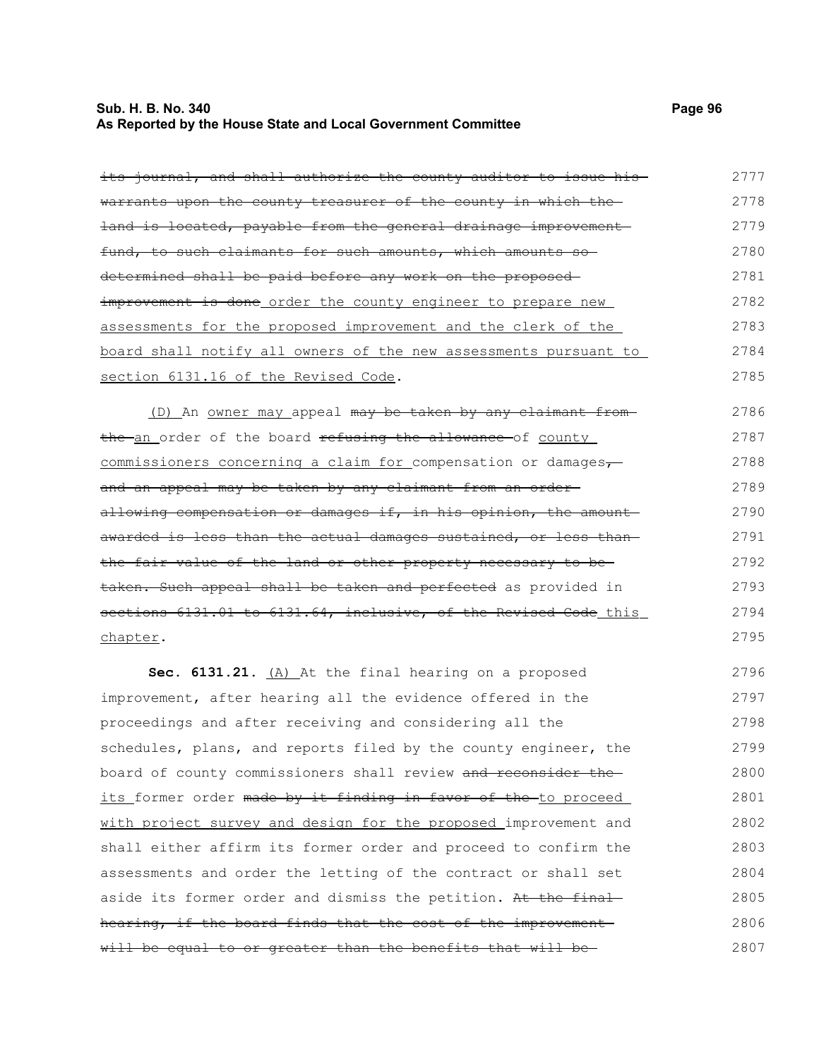~~its journal, and shall authorize the county auditor to issue his warrants upon the county treasurer of the county in which the land is located, payable from the general drainage improvement fund, to such claimants for such amounts, which amounts so determined shall be paid before any work on the proposed improvement is done~~ order the county engineer to prepare new assessments for the proposed improvement and the clerk of the board shall notify all owners of the new assessments pursuant to section 6131.16 of the Revised Code.

(D) An owner may appeal ~~may be taken by any claimant from the~~ an order of the board ~~refusing the allowance~~ of county commissioners concerning a claim for compensation or damages~~, and an appeal may be taken by any claimant from an order allowing compensation or damages if, in his opinion, the amount awarded is less than the actual damages sustained, or less than the fair value of the land or other property necessary to be taken. Such appeal shall be taken and perfected~~ as provided in ~~sections 6131.01 to 6131.64, inclusive, of the Revised Code~~ this chapter.

**Sec. 6131.21.** (A) At the final hearing on a proposed improvement, after hearing all the evidence offered in the proceedings and after receiving and considering all the schedules, plans, and reports filed by the county engineer, the board of county commissioners shall review ~~and reconsider the~~ its former order ~~made by it finding in favor of the~~ to proceed with project survey and design for the proposed improvement and shall either affirm its former order and proceed to confirm the assessments and order the letting of the contract or shall set aside its former order and dismiss the petition. ~~At the final hearing, if the board finds that the cost of the improvement will be equal to or greater than the benefits that will be~~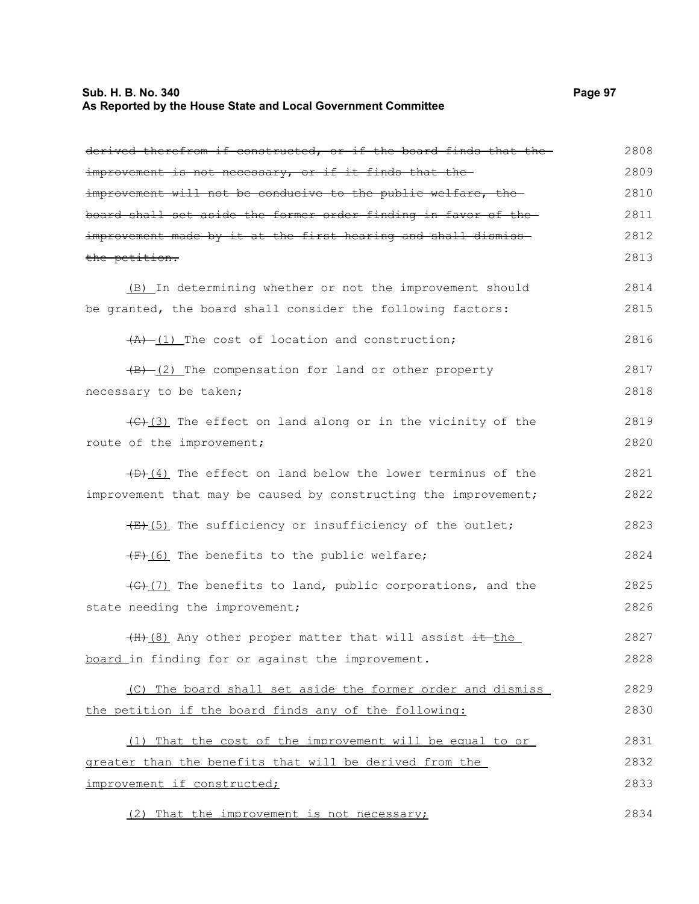~~derived therefrom if constructed, or if the board finds that the improvement is not necessary, or if it finds that the improvement will not be conducive to the public welfare, the board shall set aside the former order finding in favor of the improvement made by it at the first hearing and shall dismiss the petition.~~

(B) In determining whether or not the improvement should be granted, the board shall consider the following factors:

~~(A)~~ (1) The cost of location and construction;

~~(B)~~ (2) The compensation for land or other property necessary to be taken;

~~(C)~~(3) The effect on land along or in the vicinity of the route of the improvement;

~~(D)~~(4) The effect on land below the lower terminus of the improvement that may be caused by constructing the improvement;

~~(E)~~(5) The sufficiency or insufficiency of the outlet;

~~(F)~~(6) The benefits to the public welfare;

~~(G)~~(7) The benefits to land, public corporations, and the state needing the improvement;

~~(H)~~(8) Any other proper matter that will assist ~~it~~ the board in finding for or against the improvement.

(C) The board shall set aside the former order and dismiss the petition if the board finds any of the following:

(1) That the cost of the improvement will be equal to or greater than the benefits that will be derived from the improvement if constructed;

(2) That the improvement is not necessary;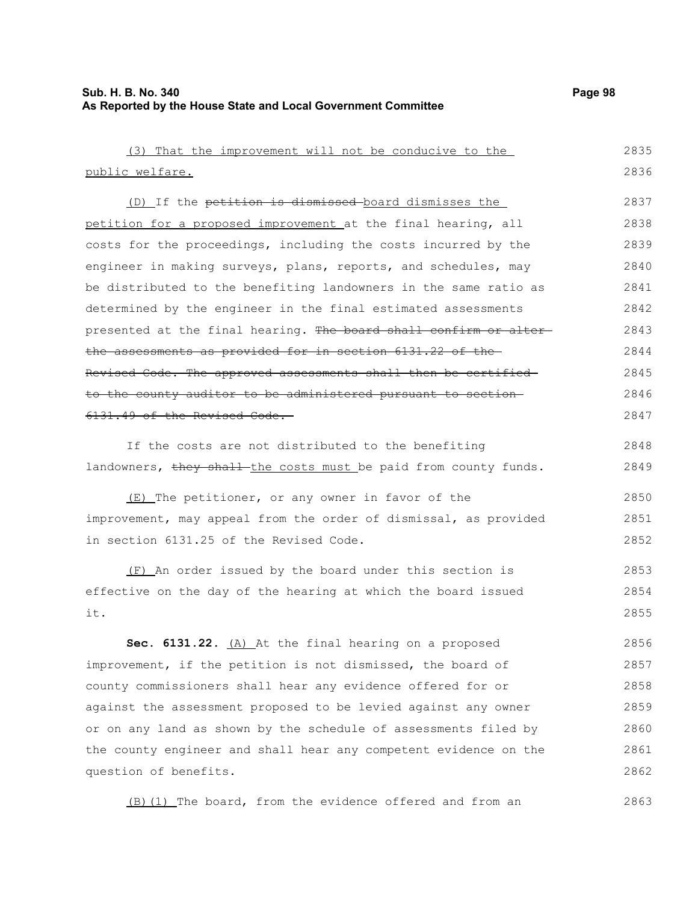(3) That the improvement will not be conducive to the public welfare.

(D) If the ~~petition is dismissed~~ board dismisses the petition for a proposed improvement at the final hearing, all costs for the proceedings, including the costs incurred by the engineer in making surveys, plans, reports, and schedules, may be distributed to the benefiting landowners in the same ratio as determined by the engineer in the final estimated assessments presented at the final hearing. ~~The board shall confirm or alter the assessments as provided for in section 6131.22 of the Revised Code. The approved assessments shall then be certified to the county auditor to be administered pursuant to section 6131.49 of the Revised Code.~~

If the costs are not distributed to the benefiting landowners, ~~they shall~~ the costs must be paid from county funds.

(E) The petitioner, or any owner in favor of the improvement, may appeal from the order of dismissal, as provided in section 6131.25 of the Revised Code.

(F) An order issued by the board under this section is effective on the day of the hearing at which the board issued it.

**Sec. 6131.22.** (A) At the final hearing on a proposed improvement, if the petition is not dismissed, the board of county commissioners shall hear any evidence offered for or against the assessment proposed to be levied against any owner or on any land as shown by the schedule of assessments filed by the county engineer and shall hear any competent evidence on the question of benefits.

(B)(1) The board, from the evidence offered and from an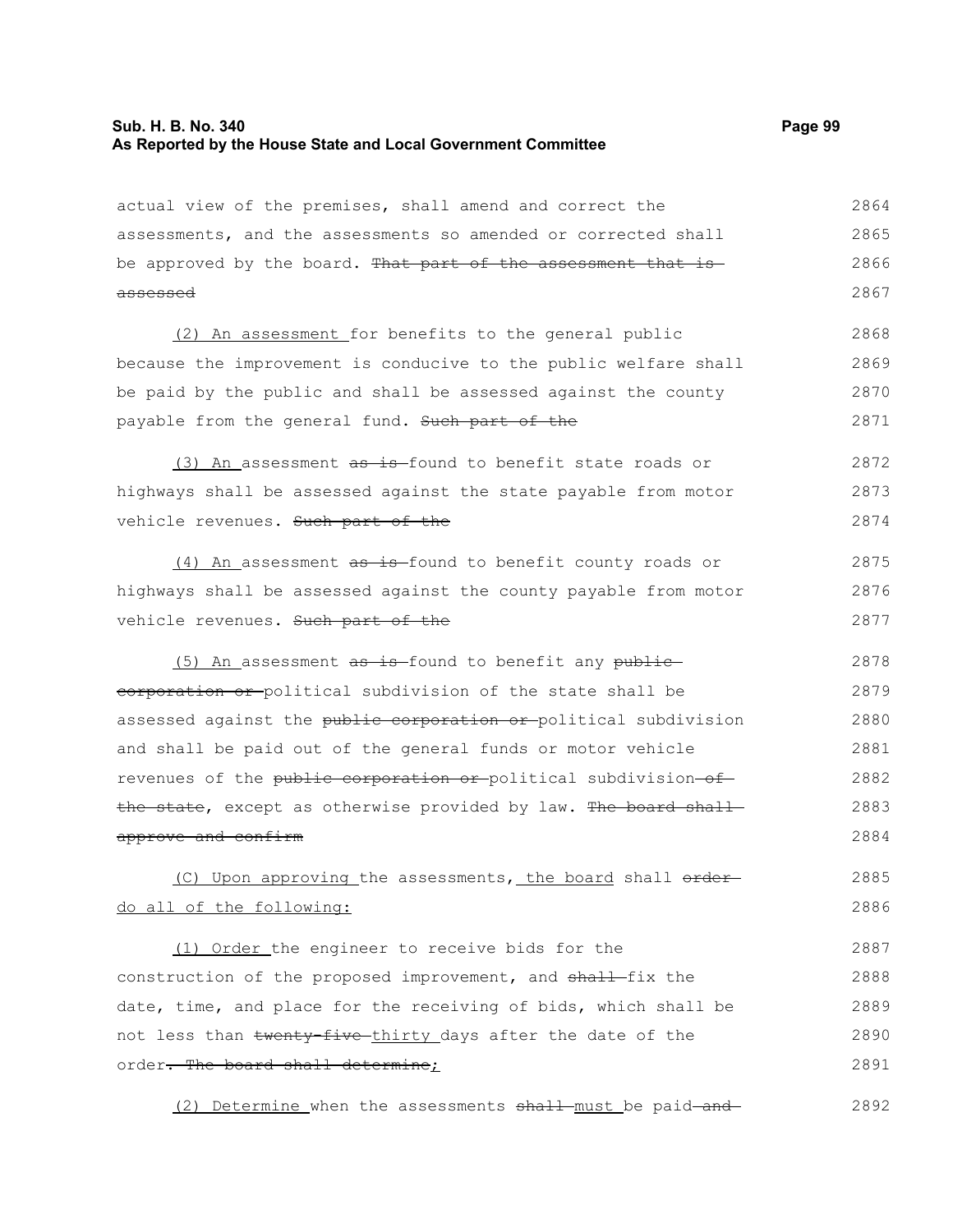actual view of the premises, shall amend and correct the assessments, and the assessments so amended or corrected shall be approved by the board. ~~That part of the assessment that is assessed~~

(2) An assessment for benefits to the general public because the improvement is conducive to the public welfare shall be paid by the public and shall be assessed against the county payable from the general fund. ~~Such part of the~~

(3) An assessment ~~as is~~ found to benefit state roads or highways shall be assessed against the state payable from motor vehicle revenues. ~~Such part of the~~

(4) An assessment ~~as is~~ found to benefit county roads or highways shall be assessed against the county payable from motor vehicle revenues. ~~Such part of the~~

(5) An assessment ~~as is~~ found to benefit any ~~public corporation or~~ political subdivision of the state shall be assessed against the ~~public corporation or~~ political subdivision and shall be paid out of the general funds or motor vehicle revenues of the ~~public corporation or~~ political subdivision ~~of the state~~, except as otherwise provided by law. ~~The board shall approve and confirm~~

(C) Upon approving the assessments, the board shall ~~order~~ do all of the following:

(1) Order the engineer to receive bids for the construction of the proposed improvement, and ~~shall~~ fix the date, time, and place for the receiving of bids, which shall be not less than ~~twenty-five~~ thirty days after the date of the order~~. The board shall determine~~;

(2) Determine when the assessments ~~shall~~ must be paid ~~and~~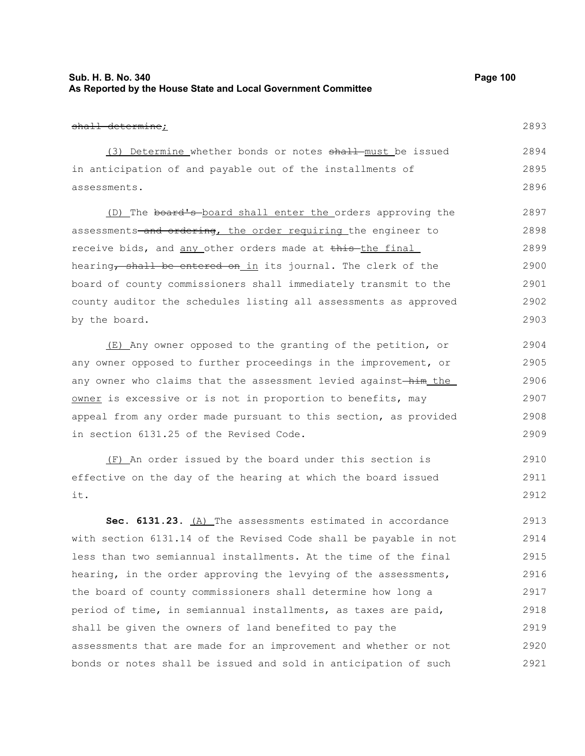~~shall determine~~;

(3) Determine whether bonds or notes ~~shall~~ must be issued in anticipation of and payable out of the installments of assessments.

(D) The ~~board's~~ board shall enter the orders approving the assessments ~~and ordering~~, the order requiring the engineer to receive bids, and any other orders made at ~~this~~ the final hearing~~, shall be entered on~~ in its journal. The clerk of the board of county commissioners shall immediately transmit to the county auditor the schedules listing all assessments as approved by the board.

(E) Any owner opposed to the granting of the petition, or any owner opposed to further proceedings in the improvement, or any owner who claims that the assessment levied against ~~him~~ the owner is excessive or is not in proportion to benefits, may appeal from any order made pursuant to this section, as provided in section 6131.25 of the Revised Code.

(F) An order issued by the board under this section is effective on the day of the hearing at which the board issued it.

**Sec. 6131.23.** (A) The assessments estimated in accordance with section 6131.14 of the Revised Code shall be payable in not less than two semiannual installments. At the time of the final hearing, in the order approving the levying of the assessments, the board of county commissioners shall determine how long a period of time, in semiannual installments, as taxes are paid, shall be given the owners of land benefited to pay the assessments that are made for an improvement and whether or not bonds or notes shall be issued and sold in anticipation of such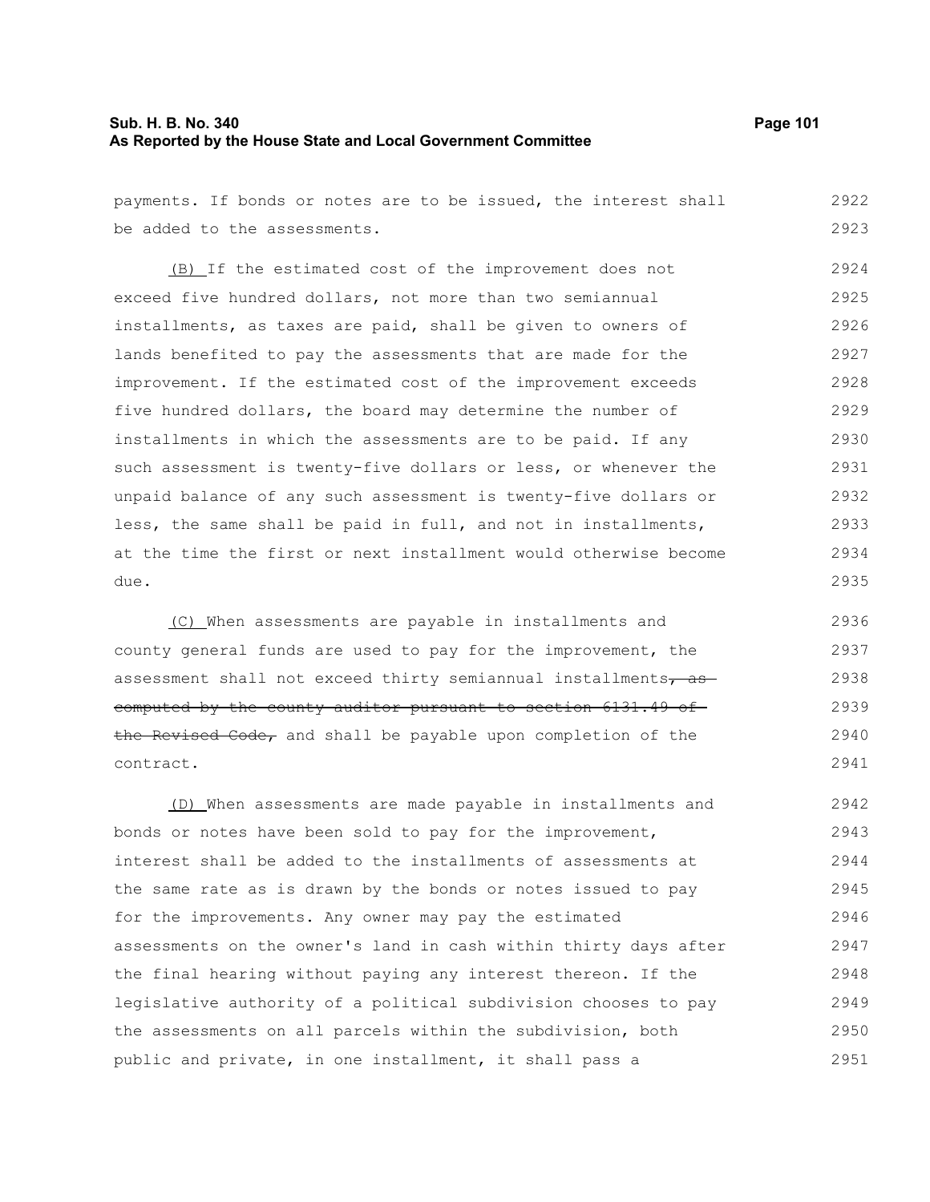payments. If bonds or notes are to be issued, the interest shall be added to the assessments.

(B) If the estimated cost of the improvement does not exceed five hundred dollars, not more than two semiannual installments, as taxes are paid, shall be given to owners of lands benefited to pay the assessments that are made for the improvement. If the estimated cost of the improvement exceeds five hundred dollars, the board may determine the number of installments in which the assessments are to be paid. If any such assessment is twenty-five dollars or less, or whenever the unpaid balance of any such assessment is twenty-five dollars or less, the same shall be paid in full, and not in installments, at the time the first or next installment would otherwise become due.

(C) When assessments are payable in installments and county general funds are used to pay for the improvement, the assessment shall not exceed thirty semiannual installments~~, as computed by the county auditor pursuant to section 6131.49 of the Revised Code,~~ and shall be payable upon completion of the contract.

(D) When assessments are made payable in installments and bonds or notes have been sold to pay for the improvement, interest shall be added to the installments of assessments at the same rate as is drawn by the bonds or notes issued to pay for the improvements. Any owner may pay the estimated assessments on the owner's land in cash within thirty days after the final hearing without paying any interest thereon. If the legislative authority of a political subdivision chooses to pay the assessments on all parcels within the subdivision, both public and private, in one installment, it shall pass a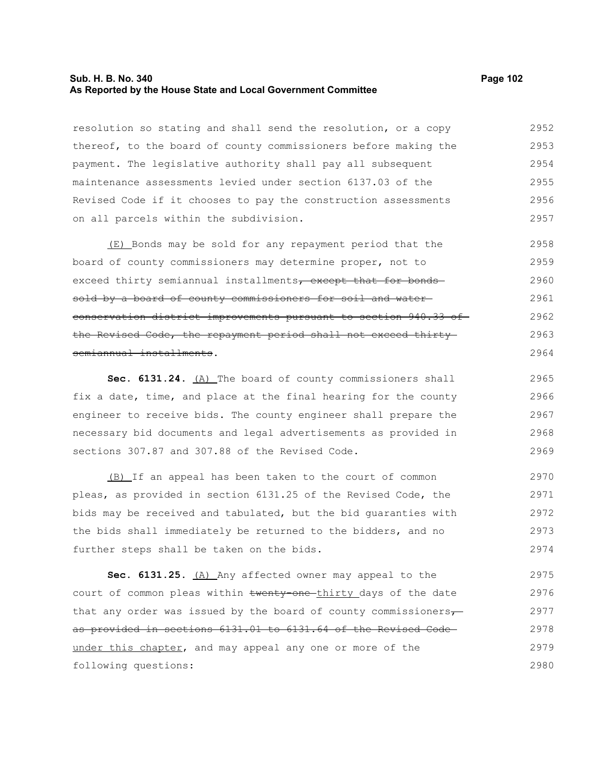resolution so stating and shall send the resolution, or a copy thereof, to the board of county commissioners before making the payment. The legislative authority shall pay all subsequent maintenance assessments levied under section 6137.03 of the Revised Code if it chooses to pay the construction assessments on all parcels within the subdivision.

(E) Bonds may be sold for any repayment period that the board of county commissioners may determine proper, not to exceed thirty semiannual installments~~, except that for bonds sold by a board of county commissioners for soil and water conservation district improvements pursuant to section 940.33 of the Revised Code, the repayment period shall not exceed thirty semiannual installments~~.

**Sec. 6131.24.** (A) The board of county commissioners shall fix a date, time, and place at the final hearing for the county engineer to receive bids. The county engineer shall prepare the necessary bid documents and legal advertisements as provided in sections 307.87 and 307.88 of the Revised Code.

(B) If an appeal has been taken to the court of common pleas, as provided in section 6131.25 of the Revised Code, the bids may be received and tabulated, but the bid guaranties with the bids shall immediately be returned to the bidders, and no further steps shall be taken on the bids.

**Sec. 6131.25.** (A) Any affected owner may appeal to the court of common pleas within ~~twenty-one~~ thirty days of the date that any order was issued by the board of county commissioners~~, as provided in sections 6131.01 to 6131.64 of the Revised Code~~ under this chapter, and may appeal any one or more of the following questions: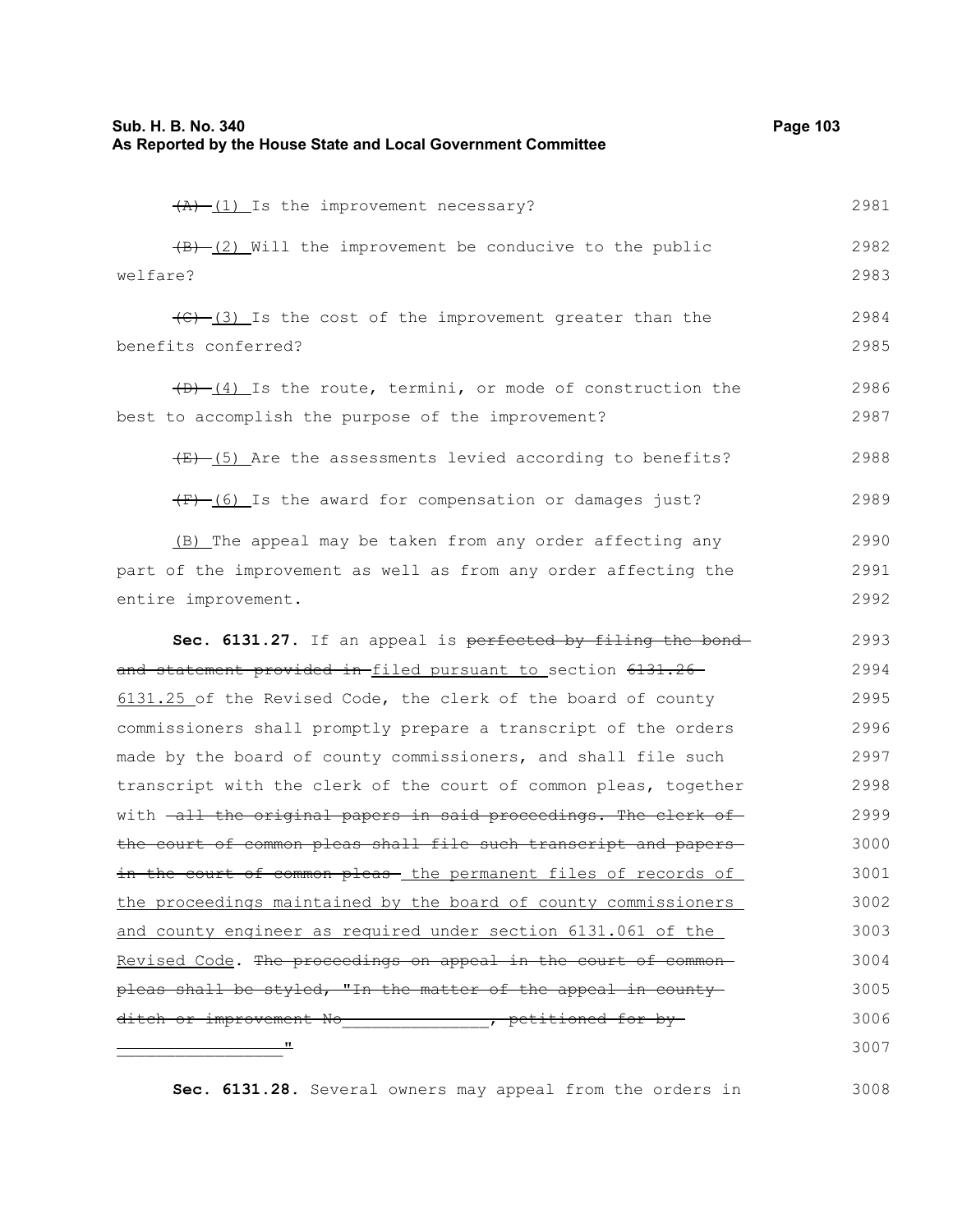~~(A)~~ (1) Is the improvement necessary?

~~(B)~~ (2) Will the improvement be conducive to the public welfare?

~~(C)~~ (3) Is the cost of the improvement greater than the benefits conferred?

~~(D)~~ (4) Is the route, termini, or mode of construction the best to accomplish the purpose of the improvement?

~~(E)~~ (5) Are the assessments levied according to benefits?

~~(F)~~ (6) Is the award for compensation or damages just?

(B) The appeal may be taken from any order affecting any part of the improvement as well as from any order affecting the entire improvement.

**Sec. 6131.27.** If an appeal is ~~perfected by filing the bond and statement provided in~~ filed pursuant to section ~~6131.26~~ 6131.25 of the Revised Code, the clerk of the board of county commissioners shall promptly prepare a transcript of the orders made by the board of county commissioners, and shall file such transcript with the clerk of the court of common pleas, together with ~~all the original papers in said proceedings. The clerk of the court of common pleas shall file such transcript and papers in the court of common pleas~~ the permanent files of records of the proceedings maintained by the board of county commissioners and county engineer as required under section 6131.061 of the Revised Code. ~~The proceedings on appeal in the court of common pleas shall be styled, "In the matter of the appeal in county ditch or improvement No_______________, petitioned for by __________________"~~

**Sec. 6131.28.** Several owners may appeal from the orders in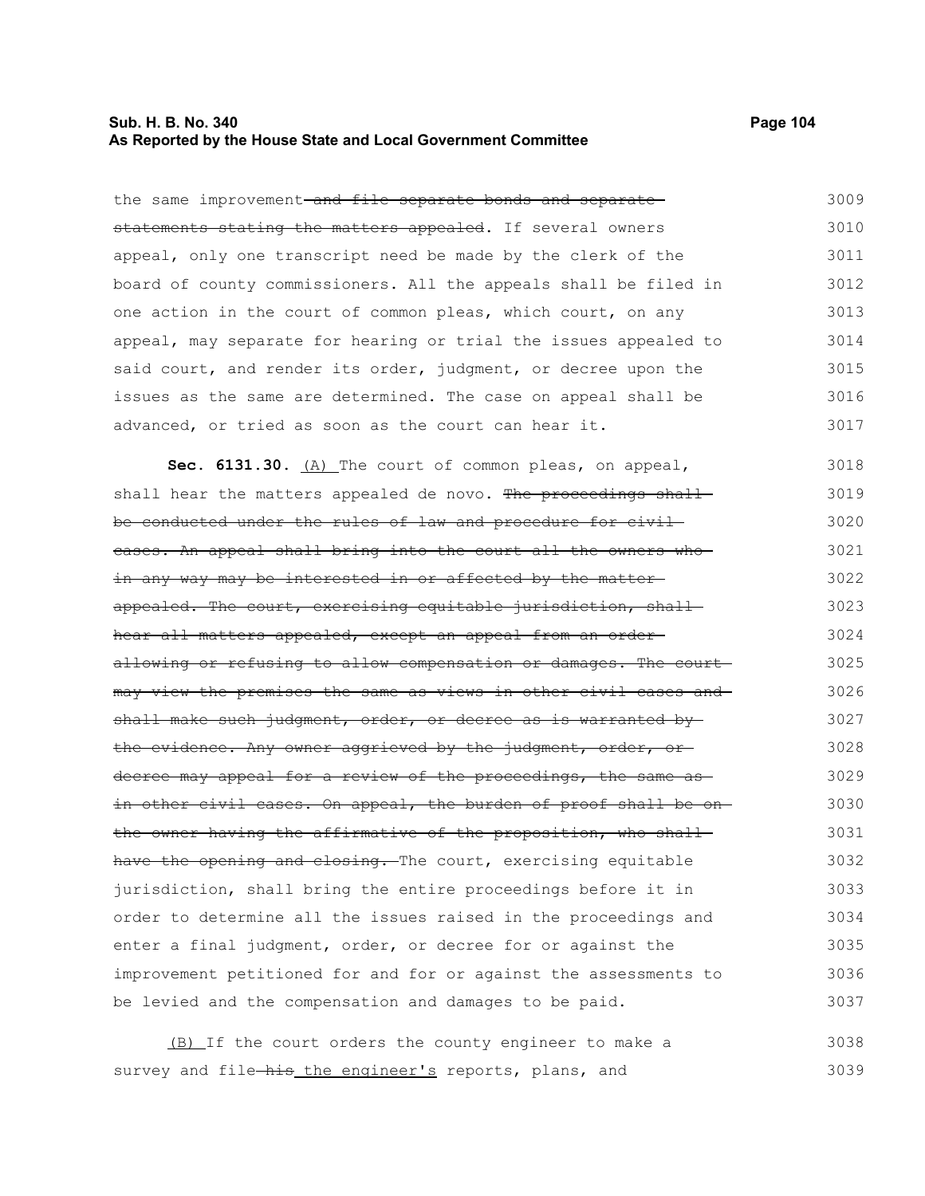the same improvement ~~and file separate bonds and separate statements stating the matters appealed~~. If several owners appeal, only one transcript need be made by the clerk of the board of county commissioners. All the appeals shall be filed in one action in the court of common pleas, which court, on any appeal, may separate for hearing or trial the issues appealed to said court, and render its order, judgment, or decree upon the issues as the same are determined. The case on appeal shall be advanced, or tried as soon as the court can hear it.

**Sec. 6131.30.** <u>(A)</u> The court of common pleas, on appeal, shall hear the matters appealed de novo. ~~The proceedings shall be conducted under the rules of law and procedure for civil cases. An appeal shall bring into the court all the owners who in any way may be interested in or affected by the matter appealed. The court, exercising equitable jurisdiction, shall hear all matters appealed, except an appeal from an order allowing or refusing to allow compensation or damages. The court may view the premises the same as views in other civil cases and shall make such judgment, order, or decree as is warranted by the evidence. Any owner aggrieved by the judgment, order, or decree may appeal for a review of the proceedings, the same as in other civil cases. On appeal, the burden of proof shall be on the owner having the affirmative of the proposition, who shall have the opening and closing.~~ The court, exercising equitable jurisdiction, shall bring the entire proceedings before it in order to determine all the issues raised in the proceedings and enter a final judgment, order, or decree for or against the improvement petitioned for and for or against the assessments to be levied and the compensation and damages to be paid.

<u>(B)</u> If the court orders the county engineer to make a survey and file ~~his~~ <u>the engineer's</u> reports, plans, and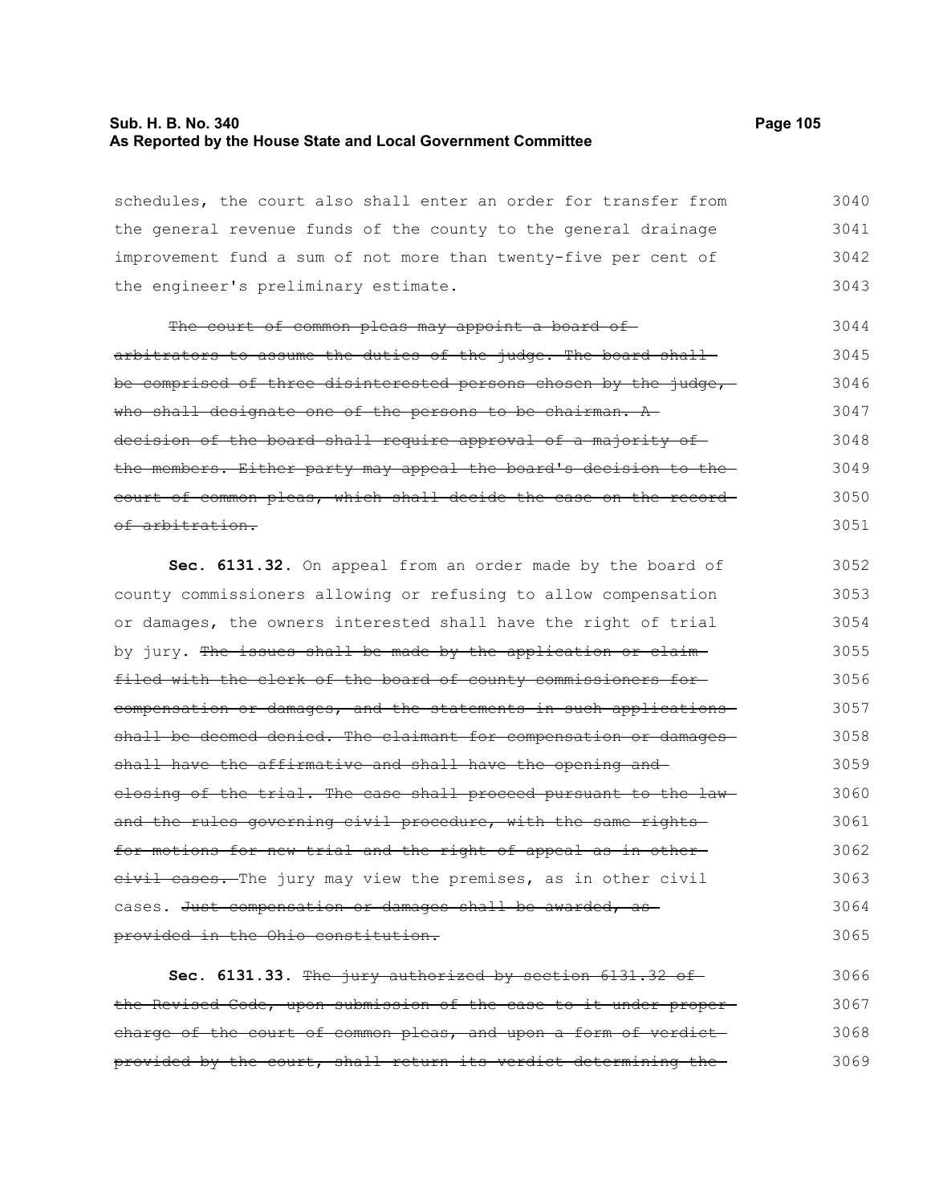schedules, the court also shall enter an order for transfer from the general revenue funds of the county to the general drainage improvement fund a sum of not more than twenty-five per cent of the engineer's preliminary estimate.

~~The court of common pleas may appoint a board of arbitrators to assume the duties of the judge. The board shall be comprised of three disinterested persons chosen by the judge, who shall designate one of the persons to be chairman. A decision of the board shall require approval of a majority of the members. Either party may appeal the board's decision to the court of common pleas, which shall decide the case on the record of arbitration.~~

**Sec. 6131.32.** On appeal from an order made by the board of county commissioners allowing or refusing to allow compensation or damages, the owners interested shall have the right of trial by jury. ~~The issues shall be made by the application or claim filed with the clerk of the board of county commissioners for compensation or damages, and the statements in such applications shall be deemed denied. The claimant for compensation or damages shall have the affirmative and shall have the opening and closing of the trial. The case shall proceed pursuant to the law and the rules governing civil procedure, with the same rights for motions for new trial and the right of appeal as in other civil cases.~~ The jury may view the premises, as in other civil cases. ~~Just compensation or damages shall be awarded, as provided in the Ohio constitution.~~

**Sec. 6131.33.** ~~The jury authorized by section 6131.32 of the Revised Code, upon submission of the case to it under proper charge of the court of common pleas, and upon a form of verdict provided by the court, shall return its verdict determining the~~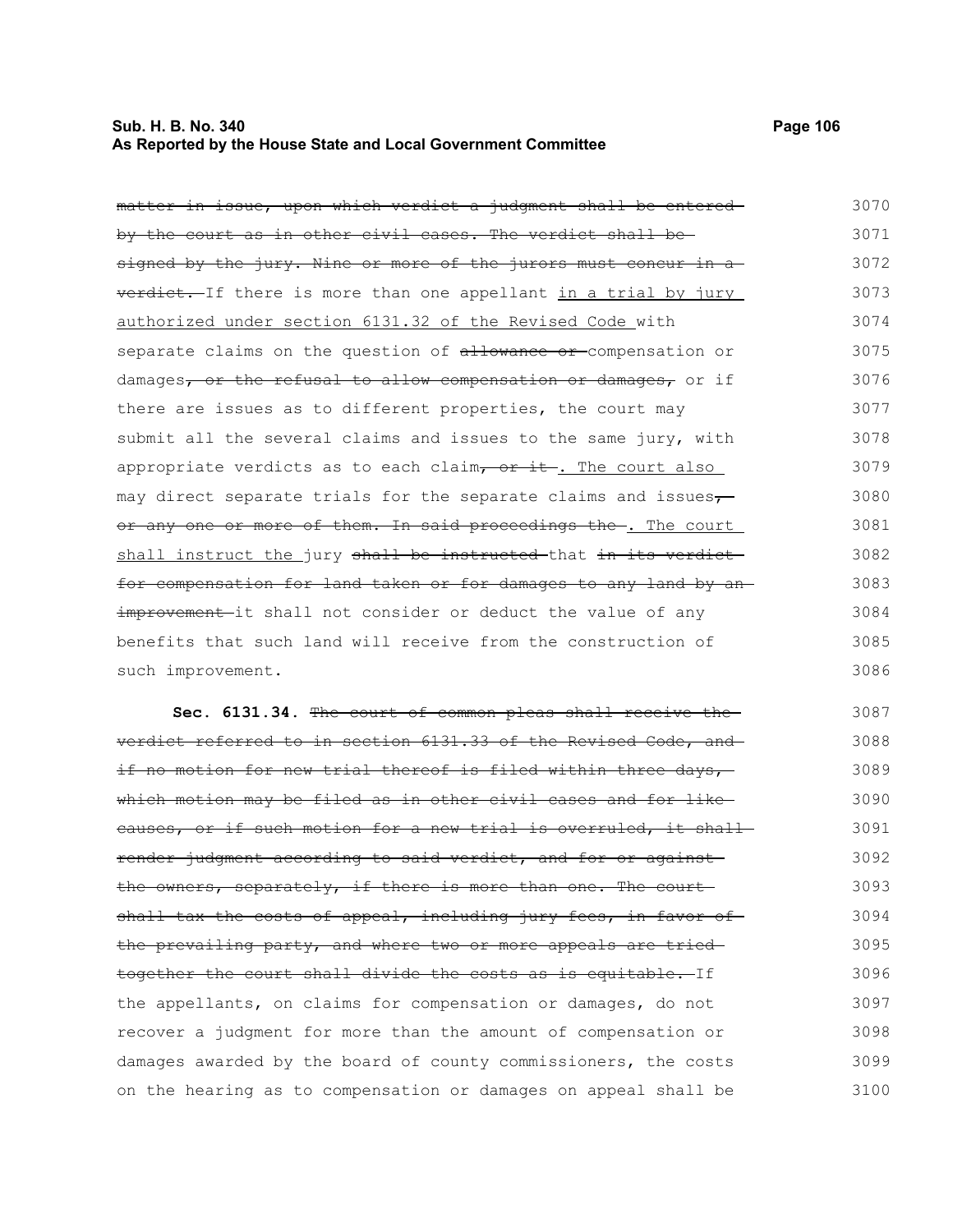matter in issue, upon which verdict a judgment shall be entered by the court as in other civil cases. The verdict shall be signed by the jury. Nine or more of the jurors must concur in a verdict. If there is more than one appellant in a trial by jury authorized under section 6131.32 of the Revised Code with separate claims on the question of allowance or compensation or damages, or the refusal to allow compensation or damages, or if there are issues as to different properties, the court may submit all the several claims and issues to the same jury, with appropriate verdicts as to each claim, or it . The court also may direct separate trials for the separate claims and issues, or any one or more of them. In said proceedings the . The court shall instruct the jury shall be instructed that in its verdict for compensation for land taken or for damages to any land by an improvement it shall not consider or deduct the value of any benefits that such land will receive from the construction of such improvement.

**Sec. 6131.34.** The court of common pleas shall receive the verdict referred to in section 6131.33 of the Revised Code, and if no motion for new trial thereof is filed within three days, which motion may be filed as in other civil cases and for like causes, or if such motion for a new trial is overruled, it shall render judgment according to said verdict, and for or against the owners, separately, if there is more than one. The court shall tax the costs of appeal, including jury fees, in favor of the prevailing party, and where two or more appeals are tried together the court shall divide the costs as is equitable. If the appellants, on claims for compensation or damages, do not recover a judgment for more than the amount of compensation or damages awarded by the board of county commissioners, the costs on the hearing as to compensation or damages on appeal shall be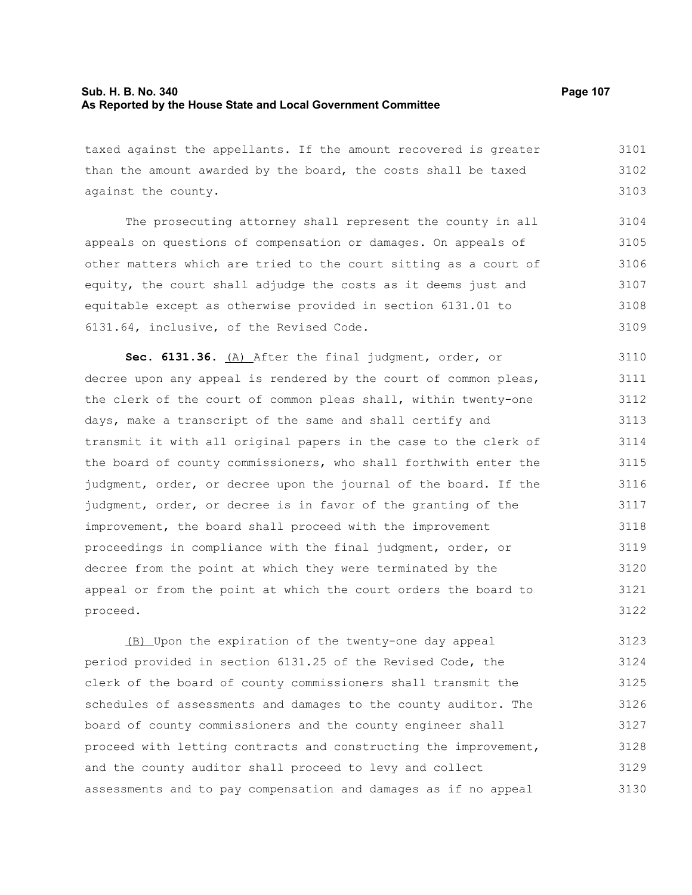taxed against the appellants. If the amount recovered is greater than the amount awarded by the board, the costs shall be taxed against the county.

The prosecuting attorney shall represent the county in all appeals on questions of compensation or damages. On appeals of other matters which are tried to the court sitting as a court of equity, the court shall adjudge the costs as it deems just and equitable except as otherwise provided in section 6131.01 to 6131.64, inclusive, of the Revised Code.

**Sec. 6131.36.** (A) After the final judgment, order, or decree upon any appeal is rendered by the court of common pleas, the clerk of the court of common pleas shall, within twenty-one days, make a transcript of the same and shall certify and transmit it with all original papers in the case to the clerk of the board of county commissioners, who shall forthwith enter the judgment, order, or decree upon the journal of the board. If the judgment, order, or decree is in favor of the granting of the improvement, the board shall proceed with the improvement proceedings in compliance with the final judgment, order, or decree from the point at which they were terminated by the appeal or from the point at which the court orders the board to proceed.

(B) Upon the expiration of the twenty-one day appeal period provided in section 6131.25 of the Revised Code, the clerk of the board of county commissioners shall transmit the schedules of assessments and damages to the county auditor. The board of county commissioners and the county engineer shall proceed with letting contracts and constructing the improvement, and the county auditor shall proceed to levy and collect assessments and to pay compensation and damages as if no appeal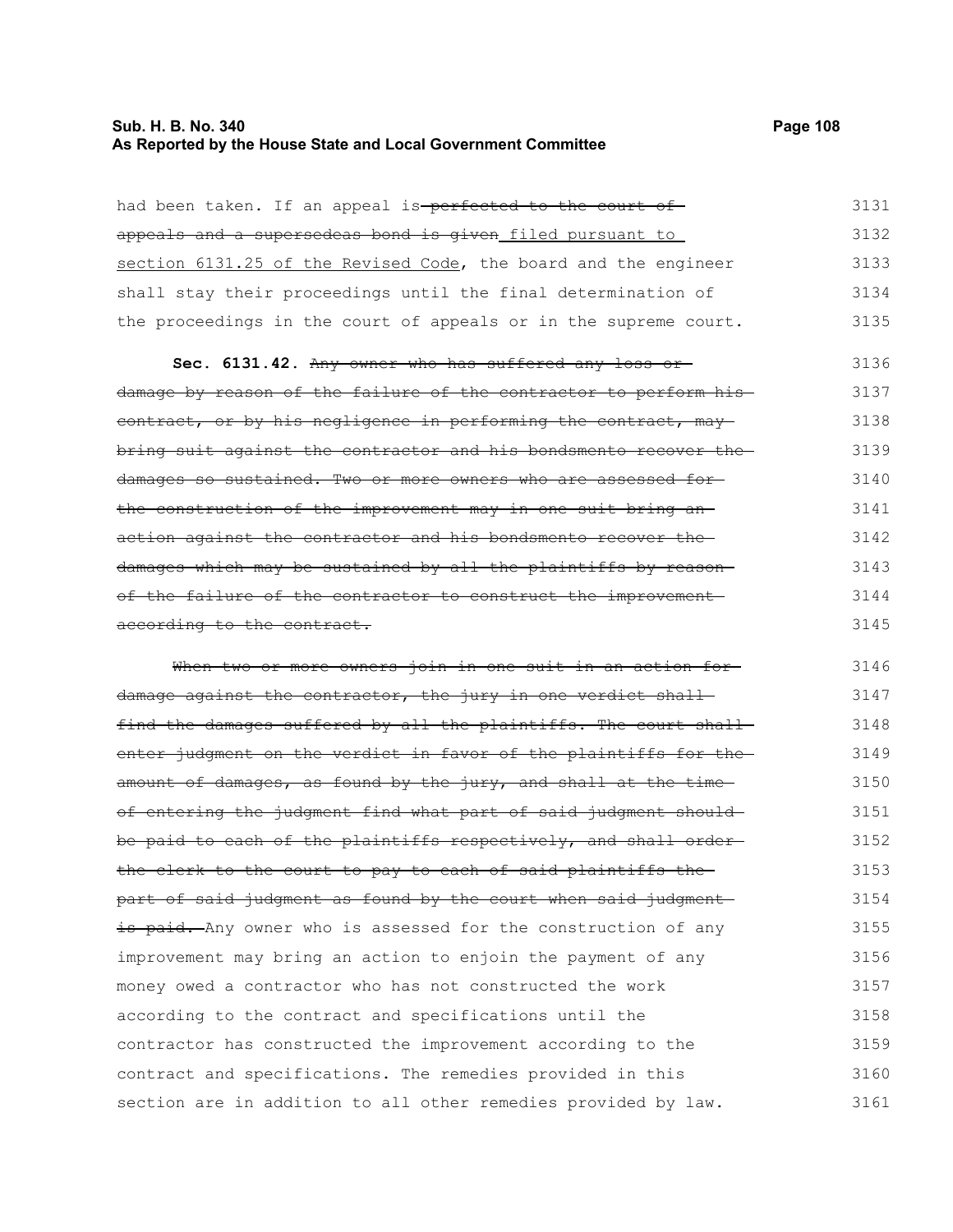had been taken. If an appeal is ~~perfected to the court of appeals and a supersedeas bond is given~~ filed pursuant to section 6131.25 of the Revised Code, the board and the engineer shall stay their proceedings until the final determination of the proceedings in the court of appeals or in the supreme court.

**Sec. 6131.42.** ~~Any owner who has suffered any loss or damage by reason of the failure of the contractor to perform his contract, or by his negligence in performing the contract, may bring suit against the contractor and his bondsmento recover the damages so sustained. Two or more owners who are assessed for the construction of the improvement may in one suit bring an action against the contractor and his bondsmento recover the damages which may be sustained by all the plaintiffs by reason of the failure of the contractor to construct the improvement according to the contract.~~

~~When two or more owners join in one suit in an action for damage against the contractor, the jury in one verdict shall find the damages suffered by all the plaintiffs. The court shall enter judgment on the verdict in favor of the plaintiffs for the amount of damages, as found by the jury, and shall at the time of entering the judgment find what part of said judgment should be paid to each of the plaintiffs respectively, and shall order the clerk to the court to pay to each of said plaintiffs the part of said judgment as found by the court when said judgment is paid.~~ Any owner who is assessed for the construction of any improvement may bring an action to enjoin the payment of any money owed a contractor who has not constructed the work according to the contract and specifications until the contractor has constructed the improvement according to the contract and specifications. The remedies provided in this section are in addition to all other remedies provided by law.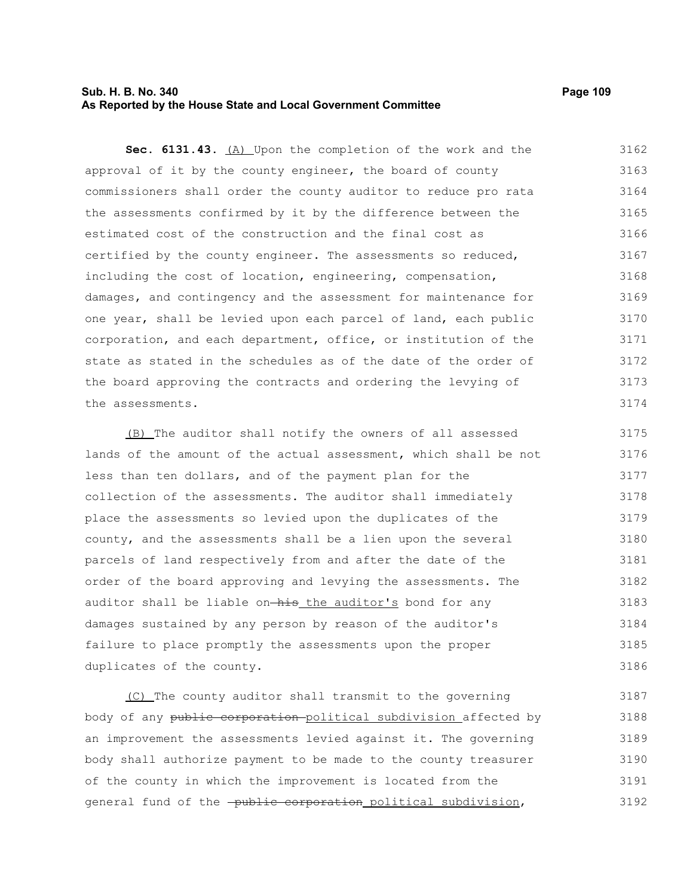**Sec. 6131.43.** (A) Upon the completion of the work and the approval of it by the county engineer, the board of county commissioners shall order the county auditor to reduce pro rata the assessments confirmed by it by the difference between the estimated cost of the construction and the final cost as certified by the county engineer. The assessments so reduced, including the cost of location, engineering, compensation, damages, and contingency and the assessment for maintenance for one year, shall be levied upon each parcel of land, each public corporation, and each department, office, or institution of the state as stated in the schedules as of the date of the order of the board approving the contracts and ordering the levying of the assessments.

(B) The auditor shall notify the owners of all assessed lands of the amount of the actual assessment, which shall be not less than ten dollars, and of the payment plan for the collection of the assessments. The auditor shall immediately place the assessments so levied upon the duplicates of the county, and the assessments shall be a lien upon the several parcels of land respectively from and after the date of the order of the board approving and levying the assessments. The auditor shall be liable on ~~his~~ the auditor's bond for any damages sustained by any person by reason of the auditor's failure to place promptly the assessments upon the proper duplicates of the county.

(C) The county auditor shall transmit to the governing body of any ~~public corporation~~ political subdivision affected by an improvement the assessments levied against it. The governing body shall authorize payment to be made to the county treasurer of the county in which the improvement is located from the general fund of the ~~public corporation~~ political subdivision,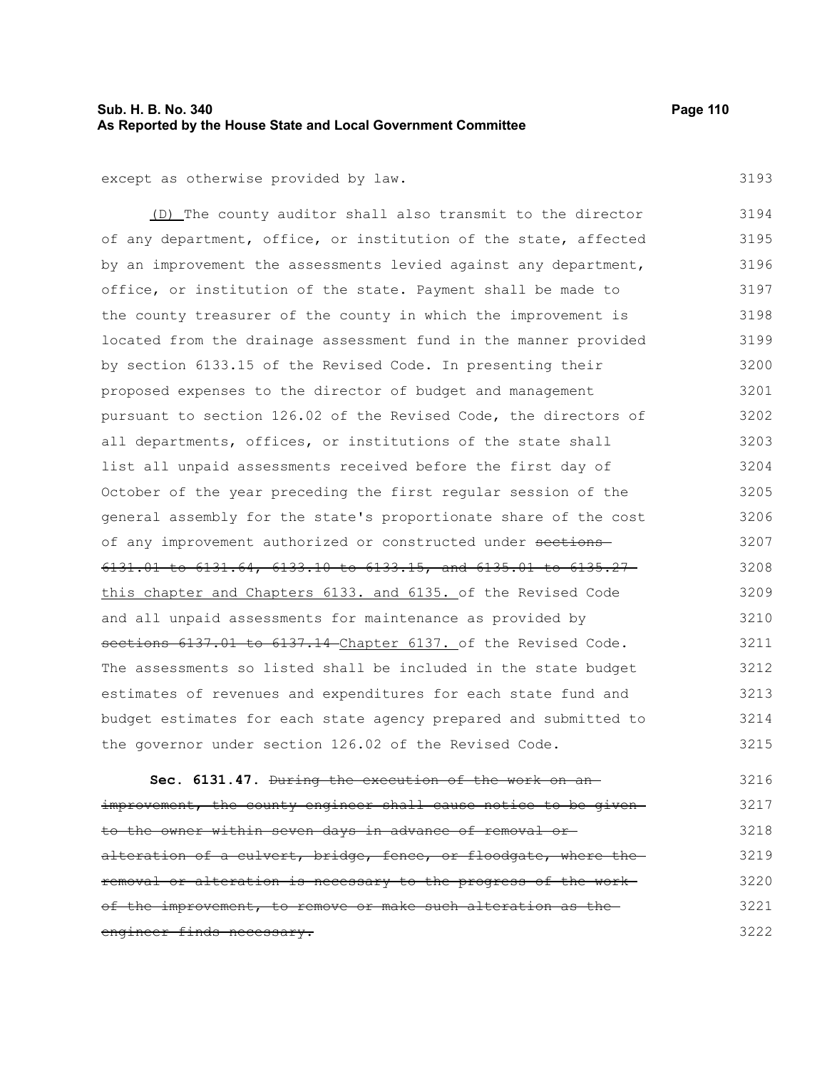except as otherwise provided by law.

(D) The county auditor shall also transmit to the director of any department, office, or institution of the state, affected by an improvement the assessments levied against any department, office, or institution of the state. Payment shall be made to the county treasurer of the county in which the improvement is located from the drainage assessment fund in the manner provided by section 6133.15 of the Revised Code. In presenting their proposed expenses to the director of budget and management pursuant to section 126.02 of the Revised Code, the directors of all departments, offices, or institutions of the state shall list all unpaid assessments received before the first day of October of the year preceding the first regular session of the general assembly for the state's proportionate share of the cost of any improvement authorized or constructed under ~~sections 6131.01 to 6131.64, 6133.10 to 6133.15, and 6135.01 to 6135.27~~ this chapter and Chapters 6133. and 6135. of the Revised Code and all unpaid assessments for maintenance as provided by ~~sections 6137.01 to 6137.14~~ Chapter 6137. of the Revised Code. The assessments so listed shall be included in the state budget estimates of revenues and expenditures for each state fund and budget estimates for each state agency prepared and submitted to the governor under section 126.02 of the Revised Code.

**Sec. 6131.47.** ~~During the execution of the work on an improvement, the county engineer shall cause notice to be given to the owner within seven days in advance of removal or alteration of a culvert, bridge, fence, or floodgate, where the removal or alteration is necessary to the progress of the work of the improvement, to remove or make such alteration as the engineer finds necessary.~~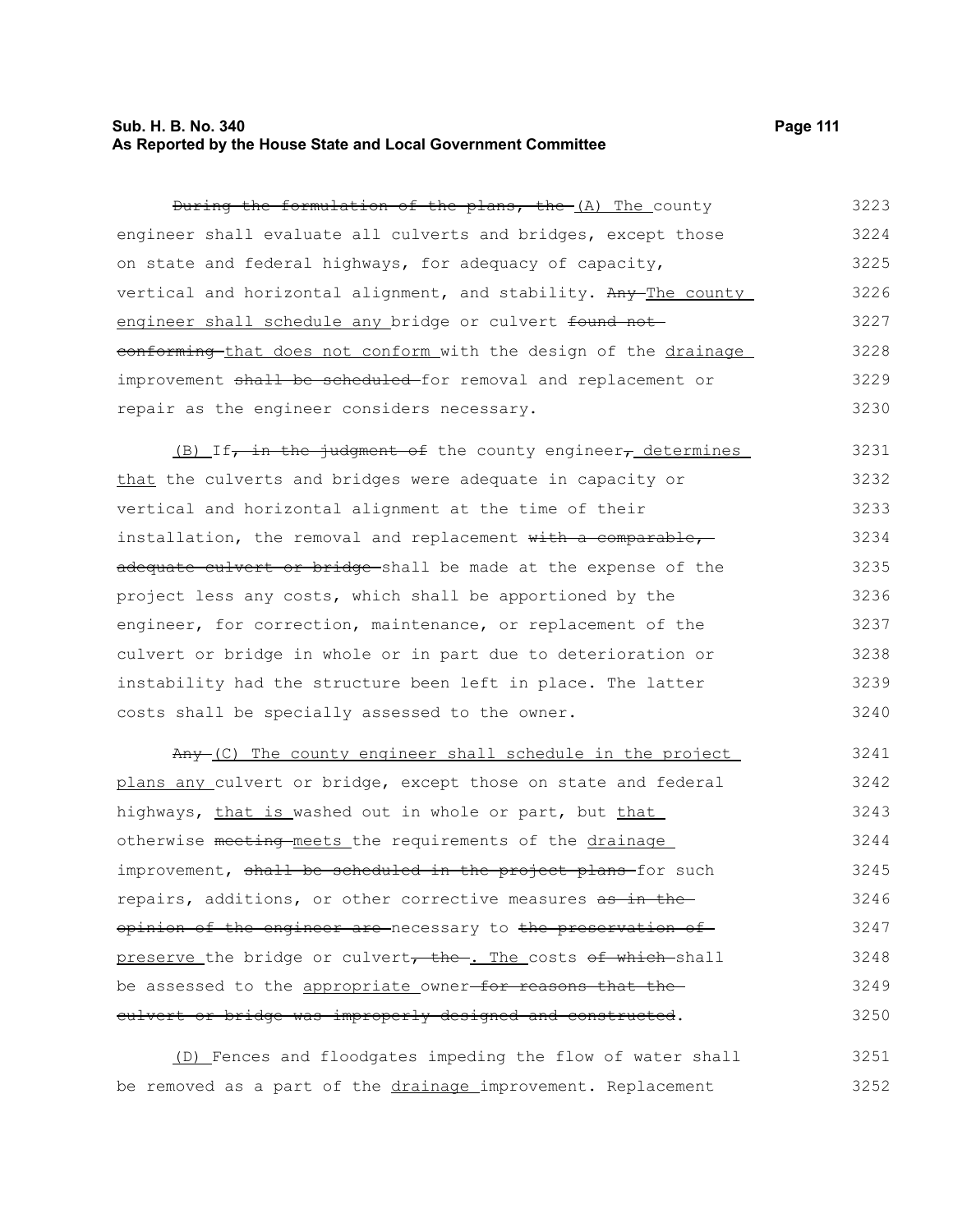During the formulation of the plans, the (A) The county engineer shall evaluate all culverts and bridges, except those on state and federal highways, for adequacy of capacity, vertical and horizontal alignment, and stability. Any The county engineer shall schedule any bridge or culvert found not conforming that does not conform with the design of the drainage improvement shall be scheduled for removal and replacement or repair as the engineer considers necessary.

(B) If, in the judgment of the county engineer, determines that the culverts and bridges were adequate in capacity or vertical and horizontal alignment at the time of their installation, the removal and replacement with a comparable, adequate culvert or bridge shall be made at the expense of the project less any costs, which shall be apportioned by the engineer, for correction, maintenance, or replacement of the culvert or bridge in whole or in part due to deterioration or instability had the structure been left in place. The latter costs shall be specially assessed to the owner.

Any (C) The county engineer shall schedule in the project plans any culvert or bridge, except those on state and federal highways, that is washed out in whole or part, but that otherwise meeting meets the requirements of the drainage improvement, shall be scheduled in the project plans for such repairs, additions, or other corrective measures as in the opinion of the engineer are necessary to the preservation of preserve the bridge or culvert, the . The costs of which shall be assessed to the appropriate owner for reasons that the culvert or bridge was improperly designed and constructed.

(D) Fences and floodgates impeding the flow of water shall be removed as a part of the drainage improvement. Replacement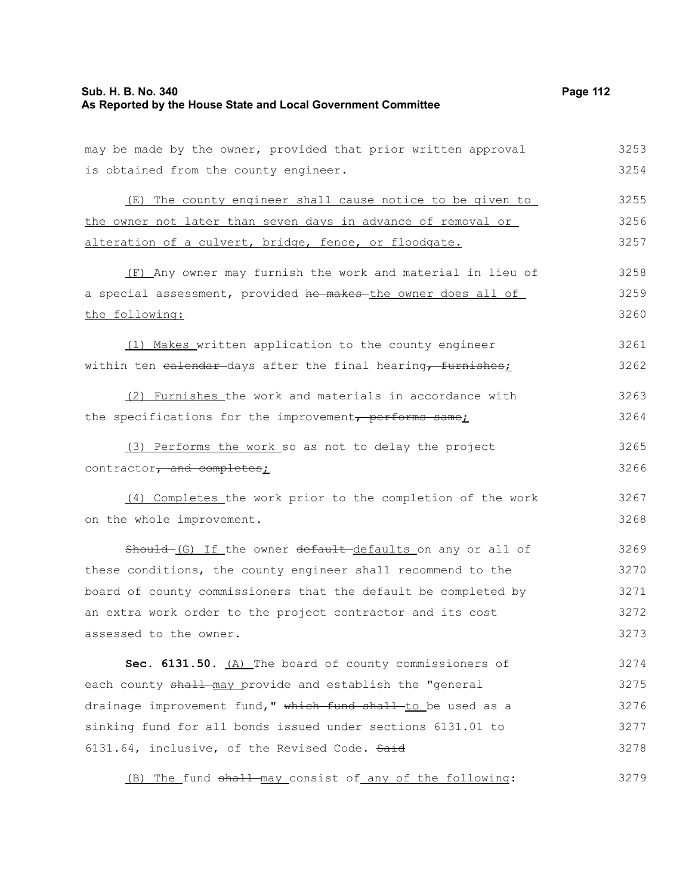may be made by the owner, provided that prior written approval is obtained from the county engineer.

(E) The county engineer shall cause notice to be given to the owner not later than seven days in advance of removal or alteration of a culvert, bridge, fence, or floodgate.

(F) Any owner may furnish the work and material in lieu of a special assessment, provided ~~he makes~~ the owner does all of the following:

(1) Makes written application to the county engineer within ten ~~calendar~~ days after the final hearing~~, furnishes~~;

(2) Furnishes the work and materials in accordance with the specifications for the improvement~~, performs same~~;

(3) Performs the work so as not to delay the project contractor~~, and completes~~;

(4) Completes the work prior to the completion of the work on the whole improvement.

~~Should~~ (G) If the owner ~~default~~ defaults on any or all of these conditions, the county engineer shall recommend to the board of county commissioners that the default be completed by an extra work order to the project contractor and its cost assessed to the owner.

**Sec. 6131.50.** (A) The board of county commissioners of each county ~~shall~~ may provide and establish the "general drainage improvement fund," ~~which fund shall~~ to be used as a sinking fund for all bonds issued under sections 6131.01 to 6131.64, inclusive, of the Revised Code. ~~Said~~

(B) The fund ~~shall~~ may consist of any of the following: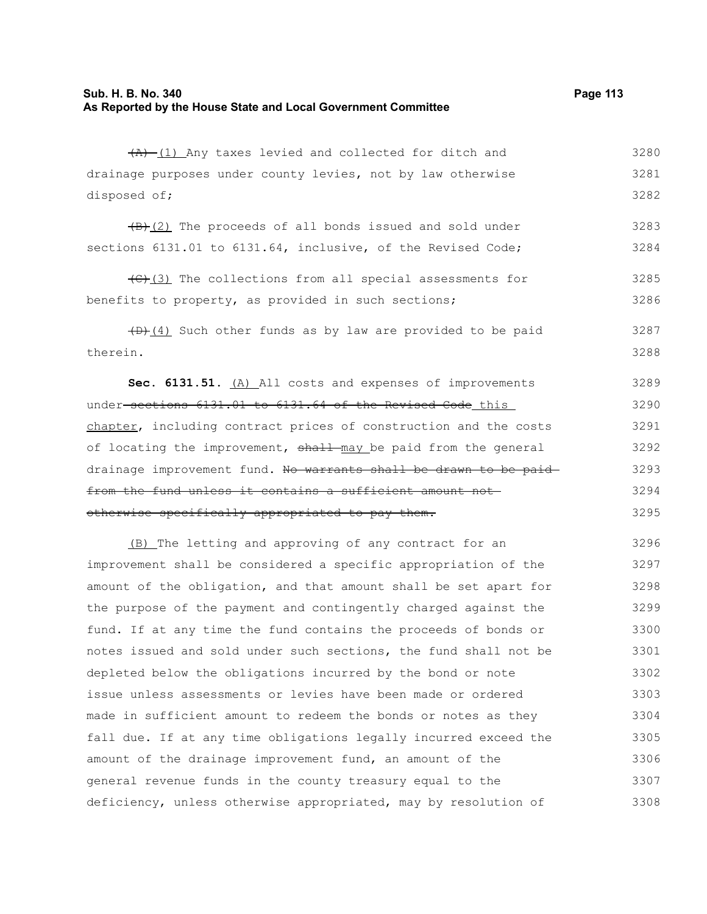~~(A)~~ (1) Any taxes levied and collected for ditch and drainage purposes under county levies, not by law otherwise disposed of;

~~(B)~~(2) The proceeds of all bonds issued and sold under sections 6131.01 to 6131.64, inclusive, of the Revised Code;

~~(C)~~(3) The collections from all special assessments for benefits to property, as provided in such sections;

~~(D)~~(4) Such other funds as by law are provided to be paid therein.

**Sec. 6131.51.** (A) All costs and expenses of improvements under ~~sections 6131.01 to 6131.64 of the Revised Code~~ this chapter, including contract prices of construction and the costs of locating the improvement, ~~shall~~ may be paid from the general drainage improvement fund. ~~No warrants shall be drawn to be paid from the fund unless it contains a sufficient amount not otherwise specifically appropriated to pay them.~~

(B) The letting and approving of any contract for an improvement shall be considered a specific appropriation of the amount of the obligation, and that amount shall be set apart for the purpose of the payment and contingently charged against the fund. If at any time the fund contains the proceeds of bonds or notes issued and sold under such sections, the fund shall not be depleted below the obligations incurred by the bond or note issue unless assessments or levies have been made or ordered made in sufficient amount to redeem the bonds or notes as they fall due. If at any time obligations legally incurred exceed the amount of the drainage improvement fund, an amount of the general revenue funds in the county treasury equal to the deficiency, unless otherwise appropriated, may by resolution of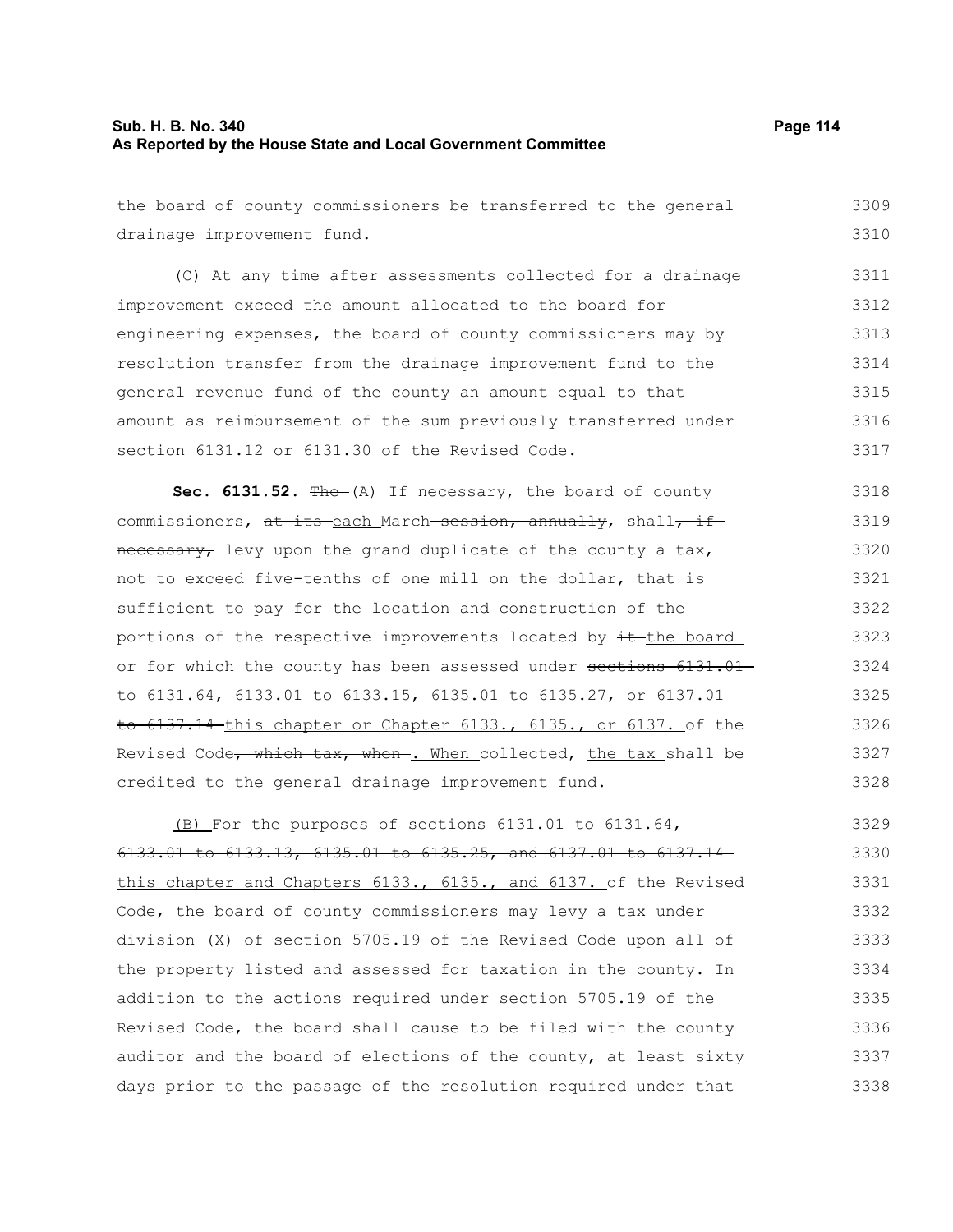the board of county commissioners be transferred to the general drainage improvement fund.

(C) At any time after assessments collected for a drainage improvement exceed the amount allocated to the board for engineering expenses, the board of county commissioners may by resolution transfer from the drainage improvement fund to the general revenue fund of the county an amount equal to that amount as reimbursement of the sum previously transferred under section 6131.12 or 6131.30 of the Revised Code.

**Sec. 6131.52.** ~~The~~ (A) If necessary, the board of county commissioners, ~~at its~~ each March ~~session, annually~~, shall~~, if necessary,~~ levy upon the grand duplicate of the county a tax, not to exceed five-tenths of one mill on the dollar, that is sufficient to pay for the location and construction of the portions of the respective improvements located by ~~it~~ the board or for which the county has been assessed under ~~sections 6131.01 to 6131.64, 6133.01 to 6133.15, 6135.01 to 6135.27, or 6137.01 to 6137.14~~ this chapter or Chapter 6133., 6135., or 6137. of the Revised Code~~, which tax, when~~. When collected, the tax shall be credited to the general drainage improvement fund.

(B) For the purposes of ~~sections 6131.01 to 6131.64, 6133.01 to 6133.13, 6135.01 to 6135.25, and 6137.01 to 6137.14~~ this chapter and Chapters 6133., 6135., and 6137. of the Revised Code, the board of county commissioners may levy a tax under division (X) of section 5705.19 of the Revised Code upon all of the property listed and assessed for taxation in the county. In addition to the actions required under section 5705.19 of the Revised Code, the board shall cause to be filed with the county auditor and the board of elections of the county, at least sixty days prior to the passage of the resolution required under that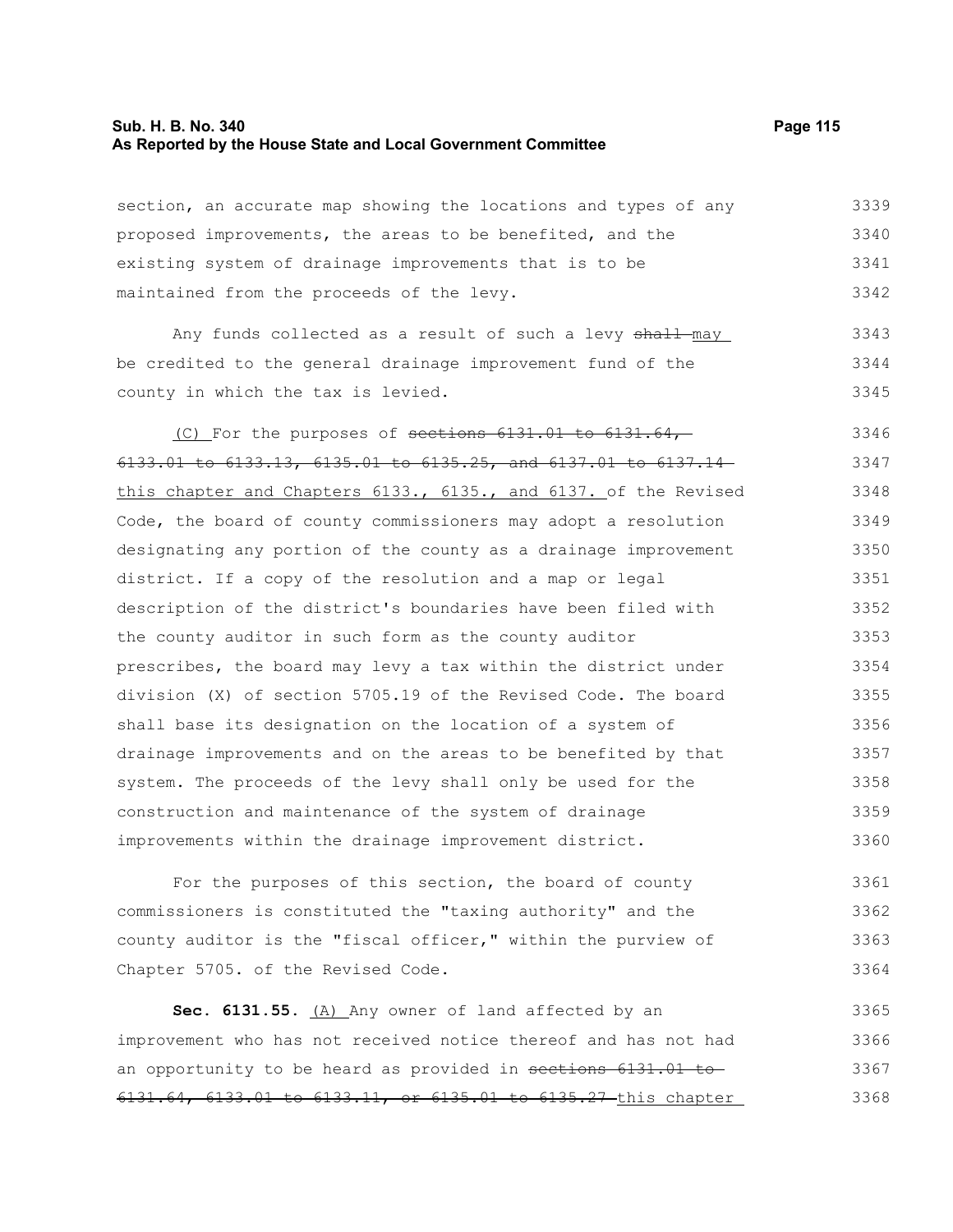section, an accurate map showing the locations and types of any proposed improvements, the areas to be benefited, and the existing system of drainage improvements that is to be maintained from the proceeds of the levy.

Any funds collected as a result of such a levy ~~shall~~ may be credited to the general drainage improvement fund of the county in which the tax is levied.

(C) For the purposes of ~~sections 6131.01 to 6131.64, 6133.01 to 6133.13, 6135.01 to 6135.25, and 6137.01 to 6137.14~~ this chapter and Chapters 6133., 6135., and 6137. of the Revised Code, the board of county commissioners may adopt a resolution designating any portion of the county as a drainage improvement district. If a copy of the resolution and a map or legal description of the district's boundaries have been filed with the county auditor in such form as the county auditor prescribes, the board may levy a tax within the district under division (X) of section 5705.19 of the Revised Code. The board shall base its designation on the location of a system of drainage improvements and on the areas to be benefited by that system. The proceeds of the levy shall only be used for the construction and maintenance of the system of drainage improvements within the drainage improvement district.

For the purposes of this section, the board of county commissioners is constituted the "taxing authority" and the county auditor is the "fiscal officer," within the purview of Chapter 5705. of the Revised Code.

**Sec. 6131.55.** (A) Any owner of land affected by an improvement who has not received notice thereof and has not had an opportunity to be heard as provided in ~~sections 6131.01 to 6131.64, 6133.01 to 6133.11, or 6135.01 to 6135.27~~ this chapter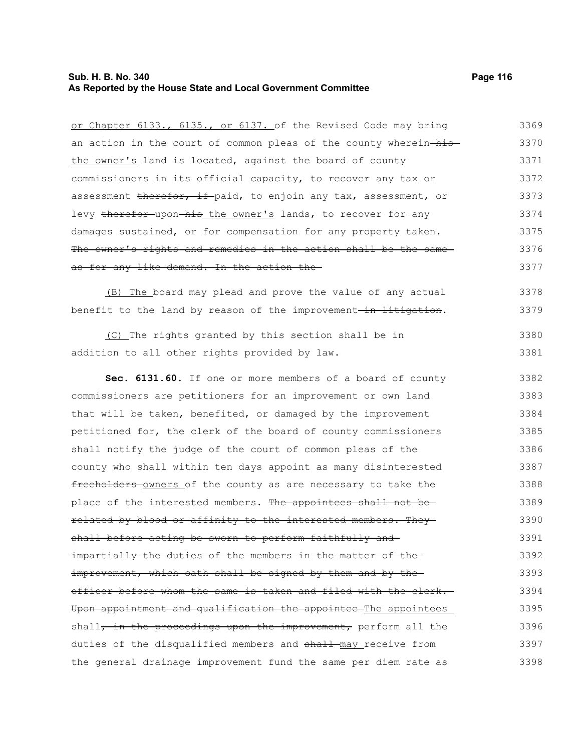or Chapter 6133., 6135., or 6137. of the Revised Code may bring an action in the court of common pleas of the county wherein his the owner's land is located, against the board of county commissioners in its official capacity, to recover any tax or assessment therefor, if paid, to enjoin any tax, assessment, or levy therefor upon his the owner's lands, to recover for any damages sustained, or for compensation for any property taken. The owner's rights and remedies in the action shall be the same as for any like demand. In the action the

(B) The board may plead and prove the value of any actual benefit to the land by reason of the improvement in litigation.

(C) The rights granted by this section shall be in addition to all other rights provided by law.

**Sec. 6131.60.** If one or more members of a board of county commissioners are petitioners for an improvement or own land that will be taken, benefited, or damaged by the improvement petitioned for, the clerk of the board of county commissioners shall notify the judge of the court of common pleas of the county who shall within ten days appoint as many disinterested freeholders owners of the county as are necessary to take the place of the interested members. The appointees shall not be related by blood or affinity to the interested members. They shall before acting be sworn to perform faithfully and impartially the duties of the members in the matter of the improvement, which oath shall be signed by them and by the officer before whom the same is taken and filed with the clerk. Upon appointment and qualification the appointee The appointees shall, in the proceedings upon the improvement, perform all the duties of the disqualified members and shall may receive from the general drainage improvement fund the same per diem rate as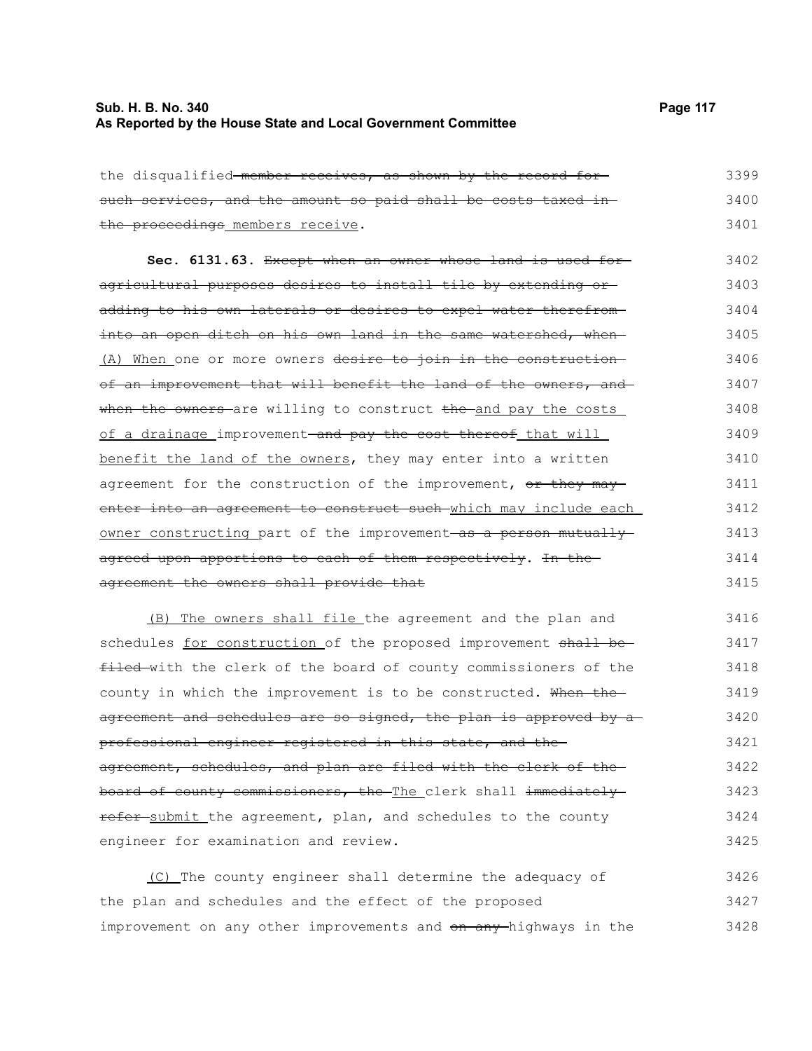the disqualified ~~member receives, as shown by the record for such services, and the amount so paid shall be costs taxed in the proceedings~~ members receive.

**Sec. 6131.63.** ~~Except when an owner whose land is used for agricultural purposes desires to install tile by extending or adding to his own laterals or desires to expel water therefrom into an open ditch on his own land in the same watershed, when~~ (A) When one or more owners ~~desire to join in the construction of an improvement that will benefit the land of the owners, and when the owners~~ are willing to construct ~~the~~ and pay the costs of a drainage improvement ~~and pay the cost thereof~~ that will benefit the land of the owners, they may enter into a written agreement for the construction of the improvement, ~~or they may enter into an agreement to construct such~~ which may include each owner constructing part of the improvement ~~as a person mutually agreed upon apportions to each of them respectively~~. ~~In the agreement the owners shall provide that~~

(B) The owners shall file the agreement and the plan and schedules for construction of the proposed improvement ~~shall be filed~~ with the clerk of the board of county commissioners of the county in which the improvement is to be constructed. ~~When the agreement and schedules are so signed, the plan is approved by a professional engineer registered in this state, and the agreement, schedules, and plan are filed with the clerk of the board of county commissioners, the~~ The clerk shall ~~immediately refer~~ submit the agreement, plan, and schedules to the county engineer for examination and review.

(C) The county engineer shall determine the adequacy of the plan and schedules and the effect of the proposed improvement on any other improvements and ~~on any~~ highways in the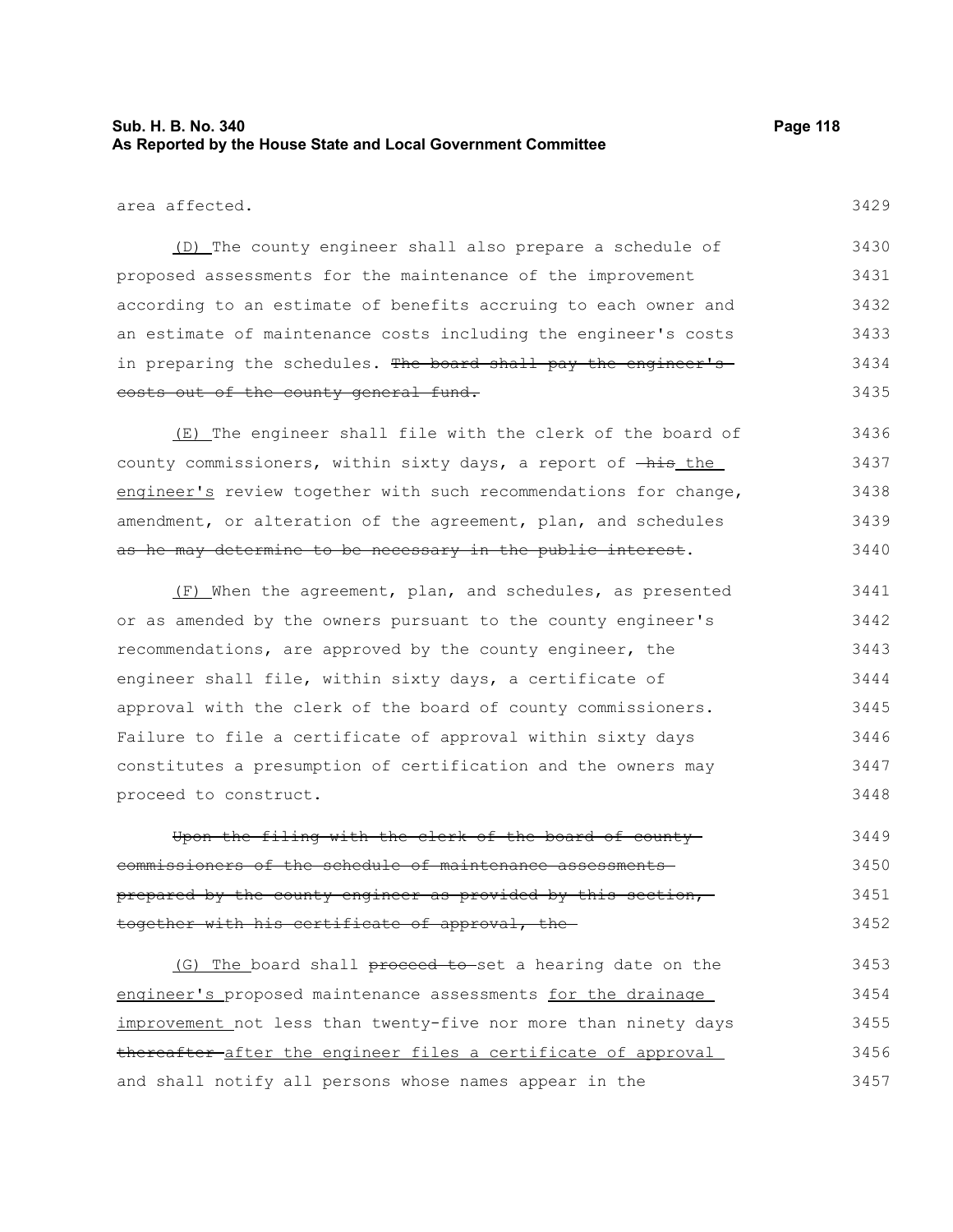area affected.

(D) The county engineer shall also prepare a schedule of proposed assessments for the maintenance of the improvement according to an estimate of benefits accruing to each owner and an estimate of maintenance costs including the engineer's costs in preparing the schedules. ~~The board shall pay the engineer's costs out of the county general fund.~~

(E) The engineer shall file with the clerk of the board of county commissioners, within sixty days, a report of ~~his~~ the engineer's review together with such recommendations for change, amendment, or alteration of the agreement, plan, and schedules ~~as he may determine to be necessary in the public interest~~.

(F) When the agreement, plan, and schedules, as presented or as amended by the owners pursuant to the county engineer's recommendations, are approved by the county engineer, the engineer shall file, within sixty days, a certificate of approval with the clerk of the board of county commissioners. Failure to file a certificate of approval within sixty days constitutes a presumption of certification and the owners may proceed to construct.

~~Upon the filing with the clerk of the board of county commissioners of the schedule of maintenance assessments prepared by the county engineer as provided by this section, together with his certificate of approval, the~~

(G) The board shall ~~proceed to~~ set a hearing date on the engineer's proposed maintenance assessments for the drainage improvement not less than twenty-five nor more than ninety days ~~thereafter~~ after the engineer files a certificate of approval and shall notify all persons whose names appear in the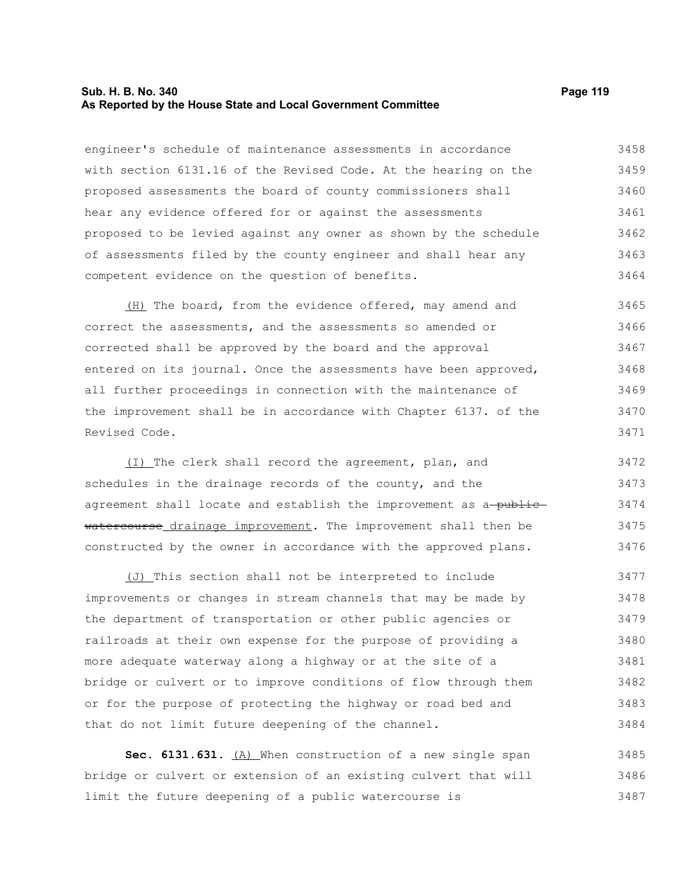engineer's schedule of maintenance assessments in accordance with section 6131.16 of the Revised Code. At the hearing on the proposed assessments the board of county commissioners shall hear any evidence offered for or against the assessments proposed to be levied against any owner as shown by the schedule of assessments filed by the county engineer and shall hear any competent evidence on the question of benefits.

(H) The board, from the evidence offered, may amend and correct the assessments, and the assessments so amended or corrected shall be approved by the board and the approval entered on its journal. Once the assessments have been approved, all further proceedings in connection with the maintenance of the improvement shall be in accordance with Chapter 6137. of the Revised Code.

(I) The clerk shall record the agreement, plan, and schedules in the drainage records of the county, and the agreement shall locate and establish the improvement as a ~~public watercourse~~ drainage improvement. The improvement shall then be constructed by the owner in accordance with the approved plans.

(J) This section shall not be interpreted to include improvements or changes in stream channels that may be made by the department of transportation or other public agencies or railroads at their own expense for the purpose of providing a more adequate waterway along a highway or at the site of a bridge or culvert or to improve conditions of flow through them or for the purpose of protecting the highway or road bed and that do not limit future deepening of the channel.

**Sec. 6131.631.** (A) When construction of a new single span bridge or culvert or extension of an existing culvert that will limit the future deepening of a public watercourse is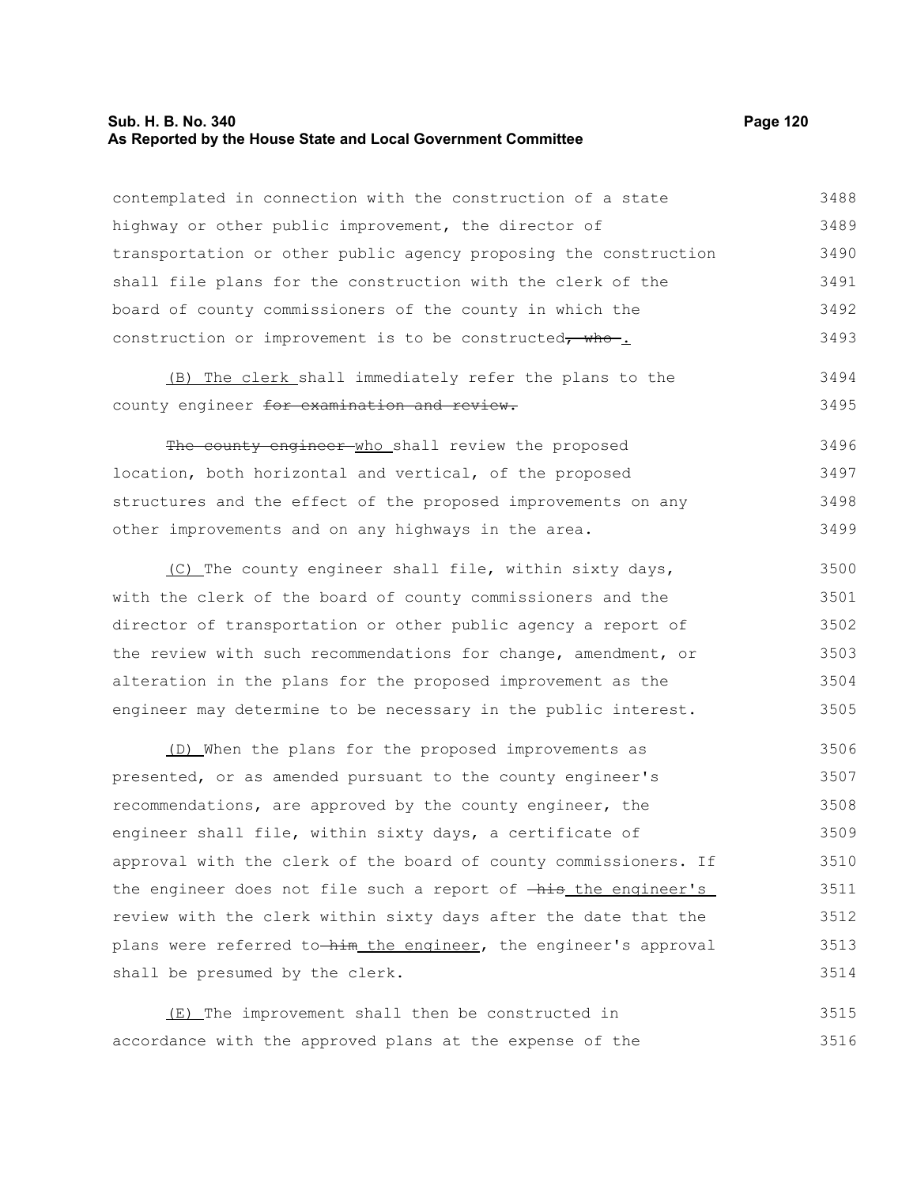contemplated in connection with the construction of a state highway or other public improvement, the director of transportation or other public agency proposing the construction shall file plans for the construction with the clerk of the board of county commissioners of the county in which the construction or improvement is to be constructed~~, who~~.

(B) The clerk shall immediately refer the plans to the county engineer ~~for examination and review.~~

~~The county engineer~~ who shall review the proposed location, both horizontal and vertical, of the proposed structures and the effect of the proposed improvements on any other improvements and on any highways in the area.

(C) The county engineer shall file, within sixty days, with the clerk of the board of county commissioners and the director of transportation or other public agency a report of the review with such recommendations for change, amendment, or alteration in the plans for the proposed improvement as the engineer may determine to be necessary in the public interest.

(D) When the plans for the proposed improvements as presented, or as amended pursuant to the county engineer's recommendations, are approved by the county engineer, the engineer shall file, within sixty days, a certificate of approval with the clerk of the board of county commissioners. If the engineer does not file such a report of ~~his~~ the engineer's review with the clerk within sixty days after the date that the plans were referred to ~~him~~ the engineer, the engineer's approval shall be presumed by the clerk.

(E) The improvement shall then be constructed in accordance with the approved plans at the expense of the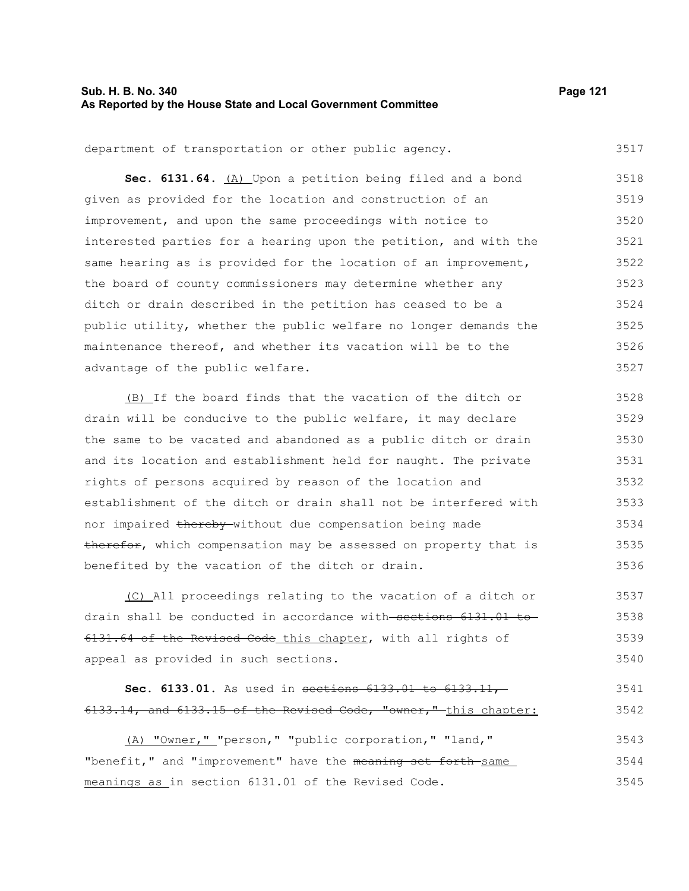department of transportation or other public agency.

**Sec. 6131.64.** (A) Upon a petition being filed and a bond given as provided for the location and construction of an improvement, and upon the same proceedings with notice to interested parties for a hearing upon the petition, and with the same hearing as is provided for the location of an improvement, the board of county commissioners may determine whether any ditch or drain described in the petition has ceased to be a public utility, whether the public welfare no longer demands the maintenance thereof, and whether its vacation will be to the advantage of the public welfare.

(B) If the board finds that the vacation of the ditch or drain will be conducive to the public welfare, it may declare the same to be vacated and abandoned as a public ditch or drain and its location and establishment held for naught. The private rights of persons acquired by reason of the location and establishment of the ditch or drain shall not be interfered with nor impaired ~~thereby~~ without due compensation being made ~~therefor~~, which compensation may be assessed on property that is benefited by the vacation of the ditch or drain.

(C) All proceedings relating to the vacation of a ditch or drain shall be conducted in accordance with ~~sections 6131.01 to 6131.64 of the Revised Code~~ this chapter, with all rights of appeal as provided in such sections.

**Sec. 6133.01.** As used in ~~sections 6133.01 to 6133.11, 6133.14, and 6133.15 of the Revised Code, "owner,"~~ this chapter:

(A) "Owner," "person," "public corporation," "land," "benefit," and "improvement" have the ~~meaning set forth~~ same meanings as in section 6131.01 of the Revised Code.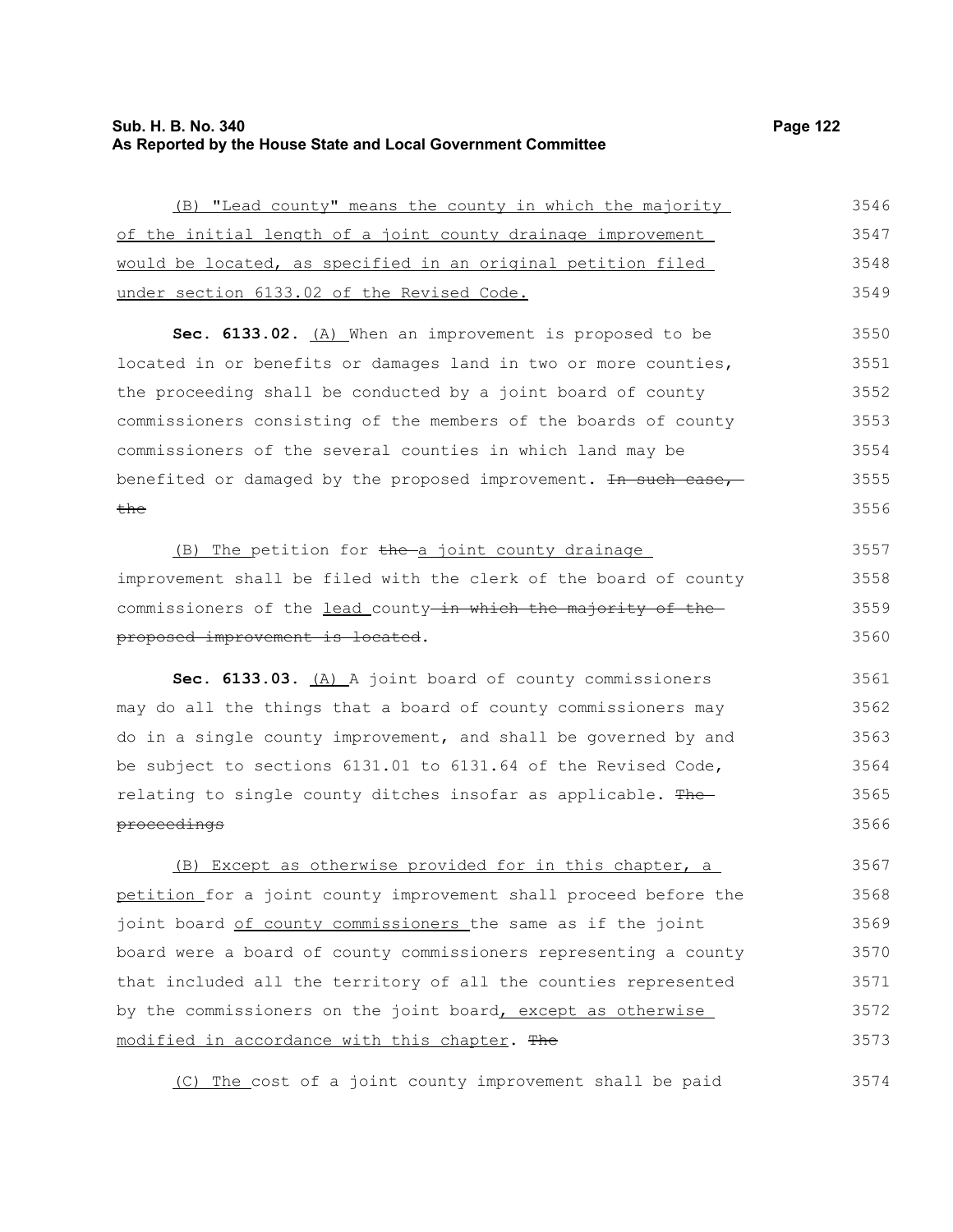<u>(B) "Lead county" means the county in which the majority of the initial length of a joint county drainage improvement would be located, as specified in an original petition filed under section 6133.02 of the Revised Code.</u>

**Sec. 6133.02.** <u>(A)</u> When an improvement is proposed to be located in or benefits or damages land in two or more counties, the proceeding shall be conducted by a joint board of county commissioners consisting of the members of the boards of county commissioners of the several counties in which land may be benefited or damaged by the proposed improvement. ~~In such case, the~~

<u>(B) The</u> petition for ~~the~~ <u>a joint county drainage</u> improvement shall be filed with the clerk of the board of county commissioners of the <u>lead</u> county ~~in which the majority of the proposed improvement is located~~.

**Sec. 6133.03.** <u>(A)</u> A joint board of county commissioners may do all the things that a board of county commissioners may do in a single county improvement, and shall be governed by and be subject to sections 6131.01 to 6131.64 of the Revised Code, relating to single county ditches insofar as applicable. ~~The proceedings~~

<u>(B) Except as otherwise provided for in this chapter, a petition</u> for a joint county improvement shall proceed before the joint board <u>of county commissioners</u> the same as if the joint board were a board of county commissioners representing a county that included all the territory of all the counties represented by the commissioners on the joint board<u>, except as otherwise modified in accordance with this chapter</u>. ~~The~~

<u>(C) The</u> cost of a joint county improvement shall be paid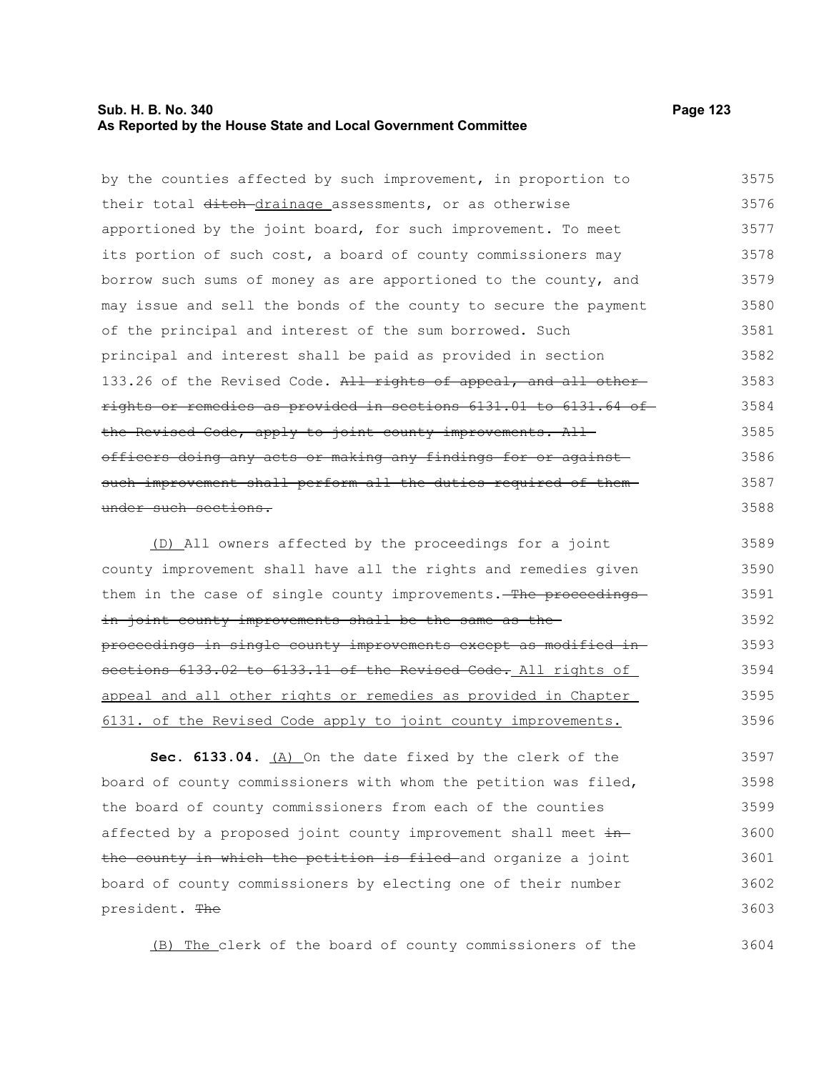by the counties affected by such improvement, in proportion to their total ~~ditch~~ drainage assessments, or as otherwise apportioned by the joint board, for such improvement. To meet its portion of such cost, a board of county commissioners may borrow such sums of money as are apportioned to the county, and may issue and sell the bonds of the county to secure the payment of the principal and interest of the sum borrowed. Such principal and interest shall be paid as provided in section 133.26 of the Revised Code. ~~All rights of appeal, and all other rights or remedies as provided in sections 6131.01 to 6131.64 of the Revised Code, apply to joint county improvements. All officers doing any acts or making any findings for or against such improvement shall perform all the duties required of them under such sections.~~

(D) All owners affected by the proceedings for a joint county improvement shall have all the rights and remedies given them in the case of single county improvements. ~~The proceedings in joint county improvements shall be the same as the proceedings in single county improvements except as modified in sections 6133.02 to 6133.11 of the Revised Code.~~ All rights of appeal and all other rights or remedies as provided in Chapter 6131. of the Revised Code apply to joint county improvements.

**Sec. 6133.04.** (A) On the date fixed by the clerk of the board of county commissioners with whom the petition was filed, the board of county commissioners from each of the counties affected by a proposed joint county improvement shall meet ~~in the county in which the petition is filed~~ and organize a joint board of county commissioners by electing one of their number president. ~~The~~

(B) The clerk of the board of county commissioners of the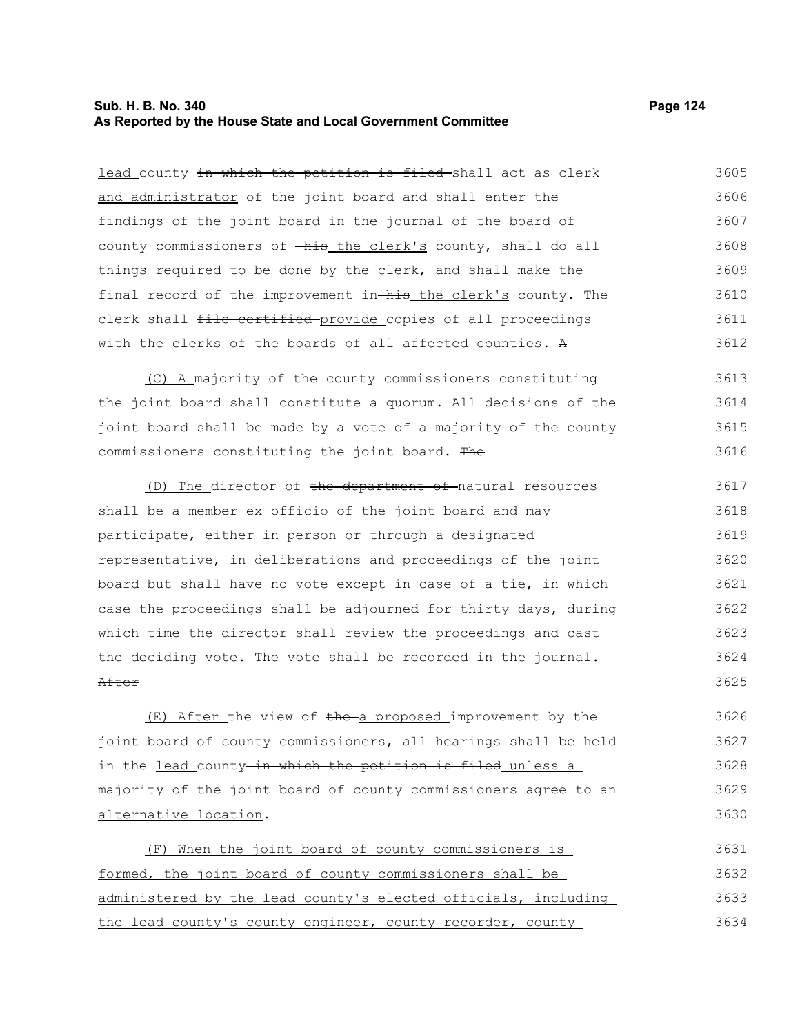lead county ~~in which the petition is filed~~ shall act as clerk and administrator of the joint board and shall enter the findings of the joint board in the journal of the board of county commissioners of ~~his~~ the clerk's county, shall do all things required to be done by the clerk, and shall make the final record of the improvement in ~~his~~ the clerk's county. The clerk shall ~~file certified~~ provide copies of all proceedings with the clerks of the boards of all affected counties. ~~A~~

(C) A majority of the county commissioners constituting the joint board shall constitute a quorum. All decisions of the joint board shall be made by a vote of a majority of the county commissioners constituting the joint board. ~~The~~

(D) The director of ~~the department of~~ natural resources shall be a member ex officio of the joint board and may participate, either in person or through a designated representative, in deliberations and proceedings of the joint board but shall have no vote except in case of a tie, in which case the proceedings shall be adjourned for thirty days, during which time the director shall review the proceedings and cast the deciding vote. The vote shall be recorded in the journal. ~~After~~

(E) After the view of ~~the~~ a proposed improvement by the joint board of county commissioners, all hearings shall be held in the lead county ~~in which the petition is filed~~ unless a majority of the joint board of county commissioners agree to an alternative location.

(F) When the joint board of county commissioners is formed, the joint board of county commissioners shall be administered by the lead county's elected officials, including the lead county's county engineer, county recorder, county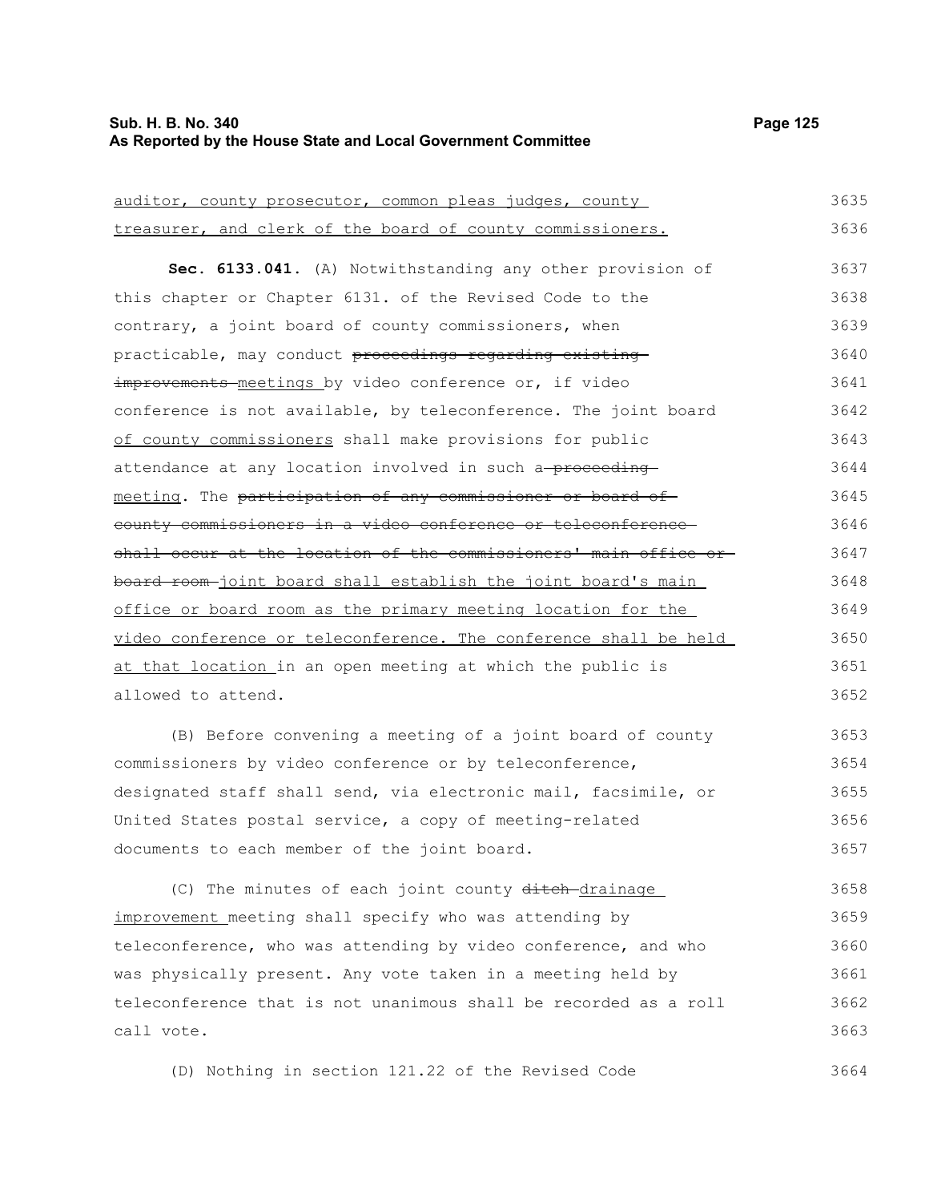<u>auditor, county prosecutor, common pleas judges, county treasurer, and clerk of the board of county commissioners.</u>

**Sec. 6133.041.** (A) Notwithstanding any other provision of this chapter or Chapter 6131. of the Revised Code to the contrary, a joint board of county commissioners, when practicable, may conduct ~~proceedings regarding existing improvements~~ <u>meetings</u> by video conference or, if video conference is not available, by teleconference. The joint board <u>of county commissioners</u> shall make provisions for public attendance at any location involved in such a ~~proceeding~~ <u>meeting</u>. The ~~participation of any commissioner or board of county commissioners in a video conference or teleconference shall occur at the location of the commissioners' main office or board room~~ <u>joint board shall establish the joint board's main office or board room as the primary meeting location for the video conference or teleconference. The conference shall be held at that location</u> in an open meeting at which the public is allowed to attend.

(B) Before convening a meeting of a joint board of county commissioners by video conference or by teleconference, designated staff shall send, via electronic mail, facsimile, or United States postal service, a copy of meeting-related documents to each member of the joint board.

(C) The minutes of each joint county ~~ditch~~ <u>drainage improvement</u> meeting shall specify who was attending by teleconference, who was attending by video conference, and who was physically present. Any vote taken in a meeting held by teleconference that is not unanimous shall be recorded as a roll call vote.

(D) Nothing in section 121.22 of the Revised Code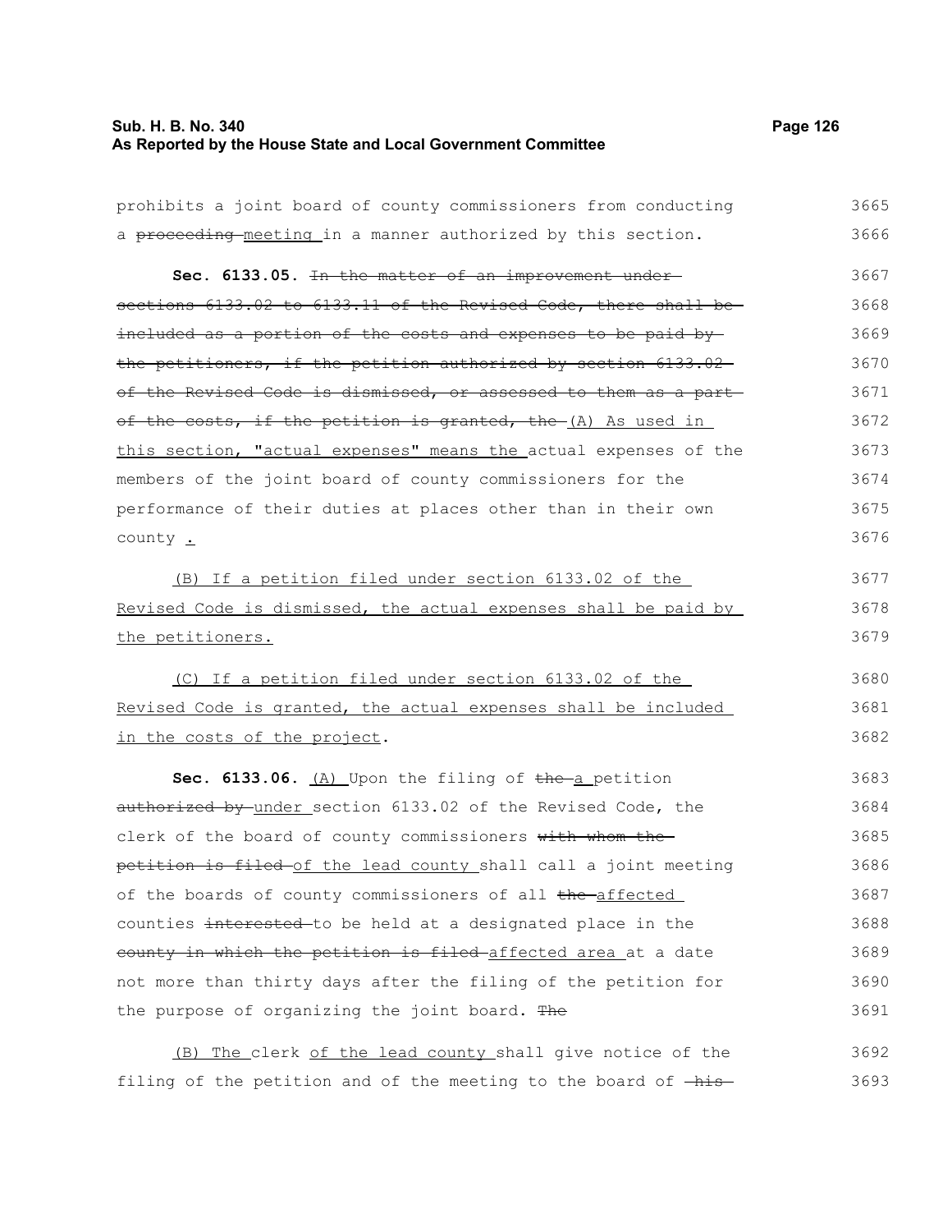prohibits a joint board of county commissioners from conducting a ~~proceeding~~ meeting in a manner authorized by this section.

**Sec. 6133.05.** ~~In the matter of an improvement under sections 6133.02 to 6133.11 of the Revised Code, there shall be included as a portion of the costs and expenses to be paid by the petitioners, if the petition authorized by section 6133.02 of the Revised Code is dismissed, or assessed to them as a part of the costs, if the petition is granted, the~~ (A) As used in this section, "actual expenses" means the actual expenses of the members of the joint board of county commissioners for the performance of their duties at places other than in their own county .

(B) If a petition filed under section 6133.02 of the Revised Code is dismissed, the actual expenses shall be paid by the petitioners.

(C) If a petition filed under section 6133.02 of the Revised Code is granted, the actual expenses shall be included in the costs of the project.

**Sec. 6133.06.** (A) Upon the filing of ~~the~~ a petition ~~authorized by~~ under section 6133.02 of the Revised Code, the clerk of the board of county commissioners ~~with whom the petition is filed~~ of the lead county shall call a joint meeting of the boards of county commissioners of all ~~the~~ affected counties ~~interested~~ to be held at a designated place in the ~~county in which the petition is filed~~ affected area at a date not more than thirty days after the filing of the petition for the purpose of organizing the joint board. ~~The~~

(B) The clerk of the lead county shall give notice of the filing of the petition and of the meeting to the board of ~~his~~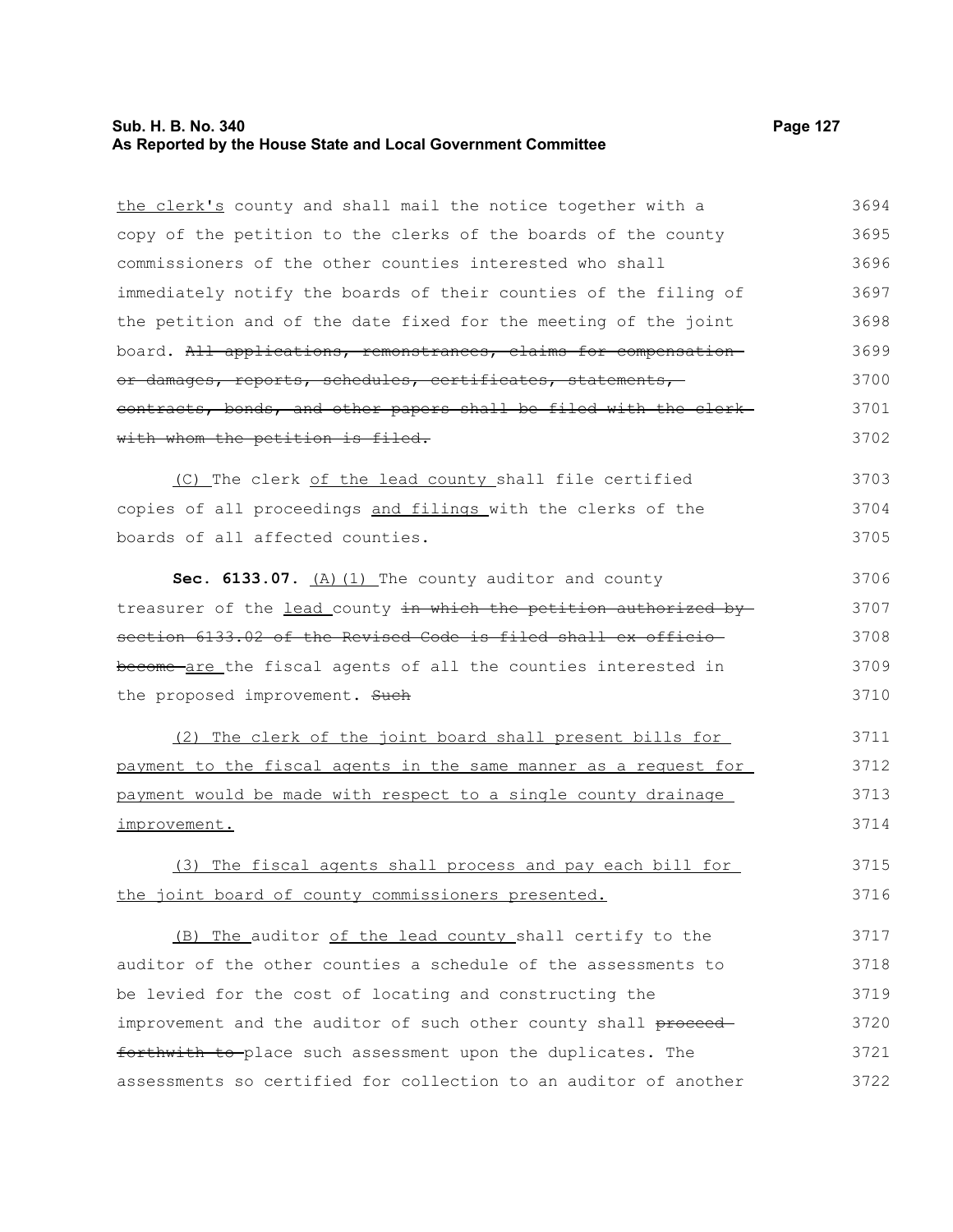the clerk's county and shall mail the notice together with a copy of the petition to the clerks of the boards of the county commissioners of the other counties interested who shall immediately notify the boards of their counties of the filing of the petition and of the date fixed for the meeting of the joint board. ~~All applications, remonstrances, claims for compensation or damages, reports, schedules, certificates, statements, contracts, bonds, and other papers shall be filed with the clerk with whom the petition is filed.~~

(C) The clerk of the lead county shall file certified copies of all proceedings and filings with the clerks of the boards of all affected counties.

**Sec. 6133.07.** (A)(1) The county auditor and county treasurer of the lead county ~~in which the petition authorized by section 6133.02 of the Revised Code is filed shall ex officio become~~ are the fiscal agents of all the counties interested in the proposed improvement. ~~Such~~

(2) The clerk of the joint board shall present bills for payment to the fiscal agents in the same manner as a request for payment would be made with respect to a single county drainage improvement.

(3) The fiscal agents shall process and pay each bill for the joint board of county commissioners presented.

(B) The auditor of the lead county shall certify to the auditor of the other counties a schedule of the assessments to be levied for the cost of locating and constructing the improvement and the auditor of such other county shall ~~proceed forthwith to~~ place such assessment upon the duplicates. The assessments so certified for collection to an auditor of another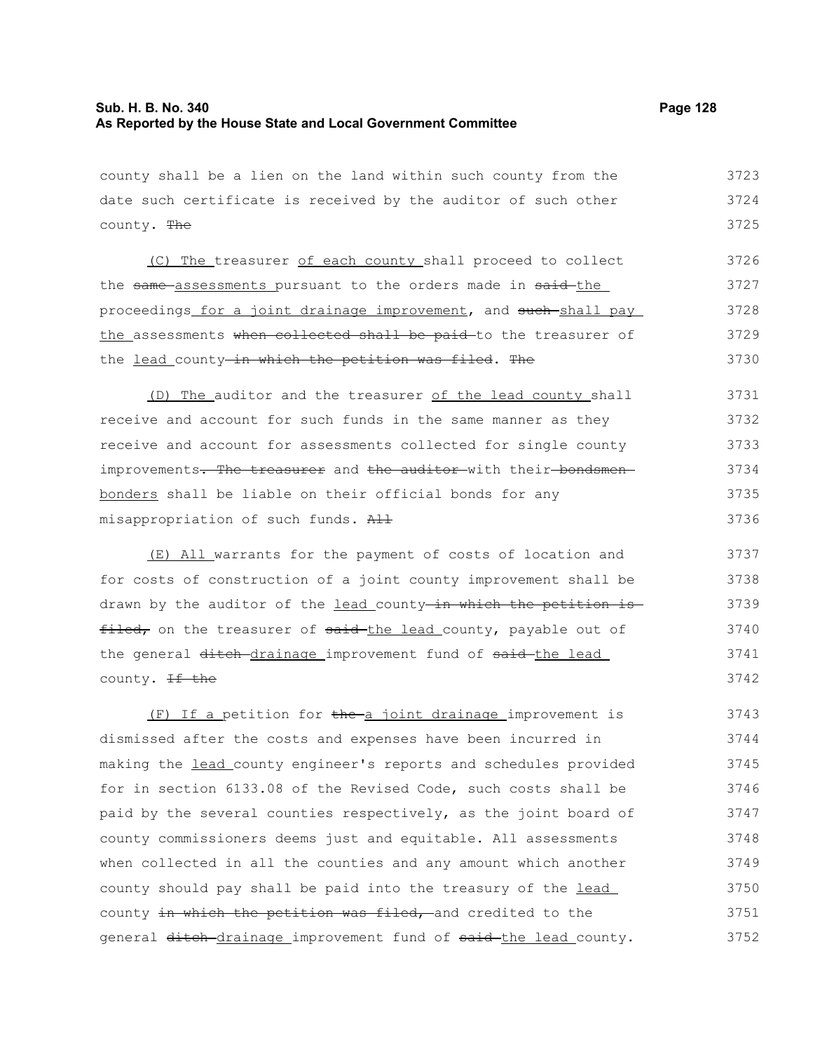county shall be a lien on the land within such county from the date such certificate is received by the auditor of such other county. ~~The~~

(C) The treasurer of each county shall proceed to collect the ~~same~~ assessments pursuant to the orders made in ~~said~~ the proceedings for a joint drainage improvement, and ~~such~~ shall pay the assessments ~~when collected shall be paid~~ to the treasurer of the lead county ~~in which the petition was filed~~. ~~The~~

(D) The auditor and the treasurer of the lead county shall receive and account for such funds in the same manner as they receive and account for assessments collected for single county improvements~~. The treasurer~~ and ~~the auditor~~ with their ~~bondsmen~~ bonders shall be liable on their official bonds for any misappropriation of such funds. ~~All~~

(E) All warrants for the payment of costs of location and for costs of construction of a joint county improvement shall be drawn by the auditor of the lead county ~~in which the petition is filed,~~ on the treasurer of ~~said~~ the lead county, payable out of the general ~~ditch~~ drainage improvement fund of ~~said~~ the lead county. ~~If the~~

(F) If a petition for ~~the~~ a joint drainage improvement is dismissed after the costs and expenses have been incurred in making the lead county engineer's reports and schedules provided for in section 6133.08 of the Revised Code, such costs shall be paid by the several counties respectively, as the joint board of county commissioners deems just and equitable. All assessments when collected in all the counties and any amount which another county should pay shall be paid into the treasury of the lead county ~~in which the petition was filed,~~ and credited to the general ~~ditch~~ drainage improvement fund of ~~said~~ the lead county.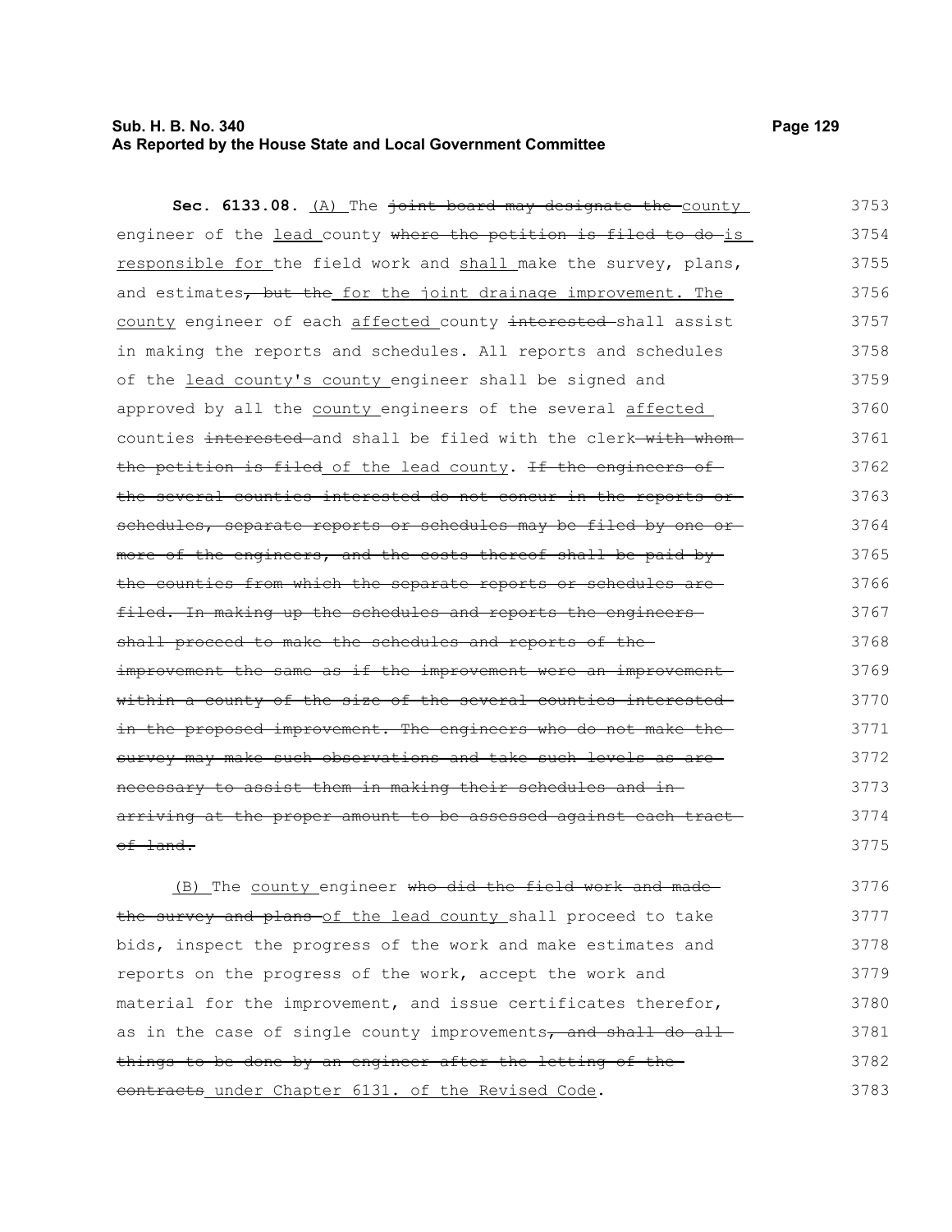**Sec. 6133.08.** (A) The ~~joint board may designate the~~ county engineer of the lead county ~~where the petition is filed to do~~ is responsible for the field work and shall make the survey, plans, and estimates~~, but the~~ for the joint drainage improvement. The county engineer of each affected county ~~interested~~ shall assist in making the reports and schedules. All reports and schedules of the lead county's county engineer shall be signed and approved by all the county engineers of the several affected counties ~~interested~~ and shall be filed with the clerk ~~with whom the petition is filed~~ of the lead county. ~~If the engineers of the several counties interested do not concur in the reports or schedules, separate reports or schedules may be filed by one or more of the engineers, and the costs thereof shall be paid by the counties from which the separate reports or schedules are filed. In making up the schedules and reports the engineers shall proceed to make the schedules and reports of the improvement the same as if the improvement were an improvement within a county of the size of the several counties interested in the proposed improvement. The engineers who do not make the survey may make such observations and take such levels as are necessary to assist them in making their schedules and in arriving at the proper amount to be assessed against each tract of land.~~

(B) The county engineer ~~who did the field work and made the survey and plans~~ of the lead county shall proceed to take bids, inspect the progress of the work and make estimates and reports on the progress of the work, accept the work and material for the improvement, and issue certificates therefor, as in the case of single county improvements~~, and shall do all things to be done by an engineer after the letting of the contracts~~ under Chapter 6131. of the Revised Code.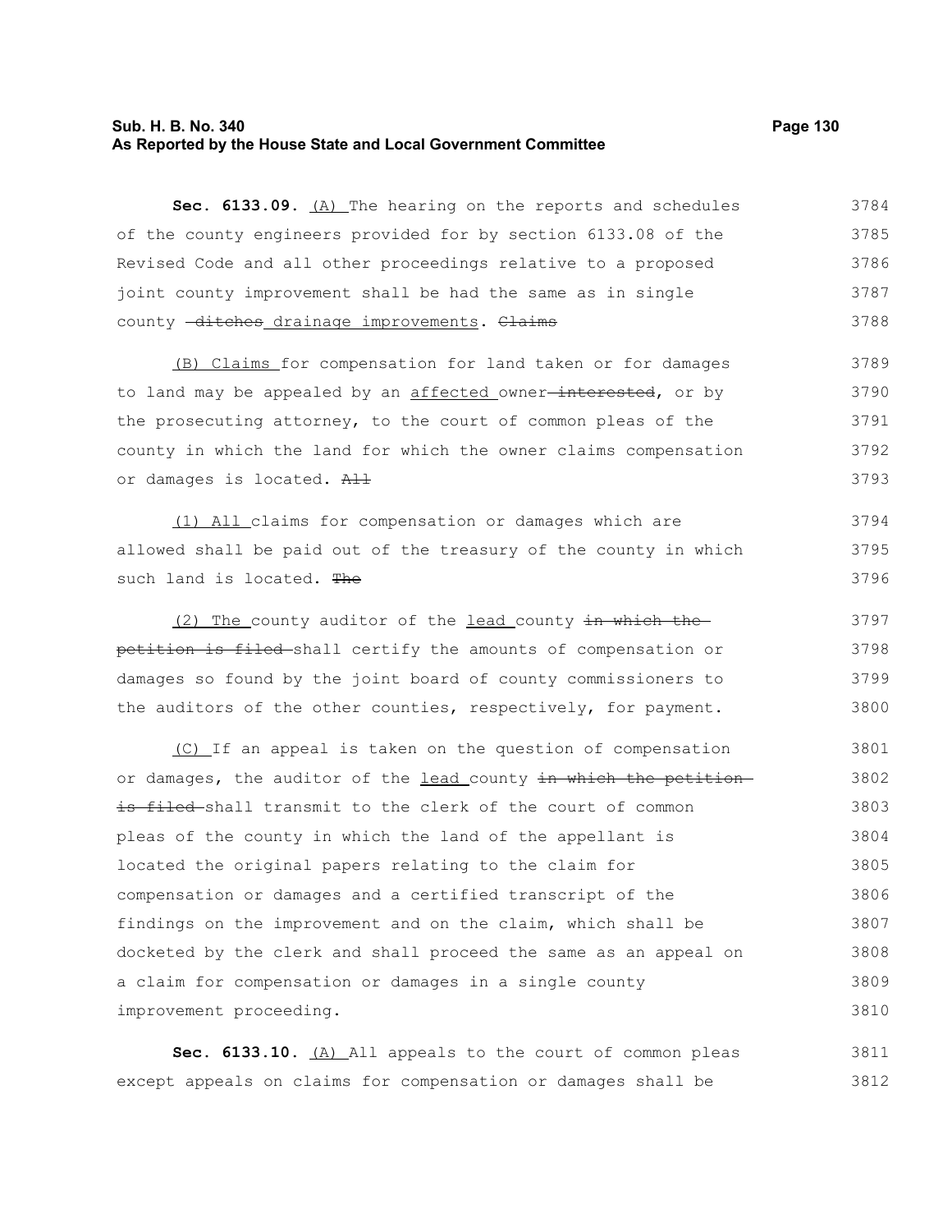**Sec. 6133.09.** (A) The hearing on the reports and schedules of the county engineers provided for by section 6133.08 of the Revised Code and all other proceedings relative to a proposed joint county improvement shall be had the same as in single county ~~ditches~~ drainage improvements. ~~Claims~~

(B) Claims for compensation for land taken or for damages to land may be appealed by an affected owner ~~interested~~, or by the prosecuting attorney, to the court of common pleas of the county in which the land for which the owner claims compensation or damages is located. ~~All~~

(1) All claims for compensation or damages which are allowed shall be paid out of the treasury of the county in which such land is located. ~~The~~

(2) The county auditor of the lead county ~~in which the petition is filed~~ shall certify the amounts of compensation or damages so found by the joint board of county commissioners to the auditors of the other counties, respectively, for payment.

(C) If an appeal is taken on the question of compensation or damages, the auditor of the lead county ~~in which the petition is filed~~ shall transmit to the clerk of the court of common pleas of the county in which the land of the appellant is located the original papers relating to the claim for compensation or damages and a certified transcript of the findings on the improvement and on the claim, which shall be docketed by the clerk and shall proceed the same as an appeal on a claim for compensation or damages in a single county improvement proceeding.

**Sec. 6133.10.** (A) All appeals to the court of common pleas except appeals on claims for compensation or damages shall be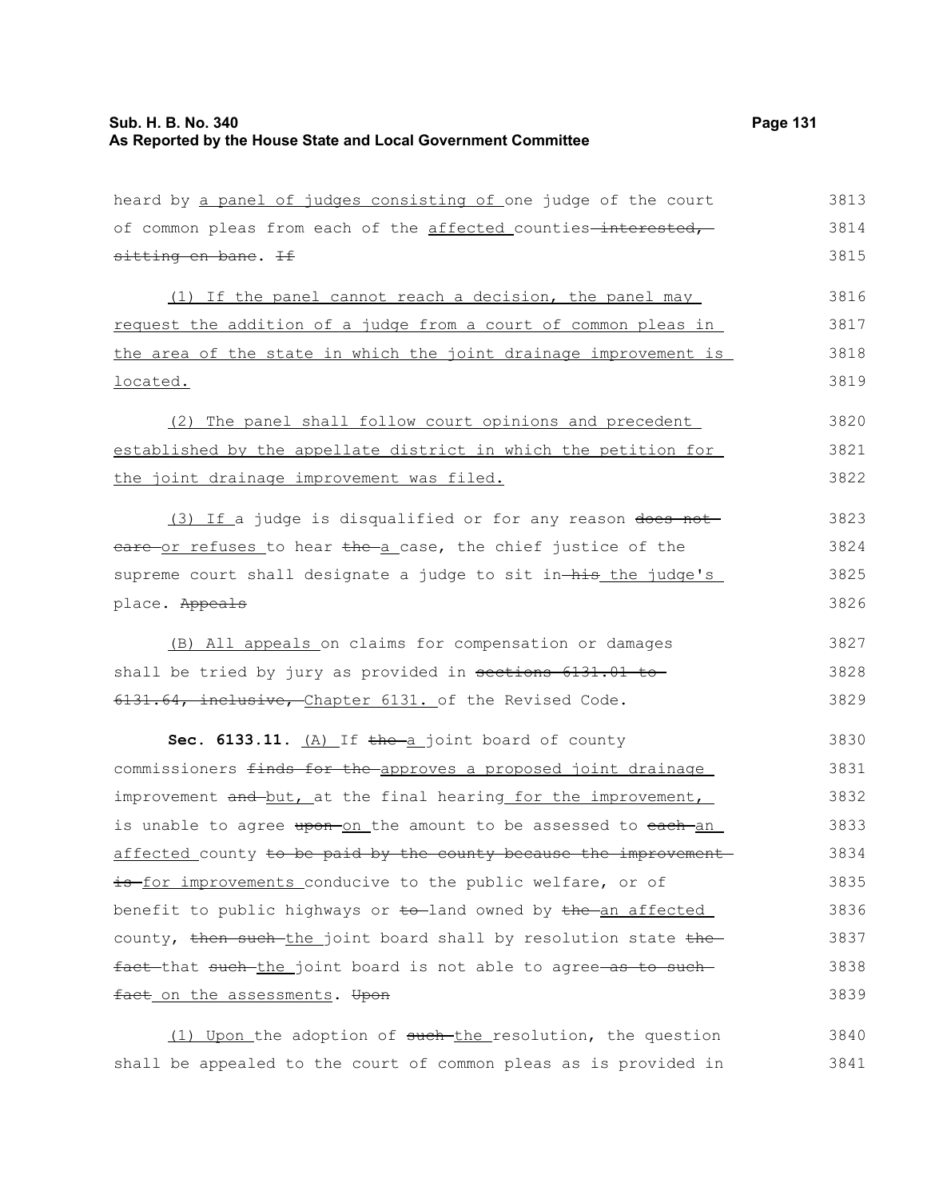heard by a panel of judges consisting of one judge of the court of common pleas from each of the affected counties interested, sitting en banc. If

(1) If the panel cannot reach a decision, the panel may request the addition of a judge from a court of common pleas in the area of the state in which the joint drainage improvement is located.

(2) The panel shall follow court opinions and precedent established by the appellate district in which the petition for the joint drainage improvement was filed.

(3) If a judge is disqualified or for any reason does not care or refuses to hear the a case, the chief justice of the supreme court shall designate a judge to sit in his the judge's place. Appeals

(B) All appeals on claims for compensation or damages shall be tried by jury as provided in sections 6131.01 to 6131.64, inclusive, Chapter 6131. of the Revised Code.

**Sec. 6133.11.** (A) If the a joint board of county commissioners finds for the approves a proposed joint drainage improvement and but, at the final hearing for the improvement, is unable to agree upon on the amount to be assessed to each an affected county to be paid by the county because the improvement is for improvements conducive to the public welfare, or of benefit to public highways or to land owned by the an affected county, then such the joint board shall by resolution state the fact that such the joint board is not able to agree as to such fact on the assessments. Upon

(1) Upon the adoption of such the resolution, the question shall be appealed to the court of common pleas as is provided in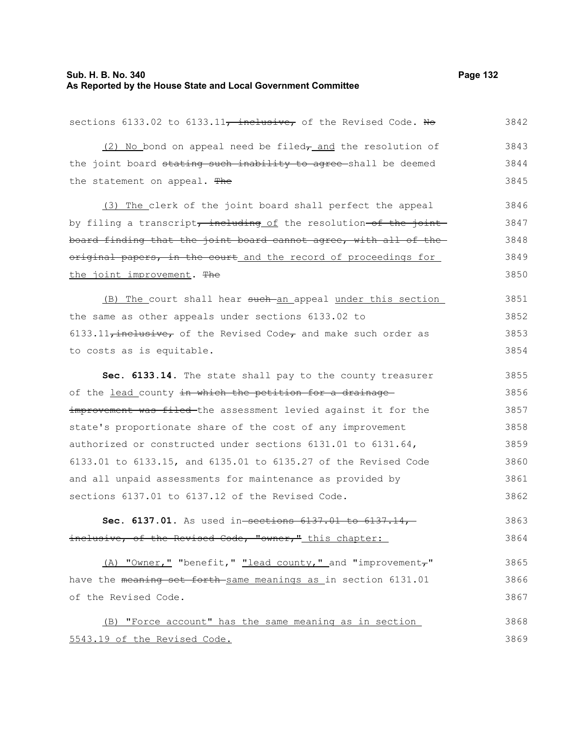sections 6133.02 to 6133.11~~, inclusive,~~ of the Revised Code. ~~No~~ 3842

(2) No bond on appeal need be filed~~,~~ and the resolution of the joint board ~~stating such inability to agree~~ shall be deemed the statement on appeal. ~~The~~ 3843 3844 3845

(3) The clerk of the joint board shall perfect the appeal by filing a transcript~~, including~~ of the resolution ~~of the joint board finding that the joint board cannot agree, with all of the original papers, in the court~~ and the record of proceedings for the joint improvement. ~~The~~ 3846 3847 3848 3849 3850

(B) The court shall hear ~~such~~ an appeal under this section the same as other appeals under sections 6133.02 to 6133.11~~, inclusive,~~ of the Revised Code~~,~~ and make such order as to costs as is equitable. 3851 3852 3853 3854

**Sec. 6133.14.** The state shall pay to the county treasurer of the lead county ~~in which the petition for a drainage improvement was filed~~ the assessment levied against it for the state's proportionate share of the cost of any improvement authorized or constructed under sections 6131.01 to 6131.64, 6133.01 to 6133.15, and 6135.01 to 6135.27 of the Revised Code and all unpaid assessments for maintenance as provided by sections 6137.01 to 6137.12 of the Revised Code. 3855 3856 3857 3858 3859 3860 3861 3862

**Sec. 6137.01.** As used in ~~sections 6137.01 to 6137.14, inclusive, of the Revised Code, "owner,"~~ this chapter: 3863 3864

(A) "Owner," "benefit," "lead county," and "improvement~~,~~" have the ~~meaning set forth~~ same meanings as in section 6131.01 of the Revised Code. 3865 3866 3867

(B) "Force account" has the same meaning as in section 5543.19 of the Revised Code. 3868 3869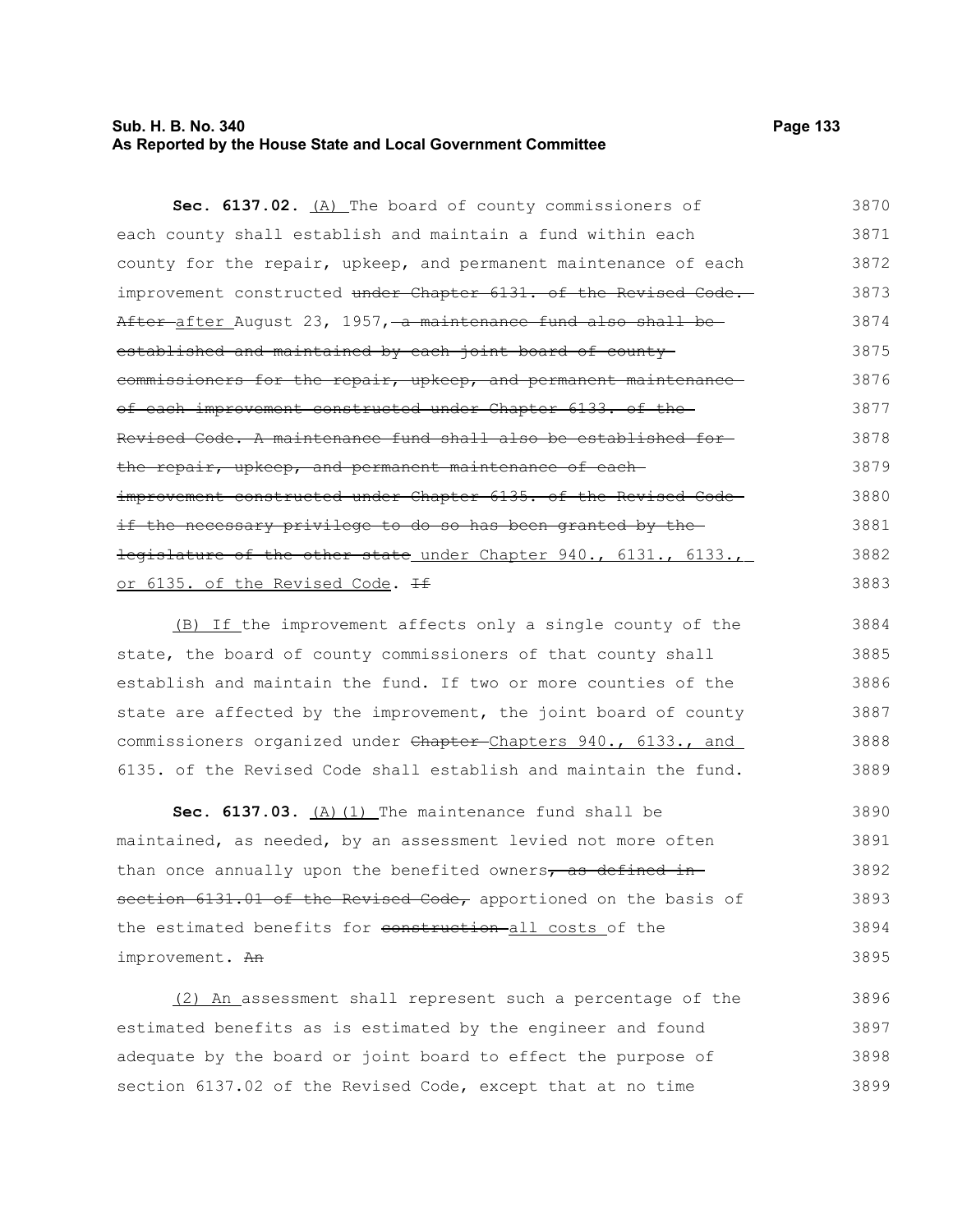**Sec. 6137.02.** (A) The board of county commissioners of each county shall establish and maintain a fund within each county for the repair, upkeep, and permanent maintenance of each improvement constructed ~~under Chapter 6131. of the Revised Code. After~~ after August 23, 1957~~, a maintenance fund also shall be established and maintained by each joint board of county commissioners for the repair, upkeep, and permanent maintenance of each improvement constructed under Chapter 6133. of the Revised Code. A maintenance fund shall also be established for the repair, upkeep, and permanent maintenance of each improvement constructed under Chapter 6135. of the Revised Code if the necessary privilege to do so has been granted by the legislature of the other state~~ under Chapter 940., 6131., 6133., or 6135. of the Revised Code. ~~If~~

(B) If the improvement affects only a single county of the state, the board of county commissioners of that county shall establish and maintain the fund. If two or more counties of the state are affected by the improvement, the joint board of county commissioners organized under ~~Chapter~~ Chapters 940., 6133., and 6135. of the Revised Code shall establish and maintain the fund.

**Sec. 6137.03.** (A)(1) The maintenance fund shall be maintained, as needed, by an assessment levied not more often than once annually upon the benefited owners~~, as defined in section 6131.01 of the Revised Code,~~ apportioned on the basis of the estimated benefits for ~~construction~~ all costs of the improvement. ~~An~~

(2) An assessment shall represent such a percentage of the estimated benefits as is estimated by the engineer and found adequate by the board or joint board to effect the purpose of section 6137.02 of the Revised Code, except that at no time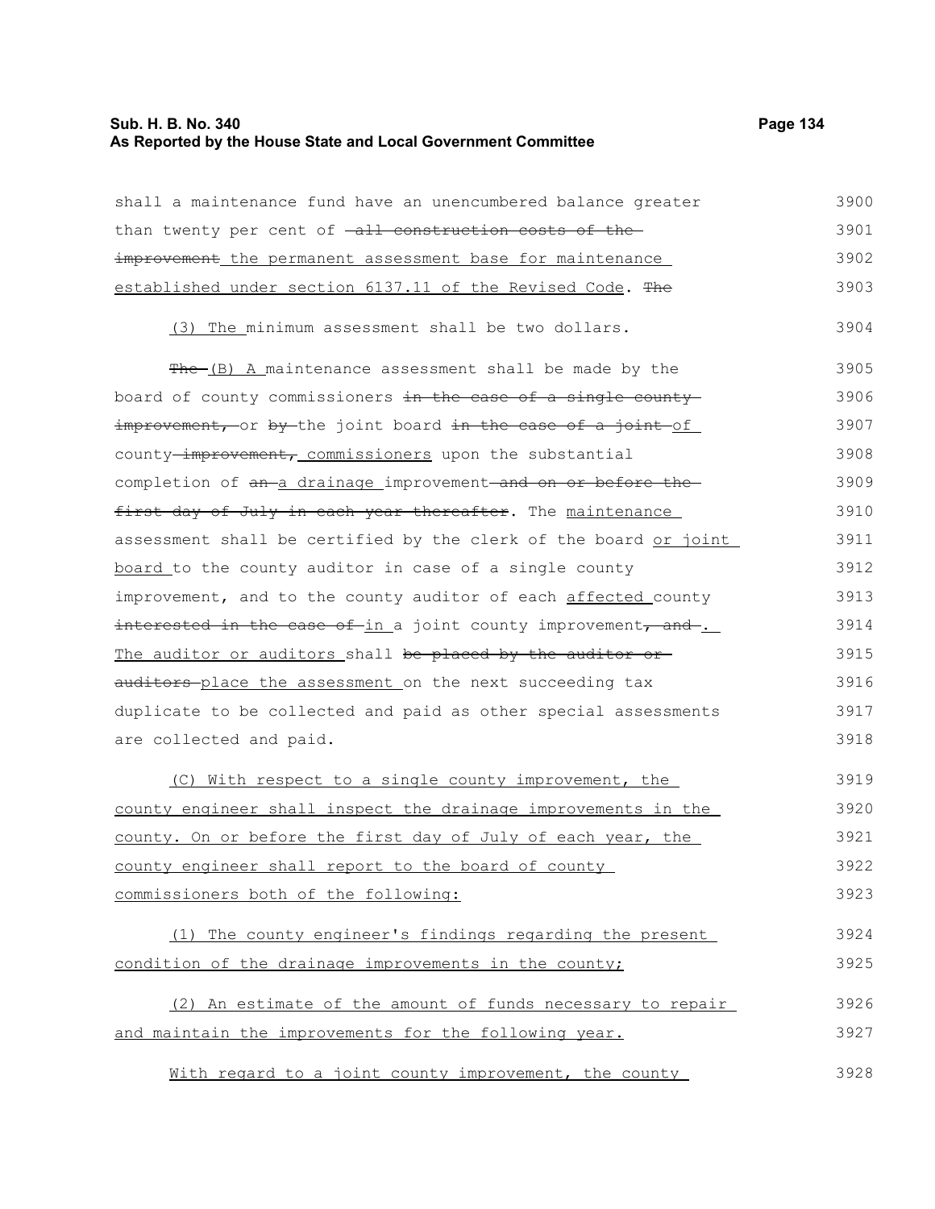shall a maintenance fund have an unencumbered balance greater than twenty per cent of ~~all construction costs of the improvement~~ the permanent assessment base for maintenance established under section 6137.11 of the Revised Code. ~~The~~

(3) The minimum assessment shall be two dollars.

~~The~~ (B) A maintenance assessment shall be made by the board of county commissioners ~~in the case of a single county improvement,~~ or ~~by~~ the joint board ~~in the case of a joint~~ of county ~~improvement,~~ commissioners upon the substantial completion of ~~an~~ a drainage improvement ~~and on or before the first day of July in each year thereafter~~. The maintenance assessment shall be certified by the clerk of the board or joint board to the county auditor in case of a single county improvement, and to the county auditor of each affected county ~~interested in the case of~~ in a joint county improvement~~, and~~. The auditor or auditors shall ~~be placed by the auditor or auditors~~ place the assessment on the next succeeding tax duplicate to be collected and paid as other special assessments are collected and paid.

(C) With respect to a single county improvement, the county engineer shall inspect the drainage improvements in the county. On or before the first day of July of each year, the county engineer shall report to the board of county commissioners both of the following:

(1) The county engineer's findings regarding the present condition of the drainage improvements in the county;

(2) An estimate of the amount of funds necessary to repair and maintain the improvements for the following year.

With regard to a joint county improvement, the county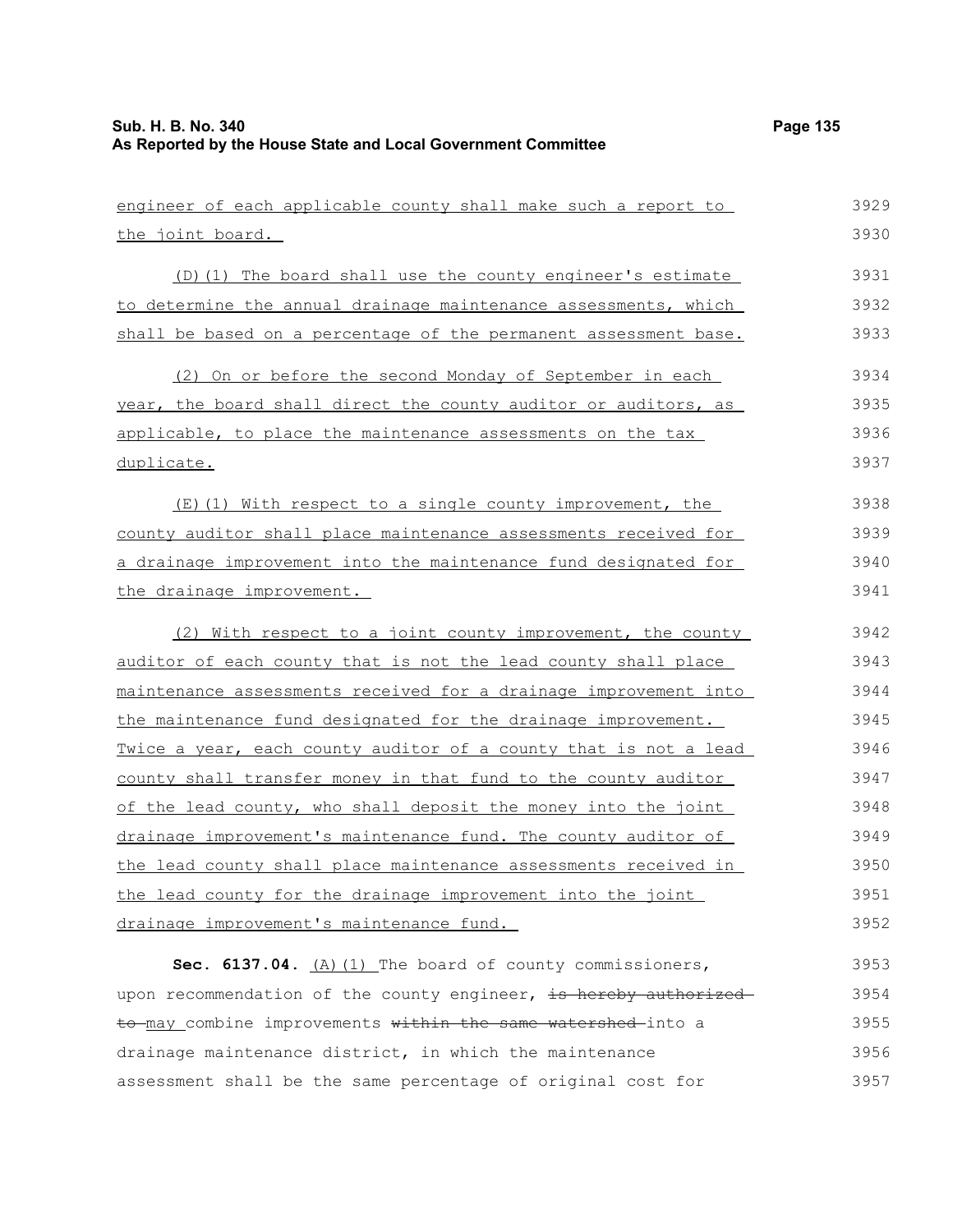engineer of each applicable county shall make such a report to the joint board.

(D)(1) The board shall use the county engineer's estimate to determine the annual drainage maintenance assessments, which shall be based on a percentage of the permanent assessment base.

(2) On or before the second Monday of September in each year, the board shall direct the county auditor or auditors, as applicable, to place the maintenance assessments on the tax duplicate.

(E)(1) With respect to a single county improvement, the county auditor shall place maintenance assessments received for a drainage improvement into the maintenance fund designated for the drainage improvement.

(2) With respect to a joint county improvement, the county auditor of each county that is not the lead county shall place maintenance assessments received for a drainage improvement into the maintenance fund designated for the drainage improvement. Twice a year, each county auditor of a county that is not a lead county shall transfer money in that fund to the county auditor of the lead county, who shall deposit the money into the joint drainage improvement's maintenance fund. The county auditor of the lead county shall place maintenance assessments received in the lead county for the drainage improvement into the joint drainage improvement's maintenance fund.

**Sec. 6137.04.** (A)(1) The board of county commissioners, upon recommendation of the county engineer, ~~is hereby authorized to~~ may combine improvements ~~within the same watershed~~ into a drainage maintenance district, in which the maintenance assessment shall be the same percentage of original cost for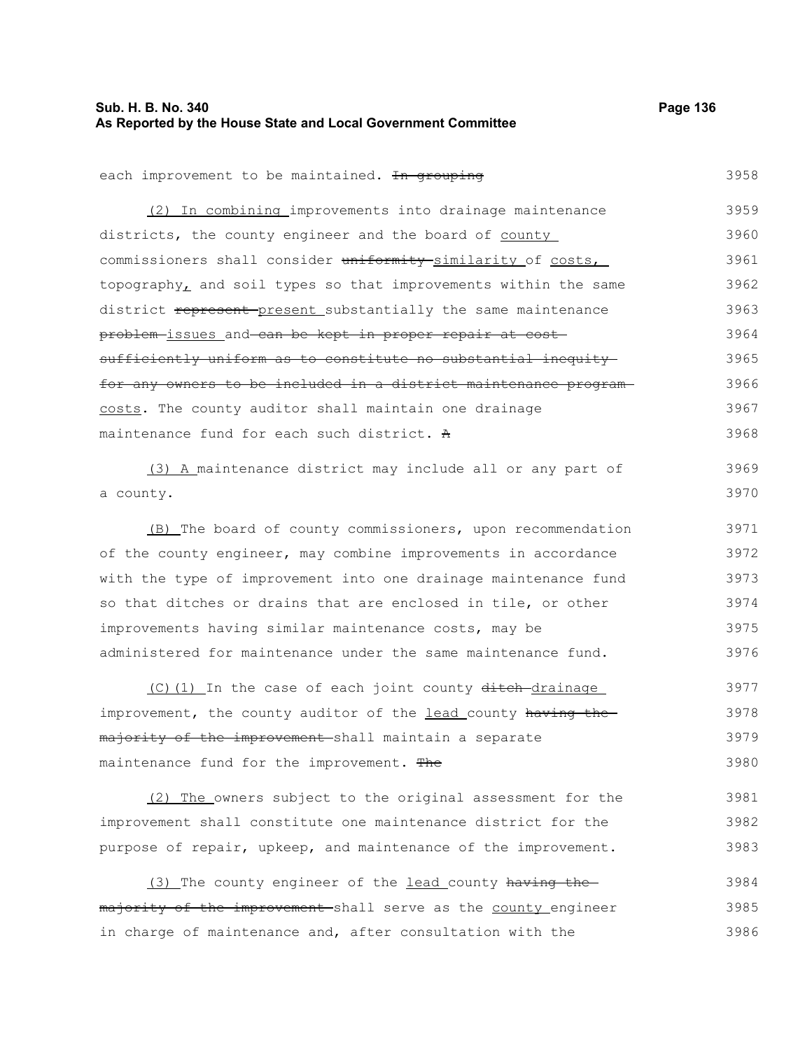each improvement to be maintained. ~~In grouping~~

(2) In combining improvements into drainage maintenance districts, the county engineer and the board of county commissioners shall consider ~~uniformity~~ similarity of costs, topography, and soil types so that improvements within the same district ~~represent~~ present substantially the same maintenance ~~problem~~ issues and ~~can be kept in proper repair at cost sufficiently uniform as to constitute no substantial inequity for any owners to be included in a district maintenance program~~ costs. The county auditor shall maintain one drainage maintenance fund for each such district. ~~A~~

(3) A maintenance district may include all or any part of a county.

(B) The board of county commissioners, upon recommendation of the county engineer, may combine improvements in accordance with the type of improvement into one drainage maintenance fund so that ditches or drains that are enclosed in tile, or other improvements having similar maintenance costs, may be administered for maintenance under the same maintenance fund.

(C)(1) In the case of each joint county ~~ditch~~ drainage improvement, the county auditor of the lead county ~~having the majority of the improvement~~ shall maintain a separate maintenance fund for the improvement. ~~The~~

(2) The owners subject to the original assessment for the improvement shall constitute one maintenance district for the purpose of repair, upkeep, and maintenance of the improvement.

(3) The county engineer of the lead county ~~having the majority of the improvement~~ shall serve as the county engineer in charge of maintenance and, after consultation with the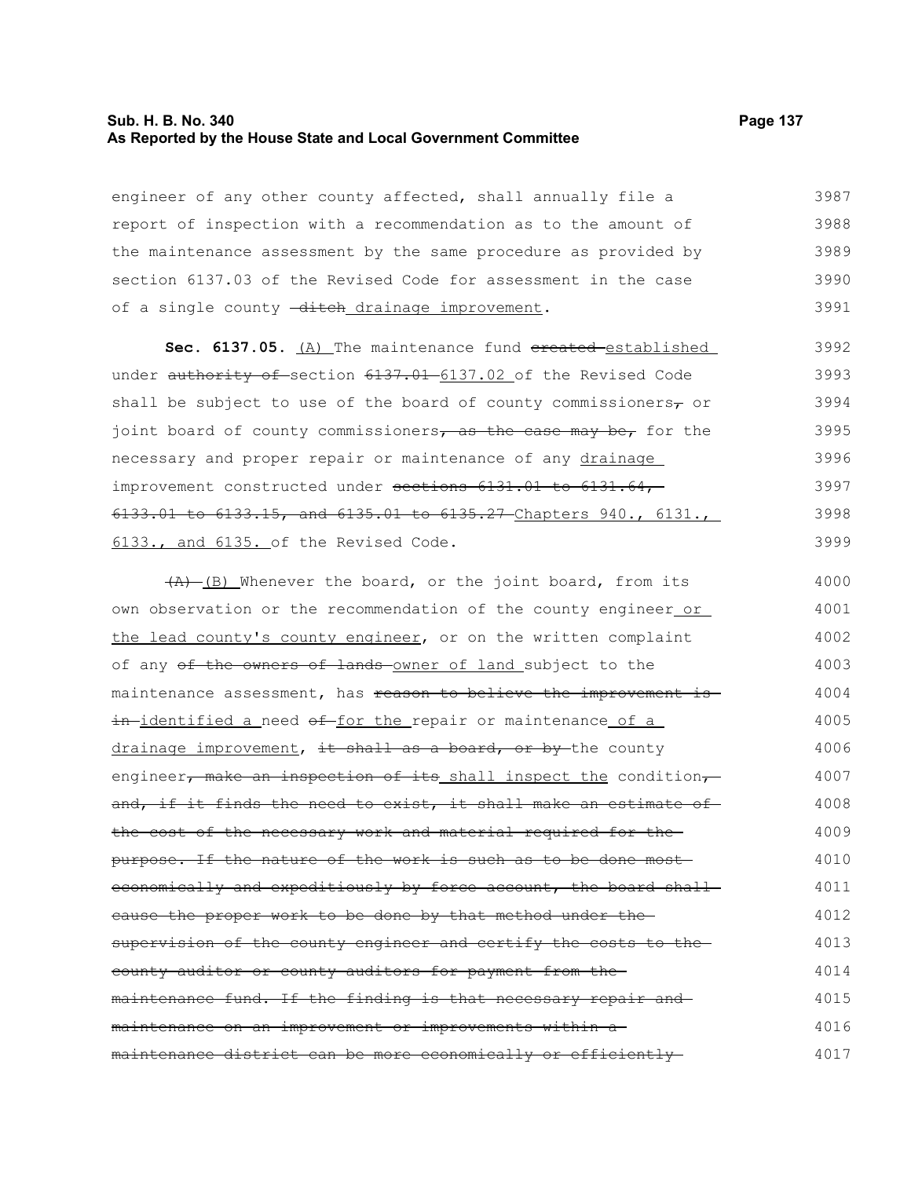engineer of any other county affected, shall annually file a report of inspection with a recommendation as to the amount of the maintenance assessment by the same procedure as provided by section 6137.03 of the Revised Code for assessment in the case of a single county ~~ditch~~ drainage improvement.

**Sec. 6137.05.** (A) The maintenance fund ~~created~~ established under ~~authority of~~ section ~~6137.01~~ 6137.02 of the Revised Code shall be subject to use of the board of county commissioners~~,~~ or joint board of county commissioners~~, as the case may be,~~ for the necessary and proper repair or maintenance of any drainage improvement constructed under ~~sections 6131.01 to 6131.64, 6133.01 to 6133.15, and 6135.01 to 6135.27~~ Chapters 940., 6131., 6133., and 6135. of the Revised Code.

~~(A)~~ (B) Whenever the board, or the joint board, from its own observation or the recommendation of the county engineer or the lead county's county engineer, or on the written complaint of any ~~of the owners of lands~~ owner of land subject to the maintenance assessment, has ~~reason to believe the improvement is in~~ identified a need ~~of~~ for the repair or maintenance of a drainage improvement, ~~it shall as a board, or by~~ the county engineer~~, make an inspection of its~~ shall inspect the condition~~, and, if it finds the need to exist, it shall make an estimate of the cost of the necessary work and material required for the purpose. If the nature of the work is such as to be done most economically and expeditiously by force account, the board shall cause the proper work to be done by that method under the supervision of the county engineer and certify the costs to the county auditor or county auditors for payment from the maintenance fund. If the finding is that necessary repair and maintenance on an improvement or improvements within a maintenance district can be more economically or efficiently~~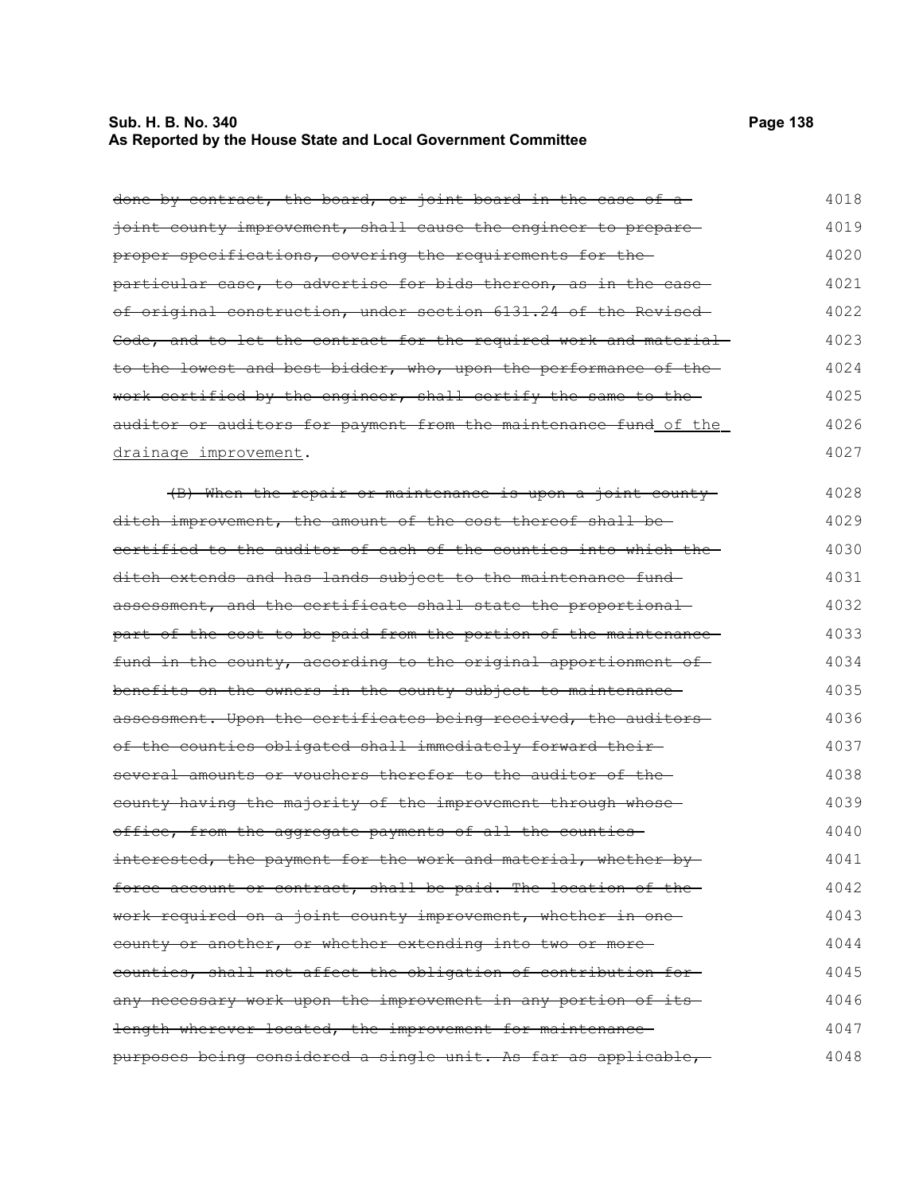~~done by contract, the board, or joint board in the case of a joint county improvement, shall cause the engineer to prepare proper specifications, covering the requirements for the particular case, to advertise for bids thereon, as in the case of original construction, under section 6131.24 of the Revised Code, and to let the contract for the required work and material to the lowest and best bidder, who, upon the performance of the work certified by the engineer, shall certify the same to the auditor or auditors for payment from the maintenance fund~~ of the drainage improvement.

~~(B) When the repair or maintenance is upon a joint county ditch improvement, the amount of the cost thereof shall be certified to the auditor of each of the counties into which the ditch extends and has lands subject to the maintenance fund assessment, and the certificate shall state the proportional part of the cost to be paid from the portion of the maintenance fund in the county, according to the original apportionment of benefits on the owners in the county subject to maintenance assessment. Upon the certificates being received, the auditors of the counties obligated shall immediately forward their several amounts or vouchers therefor to the auditor of the county having the majority of the improvement through whose office, from the aggregate payments of all the counties interested, the payment for the work and material, whether by force account or contract, shall be paid. The location of the work required on a joint county improvement, whether in one county or another, or whether extending into two or more counties, shall not affect the obligation of contribution for any necessary work upon the improvement in any portion of its length wherever located, the improvement for maintenance purposes being considered a single unit. As far as applicable,~~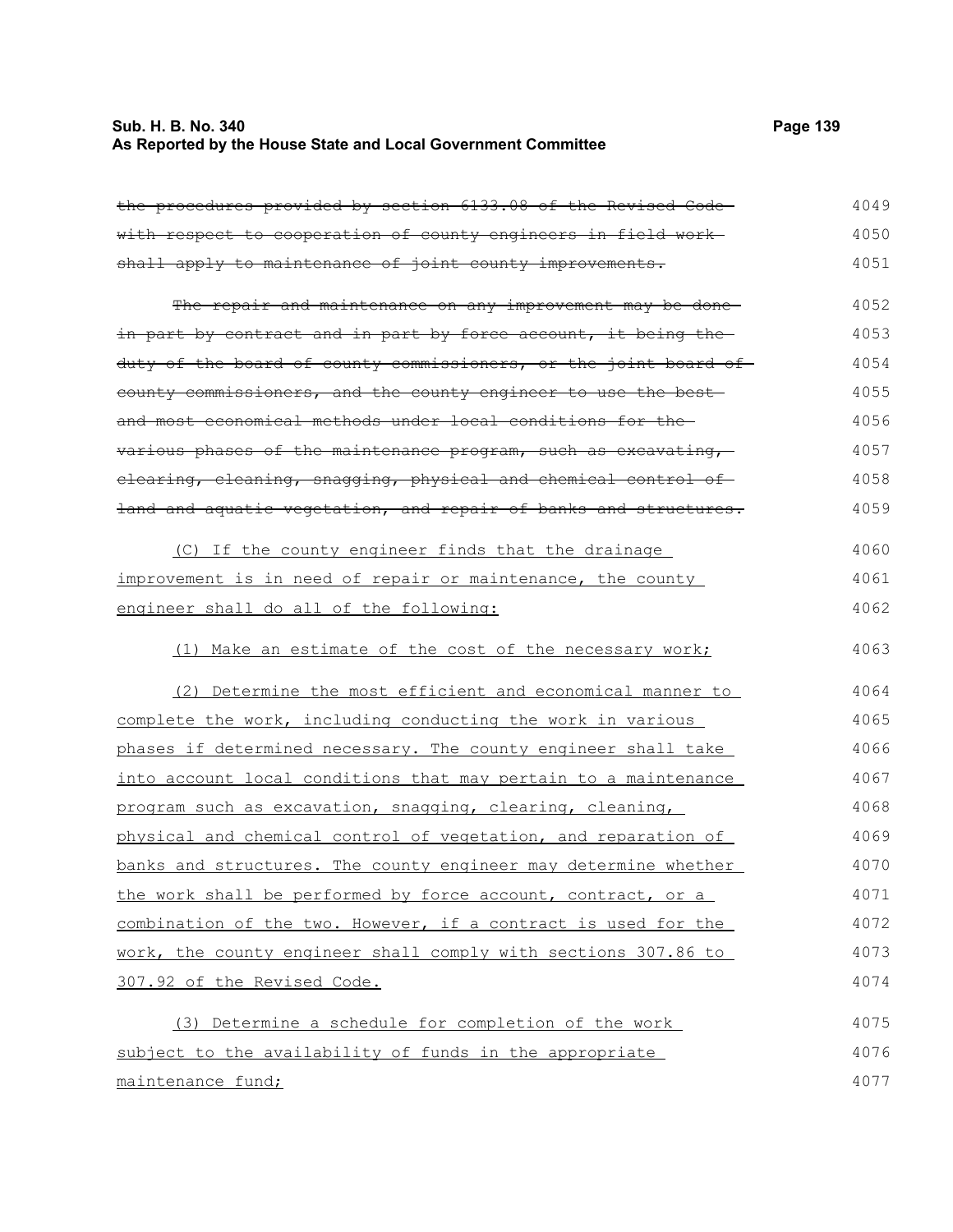~~the procedures provided by section 6133.08 of the Revised Code with respect to cooperation of county engineers in field work shall apply to maintenance of joint county improvements.~~

~~The repair and maintenance on any improvement may be done in part by contract and in part by force account, it being the duty of the board of county commissioners, or the joint board of county commissioners, and the county engineer to use the best and most economical methods under local conditions for the various phases of the maintenance program, such as excavating, clearing, cleaning, snagging, physical and chemical control of land and aquatic vegetation, and repair of banks and structures.~~

<u>(C) If the county engineer finds that the drainage improvement is in need of repair or maintenance, the county engineer shall do all of the following:</u>

<u>(1) Make an estimate of the cost of the necessary work;</u>

<u>(2) Determine the most efficient and economical manner to complete the work, including conducting the work in various phases if determined necessary. The county engineer shall take into account local conditions that may pertain to a maintenance program such as excavation, snagging, clearing, cleaning, physical and chemical control of vegetation, and reparation of banks and structures. The county engineer may determine whether the work shall be performed by force account, contract, or a combination of the two. However, if a contract is used for the work, the county engineer shall comply with sections 307.86 to 307.92 of the Revised Code.</u>

<u>(3) Determine a schedule for completion of the work subject to the availability of funds in the appropriate maintenance fund;</u>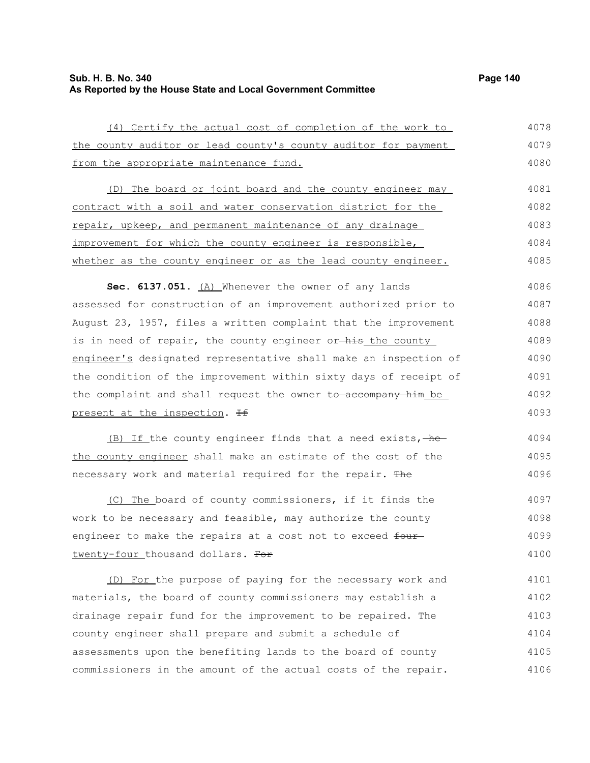(4) Certify the actual cost of completion of the work to the county auditor or lead county's county auditor for payment from the appropriate maintenance fund.

(D) The board or joint board and the county engineer may contract with a soil and water conservation district for the repair, upkeep, and permanent maintenance of any drainage improvement for which the county engineer is responsible, whether as the county engineer or as the lead county engineer.

**Sec. 6137.051.** (A) Whenever the owner of any lands assessed for construction of an improvement authorized prior to August 23, 1957, files a written complaint that the improvement is in need of repair, the county engineer or ~~his~~ the county engineer's designated representative shall make an inspection of the condition of the improvement within sixty days of receipt of the complaint and shall request the owner to ~~accompany him~~ be present at the inspection. ~~If~~

(B) If the county engineer finds that a need exists, ~~he~~ the county engineer shall make an estimate of the cost of the necessary work and material required for the repair. ~~The~~

(C) The board of county commissioners, if it finds the work to be necessary and feasible, may authorize the county engineer to make the repairs at a cost not to exceed ~~four~~ twenty-four thousand dollars. ~~For~~

(D) For the purpose of paying for the necessary work and materials, the board of county commissioners may establish a drainage repair fund for the improvement to be repaired. The county engineer shall prepare and submit a schedule of assessments upon the benefiting lands to the board of county commissioners in the amount of the actual costs of the repair.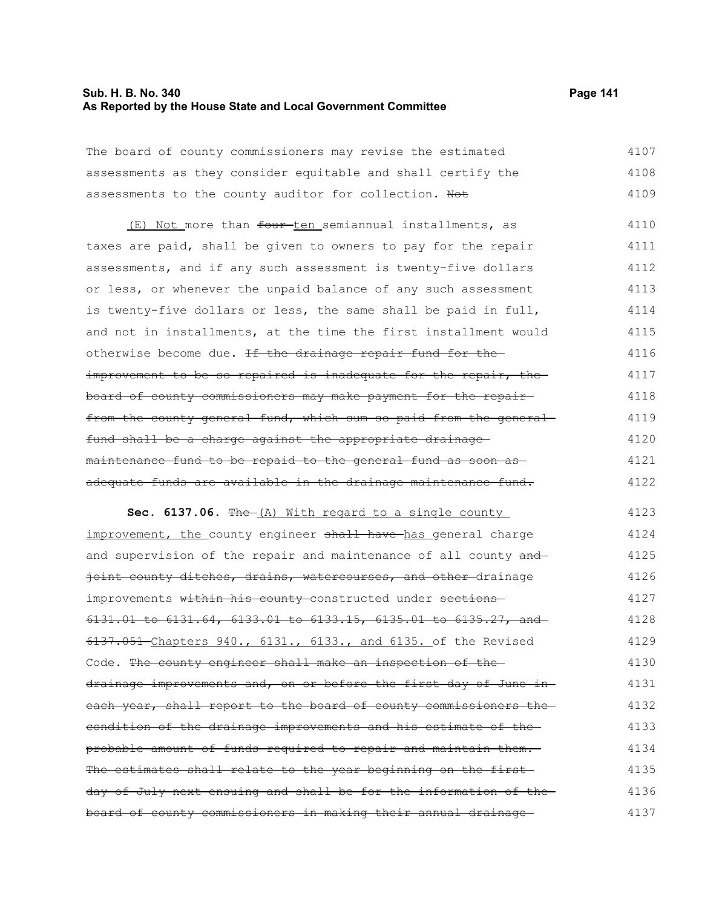The board of county commissioners may revise the estimated assessments as they consider equitable and shall certify the assessments to the county auditor for collection. ~~Not~~

(E) Not more than ~~four~~ ten semiannual installments, as taxes are paid, shall be given to owners to pay for the repair assessments, and if any such assessment is twenty-five dollars or less, or whenever the unpaid balance of any such assessment is twenty-five dollars or less, the same shall be paid in full, and not in installments, at the time the first installment would otherwise become due. ~~If the drainage repair fund for the improvement to be so repaired is inadequate for the repair, the board of county commissioners may make payment for the repair from the county general fund, which sum so paid from the general fund shall be a charge against the appropriate drainage maintenance fund to be repaid to the general fund as soon as adequate funds are available in the drainage maintenance fund.~~

**Sec. 6137.06.** ~~The~~ (A) With regard to a single county improvement, the county engineer ~~shall have~~ has general charge and supervision of the repair and maintenance of all county ~~and joint county ditches, drains, watercourses, and other~~ drainage improvements ~~within his county~~ constructed under ~~sections 6131.01 to 6131.64, 6133.01 to 6133.15, 6135.01 to 6135.27, and 6137.051~~ Chapters 940., 6131., 6133., and 6135. of the Revised Code. ~~The county engineer shall make an inspection of the drainage improvements and, on or before the first day of June in each year, shall report to the board of county commissioners the condition of the drainage improvements and his estimate of the probable amount of funds required to repair and maintain them. The estimates shall relate to the year beginning on the first day of July next ensuing and shall be for the information of the board of county commissioners in making their annual drainage~~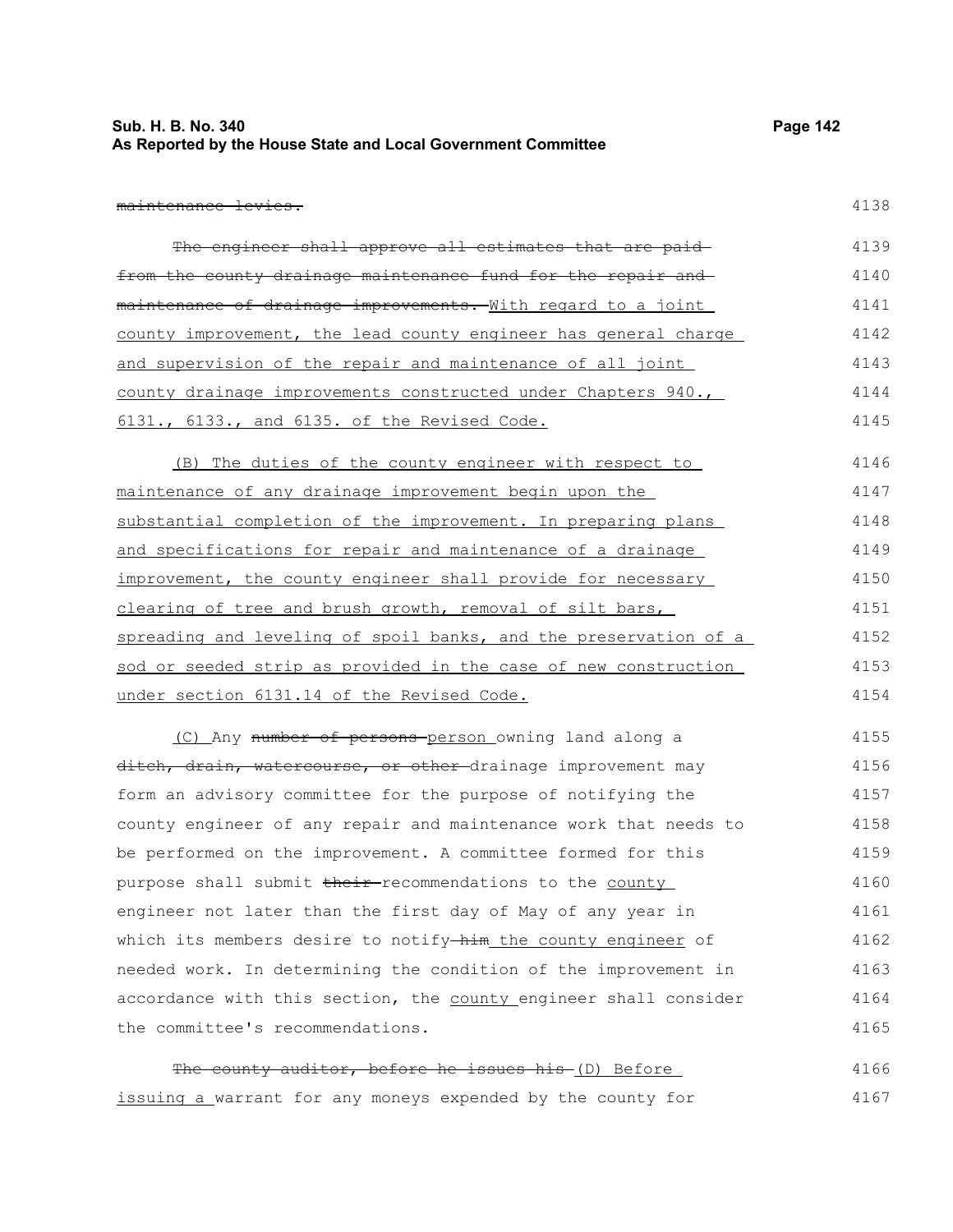~~maintenance levies.~~

~~The engineer shall approve all estimates that are paid from the county drainage maintenance fund for the repair and maintenance of drainage improvements.~~ With regard to a joint county improvement, the lead county engineer has general charge and supervision of the repair and maintenance of all joint county drainage improvements constructed under Chapters 940., 6131., 6133., and 6135. of the Revised Code.

(B) The duties of the county engineer with respect to maintenance of any drainage improvement begin upon the substantial completion of the improvement. In preparing plans and specifications for repair and maintenance of a drainage improvement, the county engineer shall provide for necessary clearing of tree and brush growth, removal of silt bars, spreading and leveling of spoil banks, and the preservation of a sod or seeded strip as provided in the case of new construction under section 6131.14 of the Revised Code.

(C) Any ~~number of persons~~ person owning land along a ~~ditch, drain, watercourse, or other~~ drainage improvement may form an advisory committee for the purpose of notifying the county engineer of any repair and maintenance work that needs to be performed on the improvement. A committee formed for this purpose shall submit ~~their~~ recommendations to the county engineer not later than the first day of May of any year in which its members desire to notify ~~him~~ the county engineer of needed work. In determining the condition of the improvement in accordance with this section, the county engineer shall consider the committee's recommendations.

~~The county auditor, before he issues his~~ (D) Before issuing a warrant for any moneys expended by the county for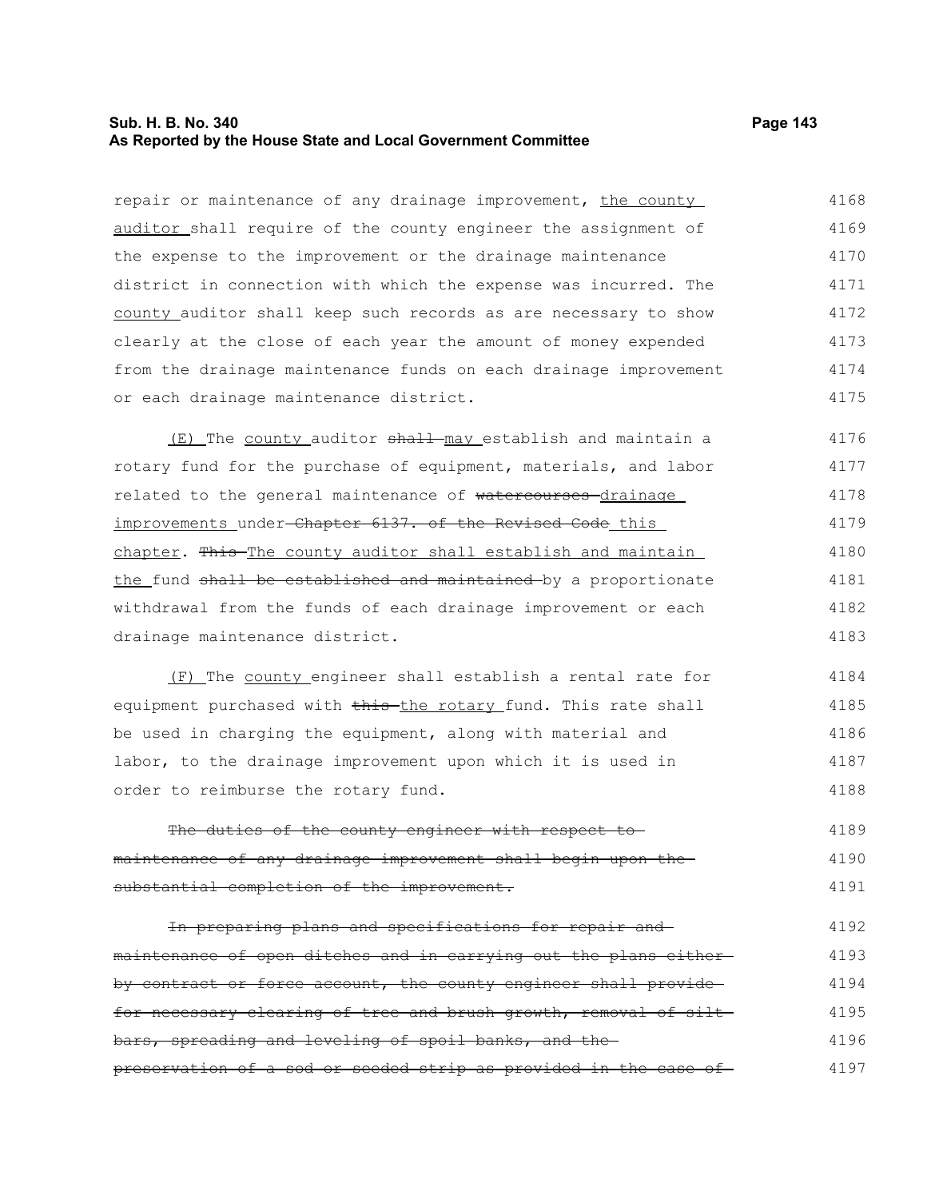repair or maintenance of any drainage improvement, the county auditor shall require of the county engineer the assignment of the expense to the improvement or the drainage maintenance district in connection with which the expense was incurred. The county auditor shall keep such records as are necessary to show clearly at the close of each year the amount of money expended from the drainage maintenance funds on each drainage improvement or each drainage maintenance district.

(E) The county auditor ~~shall~~ may establish and maintain a rotary fund for the purchase of equipment, materials, and labor related to the general maintenance of ~~watercourses~~ drainage improvements under ~~Chapter 6137. of the Revised Code~~ this chapter. ~~This~~ The county auditor shall establish and maintain the fund ~~shall be established and maintained~~ by a proportionate withdrawal from the funds of each drainage improvement or each drainage maintenance district.

(F) The county engineer shall establish a rental rate for equipment purchased with ~~this~~ the rotary fund. This rate shall be used in charging the equipment, along with material and labor, to the drainage improvement upon which it is used in order to reimburse the rotary fund.

~~The duties of the county engineer with respect to maintenance of any drainage improvement shall begin upon the substantial completion of the improvement.~~

~~In preparing plans and specifications for repair and maintenance of open ditches and in carrying out the plans either by contract or force account, the county engineer shall provide for necessary clearing of tree and brush growth, removal of silt bars, spreading and leveling of spoil banks, and the preservation of a sod or seeded strip as provided in the case of~~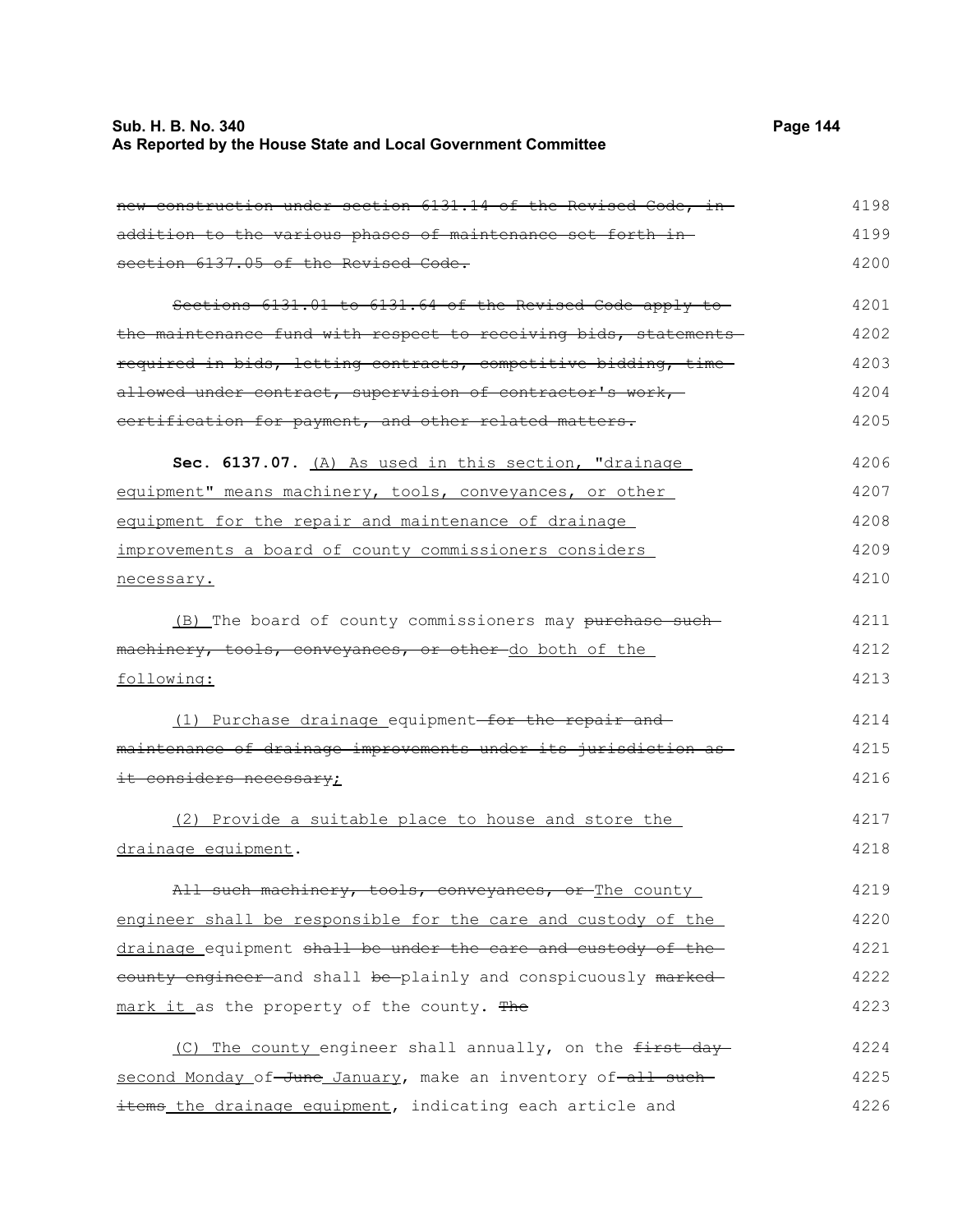~~new construction under section 6131.14 of the Revised Code, in addition to the various phases of maintenance set forth in section 6137.05 of the Revised Code.~~

~~Sections 6131.01 to 6131.64 of the Revised Code apply to the maintenance fund with respect to receiving bids, statements required in bids, letting contracts, competitive bidding, time allowed under contract, supervision of contractor's work, certification for payment, and other related matters.~~

**Sec. 6137.07.** <u>(A) As used in this section, "drainage equipment" means machinery, tools, conveyances, or other equipment for the repair and maintenance of drainage improvements a board of county commissioners considers necessary.</u>

<u>(B)</u> The board of county commissioners may ~~purchase such machinery, tools, conveyances, or other~~ <u>do both of the following:</u>

<u>(1) Purchase drainage</u> equipment ~~for the repair and maintenance of drainage improvements under its jurisdiction as it considers necessary~~<u>;</u>

<u>(2) Provide a suitable place to house and store the drainage equipment</u>.

~~All such machinery, tools, conveyances, or~~ <u>The county engineer shall be responsible for the care and custody of the drainage</u> equipment ~~shall be under the care and custody of the county engineer~~ and shall ~~be~~ plainly and conspicuously ~~marked~~ <u>mark it</u> as the property of the county. ~~The~~

<u>(C) The county</u> engineer shall annually, on the ~~first day~~ <u>second Monday</u> of ~~June~~ <u>January</u>, make an inventory of ~~all such items~~ <u>the drainage equipment</u>, indicating each article and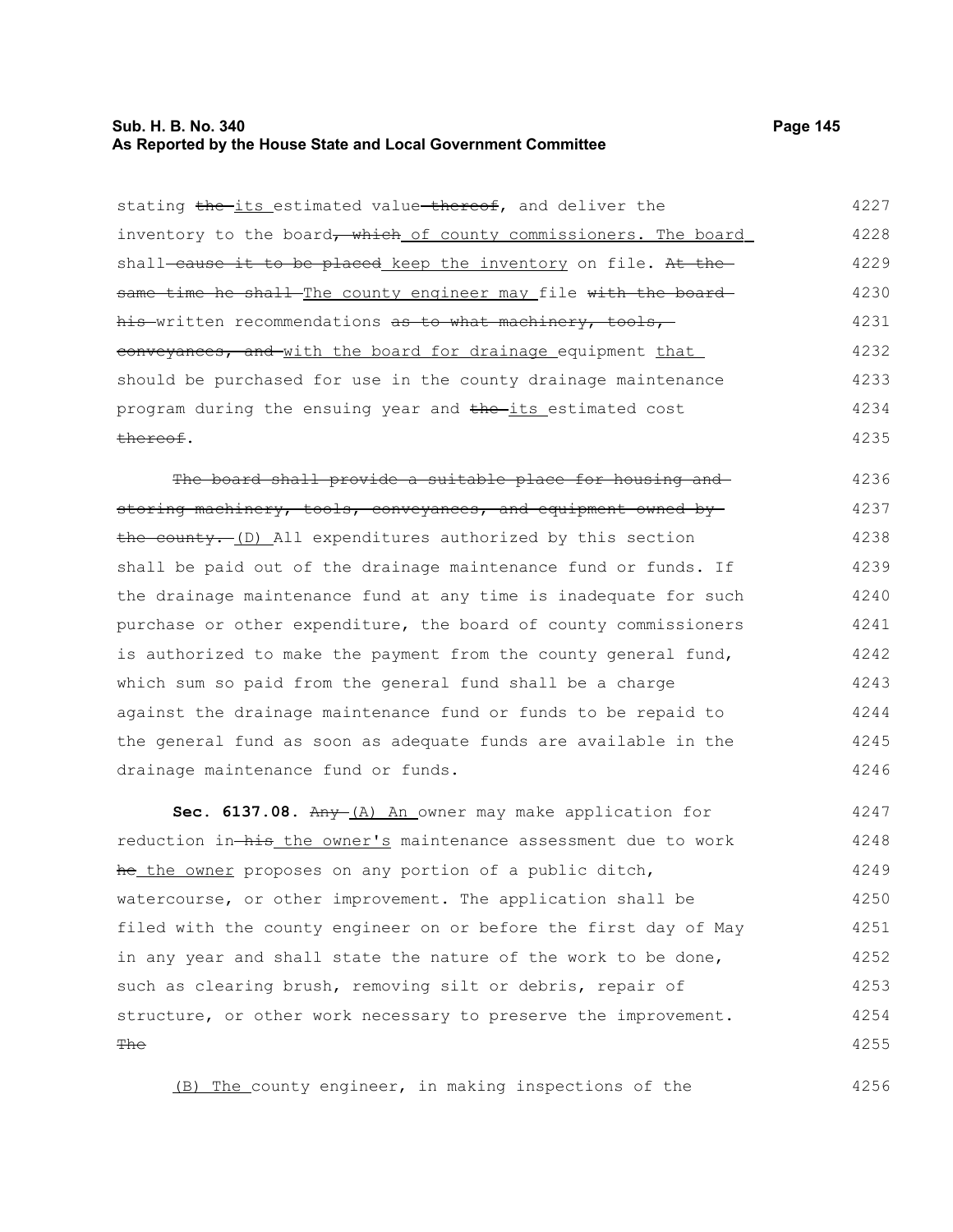stating ~~the~~ <u>its</u> estimated value ~~thereof~~, and deliver the inventory to the board~~, which~~ <u>of county commissioners. The board</u> shall ~~cause it to be placed~~ <u>keep the inventory</u> on file. ~~At the same time he shall~~ <u>The county engineer may</u> file ~~with the board his~~ written recommendations ~~as to what machinery, tools, conveyances, and~~ <u>with the board for drainage</u> equipment <u>that</u> should be purchased for use in the county drainage maintenance program during the ensuing year and ~~the~~ <u>its</u> estimated cost ~~thereof~~.

~~The board shall provide a suitable place for housing and storing machinery, tools, conveyances, and equipment owned by the county.~~ <u>(D)</u> All expenditures authorized by this section shall be paid out of the drainage maintenance fund or funds. If the drainage maintenance fund at any time is inadequate for such purchase or other expenditure, the board of county commissioners is authorized to make the payment from the county general fund, which sum so paid from the general fund shall be a charge against the drainage maintenance fund or funds to be repaid to the general fund as soon as adequate funds are available in the drainage maintenance fund or funds.

**Sec. 6137.08.** ~~Any~~ <u>(A) An</u> owner may make application for reduction in ~~his~~ <u>the owner's</u> maintenance assessment due to work ~~he~~ <u>the owner</u> proposes on any portion of a public ditch, watercourse, or other improvement. The application shall be filed with the county engineer on or before the first day of May in any year and shall state the nature of the work to be done, such as clearing brush, removing silt or debris, repair of structure, or other work necessary to preserve the improvement. ~~The~~

<u>(B) The</u> county engineer, in making inspections of the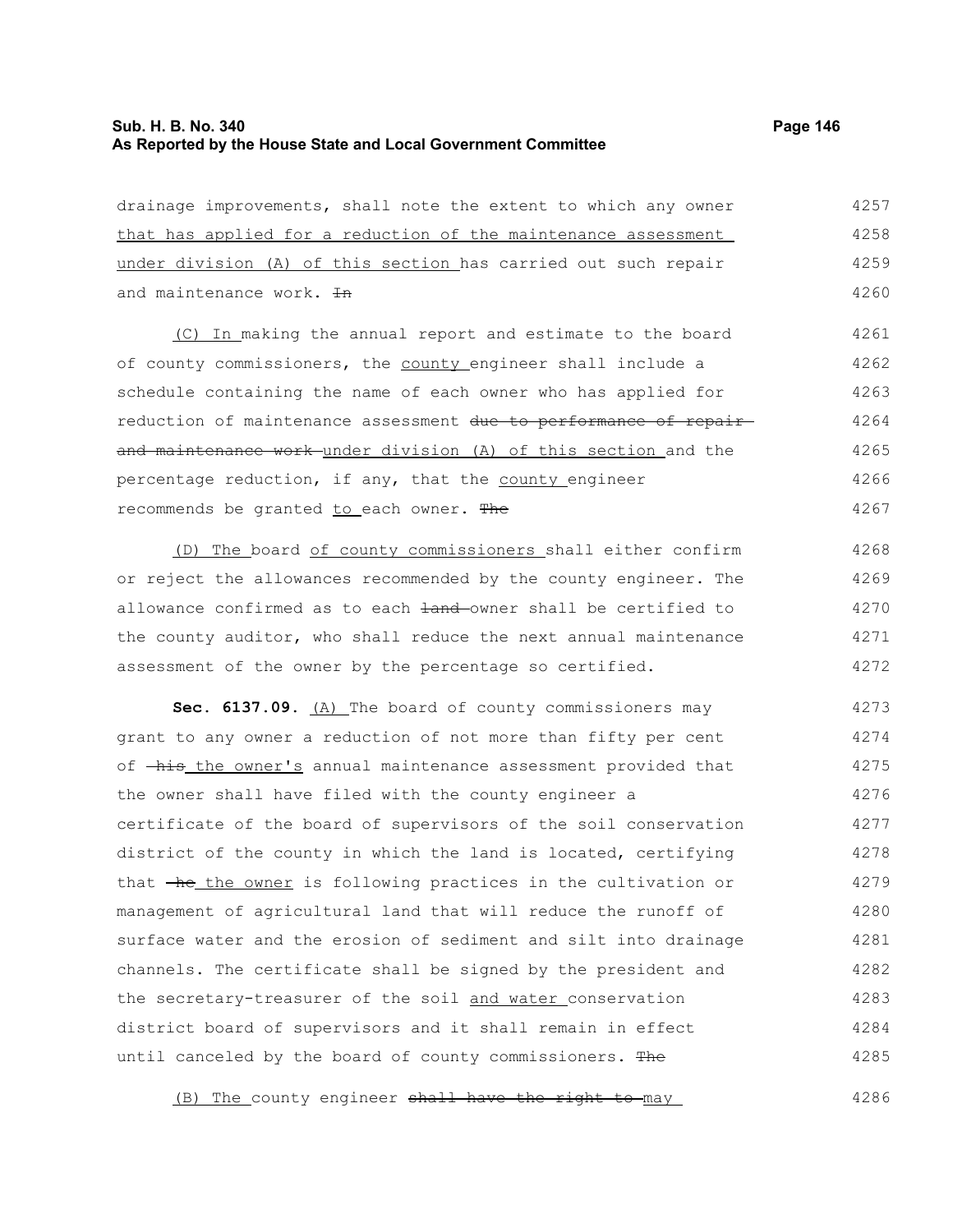drainage improvements, shall note the extent to which any owner that has applied for a reduction of the maintenance assessment under division (A) of this section has carried out such repair and maintenance work. ~~In~~

(C) In making the annual report and estimate to the board of county commissioners, the county engineer shall include a schedule containing the name of each owner who has applied for reduction of maintenance assessment ~~due to performance of repair and maintenance work~~ under division (A) of this section and the percentage reduction, if any, that the county engineer recommends be granted to each owner. ~~The~~

(D) The board of county commissioners shall either confirm or reject the allowances recommended by the county engineer. The allowance confirmed as to each ~~land~~ owner shall be certified to the county auditor, who shall reduce the next annual maintenance assessment of the owner by the percentage so certified.

**Sec. 6137.09.** (A) The board of county commissioners may grant to any owner a reduction of not more than fifty per cent of ~~his~~ the owner's annual maintenance assessment provided that the owner shall have filed with the county engineer a certificate of the board of supervisors of the soil conservation district of the county in which the land is located, certifying that ~~he~~ the owner is following practices in the cultivation or management of agricultural land that will reduce the runoff of surface water and the erosion of sediment and silt into drainage channels. The certificate shall be signed by the president and the secretary-treasurer of the soil and water conservation district board of supervisors and it shall remain in effect until canceled by the board of county commissioners. ~~The~~

(B) The county engineer ~~shall have the right to~~ may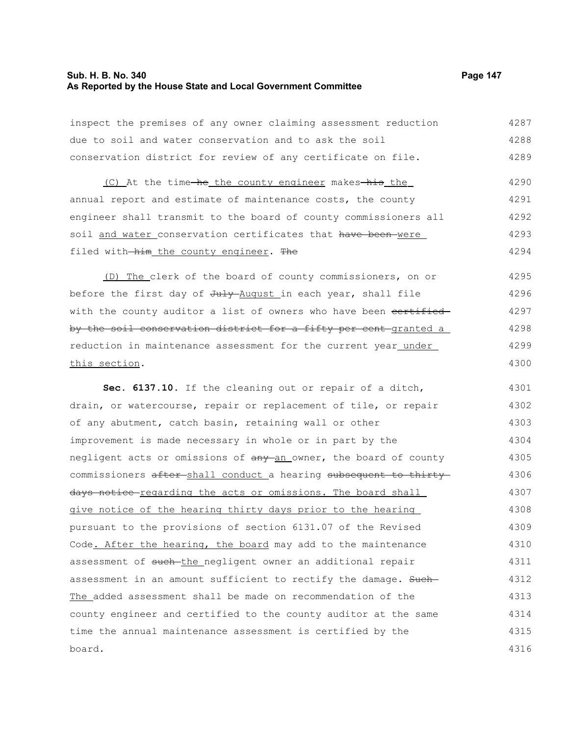inspect the premises of any owner claiming assessment reduction due to soil and water conservation and to ask the soil conservation district for review of any certificate on file.

(C) At the time ~~he~~ the county engineer makes ~~his~~ the annual report and estimate of maintenance costs, the county engineer shall transmit to the board of county commissioners all soil and water conservation certificates that ~~have been~~ were filed with ~~him~~ the county engineer. ~~The~~

(D) The clerk of the board of county commissioners, on or before the first day of ~~July~~ August in each year, shall file with the county auditor a list of owners who have been ~~certified by the soil conservation district for a fifty per cent~~ granted a reduction in maintenance assessment for the current year under this section.

**Sec. 6137.10.** If the cleaning out or repair of a ditch, drain, or watercourse, repair or replacement of tile, or repair of any abutment, catch basin, retaining wall or other improvement is made necessary in whole or in part by the negligent acts or omissions of ~~any~~ an owner, the board of county commissioners ~~after~~ shall conduct a hearing ~~subsequent to thirty days notice~~ regarding the acts or omissions. The board shall give notice of the hearing thirty days prior to the hearing pursuant to the provisions of section 6131.07 of the Revised Code. After the hearing, the board may add to the maintenance assessment of ~~such~~ the negligent owner an additional repair assessment in an amount sufficient to rectify the damage. ~~Such~~ The added assessment shall be made on recommendation of the county engineer and certified to the county auditor at the same time the annual maintenance assessment is certified by the board.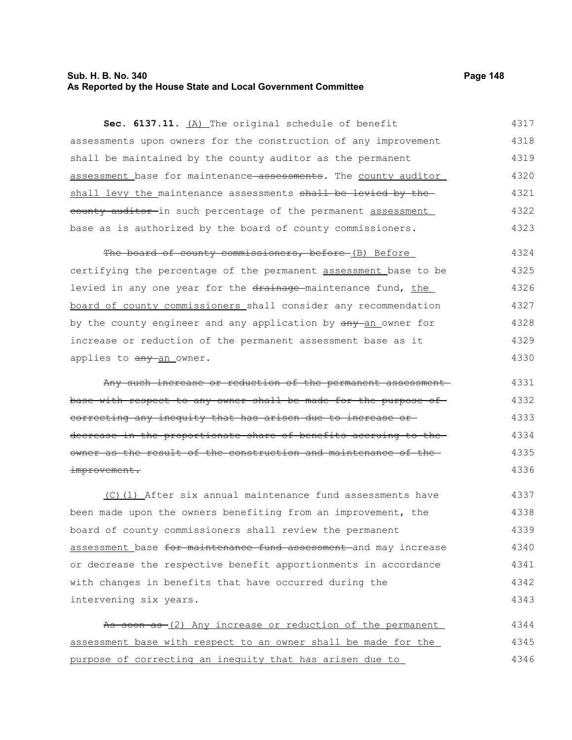**Sec. 6137.11.** (A) The original schedule of benefit assessments upon owners for the construction of any improvement shall be maintained by the county auditor as the permanent assessment base for maintenance ~~assessments~~. The county auditor shall levy the maintenance assessments ~~shall be levied by the county auditor~~ in such percentage of the permanent assessment base as is authorized by the board of county commissioners.

~~The board of county commissioners, before~~ (B) Before certifying the percentage of the permanent assessment base to be levied in any one year for the ~~drainage~~ maintenance fund, the board of county commissioners shall consider any recommendation by the county engineer and any application by ~~any~~ an owner for increase or reduction of the permanent assessment base as it applies to ~~any~~ an owner.

~~Any such increase or reduction of the permanent assessment base with respect to any owner shall be made for the purpose of correcting any inequity that has arisen due to increase or decrease in the proportionate share of benefits accruing to the owner as the result of the construction and maintenance of the improvement.~~

(C)(1) After six annual maintenance fund assessments have been made upon the owners benefiting from an improvement, the board of county commissioners shall review the permanent assessment base ~~for maintenance fund assessment~~ and may increase or decrease the respective benefit apportionments in accordance with changes in benefits that have occurred during the intervening six years.

~~As soon as~~ (2) Any increase or reduction of the permanent assessment base with respect to an owner shall be made for the purpose of correcting an inequity that has arisen due to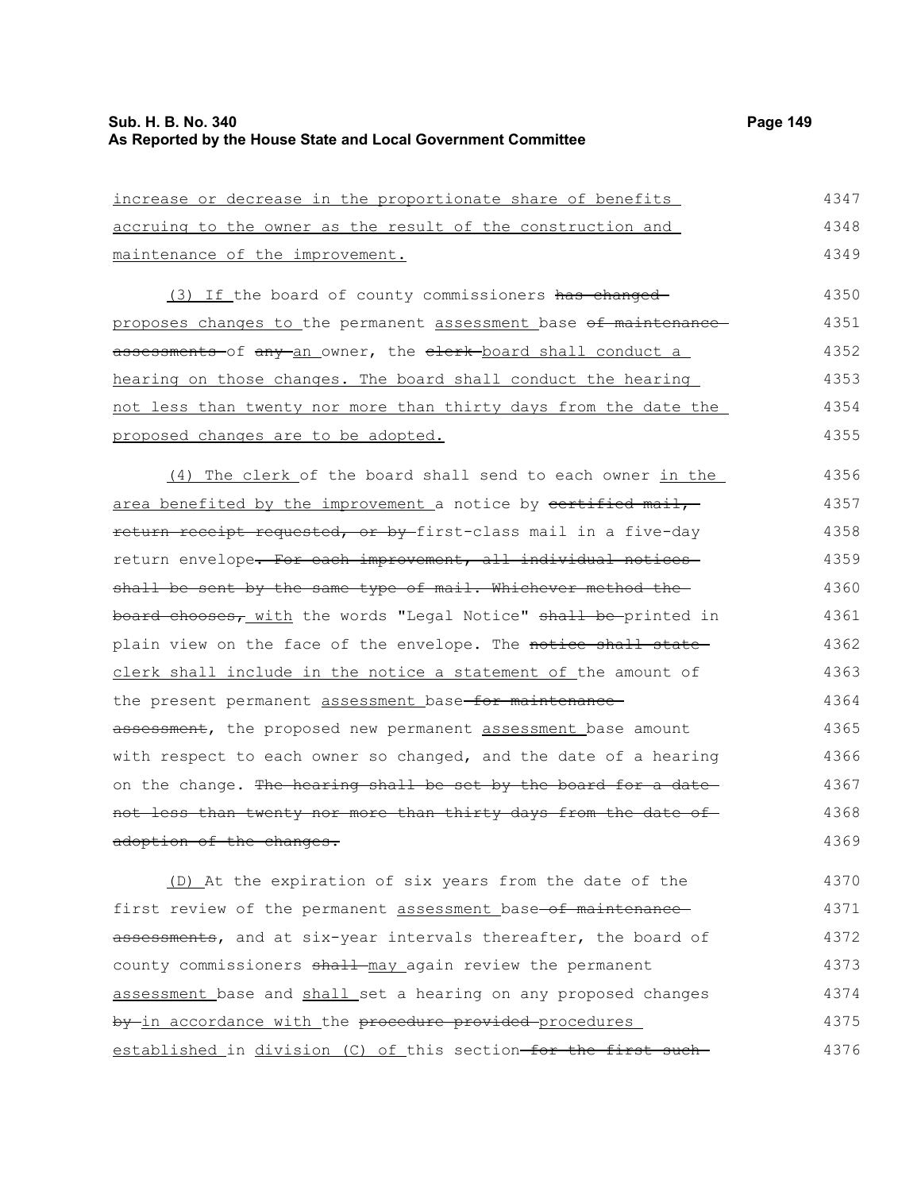increase or decrease in the proportionate share of benefits accruing to the owner as the result of the construction and maintenance of the improvement.

(3) If the board of county commissioners has changed proposes changes to the permanent assessment base of maintenance assessments of any an owner, the clerk board shall conduct a hearing on those changes. The board shall conduct the hearing not less than twenty nor more than thirty days from the date the proposed changes are to be adopted.

(4) The clerk of the board shall send to each owner in the area benefited by the improvement a notice by certified mail, return receipt requested, or by first-class mail in a five-day return envelope. For each improvement, all individual notices shall be sent by the same type of mail. Whichever method the board chooses, with the words "Legal Notice" shall be printed in plain view on the face of the envelope. The notice shall state clerk shall include in the notice a statement of the amount of the present permanent assessment base for maintenance assessment, the proposed new permanent assessment base amount with respect to each owner so changed, and the date of a hearing on the change. The hearing shall be set by the board for a date not less than twenty nor more than thirty days from the date of adoption of the changes.

(D) At the expiration of six years from the date of the first review of the permanent assessment base of maintenance assessments, and at six-year intervals thereafter, the board of county commissioners shall may again review the permanent assessment base and shall set a hearing on any proposed changes by in accordance with the procedure provided procedures established in division (C) of this section for the first such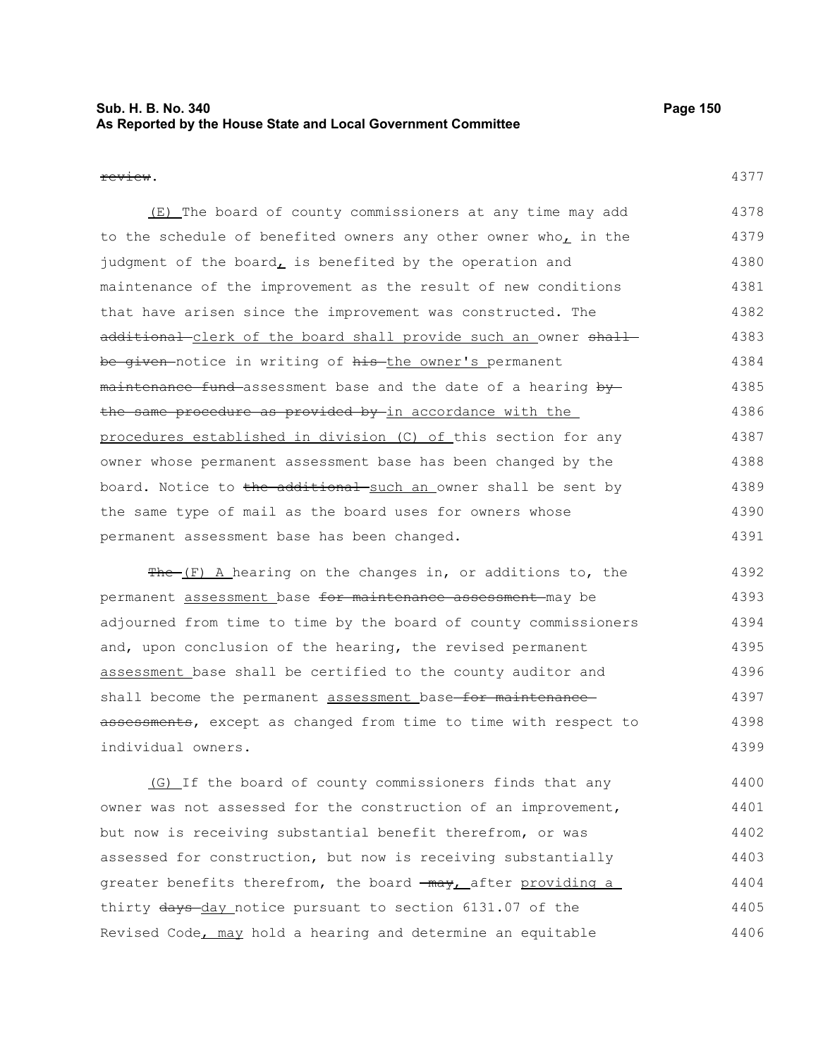~~review~~.

(E) The board of county commissioners at any time may add to the schedule of benefited owners any other owner who, in the judgment of the board, is benefited by the operation and maintenance of the improvement as the result of new conditions that have arisen since the improvement was constructed. The ~~additional~~ clerk of the board shall provide such an owner ~~shall be given~~ notice in writing of ~~his~~ the owner's permanent ~~maintenance fund~~ assessment base and the date of a hearing ~~by the same procedure as provided by~~ in accordance with the procedures established in division (C) of this section for any owner whose permanent assessment base has been changed by the board. Notice to ~~the additional~~ such an owner shall be sent by the same type of mail as the board uses for owners whose permanent assessment base has been changed.

~~The~~ (F) A hearing on the changes in, or additions to, the permanent assessment base ~~for maintenance assessment~~ may be adjourned from time to time by the board of county commissioners and, upon conclusion of the hearing, the revised permanent assessment base shall be certified to the county auditor and shall become the permanent assessment base ~~for maintenance assessments~~, except as changed from time to time with respect to individual owners.

(G) If the board of county commissioners finds that any owner was not assessed for the construction of an improvement, but now is receiving substantial benefit therefrom, or was assessed for construction, but now is receiving substantially greater benefits therefrom, the board ~~may~~, after providing a thirty ~~days~~ day notice pursuant to section 6131.07 of the Revised Code, may hold a hearing and determine an equitable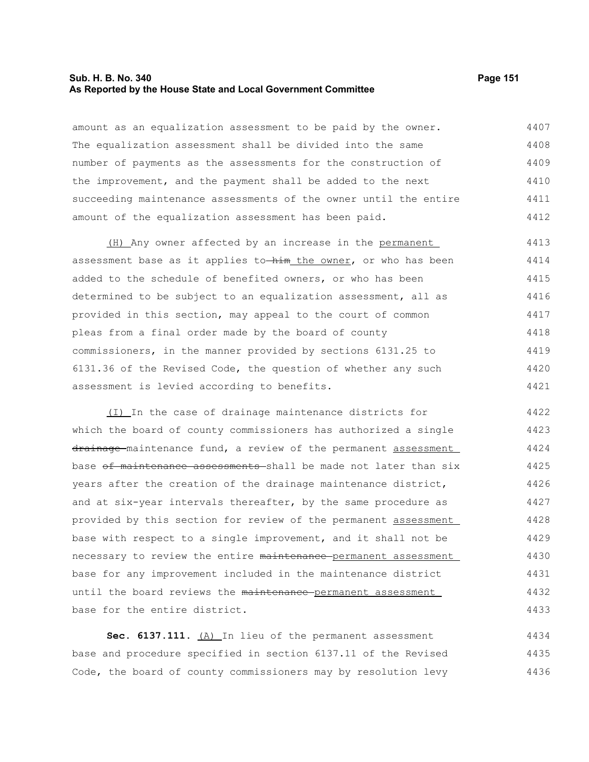amount as an equalization assessment to be paid by the owner. The equalization assessment shall be divided into the same number of payments as the assessments for the construction of the improvement, and the payment shall be added to the next succeeding maintenance assessments of the owner until the entire amount of the equalization assessment has been paid.

(H) Any owner affected by an increase in the permanent assessment base as it applies to ~~him~~ the owner, or who has been added to the schedule of benefited owners, or who has been determined to be subject to an equalization assessment, all as provided in this section, may appeal to the court of common pleas from a final order made by the board of county commissioners, in the manner provided by sections 6131.25 to 6131.36 of the Revised Code, the question of whether any such assessment is levied according to benefits.

(I) In the case of drainage maintenance districts for which the board of county commissioners has authorized a single ~~drainage~~ maintenance fund, a review of the permanent assessment base ~~of maintenance assessments~~ shall be made not later than six years after the creation of the drainage maintenance district, and at six-year intervals thereafter, by the same procedure as provided by this section for review of the permanent assessment base with respect to a single improvement, and it shall not be necessary to review the entire ~~maintenance~~ permanent assessment base for any improvement included in the maintenance district until the board reviews the ~~maintenance~~ permanent assessment base for the entire district.

**Sec. 6137.111.** (A) In lieu of the permanent assessment base and procedure specified in section 6137.11 of the Revised Code, the board of county commissioners may by resolution levy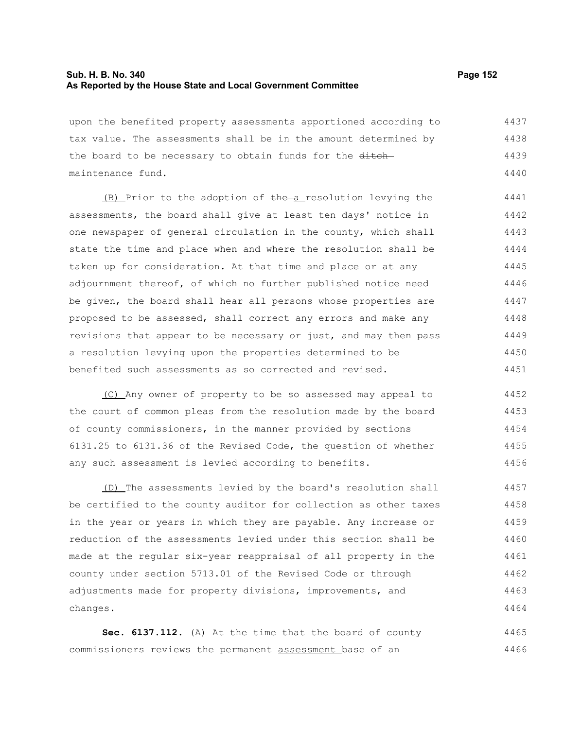upon the benefited property assessments apportioned according to tax value. The assessments shall be in the amount determined by the board to be necessary to obtain funds for the ~~ditch~~ maintenance fund.

(B) Prior to the adoption of ~~the~~ a resolution levying the assessments, the board shall give at least ten days' notice in one newspaper of general circulation in the county, which shall state the time and place when and where the resolution shall be taken up for consideration. At that time and place or at any adjournment thereof, of which no further published notice need be given, the board shall hear all persons whose properties are proposed to be assessed, shall correct any errors and make any revisions that appear to be necessary or just, and may then pass a resolution levying upon the properties determined to be benefited such assessments as so corrected and revised.

(C) Any owner of property to be so assessed may appeal to the court of common pleas from the resolution made by the board of county commissioners, in the manner provided by sections 6131.25 to 6131.36 of the Revised Code, the question of whether any such assessment is levied according to benefits.

(D) The assessments levied by the board's resolution shall be certified to the county auditor for collection as other taxes in the year or years in which they are payable. Any increase or reduction of the assessments levied under this section shall be made at the regular six-year reappraisal of all property in the county under section 5713.01 of the Revised Code or through adjustments made for property divisions, improvements, and changes.

**Sec. 6137.112.** (A) At the time that the board of county commissioners reviews the permanent assessment base of an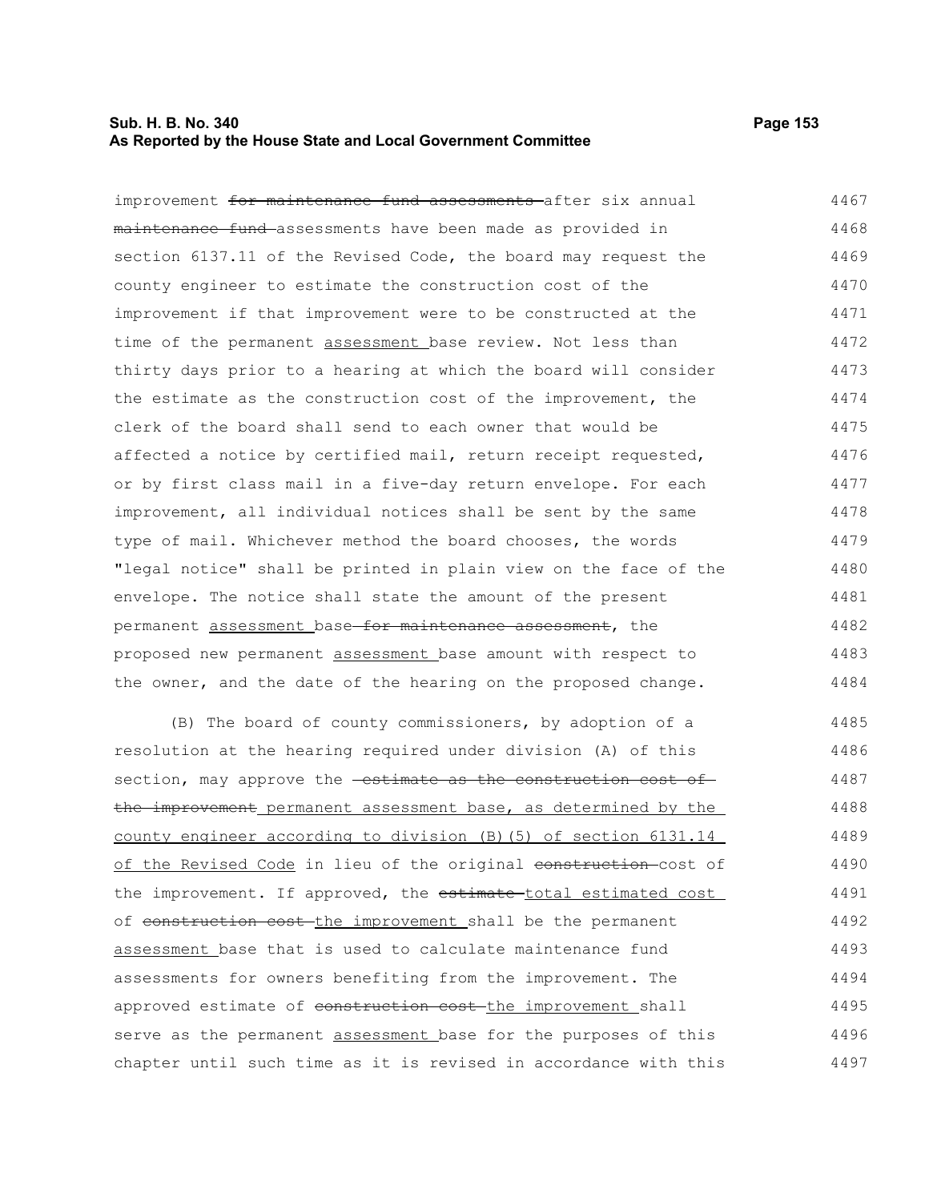improvement ~~for maintenance fund assessments~~ after six annual ~~maintenance fund~~ assessments have been made as provided in section 6137.11 of the Revised Code, the board may request the county engineer to estimate the construction cost of the improvement if that improvement were to be constructed at the time of the permanent <u>assessment</u> base review. Not less than thirty days prior to a hearing at which the board will consider the estimate as the construction cost of the improvement, the clerk of the board shall send to each owner that would be affected a notice by certified mail, return receipt requested, or by first class mail in a five-day return envelope. For each improvement, all individual notices shall be sent by the same type of mail. Whichever method the board chooses, the words "legal notice" shall be printed in plain view on the face of the envelope. The notice shall state the amount of the present permanent <u>assessment</u> base ~~for maintenance assessment~~, the proposed new permanent <u>assessment</u> base amount with respect to the owner, and the date of the hearing on the proposed change.

(B) The board of county commissioners, by adoption of a resolution at the hearing required under division (A) of this section, may approve the ~~estimate as the construction cost of the improvement~~ <u>permanent assessment base, as determined by the county engineer according to division (B)(5) of section 6131.14 of the Revised Code</u> in lieu of the original ~~construction~~ cost of the improvement. If approved, the ~~estimate~~ <u>total estimated cost</u> of ~~construction cost~~ <u>the improvement</u> shall be the permanent <u>assessment</u> base that is used to calculate maintenance fund assessments for owners benefiting from the improvement. The approved estimate of ~~construction cost~~ <u>the improvement</u> shall serve as the permanent <u>assessment</u> base for the purposes of this chapter until such time as it is revised in accordance with this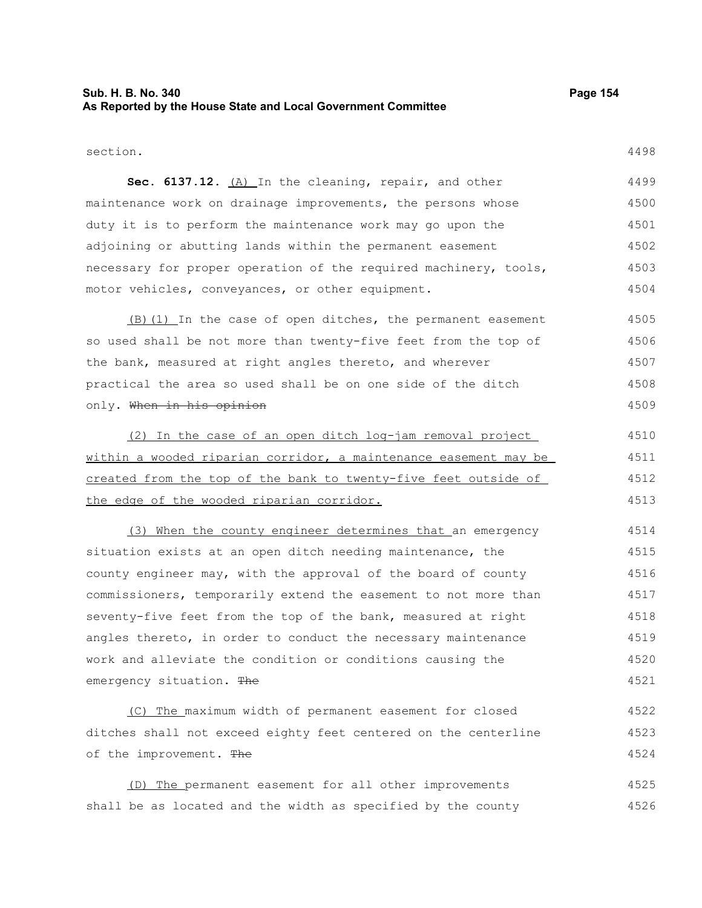section.

**Sec. 6137.12.** (A) In the cleaning, repair, and other maintenance work on drainage improvements, the persons whose duty it is to perform the maintenance work may go upon the adjoining or abutting lands within the permanent easement necessary for proper operation of the required machinery, tools, motor vehicles, conveyances, or other equipment.

(B)(1) In the case of open ditches, the permanent easement so used shall be not more than twenty-five feet from the top of the bank, measured at right angles thereto, and wherever practical the area so used shall be on one side of the ditch only. ~~When in his opinion~~

(2) In the case of an open ditch log-jam removal project within a wooded riparian corridor, a maintenance easement may be created from the top of the bank to twenty-five feet outside of the edge of the wooded riparian corridor.

(3) When the county engineer determines that an emergency situation exists at an open ditch needing maintenance, the county engineer may, with the approval of the board of county commissioners, temporarily extend the easement to not more than seventy-five feet from the top of the bank, measured at right angles thereto, in order to conduct the necessary maintenance work and alleviate the condition or conditions causing the emergency situation. ~~The~~

(C) The maximum width of permanent easement for closed ditches shall not exceed eighty feet centered on the centerline of the improvement. ~~The~~

(D) The permanent easement for all other improvements shall be as located and the width as specified by the county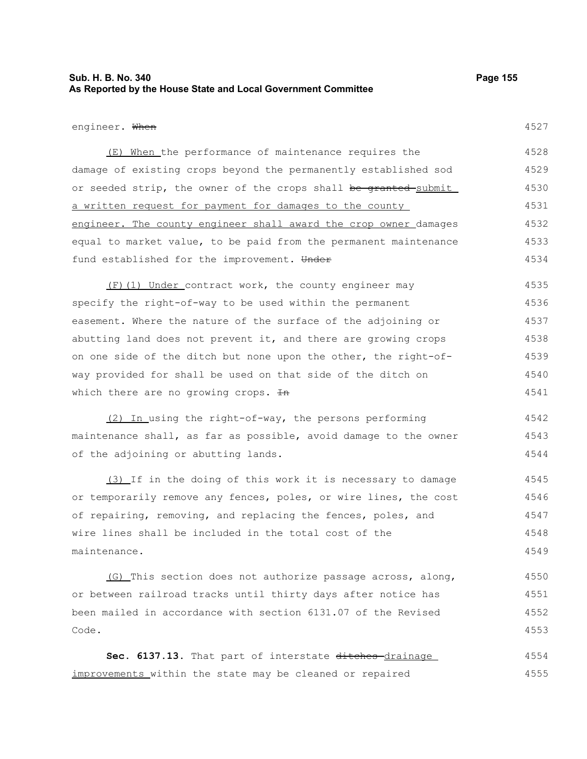engineer. ~~When~~

(E) When the performance of maintenance requires the damage of existing crops beyond the permanently established sod or seeded strip, the owner of the crops shall ~~be granted~~ submit a written request for payment for damages to the county engineer. The county engineer shall award the crop owner damages equal to market value, to be paid from the permanent maintenance fund established for the improvement. ~~Under~~

(F)(1) Under contract work, the county engineer may specify the right-of-way to be used within the permanent easement. Where the nature of the surface of the adjoining or abutting land does not prevent it, and there are growing crops on one side of the ditch but none upon the other, the right-of-way provided for shall be used on that side of the ditch on which there are no growing crops. ~~In~~

(2) In using the right-of-way, the persons performing maintenance shall, as far as possible, avoid damage to the owner of the adjoining or abutting lands.

(3) If in the doing of this work it is necessary to damage or temporarily remove any fences, poles, or wire lines, the cost of repairing, removing, and replacing the fences, poles, and wire lines shall be included in the total cost of the maintenance.

(G) This section does not authorize passage across, along, or between railroad tracks until thirty days after notice has been mailed in accordance with section 6131.07 of the Revised Code.

**Sec. 6137.13.** That part of interstate ~~ditches~~ drainage improvements within the state may be cleaned or repaired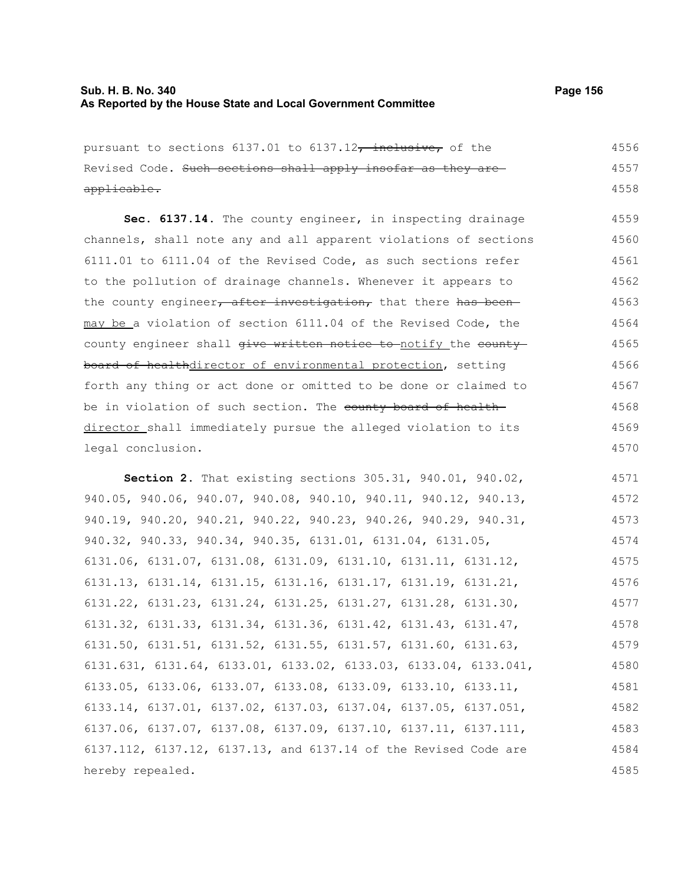pursuant to sections 6137.01 to 6137.12~~, inclusive,~~ of the Revised Code. ~~Such sections shall apply insofar as they are applicable.~~

**Sec. 6137.14.** The county engineer, in inspecting drainage channels, shall note any and all apparent violations of sections 6111.01 to 6111.04 of the Revised Code, as such sections refer to the pollution of drainage channels. Whenever it appears to the county engineer~~, after investigation,~~ that there ~~has been~~ may be a violation of section 6111.04 of the Revised Code, the county engineer shall ~~give written notice to~~ notify the ~~county board of health~~director of environmental protection, setting forth any thing or act done or omitted to be done or claimed to be in violation of such section. The ~~county board of health~~ director shall immediately pursue the alleged violation to its legal conclusion.

**Section 2.** That existing sections 305.31, 940.01, 940.02, 940.05, 940.06, 940.07, 940.08, 940.10, 940.11, 940.12, 940.13, 940.19, 940.20, 940.21, 940.22, 940.23, 940.26, 940.29, 940.31, 940.32, 940.33, 940.34, 940.35, 6131.01, 6131.04, 6131.05, 6131.06, 6131.07, 6131.08, 6131.09, 6131.10, 6131.11, 6131.12, 6131.13, 6131.14, 6131.15, 6131.16, 6131.17, 6131.19, 6131.21, 6131.22, 6131.23, 6131.24, 6131.25, 6131.27, 6131.28, 6131.30, 6131.32, 6131.33, 6131.34, 6131.36, 6131.42, 6131.43, 6131.47, 6131.50, 6131.51, 6131.52, 6131.55, 6131.57, 6131.60, 6131.63, 6131.631, 6131.64, 6133.01, 6133.02, 6133.03, 6133.04, 6133.041, 6133.05, 6133.06, 6133.07, 6133.08, 6133.09, 6133.10, 6133.11, 6133.14, 6137.01, 6137.02, 6137.03, 6137.04, 6137.05, 6137.051, 6137.06, 6137.07, 6137.08, 6137.09, 6137.10, 6137.11, 6137.111, 6137.112, 6137.12, 6137.13, and 6137.14 of the Revised Code are hereby repealed.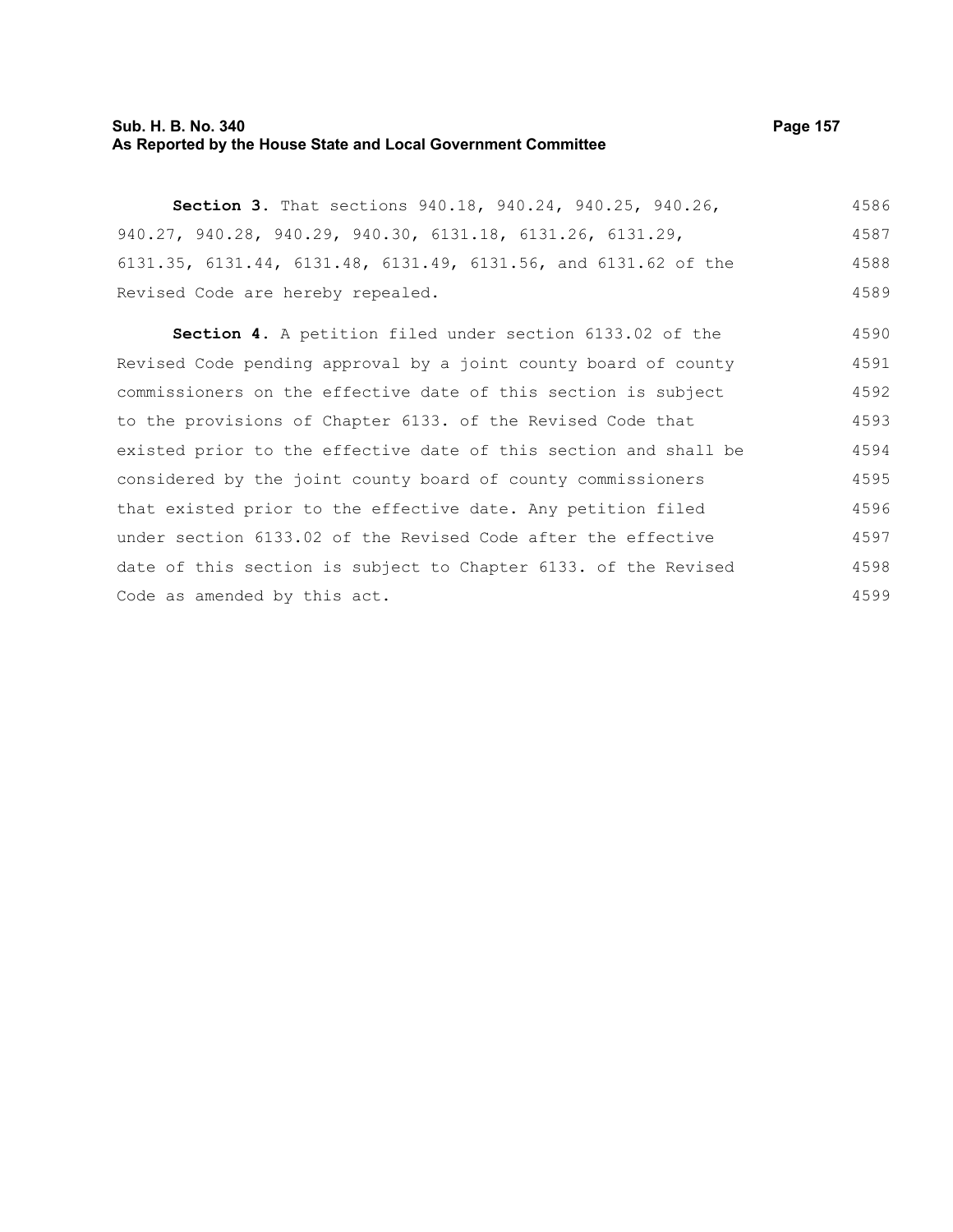**Section 3.** That sections 940.18, 940.24, 940.25, 940.26, 940.27, 940.28, 940.29, 940.30, 6131.18, 6131.26, 6131.29, 6131.35, 6131.44, 6131.48, 6131.49, 6131.56, and 6131.62 of the Revised Code are hereby repealed.

**Section 4.** A petition filed under section 6133.02 of the Revised Code pending approval by a joint county board of county commissioners on the effective date of this section is subject to the provisions of Chapter 6133. of the Revised Code that existed prior to the effective date of this section and shall be considered by the joint county board of county commissioners that existed prior to the effective date. Any petition filed under section 6133.02 of the Revised Code after the effective date of this section is subject to Chapter 6133. of the Revised Code as amended by this act.